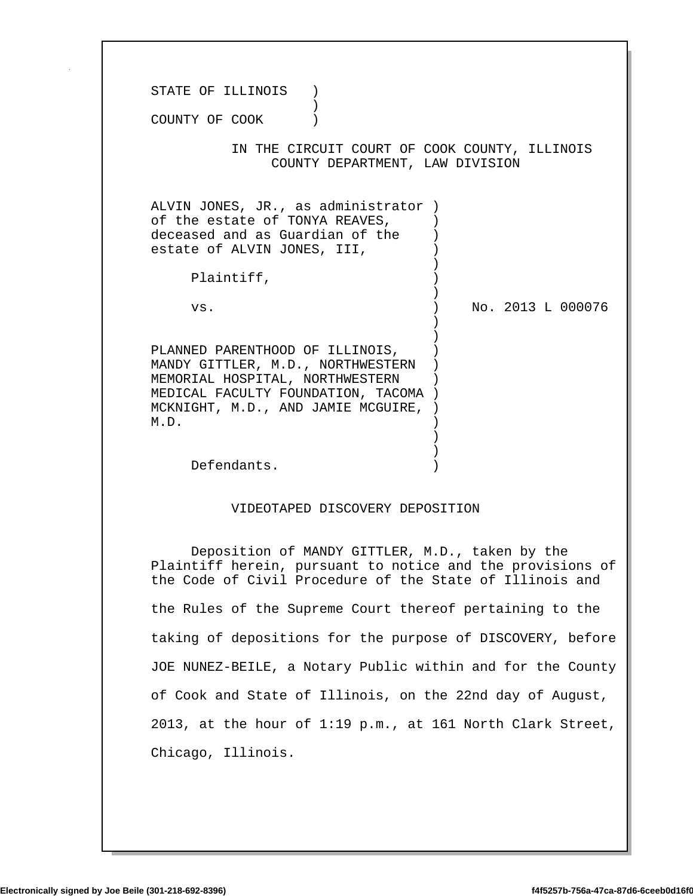STATE OF ILLINOIS )
)
COUNTY OF COOK )

IN THE CIRCUIT COURT OF COOK COUNTY, ILLINOIS
COUNTY DEPARTMENT, LAW DIVISION

ALVIN JONES, JR., as administrator of the estate of TONYA REAVES, deceased and as Guardian of the estate of ALVIN JONES, III,

Plaintiff,

vs. No. 2013 L 000076

PLANNED PARENTHOOD OF ILLINOIS, MANDY GITTLER, M.D., NORTHWESTERN MEMORIAL HOSPITAL, NORTHWESTERN MEDICAL FACULTY FOUNDATION, TACOMA MCKNIGHT, M.D., AND JAMIE MCGUIRE, M.D.

Defendants.

VIDEOTAPED DISCOVERY DEPOSITION

Deposition of MANDY GITTLER, M.D., taken by the Plaintiff herein, pursuant to notice and the provisions of the Code of Civil Procedure of the State of Illinois and the Rules of the Supreme Court thereof pertaining to the taking of depositions for the purpose of DISCOVERY, before JOE NUNEZ-BEILE, a Notary Public within and for the County of Cook and State of Illinois, on the 22nd day of August, 2013, at the hour of 1:19 p.m., at 161 North Clark Street, Chicago, Illinois.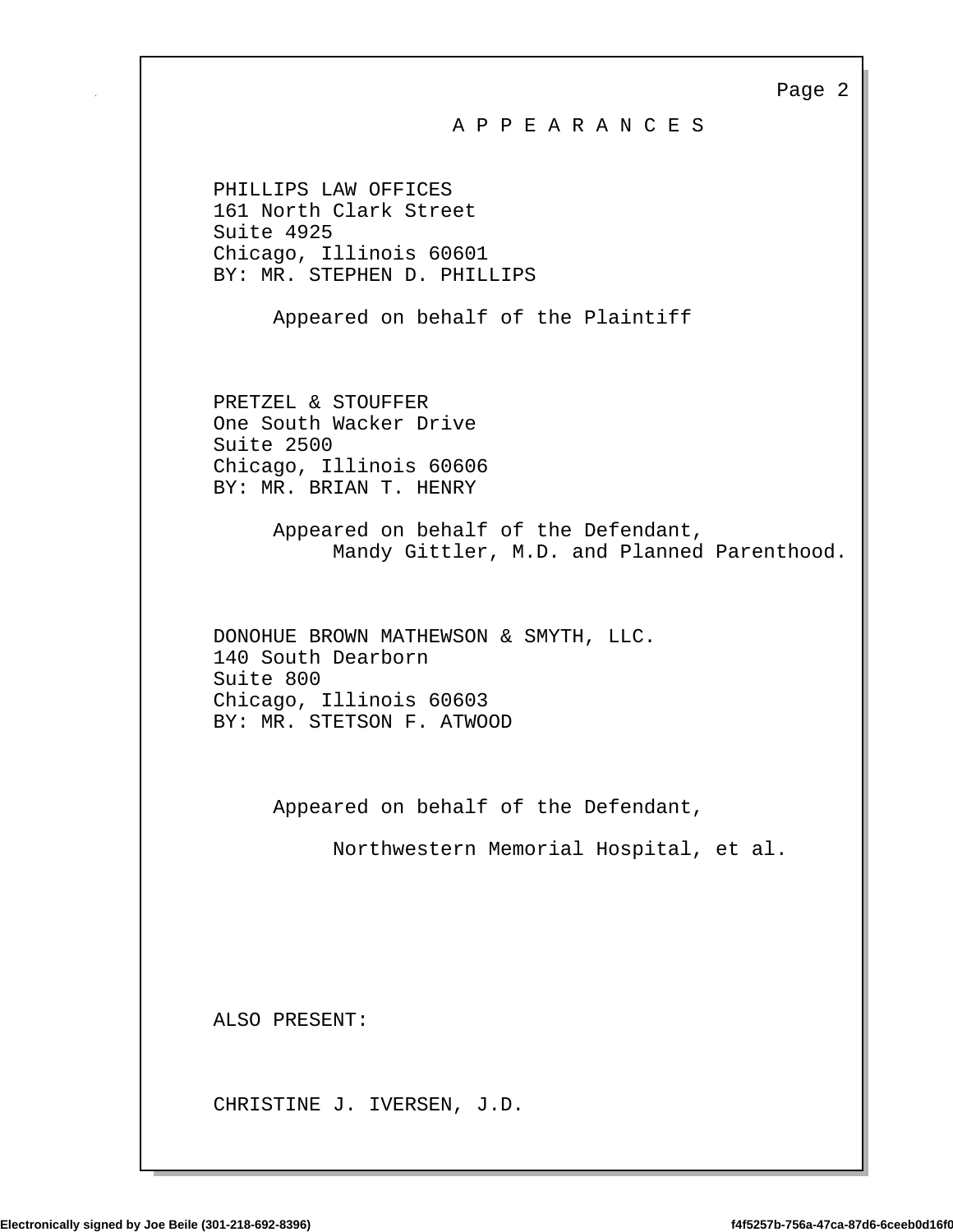# A P P E A R A N C E S

PHILLIPS LAW OFFICES
161 North Clark Street
Suite 4925
Chicago, Illinois 60601
BY: MR. STEPHEN D. PHILLIPS

Appeared on behalf of the Plaintiff

PRETZEL & STOUFFER
One South Wacker Drive
Suite 2500
Chicago, Illinois 60606
BY: MR. BRIAN T. HENRY

Appeared on behalf of the Defendant,
Mandy Gittler, M.D. and Planned Parenthood.

DONOHUE BROWN MATHEWSON & SMYTH, LLC.
140 South Dearborn
Suite 800
Chicago, Illinois 60603
BY: MR. STETSON F. ATWOOD

Appeared on behalf of the Defendant,

Northwestern Memorial Hospital, et al.

ALSO PRESENT:

CHRISTINE J. IVERSEN, J.D.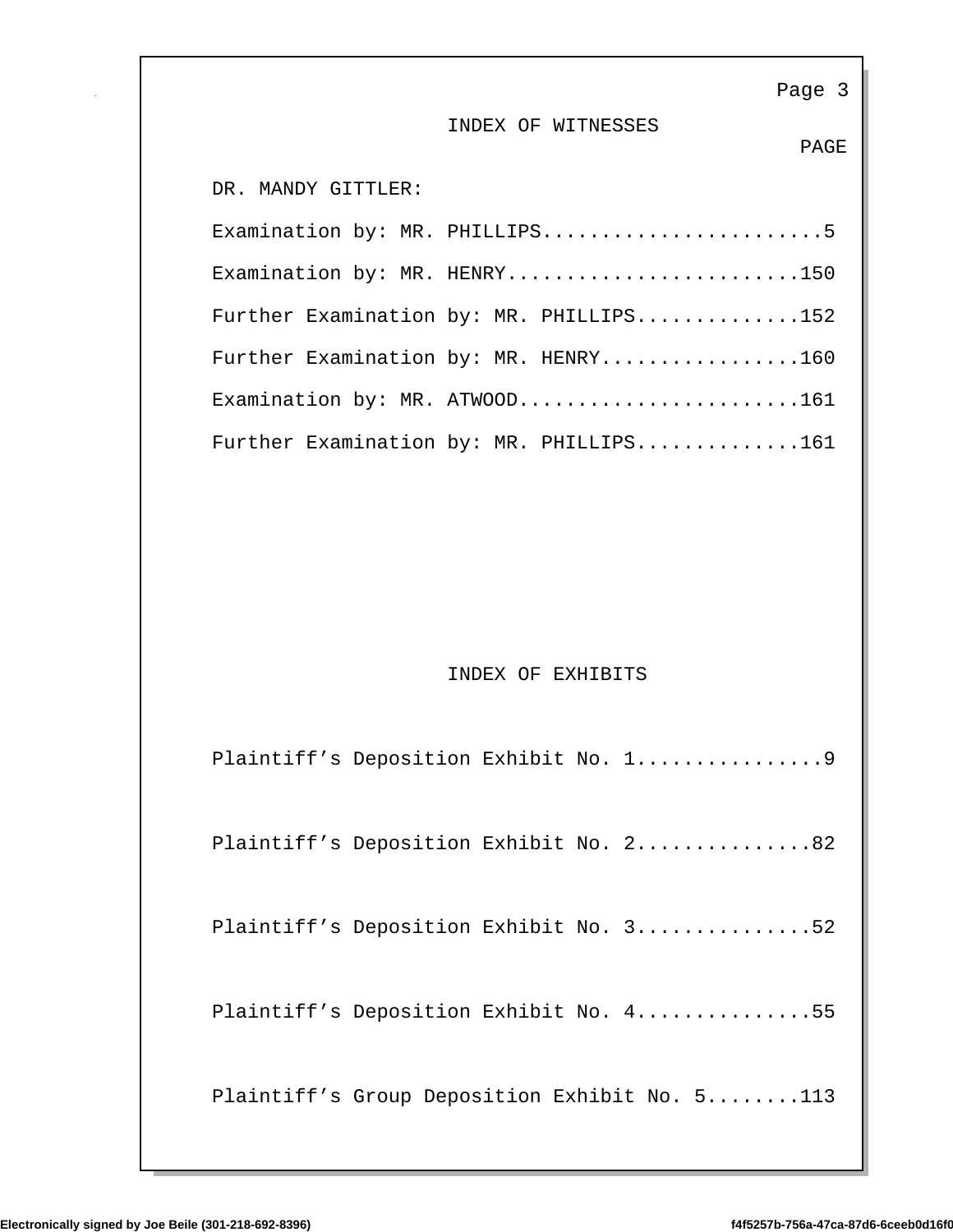## INDEX OF WITNESSES

PAGE

DR. MANDY GITTLER:

Examination by: MR. PHILLIPS........................5

Examination by: MR. HENRY.........................150

Further Examination by: MR. PHILLIPS..............152

Further Examination by: MR. HENRY.................160

Examination by: MR. ATWOOD........................161

Further Examination by: MR. PHILLIPS..............161

## INDEX OF EXHIBITS

Plaintiff’s Deposition Exhibit No. 1................9

Plaintiff’s Deposition Exhibit No. 2...............82

Plaintiff’s Deposition Exhibit No. 3...............52

Plaintiff’s Deposition Exhibit No. 4...............55

Plaintiff’s Group Deposition Exhibit No. 5........113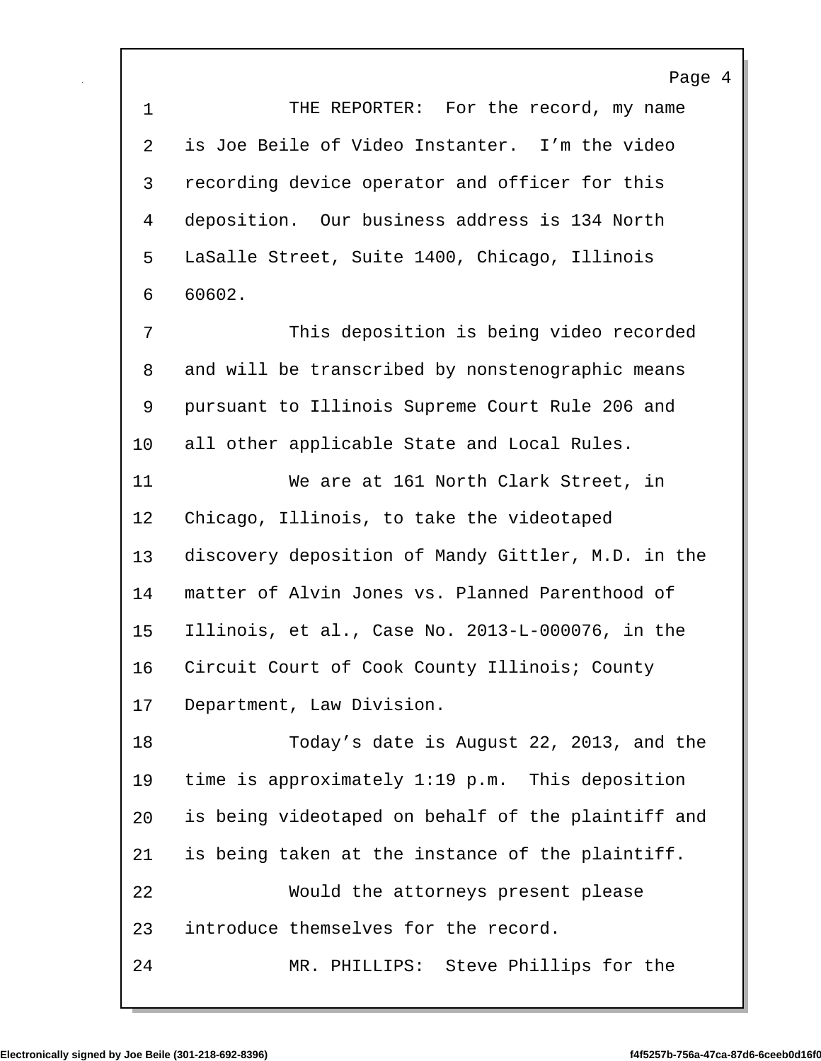1 THE REPORTER: For the record, my name
2 is Joe Beile of Video Instanter. I'm the video
3 recording device operator and officer for this
4 deposition. Our business address is 134 North
5 LaSalle Street, Suite 1400, Chicago, Illinois
6 60602.
7 This deposition is being video recorded
8 and will be transcribed by nonstenographic means
9 pursuant to Illinois Supreme Court Rule 206 and
10 all other applicable State and Local Rules.
11 We are at 161 North Clark Street, in
12 Chicago, Illinois, to take the videotaped
13 discovery deposition of Mandy Gittler, M.D. in the
14 matter of Alvin Jones vs. Planned Parenthood of
15 Illinois, et al., Case No. 2013-L-000076, in the
16 Circuit Court of Cook County Illinois; County
17 Department, Law Division.
18 Today's date is August 22, 2013, and the
19 time is approximately 1:19 p.m. This deposition
20 is being videotaped on behalf of the plaintiff and
21 is being taken at the instance of the plaintiff.
22 Would the attorneys present please
23 introduce themselves for the record.
24 MR. PHILLIPS: Steve Phillips for the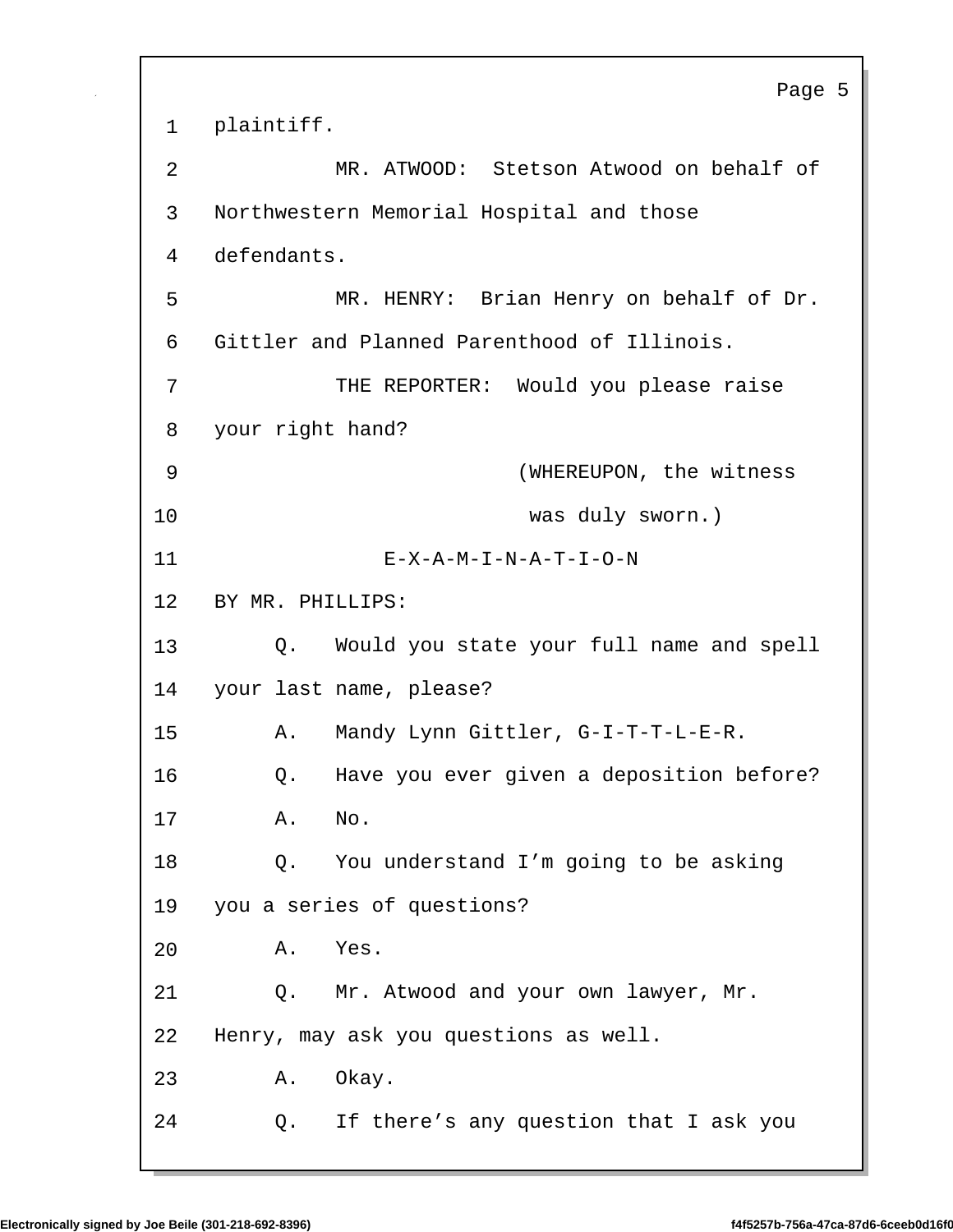1 plaintiff.

2 MR. ATWOOD: Stetson Atwood on behalf of

3 Northwestern Memorial Hospital and those

4 defendants.

5 MR. HENRY: Brian Henry on behalf of Dr.

6 Gittler and Planned Parenthood of Illinois.

7 THE REPORTER: Would you please raise

8 your right hand?

9 (WHEREUPON, the witness

10 was duly sworn.)

11 E-X-A-M-I-N-A-T-I-O-N

12 BY MR. PHILLIPS:

13 Q. Would you state your full name and spell

14 your last name, please?

15 A. Mandy Lynn Gittler, G-I-T-T-L-E-R.

16 Q. Have you ever given a deposition before?

17 A. No.

18 Q. You understand I'm going to be asking

19 you a series of questions?

20 A. Yes.

21 Q. Mr. Atwood and your own lawyer, Mr.

22 Henry, may ask you questions as well.

23 A. Okay.

24 Q. If there's any question that I ask you

Electronically signed by Joe Beile (301-218-692-8396) f4f5257b-756a-47ca-87d6-6ceeb0d16f0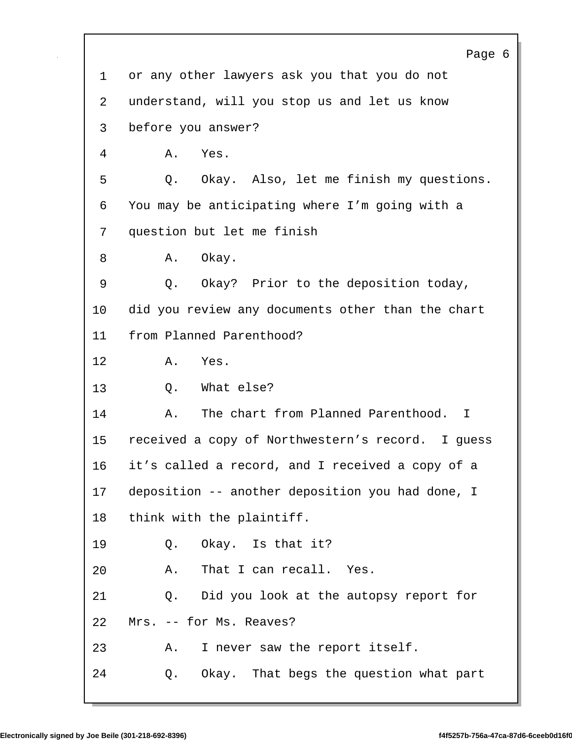1 or any other lawyers ask you that you do not

2 understand, will you stop us and let us know

3 before you answer?

4 A. Yes.

5 Q. Okay. Also, let me finish my questions.

6 You may be anticipating where I'm going with a

7 question but let me finish

8 A. Okay.

9 Q. Okay? Prior to the deposition today,

10 did you review any documents other than the chart

11 from Planned Parenthood?

12 A. Yes.

13 Q. What else?

14 A. The chart from Planned Parenthood. I

15 received a copy of Northwestern's record. I guess

16 it's called a record, and I received a copy of a

17 deposition -- another deposition you had done, I

18 think with the plaintiff.

19 Q. Okay. Is that it?

20 A. That I can recall. Yes.

21 Q. Did you look at the autopsy report for

22 Mrs. -- for Ms. Reaves?

23 A. I never saw the report itself.

24 Q. Okay. That begs the question what part

Electronically signed by Joe Beile (301-218-692-8396) f4f5257b-756a-47ca-87d6-6ceeb0d16f0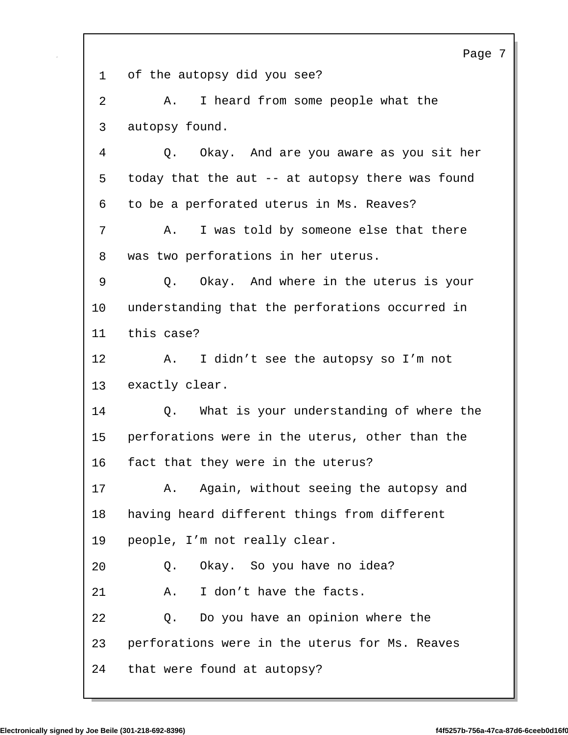1 of the autopsy did you see?

2 A. I heard from some people what the

3 autopsy found.

4 Q. Okay. And are you aware as you sit her

5 today that the aut -- at autopsy there was found

6 to be a perforated uterus in Ms. Reaves?

7 A. I was told by someone else that there

8 was two perforations in her uterus.

9 Q. Okay. And where in the uterus is your

10 understanding that the perforations occurred in

11 this case?

12 A. I didn't see the autopsy so I'm not

13 exactly clear.

14 Q. What is your understanding of where the

15 perforations were in the uterus, other than the

16 fact that they were in the uterus?

17 A. Again, without seeing the autopsy and

18 having heard different things from different

19 people, I'm not really clear.

20 Q. Okay. So you have no idea?

21 A. I don't have the facts.

22 Q. Do you have an opinion where the

23 perforations were in the uterus for Ms. Reaves

24 that were found at autopsy?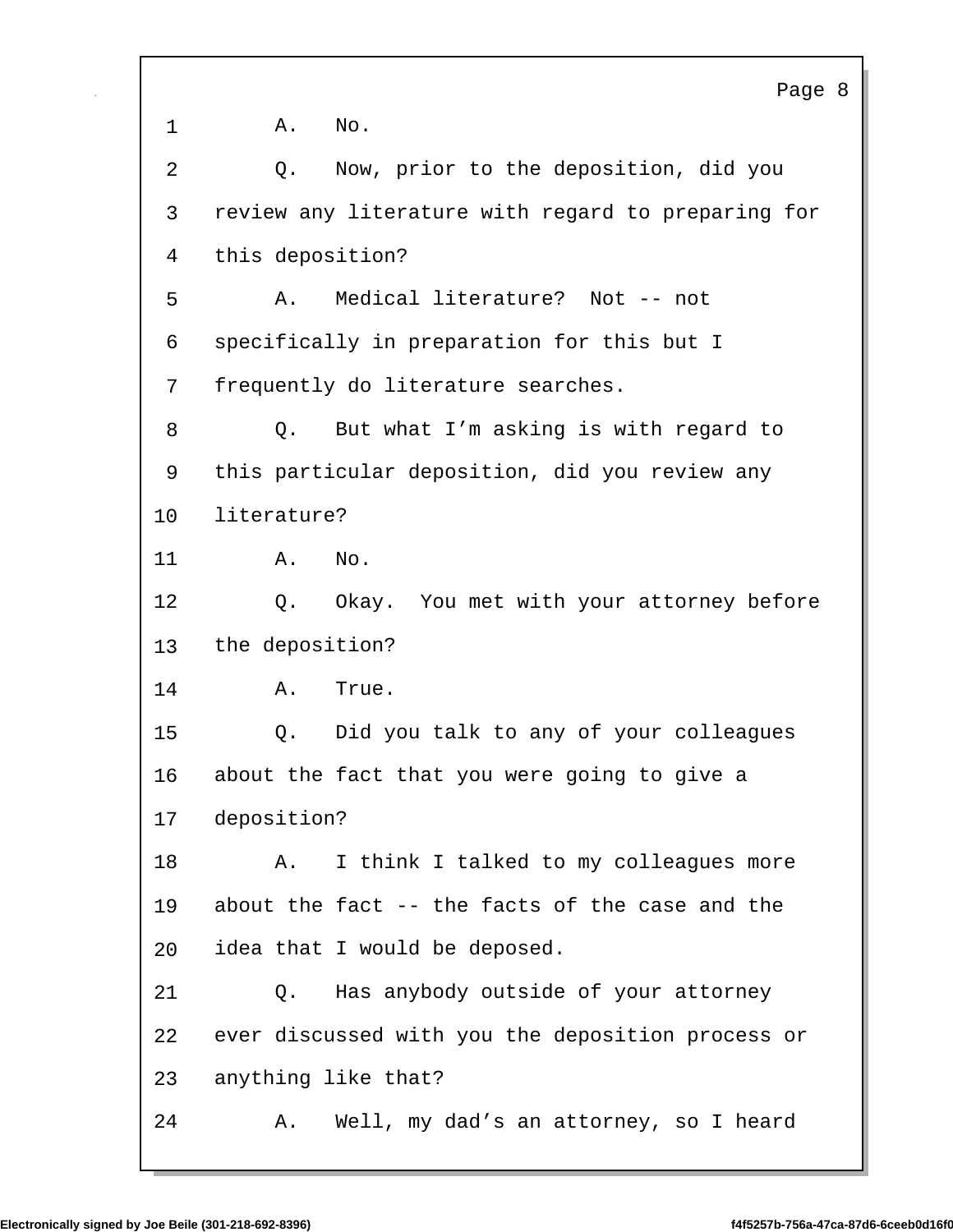1 A. No.

2 Q. Now, prior to the deposition, did you

3 review any literature with regard to preparing for

4 this deposition?

5 A. Medical literature? Not -- not

6 specifically in preparation for this but I

7 frequently do literature searches.

8 Q. But what I'm asking is with regard to

9 this particular deposition, did you review any

10 literature?

11 A. No.

12 Q. Okay. You met with your attorney before

13 the deposition?

14 A. True.

15 Q. Did you talk to any of your colleagues

16 about the fact that you were going to give a

17 deposition?

18 A. I think I talked to my colleagues more

19 about the fact -- the facts of the case and the

20 idea that I would be deposed.

21 Q. Has anybody outside of your attorney

22 ever discussed with you the deposition process or

23 anything like that?

24 A. Well, my dad's an attorney, so I heard

Electronically signed by Joe Beile (301-218-692-8396) f4f5257b-756a-47ca-87d6-6ceeb0d16f0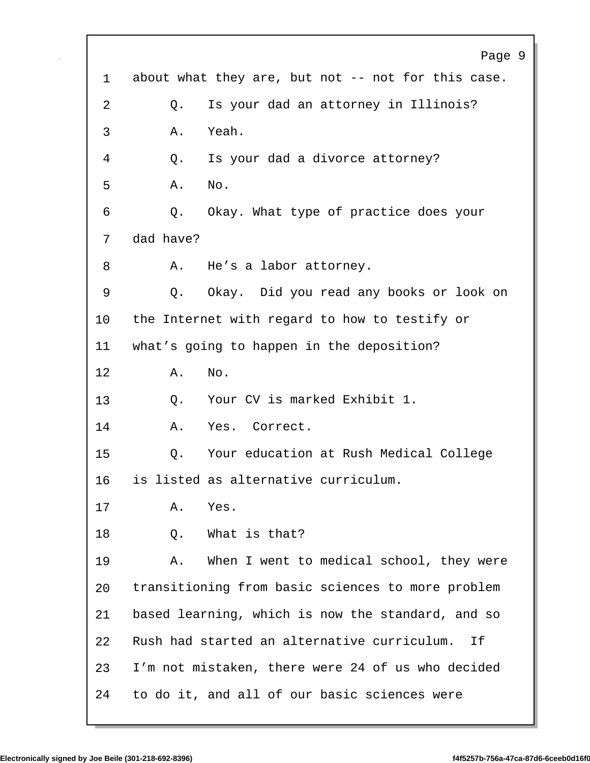1 about what they are, but not -- not for this case.

2 Q. Is your dad an attorney in Illinois?

3 A. Yeah.

4 Q. Is your dad a divorce attorney?

5 A. No.

6 Q. Okay. What type of practice does your

7 dad have?

8 A. He’s a labor attorney.

9 Q. Okay. Did you read any books or look on

10 the Internet with regard to how to testify or

11 what’s going to happen in the deposition?

12 A. No.

13 Q. Your CV is marked Exhibit 1.

14 A. Yes. Correct.

15 Q. Your education at Rush Medical College

16 is listed as alternative curriculum.

17 A. Yes.

18 Q. What is that?

19 A. When I went to medical school, they were

20 transitioning from basic sciences to more problem

21 based learning, which is now the standard, and so

22 Rush had started an alternative curriculum. If

23 I’m not mistaken, there were 24 of us who decided

24 to do it, and all of our basic sciences were

Electronically signed by Joe Beile (301-218-692-8396) f4f5257b-756a-47ca-87d6-6ceeb0d16f0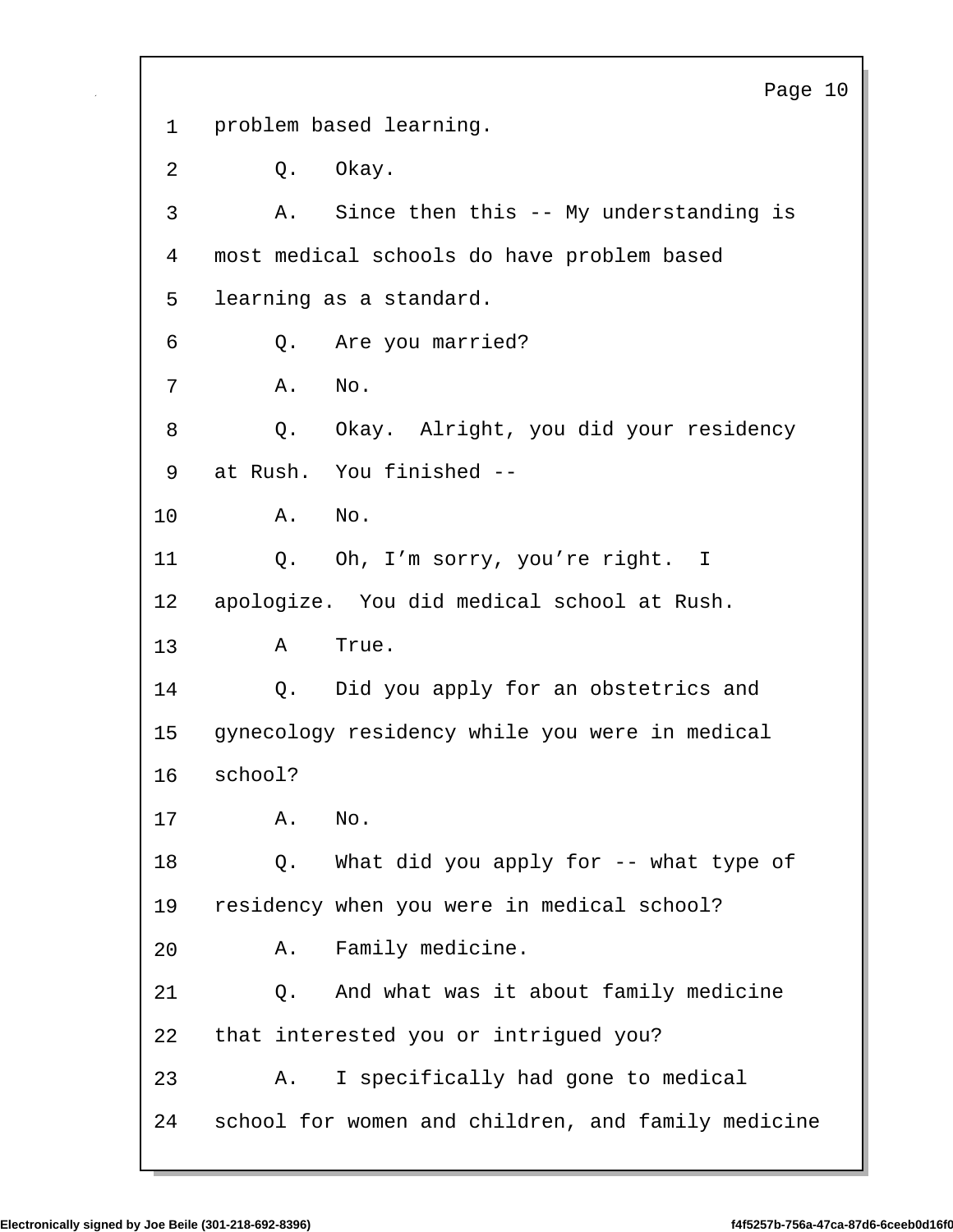1 problem based learning.

2 Q. Okay.

3 A. Since then this -- My understanding is

4 most medical schools do have problem based

5 learning as a standard.

6 Q. Are you married?

7 A. No.

8 Q. Okay. Alright, you did your residency

9 at Rush. You finished --

10 A. No.

11 Q. Oh, I'm sorry, you're right. I

12 apologize. You did medical school at Rush.

13 A True.

14 Q. Did you apply for an obstetrics and

15 gynecology residency while you were in medical

16 school?

17 A. No.

18 Q. What did you apply for -- what type of

19 residency when you were in medical school?

20 A. Family medicine.

21 Q. And what was it about family medicine

22 that interested you or intrigued you?

23 A. I specifically had gone to medical

24 school for women and children, and family medicine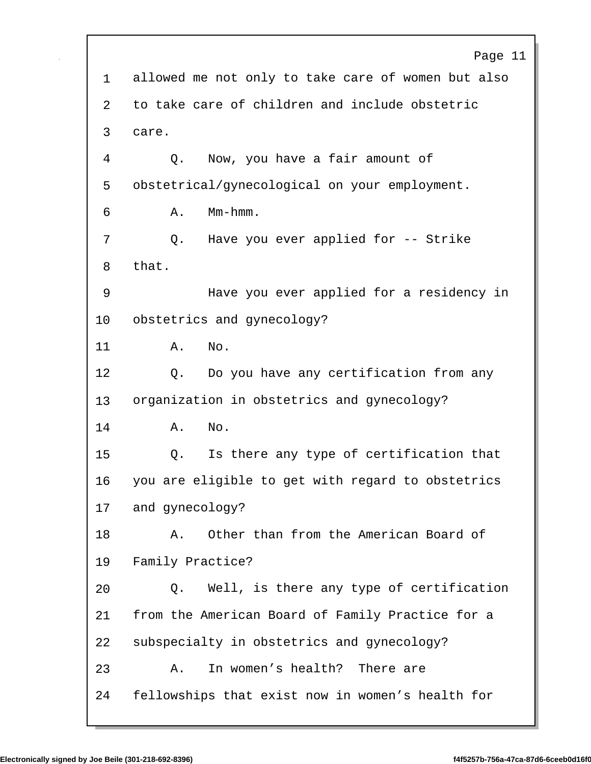1 allowed me not only to take care of women but also
2 to take care of children and include obstetric
3 care.

4 Q. Now, you have a fair amount of
5 obstetrical/gynecological on your employment.

6 A. Mm-hmm.

7 Q. Have you ever applied for -- Strike
8 that.

9 Have you ever applied for a residency in
10 obstetrics and gynecology?

11 A. No.

12 Q. Do you have any certification from any
13 organization in obstetrics and gynecology?

14 A. No.

15 Q. Is there any type of certification that
16 you are eligible to get with regard to obstetrics
17 and gynecology?

18 A. Other than from the American Board of
19 Family Practice?

20 Q. Well, is there any type of certification
21 from the American Board of Family Practice for a
22 subspecialty in obstetrics and gynecology?

23 A. In women's health? There are
24 fellowships that exist now in women's health for

Electronically signed by Joe Beile (301-218-692-8396) f4f5257b-756a-47ca-87d6-6ceeb0d16f0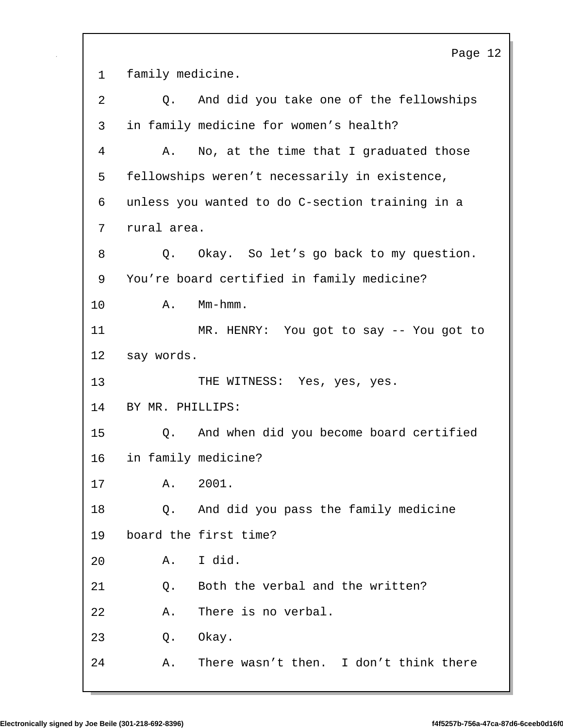1 family medicine.

2 Q. And did you take one of the fellowships

3 in family medicine for women's health?

4 A. No, at the time that I graduated those

5 fellowships weren't necessarily in existence,

6 unless you wanted to do C-section training in a

7 rural area.

8 Q. Okay. So let's go back to my question.

9 You're board certified in family medicine?

10 A. Mm-hmm.

11 MR. HENRY: You got to say -- You got to

12 say words.

13 THE WITNESS: Yes, yes, yes.

14 BY MR. PHILLIPS:

15 Q. And when did you become board certified

16 in family medicine?

17 A. 2001.

18 Q. And did you pass the family medicine

19 board the first time?

20 A. I did.

21 Q. Both the verbal and the written?

22 A. There is no verbal.

23 Q. Okay.

24 A. There wasn't then. I don't think there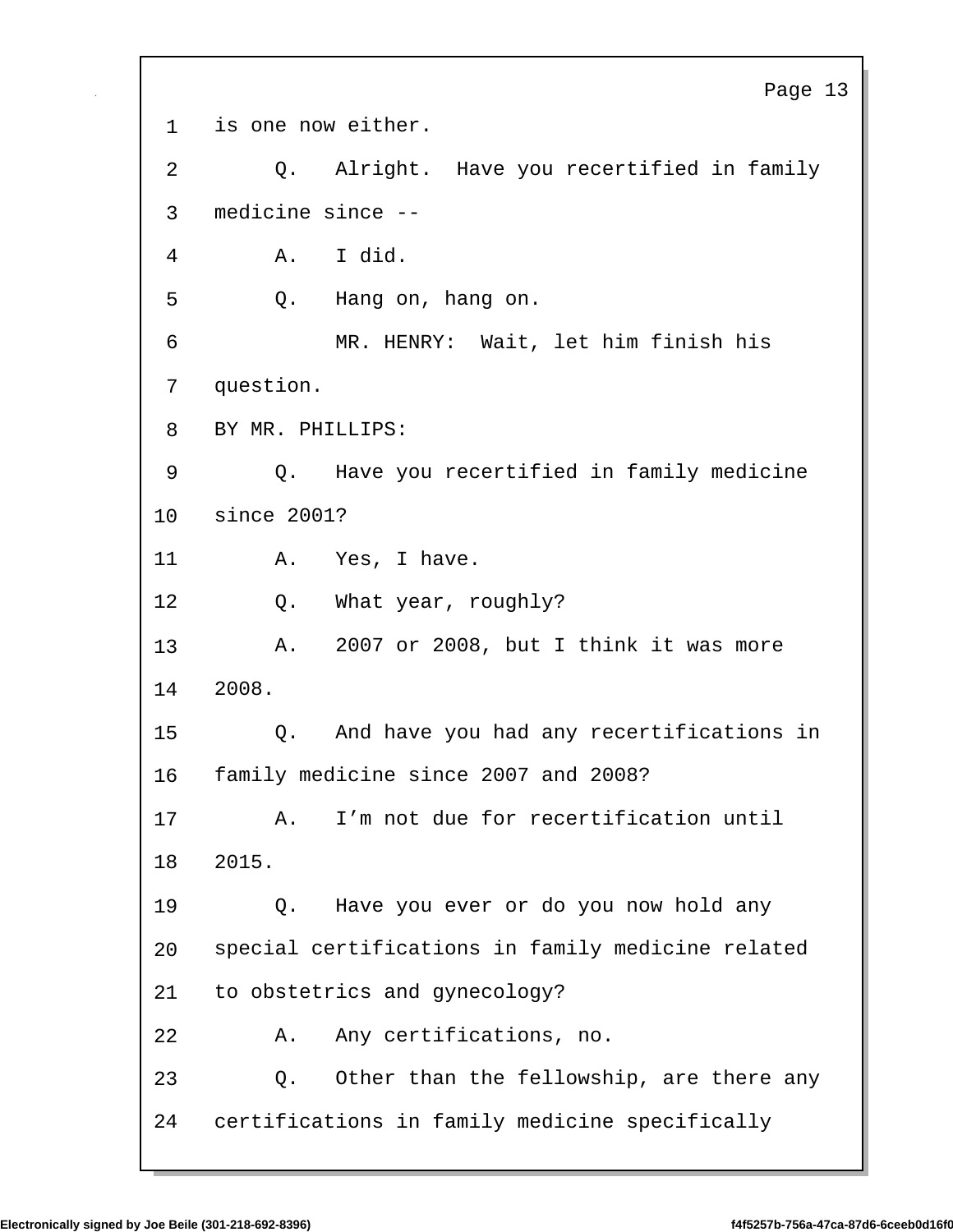is one now either.

Q. Alright. Have you recertified in family medicine since --

A. I did.

Q. Hang on, hang on.

MR. HENRY: Wait, let him finish his question.

BY MR. PHILLIPS:

Q. Have you recertified in family medicine since 2001?

A. Yes, I have.

Q. What year, roughly?

A. 2007 or 2008, but I think it was more 2008.

Q. And have you had any recertifications in family medicine since 2007 and 2008?

A. I'm not due for recertification until 2015.

Q. Have you ever or do you now hold any special certifications in family medicine related to obstetrics and gynecology?

A. Any certifications, no.

Q. Other than the fellowship, are there any certifications in family medicine specifically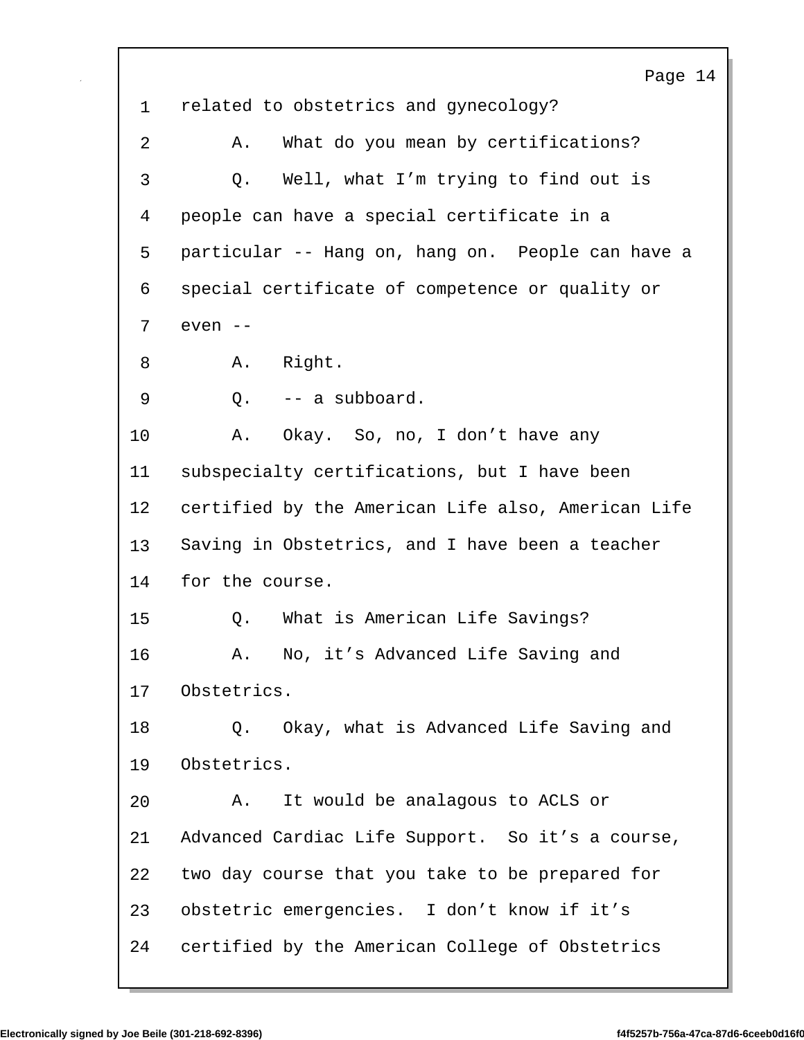1 related to obstetrics and gynecology?

2 A. What do you mean by certifications?

3 Q. Well, what I'm trying to find out is

4 people can have a special certificate in a

5 particular -- Hang on, hang on. People can have a

6 special certificate of competence or quality or

7 even --

8 A. Right.

9 Q. -- a subboard.

10 A. Okay. So, no, I don't have any

11 subspecialty certifications, but I have been

12 certified by the American Life also, American Life

13 Saving in Obstetrics, and I have been a teacher

14 for the course.

15 Q. What is American Life Savings?

16 A. No, it's Advanced Life Saving and

17 Obstetrics.

18 Q. Okay, what is Advanced Life Saving and

19 Obstetrics.

20 A. It would be analagous to ACLS or

21 Advanced Cardiac Life Support. So it's a course,

22 two day course that you take to be prepared for

23 obstetric emergencies. I don't know if it's

24 certified by the American College of Obstetrics

Electronically signed by Joe Beile (301-218-692-8396) f4f5257b-756a-47ca-87d6-6ceeb0d16f0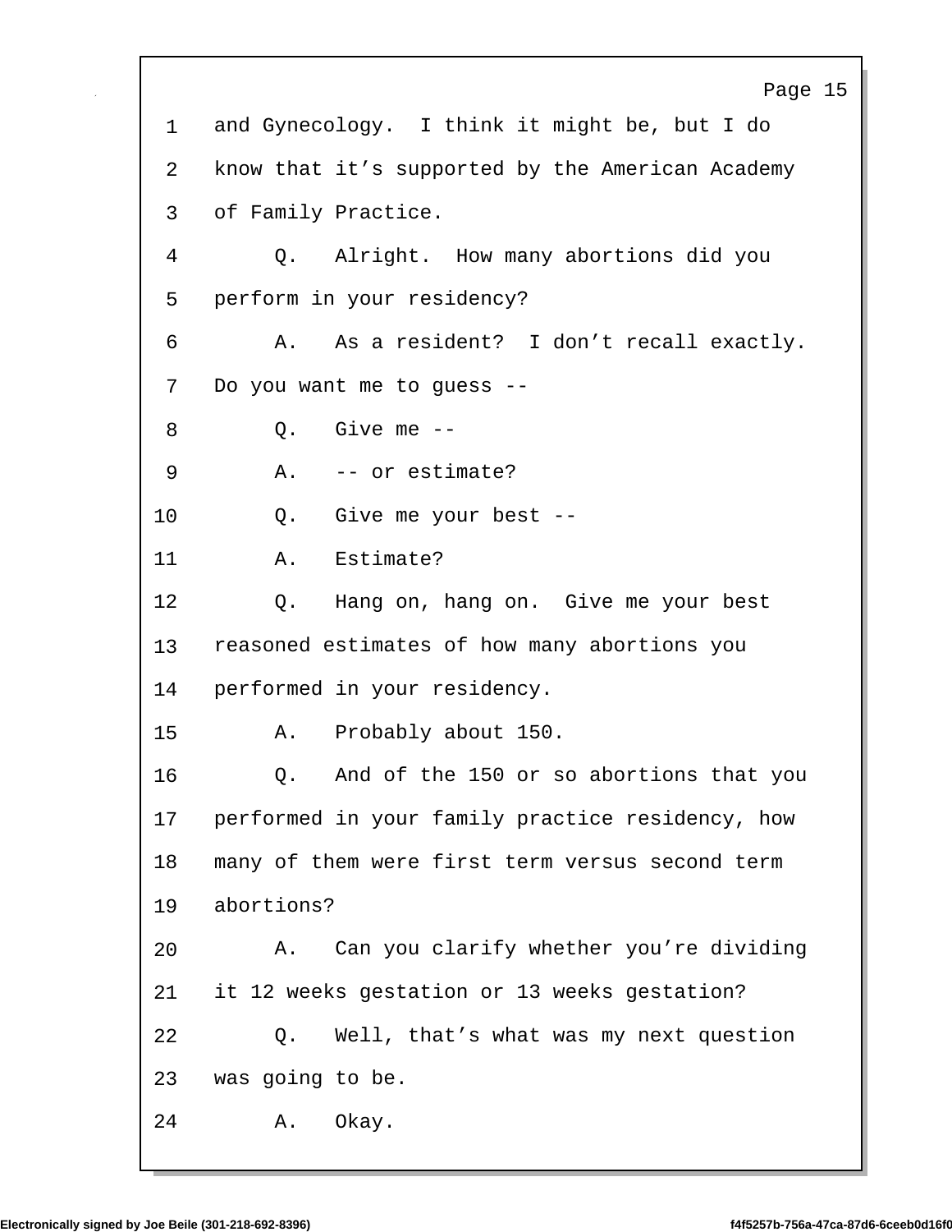1 and Gynecology. I think it might be, but I do
2 know that it’s supported by the American Academy
3 of Family Practice.
4 Q. Alright. How many abortions did you
5 perform in your residency?
6 A. As a resident? I don’t recall exactly.
7 Do you want me to guess --
8 Q. Give me --
9 A. -- or estimate?
10 Q. Give me your best --
11 A. Estimate?
12 Q. Hang on, hang on. Give me your best
13 reasoned estimates of how many abortions you
14 performed in your residency.
15 A. Probably about 150.
16 Q. And of the 150 or so abortions that you
17 performed in your family practice residency, how
18 many of them were first term versus second term
19 abortions?
20 A. Can you clarify whether you’re dividing
21 it 12 weeks gestation or 13 weeks gestation?
22 Q. Well, that’s what was my next question
23 was going to be.
24 A. Okay.

Electronically signed by Joe Beile (301-218-692-8396) f4f5257b-756a-47ca-87d6-6ceeb0d16f0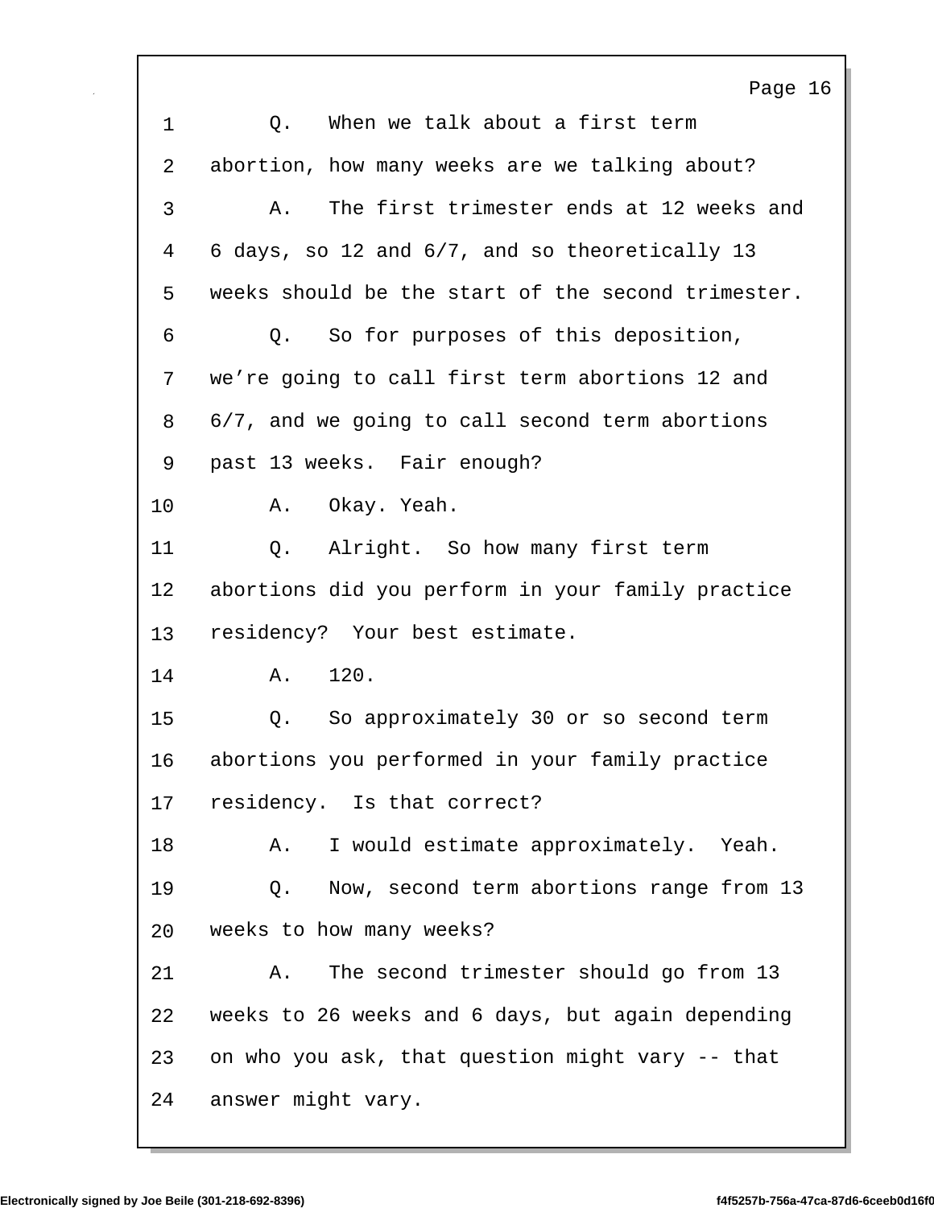1 Q. When we talk about a first term
2 abortion, how many weeks are we talking about?
3 A. The first trimester ends at 12 weeks and
4 6 days, so 12 and 6/7, and so theoretically 13
5 weeks should be the start of the second trimester.
6 Q. So for purposes of this deposition,
7 we're going to call first term abortions 12 and
8 6/7, and we going to call second term abortions
9 past 13 weeks. Fair enough?
10 A. Okay. Yeah.
11 Q. Alright. So how many first term
12 abortions did you perform in your family practice
13 residency? Your best estimate.
14 A. 120.
15 Q. So approximately 30 or so second term
16 abortions you performed in your family practice
17 residency. Is that correct?
18 A. I would estimate approximately. Yeah.
19 Q. Now, second term abortions range from 13
20 weeks to how many weeks?
21 A. The second trimester should go from 13
22 weeks to 26 weeks and 6 days, but again depending
23 on who you ask, that question might vary -- that
24 answer might vary.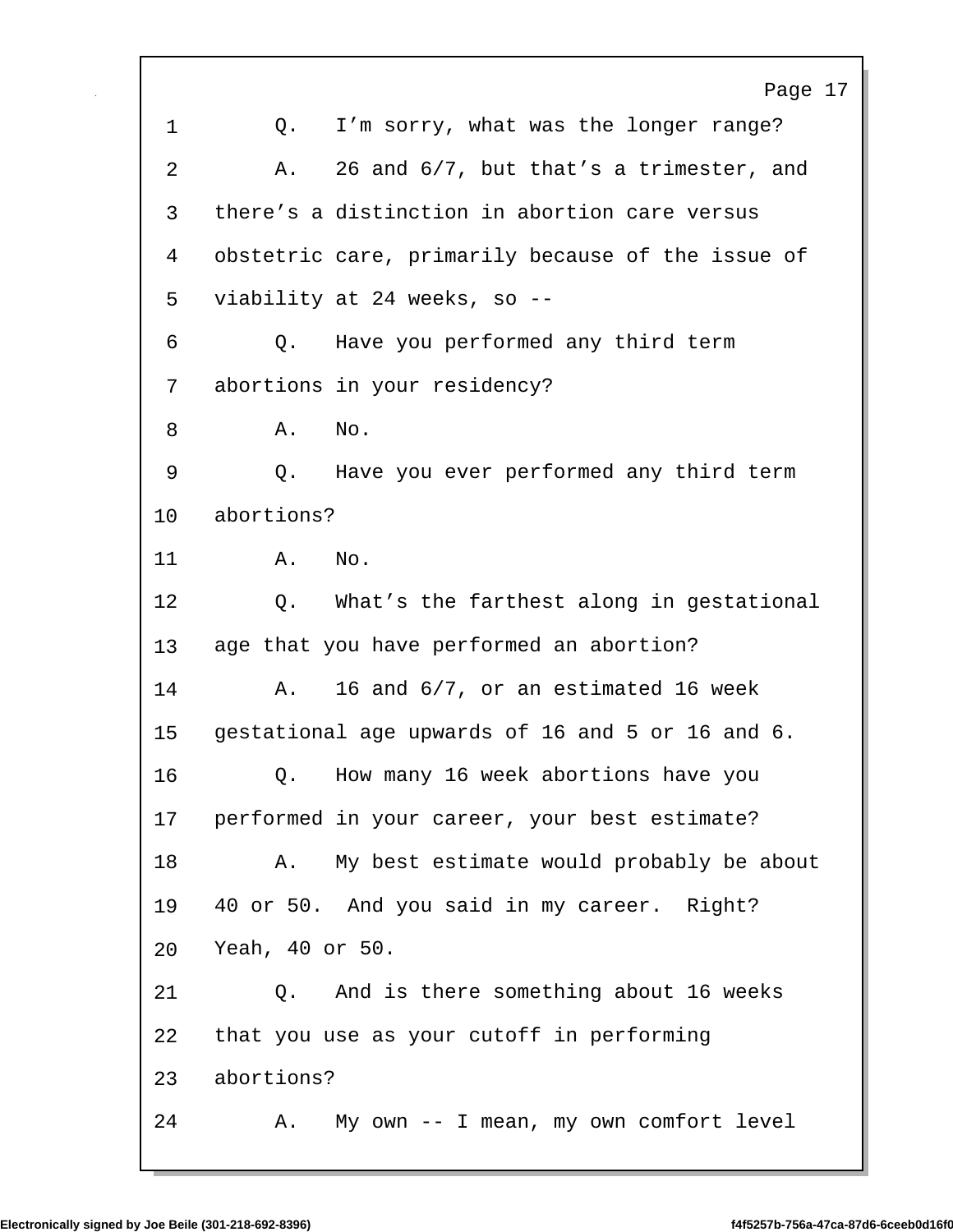1 Q. I'm sorry, what was the longer range?

2 A. 26 and 6/7, but that's a trimester, and

3 there's a distinction in abortion care versus

4 obstetric care, primarily because of the issue of

5 viability at 24 weeks, so --

6 Q. Have you performed any third term

7 abortions in your residency?

8 A. No.

9 Q. Have you ever performed any third term

10 abortions?

11 A. No.

12 Q. What's the farthest along in gestational

13 age that you have performed an abortion?

14 A. 16 and 6/7, or an estimated 16 week

15 gestational age upwards of 16 and 5 or 16 and 6.

16 Q. How many 16 week abortions have you

17 performed in your career, your best estimate?

18 A. My best estimate would probably be about

19 40 or 50. And you said in my career. Right?

20 Yeah, 40 or 50.

21 Q. And is there something about 16 weeks

22 that you use as your cutoff in performing

23 abortions?

24 A. My own -- I mean, my own comfort level

Electronically signed by Joe Beile (301-218-692-8396) f4f5257b-756a-47ca-87d6-6ceeb0d16f0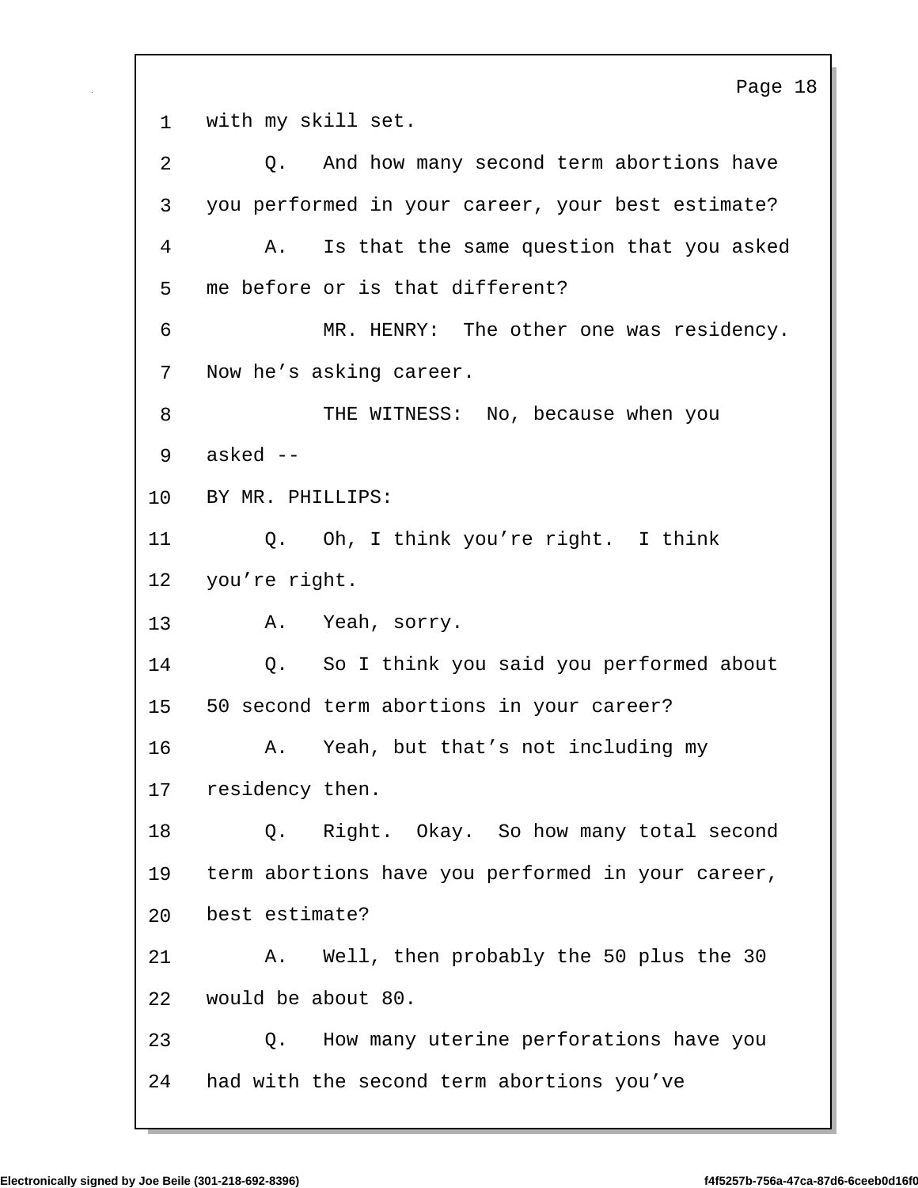with my skill set.

Q. And how many second term abortions have you performed in your career, your best estimate?

A. Is that the same question that you asked me before or is that different?

MR. HENRY: The other one was residency. Now he's asking career.

THE WITNESS: No, because when you asked --

BY MR. PHILLIPS:

Q. Oh, I think you're right. I think you're right.

A. Yeah, sorry.

Q. So I think you said you performed about 50 second term abortions in your career?

A. Yeah, but that's not including my residency then.

Q. Right. Okay. So how many total second term abortions have you performed in your career, best estimate?

A. Well, then probably the 50 plus the 30 would be about 80.

Q. How many uterine perforations have you had with the second term abortions you've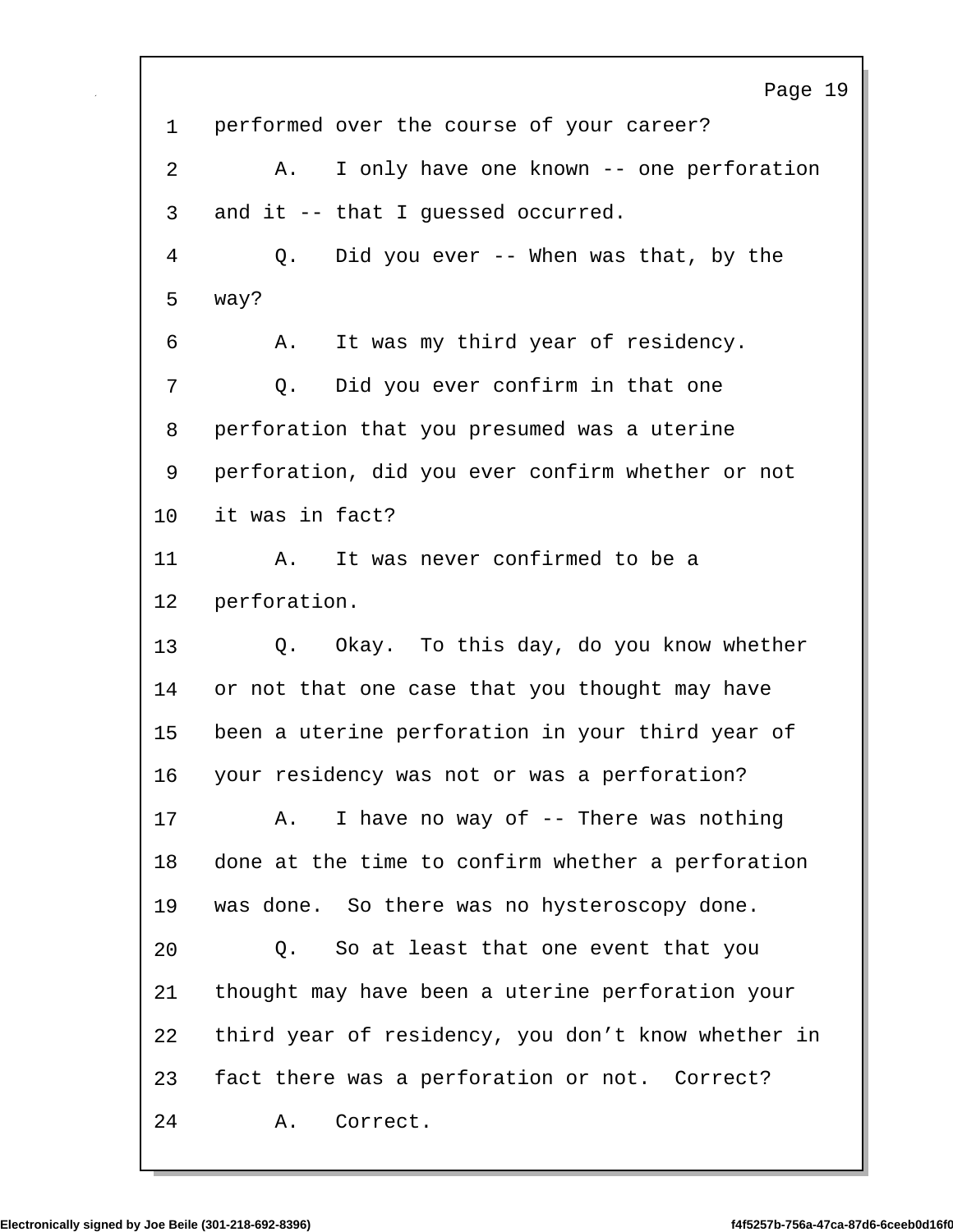1 performed over the course of your career?

2 A. I only have one known -- one perforation

3 and it -- that I guessed occurred.

4 Q. Did you ever -- When was that, by the

5 way?

6 A. It was my third year of residency.

7 Q. Did you ever confirm in that one

8 perforation that you presumed was a uterine

9 perforation, did you ever confirm whether or not

10 it was in fact?

11 A. It was never confirmed to be a

12 perforation.

13 Q. Okay. To this day, do you know whether

14 or not that one case that you thought may have

15 been a uterine perforation in your third year of

16 your residency was not or was a perforation?

17 A. I have no way of -- There was nothing

18 done at the time to confirm whether a perforation

19 was done. So there was no hysteroscopy done.

20 Q. So at least that one event that you

21 thought may have been a uterine perforation your

22 third year of residency, you don’t know whether in

23 fact there was a perforation or not. Correct?

24 A. Correct.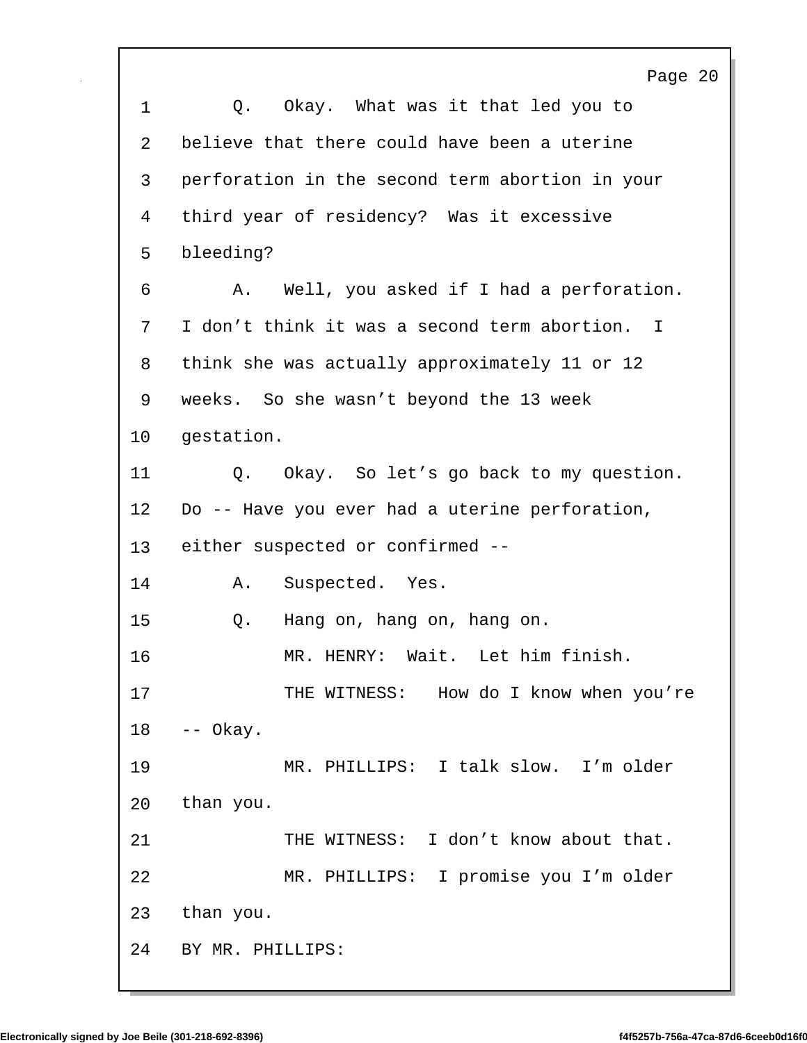1 Q. Okay. What was it that led you to
2 believe that there could have been a uterine
3 perforation in the second term abortion in your
4 third year of residency? Was it excessive
5 bleeding?
6 A. Well, you asked if I had a perforation.
7 I don’t think it was a second term abortion. I
8 think she was actually approximately 11 or 12
9 weeks. So she wasn’t beyond the 13 week
10 gestation.
11 Q. Okay. So let’s go back to my question.
12 Do -- Have you ever had a uterine perforation,
13 either suspected or confirmed --
14 A. Suspected. Yes.
15 Q. Hang on, hang on, hang on.
16 MR. HENRY: Wait. Let him finish.
17 THE WITNESS: How do I know when you’re
18 -- Okay.
19 MR. PHILLIPS: I talk slow. I’m older
20 than you.
21 THE WITNESS: I don’t know about that.
22 MR. PHILLIPS: I promise you I’m older
23 than you.
24 BY MR. PHILLIPS: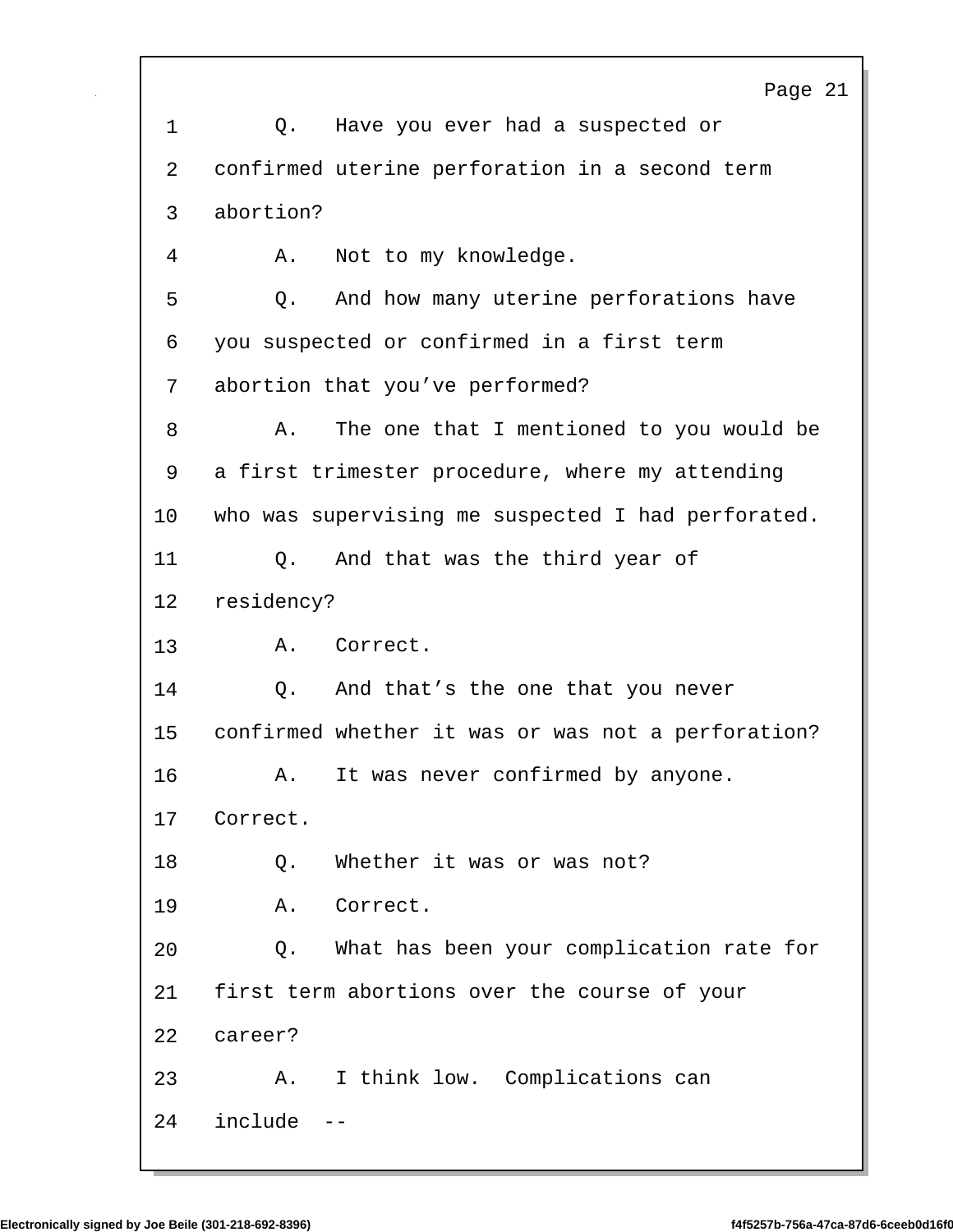Q. Have you ever had a suspected or confirmed uterine perforation in a second term abortion?

A. Not to my knowledge.

Q. And how many uterine perforations have you suspected or confirmed in a first term abortion that you've performed?

A. The one that I mentioned to you would be a first trimester procedure, where my attending who was supervising me suspected I had perforated.

Q. And that was the third year of residency?

A. Correct.

Q. And that's the one that you never confirmed whether it was or was not a perforation?

A. It was never confirmed by anyone. Correct.

Q. Whether it was or was not?

A. Correct.

Q. What has been your complication rate for first term abortions over the course of your career?

A. I think low. Complications can include --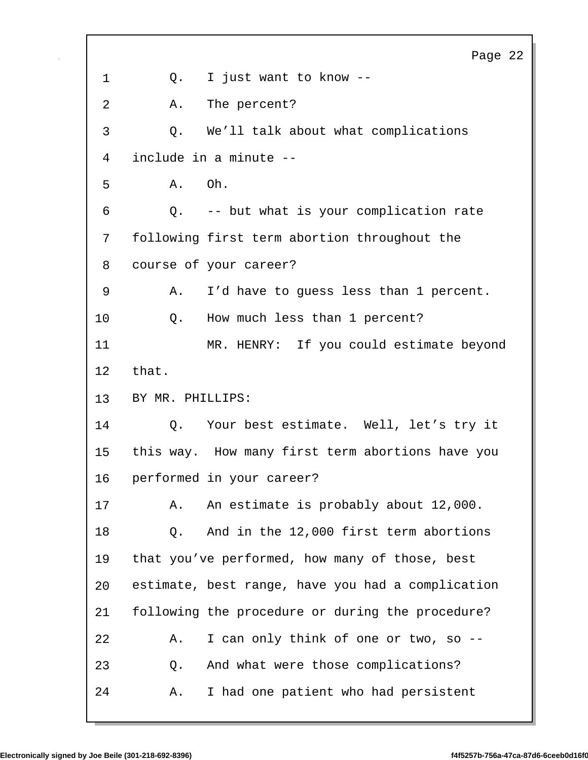1 Q. I just want to know --

2 A. The percent?

3 Q. We'll talk about what complications

4 include in a minute --

5 A. Oh.

6 Q. -- but what is your complication rate

7 following first term abortion throughout the

8 course of your career?

9 A. I'd have to guess less than 1 percent.

10 Q. How much less than 1 percent?

11 MR. HENRY: If you could estimate beyond

12 that.

13 BY MR. PHILLIPS:

14 Q. Your best estimate. Well, let's try it

15 this way. How many first term abortions have you

16 performed in your career?

17 A. An estimate is probably about 12,000.

18 Q. And in the 12,000 first term abortions

19 that you've performed, how many of those, best

20 estimate, best range, have you had a complication

21 following the procedure or during the procedure?

22 A. I can only think of one or two, so --

23 Q. And what were those complications?

24 A. I had one patient who had persistent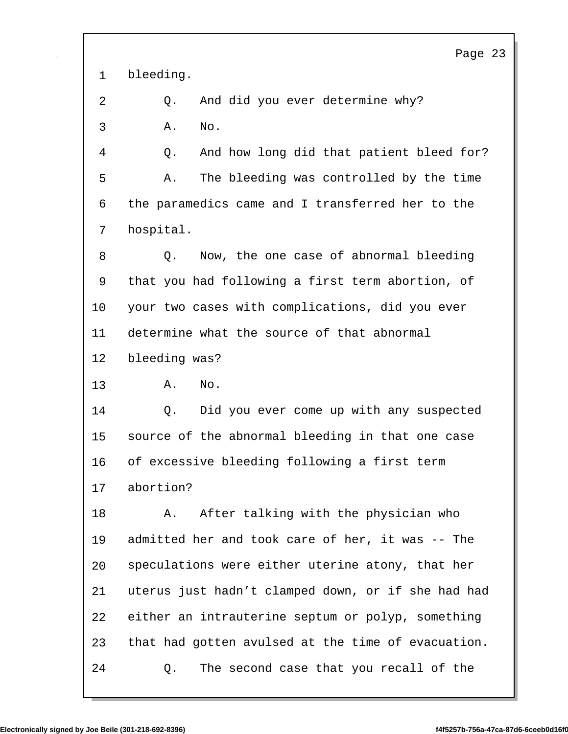bleeding.

Q. And did you ever determine why?

A. No.

Q. And how long did that patient bleed for?

A. The bleeding was controlled by the time the paramedics came and I transferred her to the hospital.

Q. Now, the one case of abnormal bleeding that you had following a first term abortion, of your two cases with complications, did you ever determine what the source of that abnormal bleeding was?

A. No.

Q. Did you ever come up with any suspected source of the abnormal bleeding in that one case of excessive bleeding following a first term abortion?

A. After talking with the physician who admitted her and took care of her, it was -- The speculations were either uterine atony, that her uterus just hadn't clamped down, or if she had had either an intrauterine septum or polyp, something that had gotten avulsed at the time of evacuation.

Q. The second case that you recall of the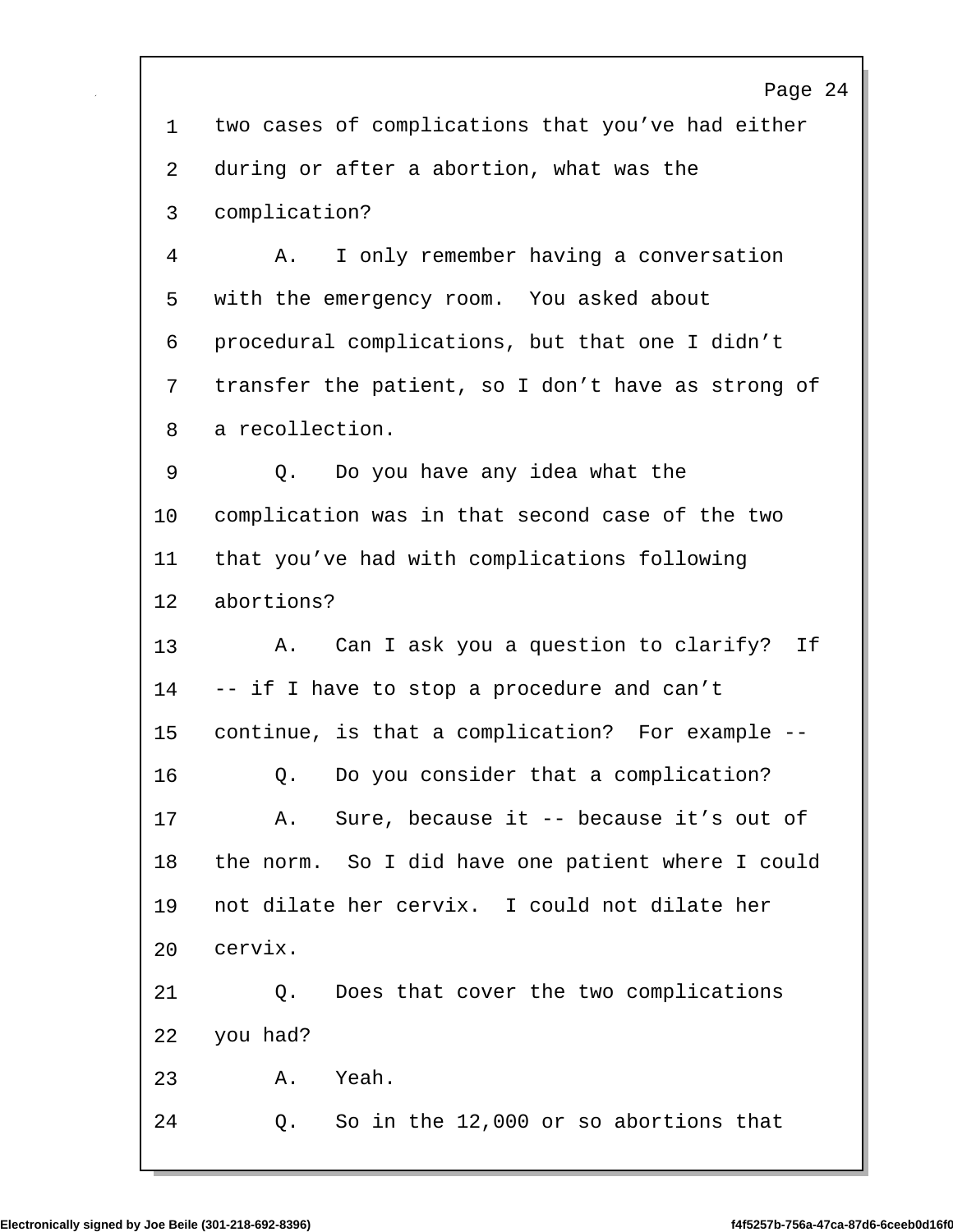1 two cases of complications that you’ve had either
2 during or after a abortion, what was the
3 complication?

4 A. I only remember having a conversation
5 with the emergency room. You asked about
6 procedural complications, but that one I didn’t
7 transfer the patient, so I don’t have as strong of
8 a recollection.

9 Q. Do you have any idea what the
10 complication was in that second case of the two
11 that you’ve had with complications following
12 abortions?

13 A. Can I ask you a question to clarify? If
14 -- if I have to stop a procedure and can’t
15 continue, is that a complication? For example --

16 Q. Do you consider that a complication?

17 A. Sure, because it -- because it’s out of
18 the norm. So I did have one patient where I could
19 not dilate her cervix. I could not dilate her
20 cervix.

21 Q. Does that cover the two complications
22 you had?

23 A. Yeah.

24 Q. So in the 12,000 or so abortions that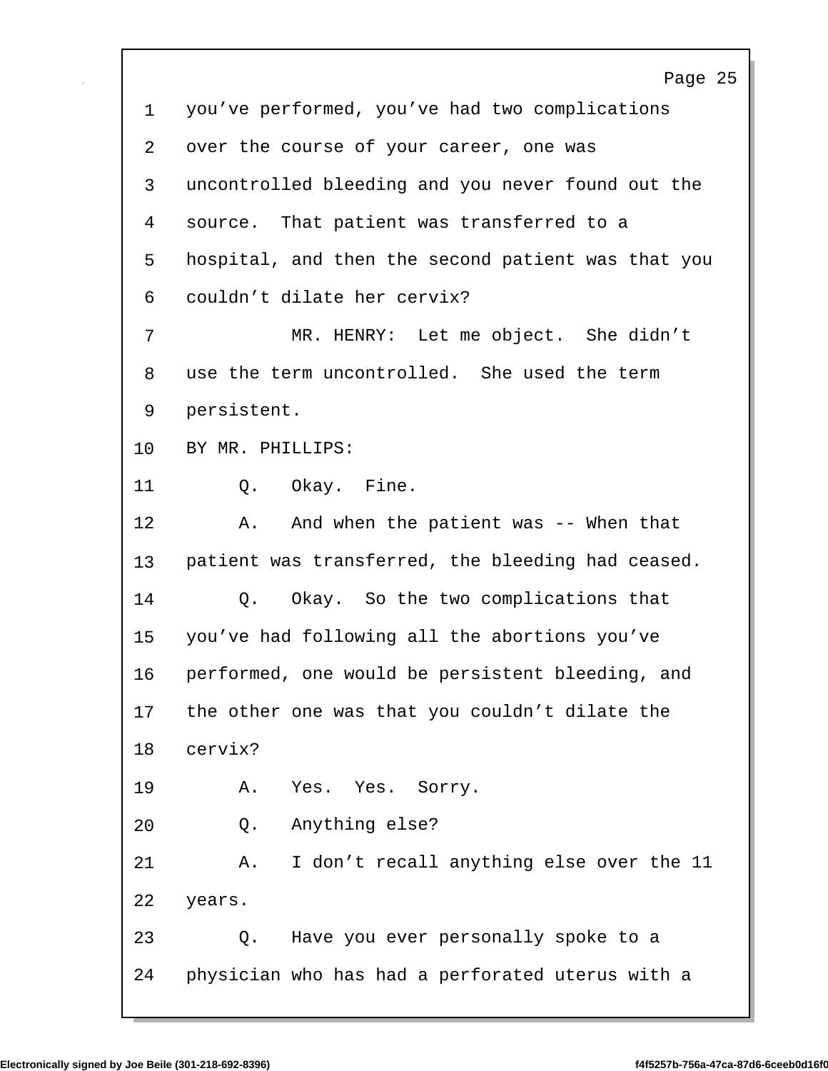1 you’ve performed, you’ve had two complications
2 over the course of your career, one was
3 uncontrolled bleeding and you never found out the
4 source. That patient was transferred to a
5 hospital, and then the second patient was that you
6 couldn’t dilate her cervix?
7 MR. HENRY: Let me object. She didn’t
8 use the term uncontrolled. She used the term
9 persistent.
10 BY MR. PHILLIPS:
11 Q. Okay. Fine.
12 A. And when the patient was -- When that
13 patient was transferred, the bleeding had ceased.
14 Q. Okay. So the two complications that
15 you’ve had following all the abortions you’ve
16 performed, one would be persistent bleeding, and
17 the other one was that you couldn’t dilate the
18 cervix?
19 A. Yes. Yes. Sorry.
20 Q. Anything else?
21 A. I don’t recall anything else over the 11
22 years.
23 Q. Have you ever personally spoke to a
24 physician who has had a perforated uterus with a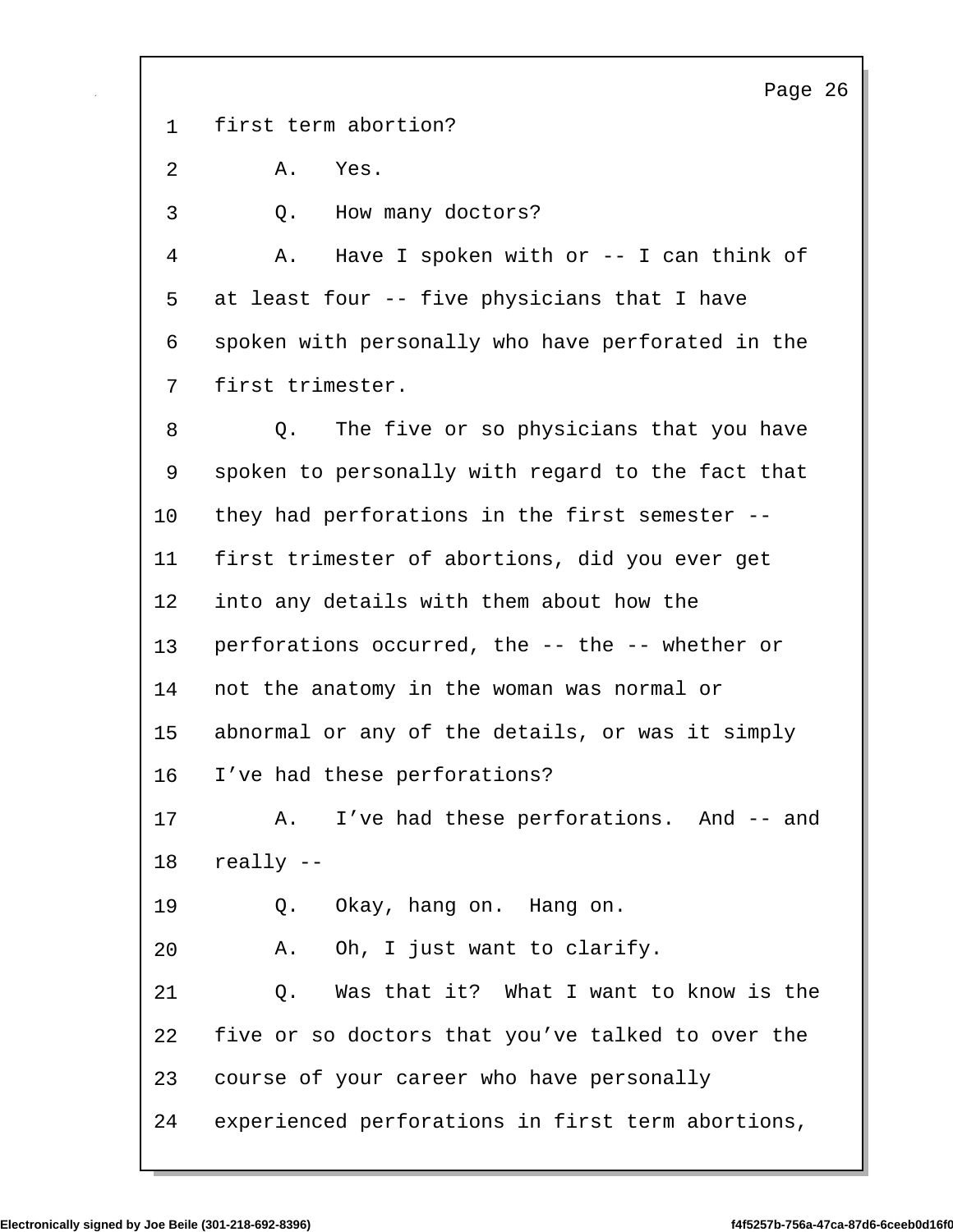1 first term abortion?

2 A. Yes.

3 Q. How many doctors?

4 A. Have I spoken with or -- I can think of

5 at least four -- five physicians that I have

6 spoken with personally who have perforated in the

7 first trimester.

8 Q. The five or so physicians that you have

9 spoken to personally with regard to the fact that

10 they had perforations in the first semester --

11 first trimester of abortions, did you ever get

12 into any details with them about how the

13 perforations occurred, the -- the -- whether or

14 not the anatomy in the woman was normal or

15 abnormal or any of the details, or was it simply

16 I've had these perforations?

17 A. I've had these perforations. And -- and

18 really --

19 Q. Okay, hang on. Hang on.

20 A. Oh, I just want to clarify.

21 Q. Was that it? What I want to know is the

22 five or so doctors that you've talked to over the

23 course of your career who have personally

24 experienced perforations in first term abortions,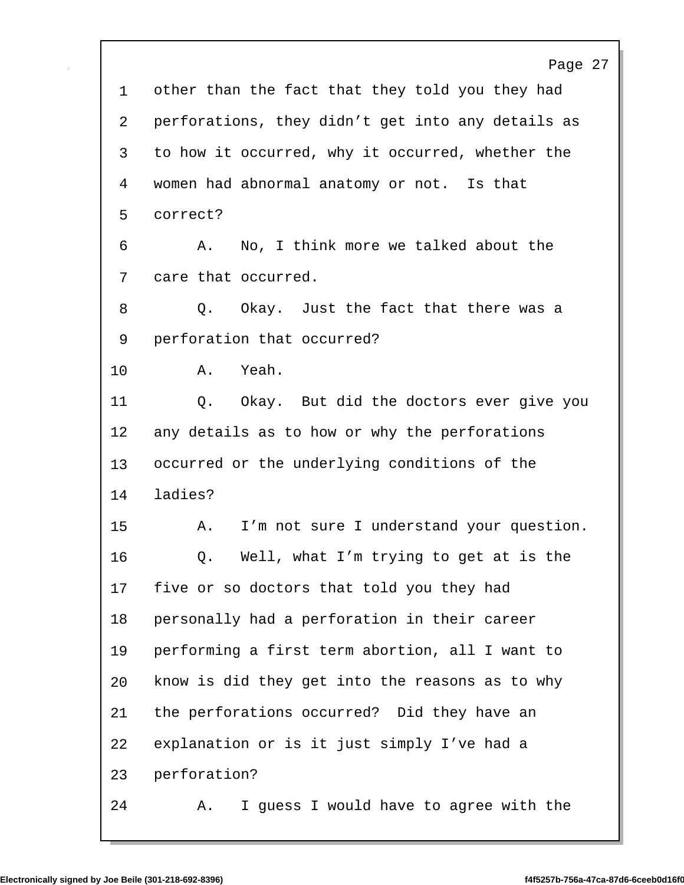other than the fact that they told you they had perforations, they didn't get into any details as to how it occurred, why it occurred, whether the women had abnormal anatomy or not. Is that correct?

A. No, I think more we talked about the care that occurred.

Q. Okay. Just the fact that there was a perforation that occurred?

A. Yeah.

Q. Okay. But did the doctors ever give you any details as to how or why the perforations occurred or the underlying conditions of the ladies?

A. I'm not sure I understand your question.

Q. Well, what I'm trying to get at is the five or so doctors that told you they had personally had a perforation in their career performing a first term abortion, all I want to know is did they get into the reasons as to why the perforations occurred? Did they have an explanation or is it just simply I've had a perforation?

A. I guess I would have to agree with the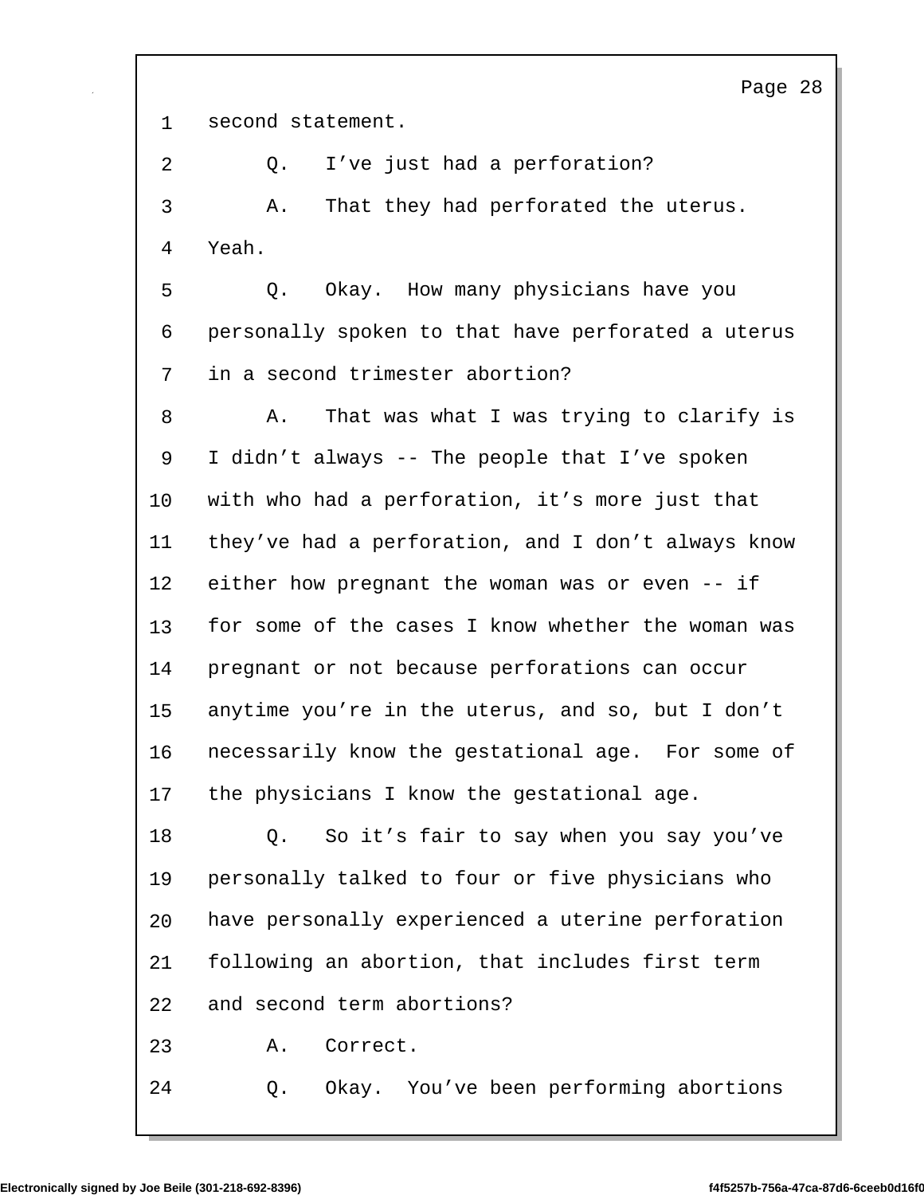second statement.

Q. I've just had a perforation?

A. That they had perforated the uterus. Yeah.

Q. Okay. How many physicians have you personally spoken to that have perforated a uterus in a second trimester abortion?

A. That was what I was trying to clarify is I didn't always -- The people that I've spoken with who had a perforation, it's more just that they've had a perforation, and I don't always know either how pregnant the woman was or even -- if for some of the cases I know whether the woman was pregnant or not because perforations can occur anytime you're in the uterus, and so, but I don't necessarily know the gestational age. For some of the physicians I know the gestational age.

Q. So it's fair to say when you say you've personally talked to four or five physicians who have personally experienced a uterine perforation following an abortion, that includes first term and second term abortions?

A. Correct.

Q. Okay. You've been performing abortions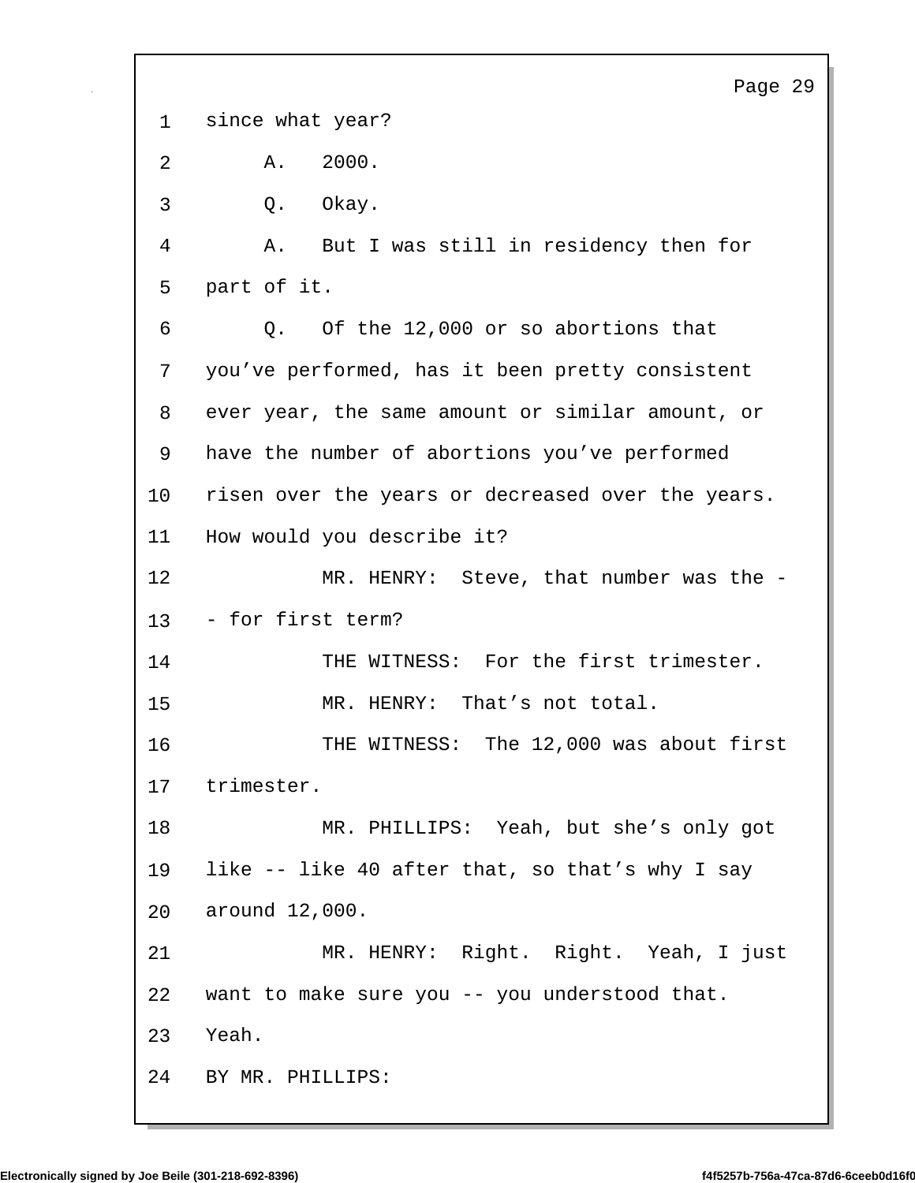1 since what year?

2 A. 2000.

3 Q. Okay.

4 A. But I was still in residency then for

5 part of it.

6 Q. Of the 12,000 or so abortions that

7 you’ve performed, has it been pretty consistent

8 ever year, the same amount or similar amount, or

9 have the number of abortions you’ve performed

10 risen over the years or decreased over the years.

11 How would you describe it?

12 MR. HENRY: Steve, that number was the -

13 - for first term?

14 THE WITNESS: For the first trimester.

15 MR. HENRY: That’s not total.

16 THE WITNESS: The 12,000 was about first

17 trimester.

18 MR. PHILLIPS: Yeah, but she’s only got

19 like -- like 40 after that, so that’s why I say

20 around 12,000.

21 MR. HENRY: Right. Right. Yeah, I just

22 want to make sure you -- you understood that.

23 Yeah.

24 BY MR. PHILLIPS: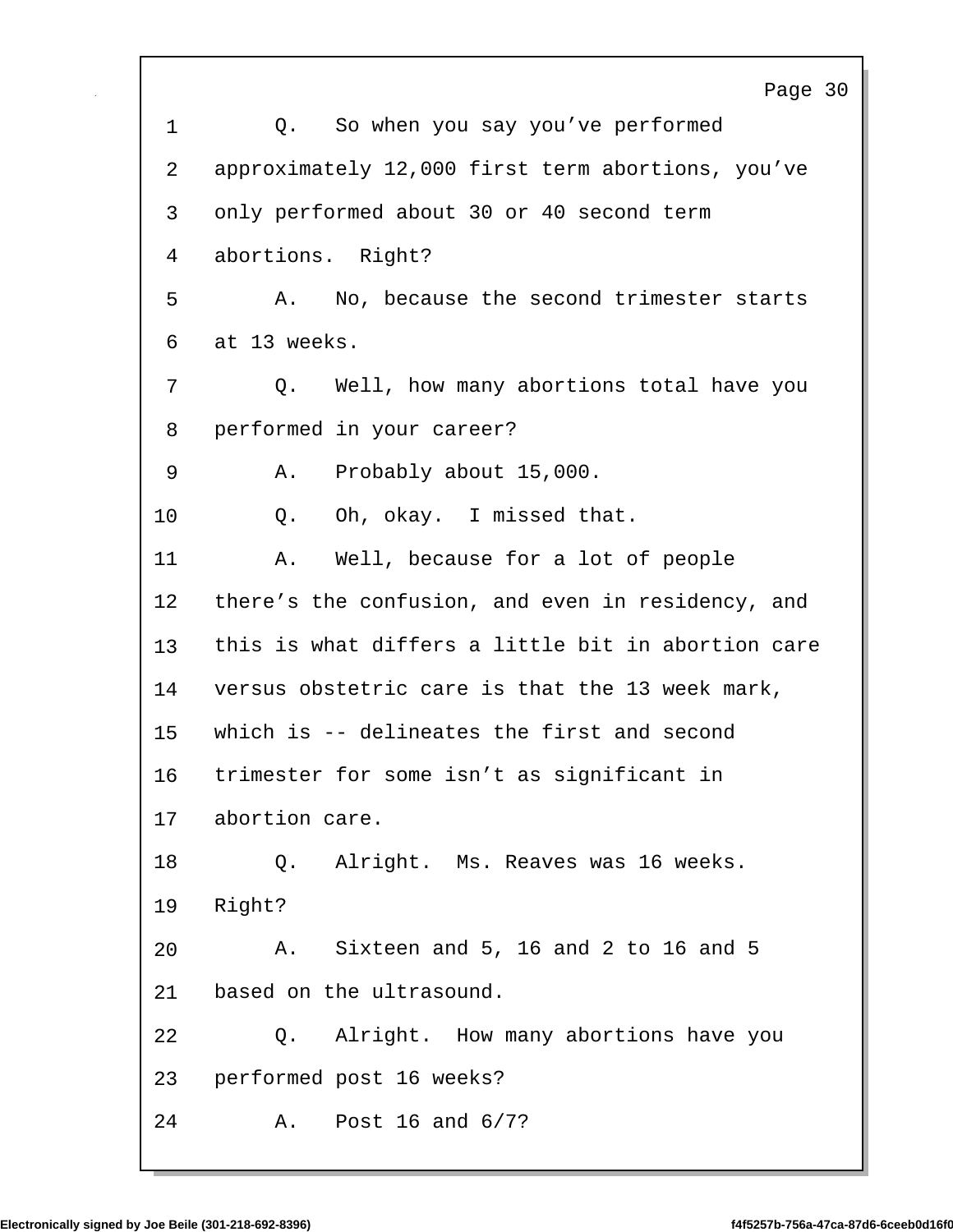Q. So when you say you've performed approximately 12,000 first term abortions, you've only performed about 30 or 40 second term abortions. Right?

A. No, because the second trimester starts at 13 weeks.

Q. Well, how many abortions total have you performed in your career?

A. Probably about 15,000.

Q. Oh, okay. I missed that.

A. Well, because for a lot of people there's the confusion, and even in residency, and this is what differs a little bit in abortion care versus obstetric care is that the 13 week mark, which is -- delineates the first and second trimester for some isn't as significant in abortion care.

Q. Alright. Ms. Reaves was 16 weeks. Right?

A. Sixteen and 5, 16 and 2 to 16 and 5 based on the ultrasound.

Q. Alright. How many abortions have you performed post 16 weeks?

A. Post 16 and 6/7?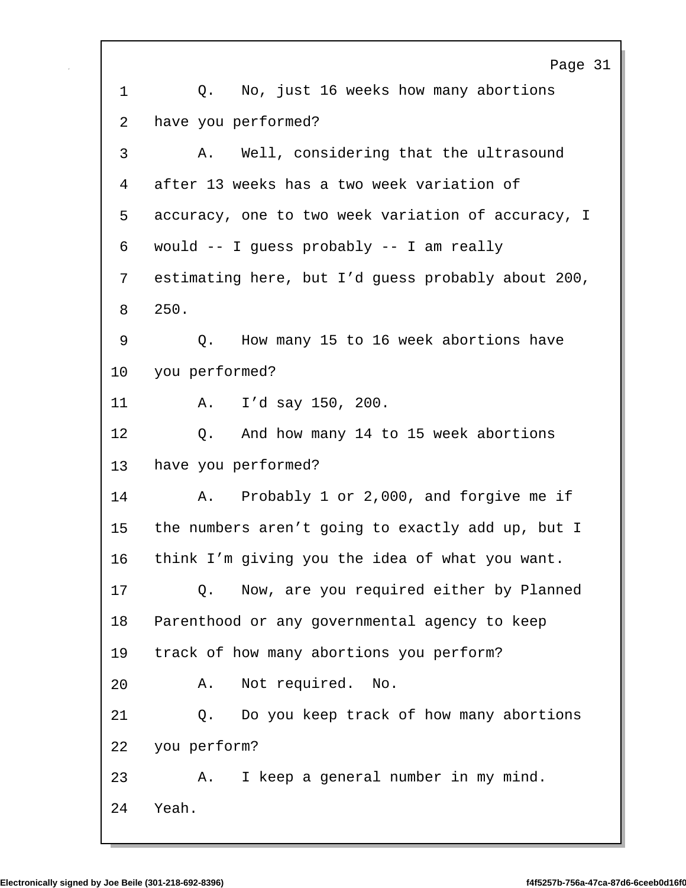1 Q. No, just 16 weeks how many abortions
2 have you performed?
3 A. Well, considering that the ultrasound
4 after 13 weeks has a two week variation of
5 accuracy, one to two week variation of accuracy, I
6 would -- I guess probably -- I am really
7 estimating here, but I'd guess probably about 200,
8 250.
9 Q. How many 15 to 16 week abortions have
10 you performed?
11 A. I'd say 150, 200.
12 Q. And how many 14 to 15 week abortions
13 have you performed?
14 A. Probably 1 or 2,000, and forgive me if
15 the numbers aren't going to exactly add up, but I
16 think I'm giving you the idea of what you want.
17 Q. Now, are you required either by Planned
18 Parenthood or any governmental agency to keep
19 track of how many abortions you perform?
20 A. Not required. No.
21 Q. Do you keep track of how many abortions
22 you perform?
23 A. I keep a general number in my mind.
24 Yeah.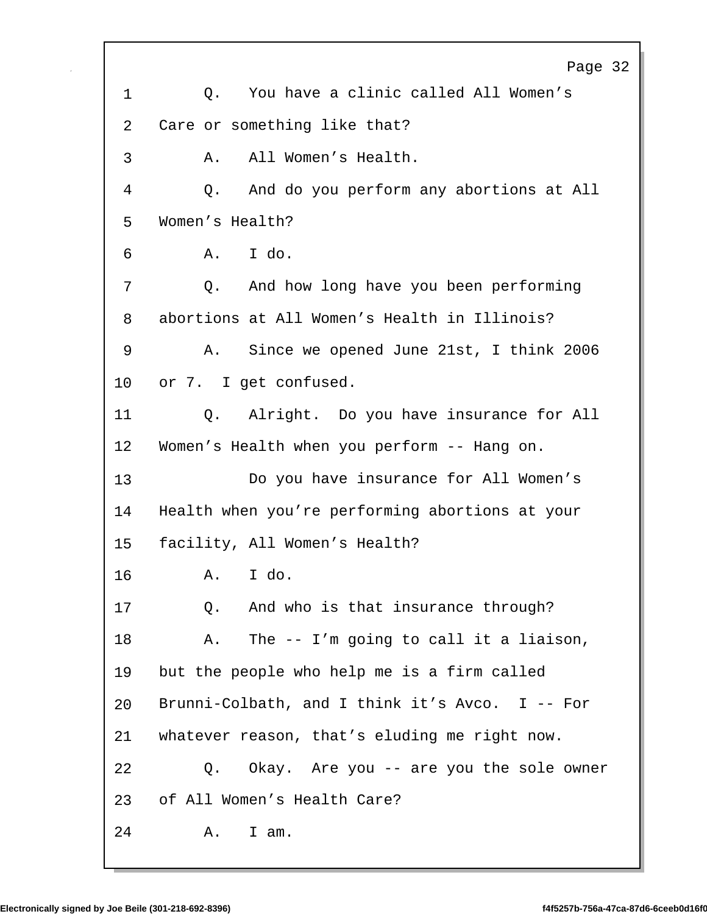1 Q. You have a clinic called All Women’s
2 Care or something like that?
3 A. All Women’s Health.
4 Q. And do you perform any abortions at All
5 Women’s Health?
6 A. I do.
7 Q. And how long have you been performing
8 abortions at All Women’s Health in Illinois?
9 A. Since we opened June 21st, I think 2006
10 or 7. I get confused.
11 Q. Alright. Do you have insurance for All
12 Women’s Health when you perform -- Hang on.
13 Do you have insurance for All Women’s
14 Health when you’re performing abortions at your
15 facility, All Women’s Health?
16 A. I do.
17 Q. And who is that insurance through?
18 A. The -- I’m going to call it a liaison,
19 but the people who help me is a firm called
20 Brunni-Colbath, and I think it’s Avco. I -- For
21 whatever reason, that’s eluding me right now.
22 Q. Okay. Are you -- are you the sole owner
23 of All Women’s Health Care?
24 A. I am.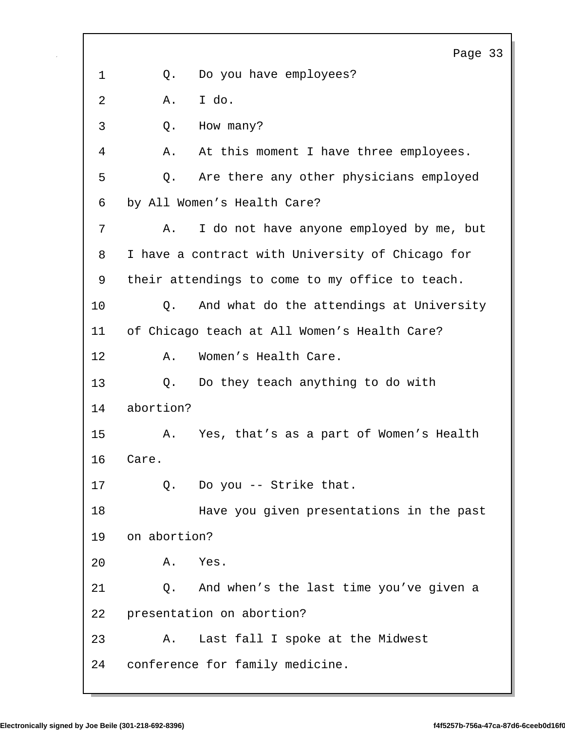1 Q. Do you have employees?

2 A. I do.

3 Q. How many?

4 A. At this moment I have three employees.

5 Q. Are there any other physicians employed

6 by All Women's Health Care?

7 A. I do not have anyone employed by me, but

8 I have a contract with University of Chicago for

9 their attendings to come to my office to teach.

10 Q. And what do the attendings at University

11 of Chicago teach at All Women's Health Care?

12 A. Women's Health Care.

13 Q. Do they teach anything to do with

14 abortion?

15 A. Yes, that's as a part of Women's Health

16 Care.

17 Q. Do you -- Strike that.

18 Have you given presentations in the past

19 on abortion?

20 A. Yes.

21 Q. And when's the last time you've given a

22 presentation on abortion?

23 A. Last fall I spoke at the Midwest

24 conference for family medicine.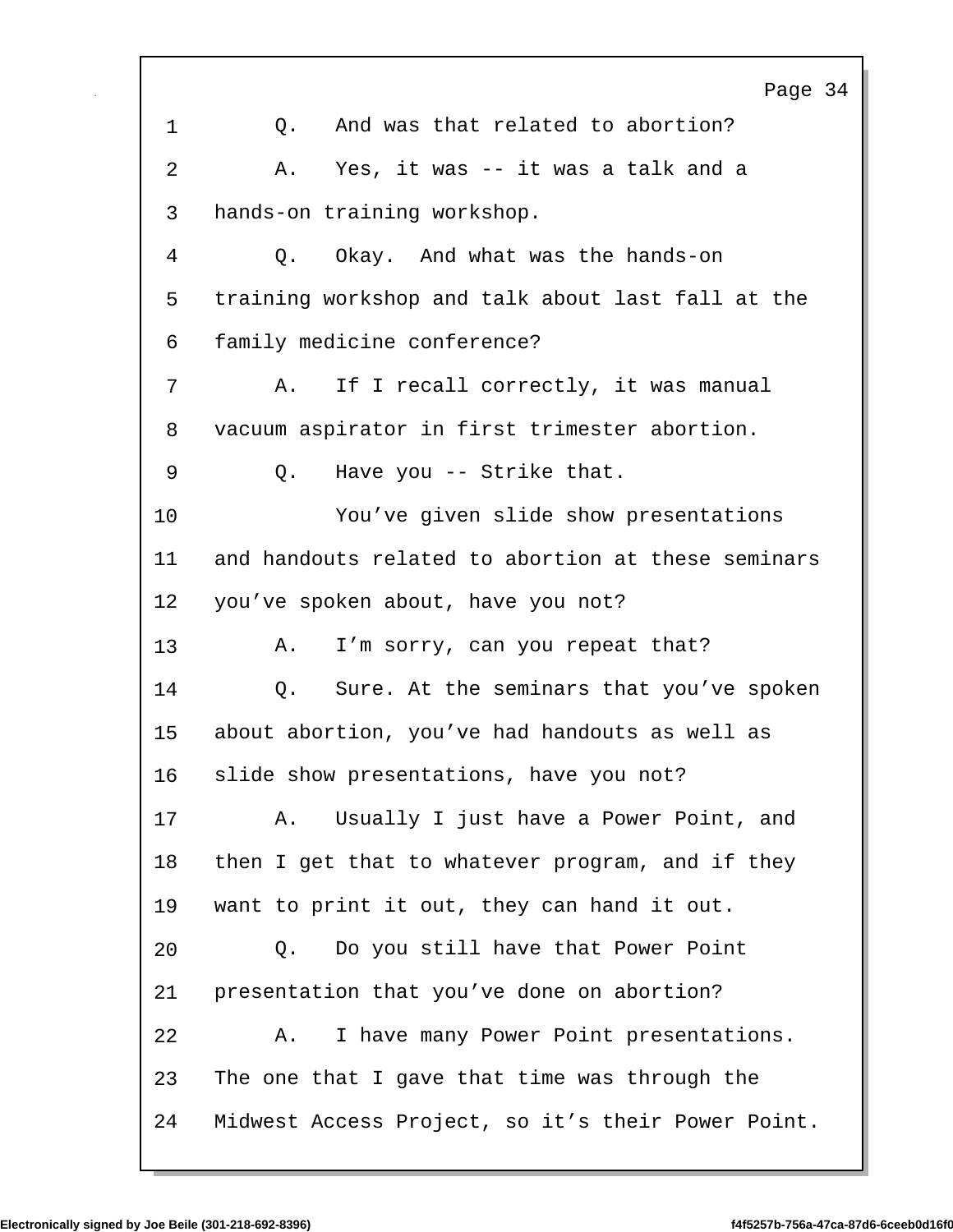1 Q. And was that related to abortion?

2 A. Yes, it was -- it was a talk and a

3 hands-on training workshop.

4 Q. Okay. And what was the hands-on

5 training workshop and talk about last fall at the

6 family medicine conference?

7 A. If I recall correctly, it was manual

8 vacuum aspirator in first trimester abortion.

9 Q. Have you -- Strike that.

10 You've given slide show presentations

11 and handouts related to abortion at these seminars

12 you've spoken about, have you not?

13 A. I'm sorry, can you repeat that?

14 Q. Sure. At the seminars that you've spoken

15 about abortion, you've had handouts as well as

16 slide show presentations, have you not?

17 A. Usually I just have a Power Point, and

18 then I get that to whatever program, and if they

19 want to print it out, they can hand it out.

20 Q. Do you still have that Power Point

21 presentation that you've done on abortion?

22 A. I have many Power Point presentations.

23 The one that I gave that time was through the

24 Midwest Access Project, so it's their Power Point.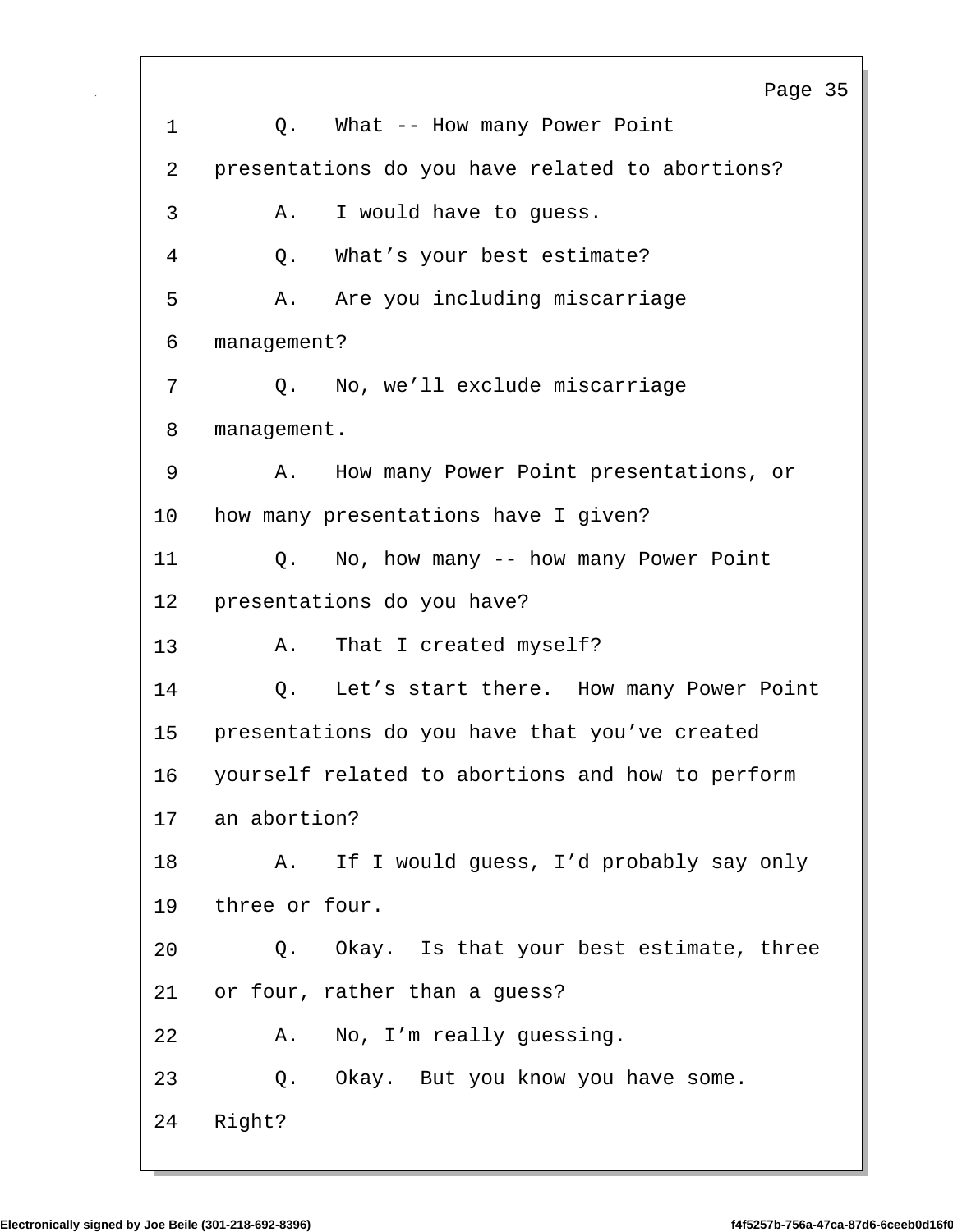1 Q. What -- How many Power Point
2 presentations do you have related to abortions?
3 A. I would have to guess.
4 Q. What's your best estimate?
5 A. Are you including miscarriage
6 management?
7 Q. No, we'll exclude miscarriage
8 management.
9 A. How many Power Point presentations, or
10 how many presentations have I given?
11 Q. No, how many -- how many Power Point
12 presentations do you have?
13 A. That I created myself?
14 Q. Let's start there. How many Power Point
15 presentations do you have that you've created
16 yourself related to abortions and how to perform
17 an abortion?
18 A. If I would guess, I'd probably say only
19 three or four.
20 Q. Okay. Is that your best estimate, three
21 or four, rather than a guess?
22 A. No, I'm really guessing.
23 Q. Okay. But you know you have some.
24 Right?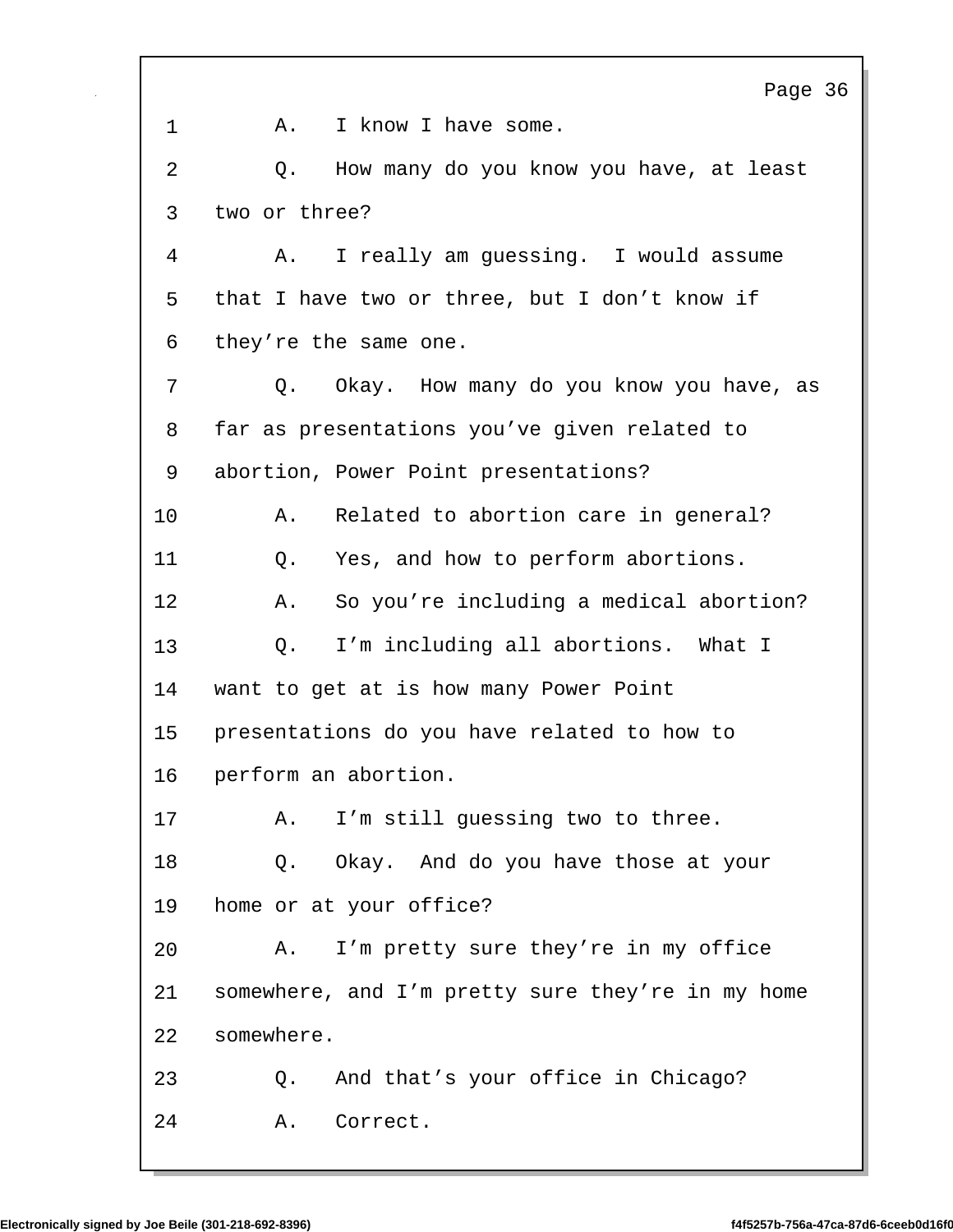1 A. I know I have some.

2 Q. How many do you know you have, at least

3 two or three?

4 A. I really am guessing. I would assume

5 that I have two or three, but I don't know if

6 they're the same one.

7 Q. Okay. How many do you know you have, as

8 far as presentations you've given related to

9 abortion, Power Point presentations?

10 A. Related to abortion care in general?

11 Q. Yes, and how to perform abortions.

12 A. So you're including a medical abortion?

13 Q. I'm including all abortions. What I

14 want to get at is how many Power Point

15 presentations do you have related to how to

16 perform an abortion.

17 A. I'm still guessing two to three.

18 Q. Okay. And do you have those at your

19 home or at your office?

20 A. I'm pretty sure they're in my office

21 somewhere, and I'm pretty sure they're in my home

22 somewhere.

23 Q. And that's your office in Chicago?

24 A. Correct.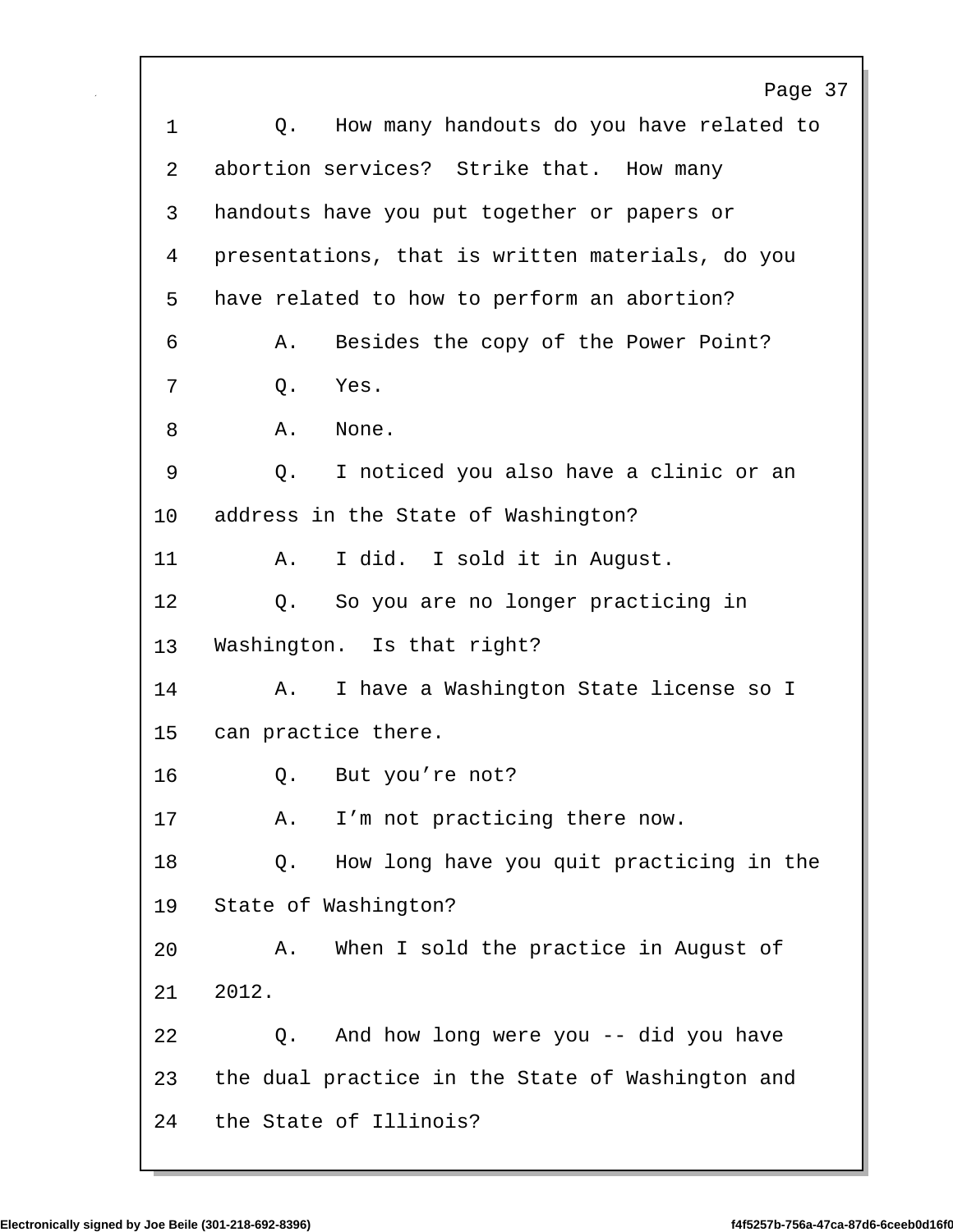1 Q. How many handouts do you have related to
2 abortion services? Strike that. How many
3 handouts have you put together or papers or
4 presentations, that is written materials, do you
5 have related to how to perform an abortion?
6 A. Besides the copy of the Power Point?
7 Q. Yes.
8 A. None.
9 Q. I noticed you also have a clinic or an
10 address in the State of Washington?
11 A. I did. I sold it in August.
12 Q. So you are no longer practicing in
13 Washington. Is that right?
14 A. I have a Washington State license so I
15 can practice there.
16 Q. But you're not?
17 A. I'm not practicing there now.
18 Q. How long have you quit practicing in the
19 State of Washington?
20 A. When I sold the practice in August of
21 2012.
22 Q. And how long were you -- did you have
23 the dual practice in the State of Washington and
24 the State of Illinois?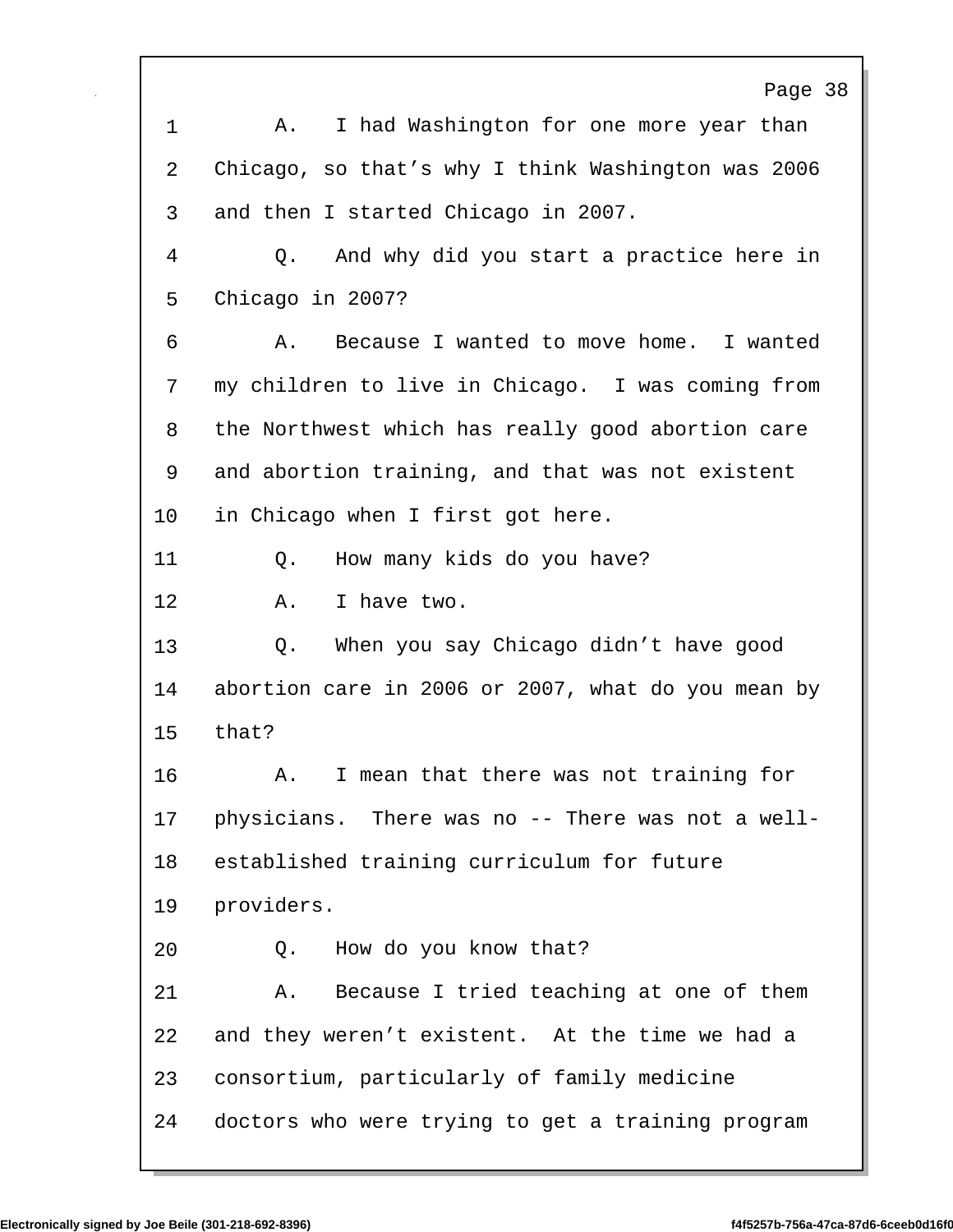A. I had Washington for one more year than Chicago, so that's why I think Washington was 2006 and then I started Chicago in 2007.

Q. And why did you start a practice here in Chicago in 2007?

A. Because I wanted to move home. I wanted my children to live in Chicago. I was coming from the Northwest which has really good abortion care and abortion training, and that was not existent in Chicago when I first got here.

Q. How many kids do you have?

A. I have two.

Q. When you say Chicago didn't have good abortion care in 2006 or 2007, what do you mean by that?

A. I mean that there was not training for physicians. There was no -- There was not a well-established training curriculum for future providers.

Q. How do you know that?

A. Because I tried teaching at one of them and they weren't existent. At the time we had a consortium, particularly of family medicine doctors who were trying to get a training program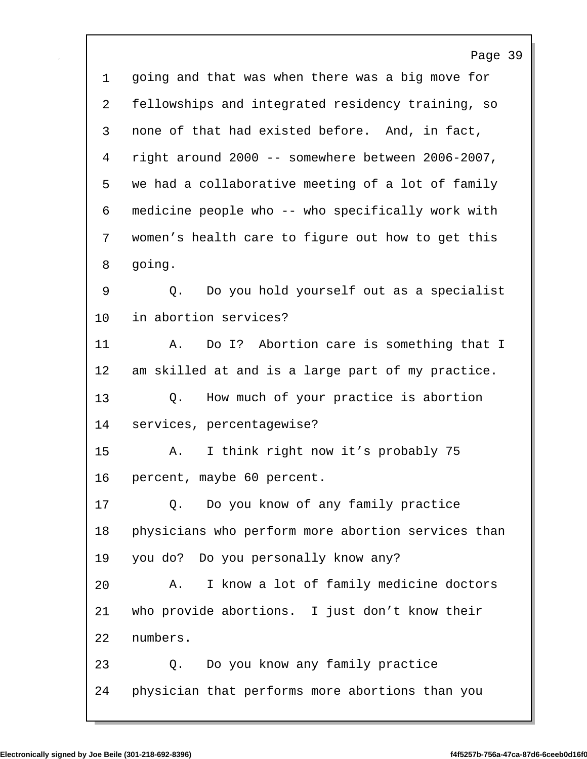going and that was when there was a big move for fellowships and integrated residency training, so none of that had existed before. And, in fact, right around 2000 -- somewhere between 2006-2007, we had a collaborative meeting of a lot of family medicine people who -- who specifically work with women's health care to figure out how to get this going.

Q. Do you hold yourself out as a specialist in abortion services?

A. Do I? Abortion care is something that I am skilled at and is a large part of my practice.

Q. How much of your practice is abortion services, percentagewise?

A. I think right now it's probably 75 percent, maybe 60 percent.

Q. Do you know of any family practice physicians who perform more abortion services than you do? Do you personally know any?

A. I know a lot of family medicine doctors who provide abortions. I just don't know their numbers.

Q. Do you know any family practice physician that performs more abortions than you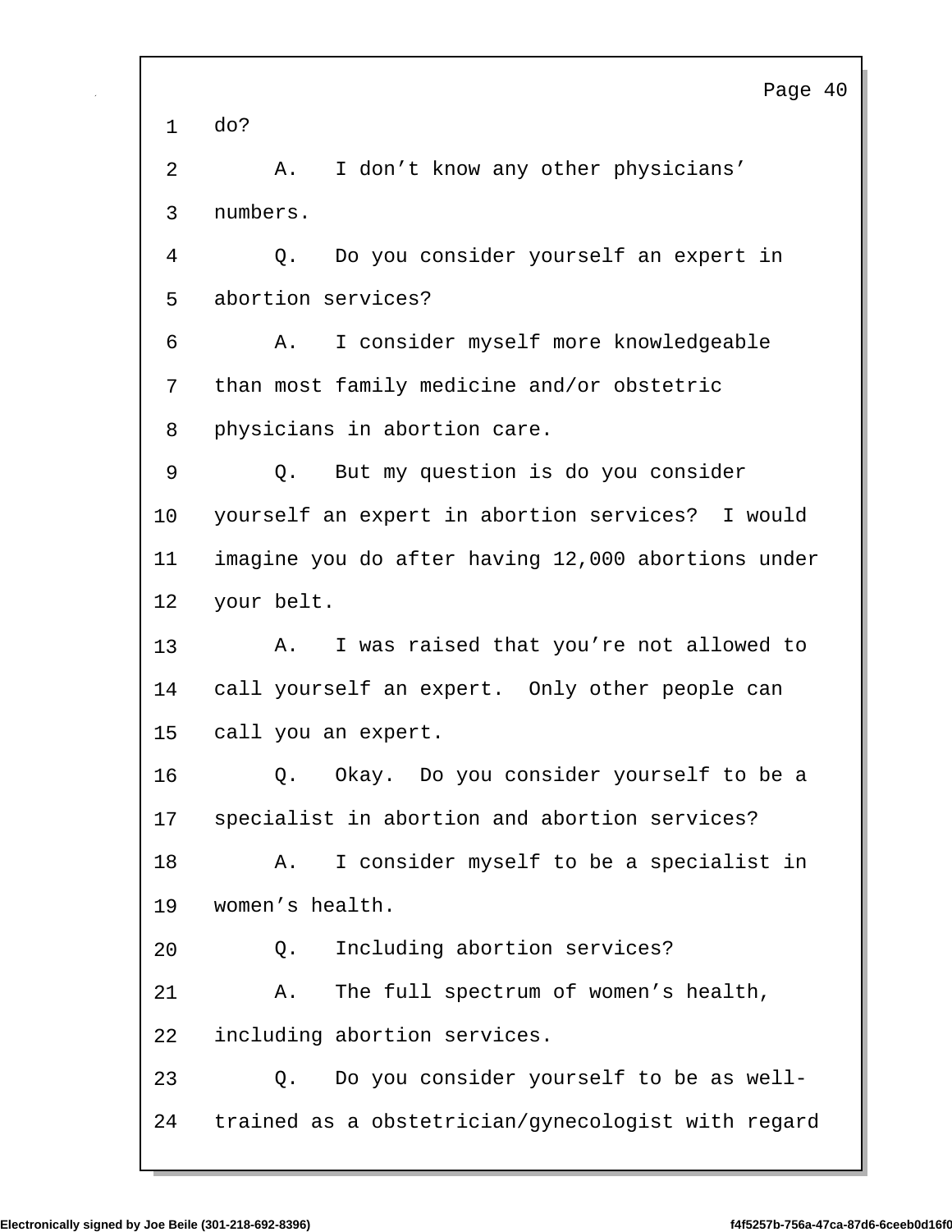1 do?

2 A. I don't know any other physicians'

3 numbers.

4 Q. Do you consider yourself an expert in

5 abortion services?

6 A. I consider myself more knowledgeable

7 than most family medicine and/or obstetric

8 physicians in abortion care.

9 Q. But my question is do you consider

10 yourself an expert in abortion services? I would

11 imagine you do after having 12,000 abortions under

12 your belt.

13 A. I was raised that you're not allowed to

14 call yourself an expert. Only other people can

15 call you an expert.

16 Q. Okay. Do you consider yourself to be a

17 specialist in abortion and abortion services?

18 A. I consider myself to be a specialist in

19 women's health.

20 Q. Including abortion services?

21 A. The full spectrum of women's health,

22 including abortion services.

23 Q. Do you consider yourself to be as well-

24 trained as a obstetrician/gynecologist with regard

Electronically signed by Joe Beile (301-218-692-8396) f4f5257b-756a-47ca-87d6-6ceeb0d16f0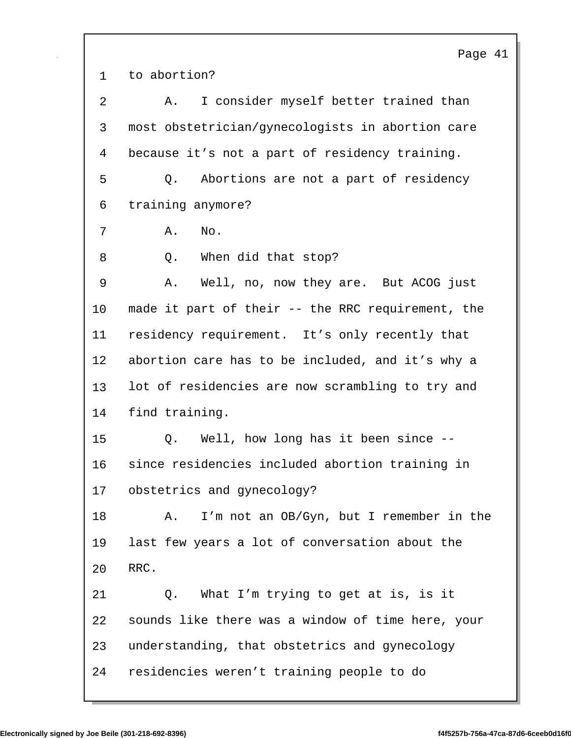to abortion?

A. I consider myself better trained than most obstetrician/gynecologists in abortion care because it's not a part of residency training.

Q. Abortions are not a part of residency training anymore?

A. No.

Q. When did that stop?

A. Well, no, now they are. But ACOG just made it part of their -- the RRC requirement, the residency requirement. It's only recently that abortion care has to be included, and it's why a lot of residencies are now scrambling to try and find training.

Q. Well, how long has it been since -- since residencies included abortion training in obstetrics and gynecology?

A. I'm not an OB/Gyn, but I remember in the last few years a lot of conversation about the RRC.

Q. What I'm trying to get at is, is it sounds like there was a window of time here, your understanding, that obstetrics and gynecology residencies weren't training people to do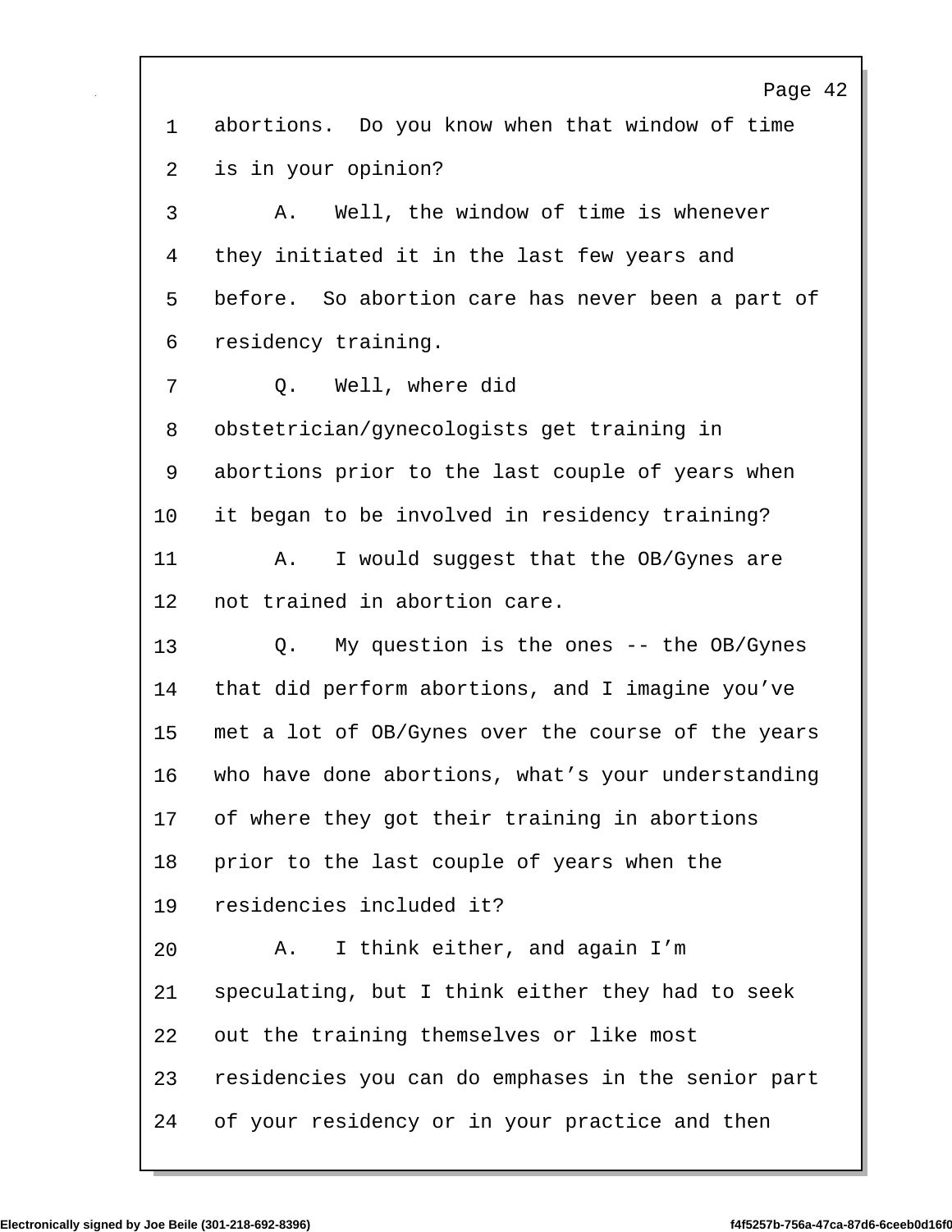1 abortions. Do you know when that window of time
2 is in your opinion?
3 A. Well, the window of time is whenever
4 they initiated it in the last few years and
5 before. So abortion care has never been a part of
6 residency training.
7 Q. Well, where did
8 obstetrician/gynecologists get training in
9 abortions prior to the last couple of years when
10 it began to be involved in residency training?
11 A. I would suggest that the OB/Gynes are
12 not trained in abortion care.
13 Q. My question is the ones -- the OB/Gynes
14 that did perform abortions, and I imagine you've
15 met a lot of OB/Gynes over the course of the years
16 who have done abortions, what's your understanding
17 of where they got their training in abortions
18 prior to the last couple of years when the
19 residencies included it?
20 A. I think either, and again I'm
21 speculating, but I think either they had to seek
22 out the training themselves or like most
23 residencies you can do emphases in the senior part
24 of your residency or in your practice and then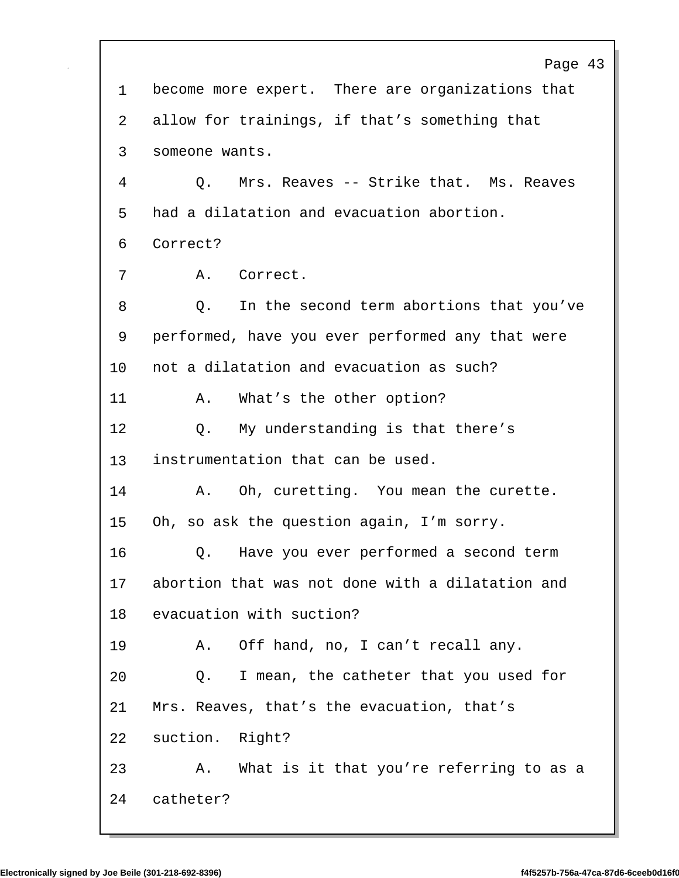1 become more expert. There are organizations that

2 allow for trainings, if that's something that

3 someone wants.

4 Q. Mrs. Reaves -- Strike that. Ms. Reaves

5 had a dilatation and evacuation abortion.

6 Correct?

7 A. Correct.

8 Q. In the second term abortions that you've

9 performed, have you ever performed any that were

10 not a dilatation and evacuation as such?

11 A. What's the other option?

12 Q. My understanding is that there's

13 instrumentation that can be used.

14 A. Oh, curetting. You mean the curette.

15 Oh, so ask the question again, I'm sorry.

16 Q. Have you ever performed a second term

17 abortion that was not done with a dilatation and

18 evacuation with suction?

19 A. Off hand, no, I can't recall any.

20 Q. I mean, the catheter that you used for

21 Mrs. Reaves, that's the evacuation, that's

22 suction. Right?

23 A. What is it that you're referring to as a

24 catheter?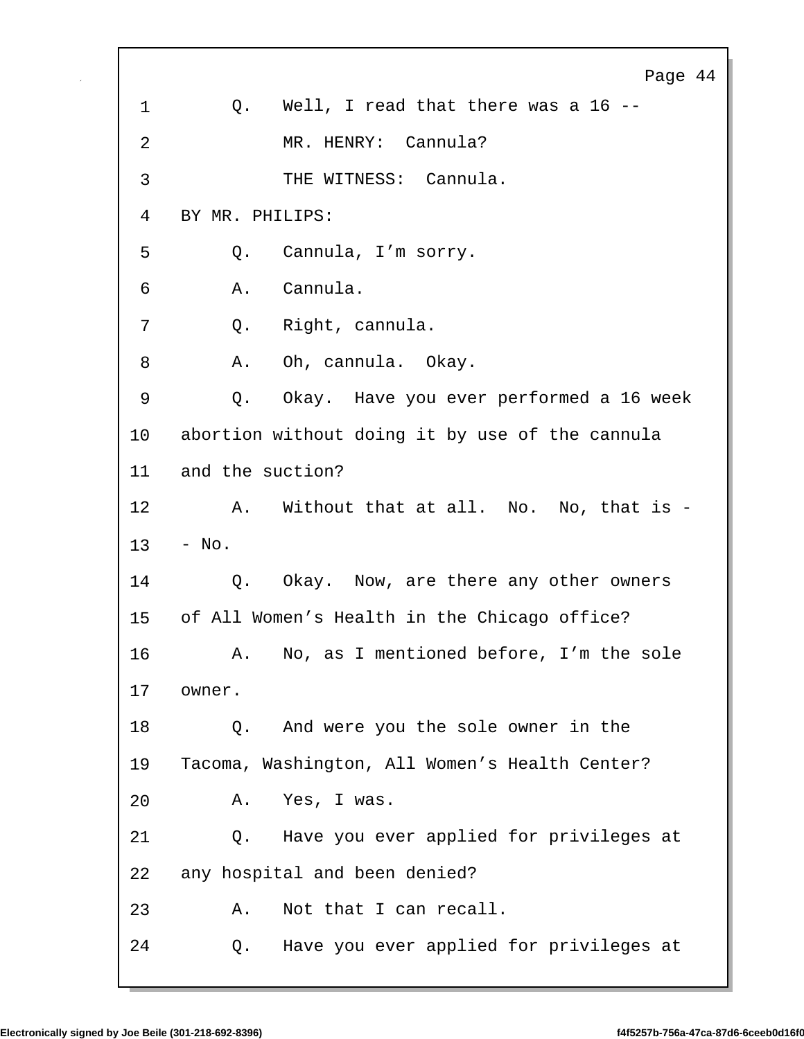1 Q. Well, I read that there was a 16 --

2 MR. HENRY: Cannula?

3 THE WITNESS: Cannula.

4 BY MR. PHILIPS:

5 Q. Cannula, I'm sorry.

6 A. Cannula.

7 Q. Right, cannula.

8 A. Oh, cannula. Okay.

9 Q. Okay. Have you ever performed a 16 week

10 abortion without doing it by use of the cannula

11 and the suction?

12 A. Without that at all. No. No, that is -

13 - No.

14 Q. Okay. Now, are there any other owners

15 of All Women's Health in the Chicago office?

16 A. No, as I mentioned before, I'm the sole

17 owner.

18 Q. And were you the sole owner in the

19 Tacoma, Washington, All Women's Health Center?

20 A. Yes, I was.

21 Q. Have you ever applied for privileges at

22 any hospital and been denied?

23 A. Not that I can recall.

24 Q. Have you ever applied for privileges at

Electronically signed by Joe Beile (301-218-692-8396) f4f5257b-756a-47ca-87d6-6ceeb0d16f0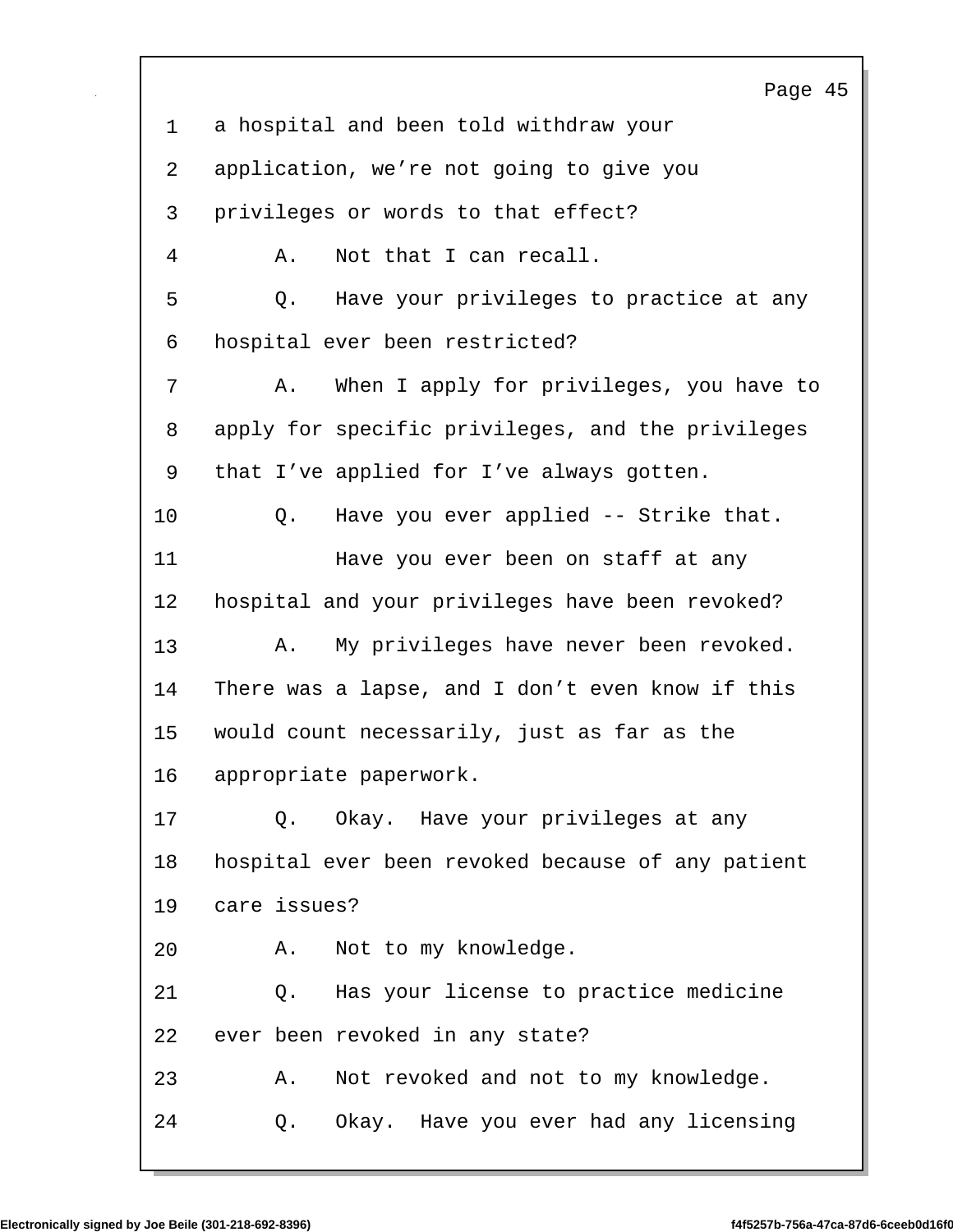1 a hospital and been told withdraw your
2 application, we're not going to give you
3 privileges or words to that effect?
4 A. Not that I can recall.
5 Q. Have your privileges to practice at any
6 hospital ever been restricted?
7 A. When I apply for privileges, you have to
8 apply for specific privileges, and the privileges
9 that I've applied for I've always gotten.
10 Q. Have you ever applied -- Strike that.
11 Have you ever been on staff at any
12 hospital and your privileges have been revoked?
13 A. My privileges have never been revoked.
14 There was a lapse, and I don't even know if this
15 would count necessarily, just as far as the
16 appropriate paperwork.
17 Q. Okay. Have your privileges at any
18 hospital ever been revoked because of any patient
19 care issues?
20 A. Not to my knowledge.
21 Q. Has your license to practice medicine
22 ever been revoked in any state?
23 A. Not revoked and not to my knowledge.
24 Q. Okay. Have you ever had any licensing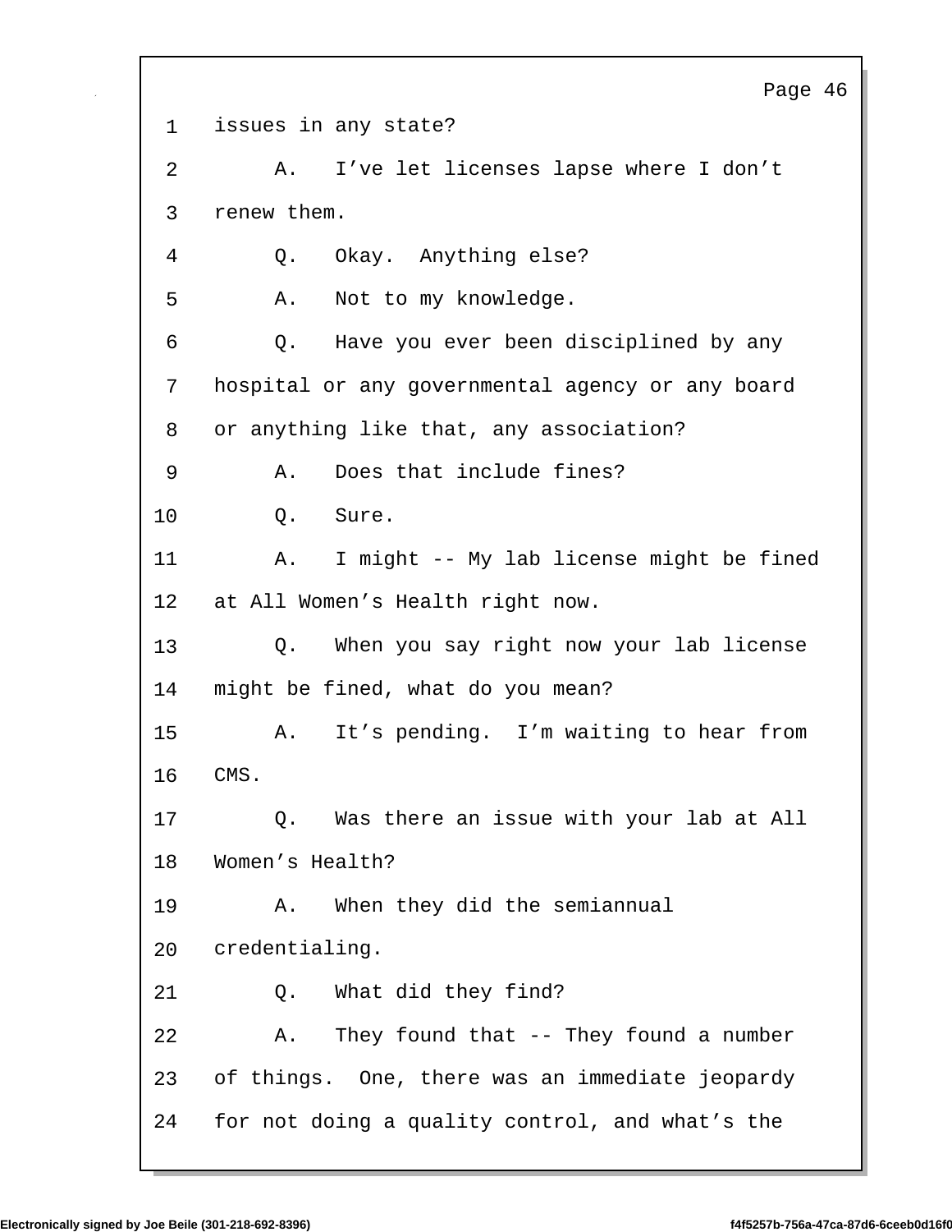1 issues in any state?

2 A. I've let licenses lapse where I don't

3 renew them.

4 Q. Okay. Anything else?

5 A. Not to my knowledge.

6 Q. Have you ever been disciplined by any

7 hospital or any governmental agency or any board

8 or anything like that, any association?

9 A. Does that include fines?

10 Q. Sure.

11 A. I might -- My lab license might be fined

12 at All Women's Health right now.

13 Q. When you say right now your lab license

14 might be fined, what do you mean?

15 A. It's pending. I'm waiting to hear from

16 CMS.

17 Q. Was there an issue with your lab at All

18 Women's Health?

19 A. When they did the semiannual

20 credentialing.

21 Q. What did they find?

22 A. They found that -- They found a number

23 of things. One, there was an immediate jeopardy

24 for not doing a quality control, and what's the

Electronically signed by Joe Beile (301-218-692-8396) f4f5257b-756a-47ca-87d6-6ceeb0d16f0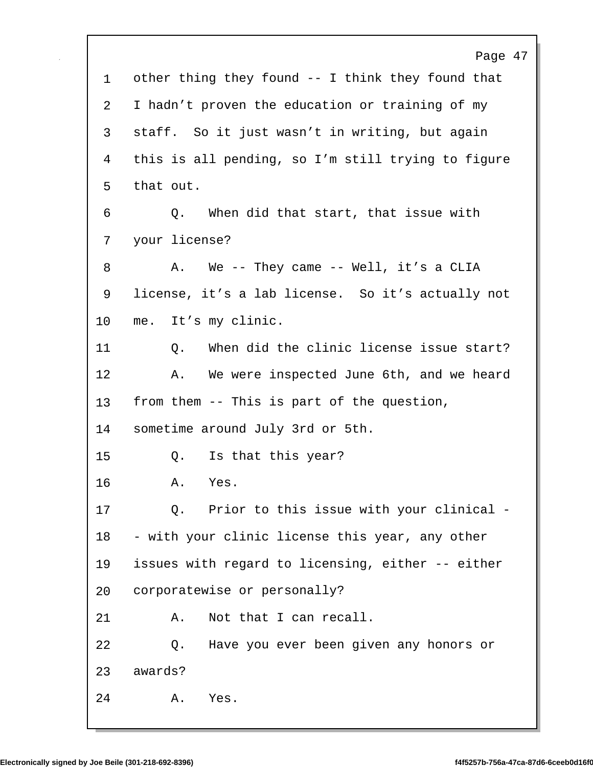1 other thing they found -- I think they found that
2 I hadn't proven the education or training of my
3 staff. So it just wasn't in writing, but again
4 this is all pending, so I'm still trying to figure
5 that out.
6 Q. When did that start, that issue with
7 your license?
8 A. We -- They came -- Well, it's a CLIA
9 license, it's a lab license. So it's actually not
10 me. It's my clinic.
11 Q. When did the clinic license issue start?
12 A. We were inspected June 6th, and we heard
13 from them -- This is part of the question,
14 sometime around July 3rd or 5th.
15 Q. Is that this year?
16 A. Yes.
17 Q. Prior to this issue with your clinical -
18 - with your clinic license this year, any other
19 issues with regard to licensing, either -- either
20 corporatewise or personally?
21 A. Not that I can recall.
22 Q. Have you ever been given any honors or
23 awards?
24 A. Yes.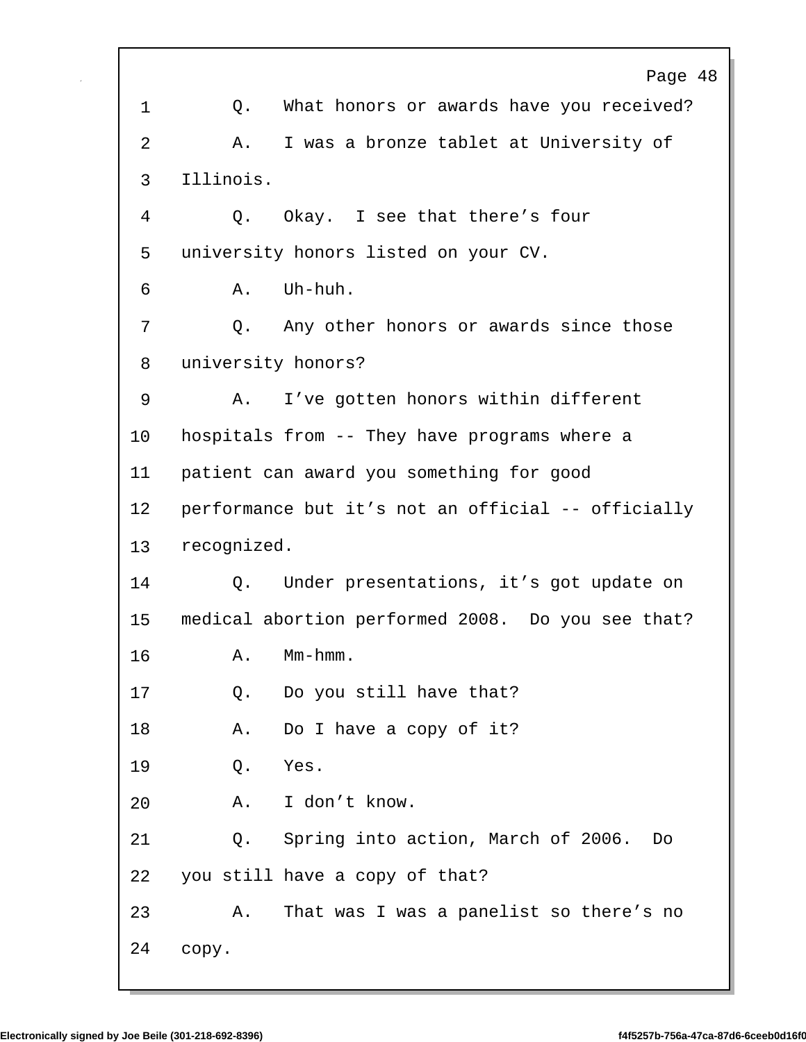1 Q. What honors or awards have you received?

2 A. I was a bronze tablet at University of

3 Illinois.

4 Q. Okay. I see that there's four

5 university honors listed on your CV.

6 A. Uh-huh.

7 Q. Any other honors or awards since those

8 university honors?

9 A. I've gotten honors within different

10 hospitals from -- They have programs where a

11 patient can award you something for good

12 performance but it's not an official -- officially

13 recognized.

14 Q. Under presentations, it's got update on

15 medical abortion performed 2008. Do you see that?

16 A. Mm-hmm.

17 Q. Do you still have that?

18 A. Do I have a copy of it?

19 Q. Yes.

20 A. I don't know.

21 Q. Spring into action, March of 2006. Do

22 you still have a copy of that?

23 A. That was I was a panelist so there's no

24 copy.

Electronically signed by Joe Beile (301-218-692-8396) f4f5257b-756a-47ca-87d6-6ceeb0d16f0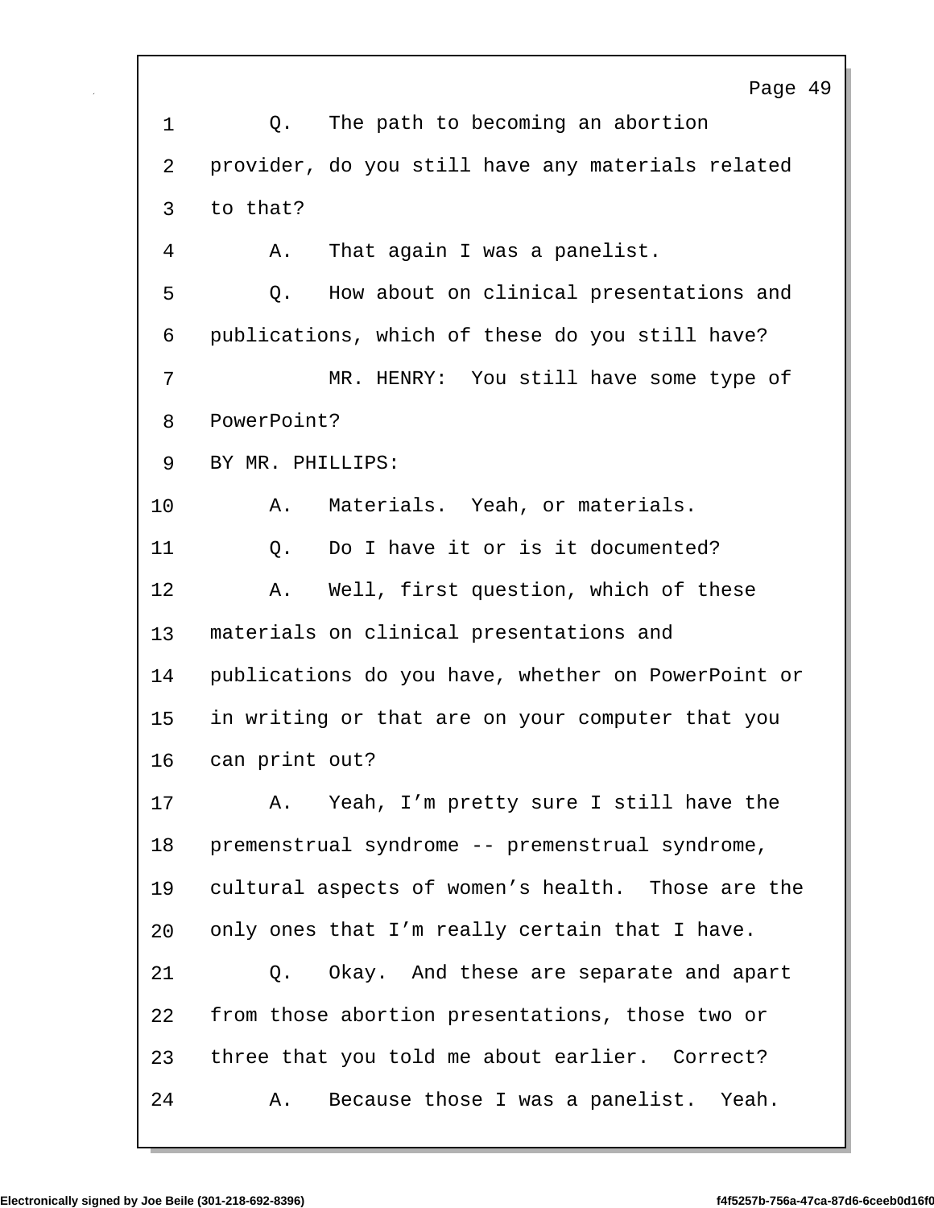1 Q. The path to becoming an abortion
2 provider, do you still have any materials related
3 to that?
4 A. That again I was a panelist.
5 Q. How about on clinical presentations and
6 publications, which of these do you still have?
7 MR. HENRY: You still have some type of
8 PowerPoint?
9 BY MR. PHILLIPS:
10 A. Materials. Yeah, or materials.
11 Q. Do I have it or is it documented?
12 A. Well, first question, which of these
13 materials on clinical presentations and
14 publications do you have, whether on PowerPoint or
15 in writing or that are on your computer that you
16 can print out?
17 A. Yeah, I'm pretty sure I still have the
18 premenstrual syndrome -- premenstrual syndrome,
19 cultural aspects of women's health. Those are the
20 only ones that I'm really certain that I have.
21 Q. Okay. And these are separate and apart
22 from those abortion presentations, those two or
23 three that you told me about earlier. Correct?
24 A. Because those I was a panelist. Yeah.

Electronically signed by Joe Beile (301-218-692-8396) f4f5257b-756a-47ca-87d6-6ceeb0d16f0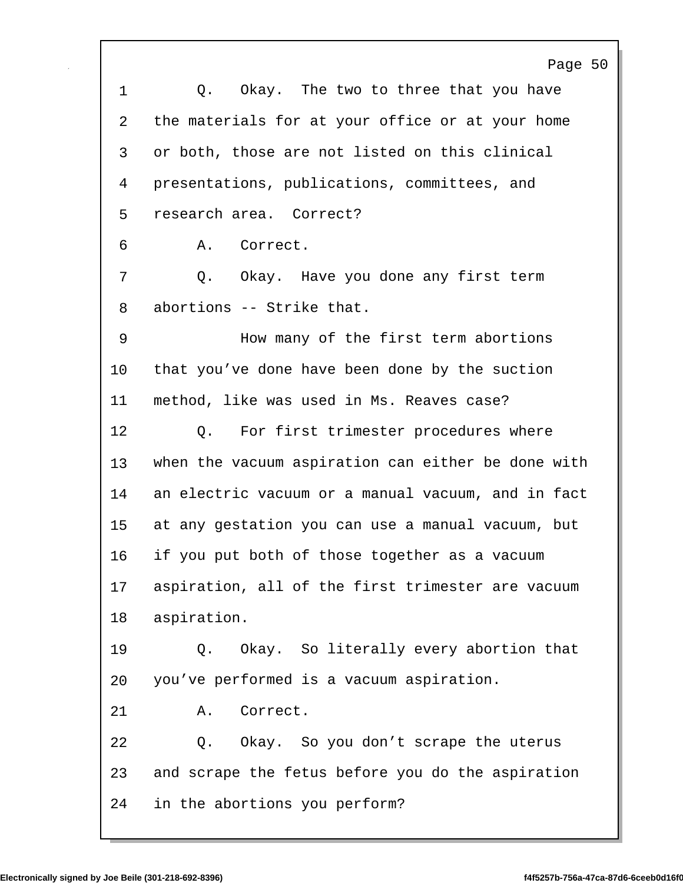1 Q. Okay. The two to three that you have
2 the materials for at your office or at your home
3 or both, those are not listed on this clinical
4 presentations, publications, committees, and
5 research area. Correct?
6 A. Correct.
7 Q. Okay. Have you done any first term
8 abortions -- Strike that.
9 How many of the first term abortions
10 that you've done have been done by the suction
11 method, like was used in Ms. Reaves case?
12 Q. For first trimester procedures where
13 when the vacuum aspiration can either be done with
14 an electric vacuum or a manual vacuum, and in fact
15 at any gestation you can use a manual vacuum, but
16 if you put both of those together as a vacuum
17 aspiration, all of the first trimester are vacuum
18 aspiration.
19 Q. Okay. So literally every abortion that
20 you've performed is a vacuum aspiration.
21 A. Correct.
22 Q. Okay. So you don't scrape the uterus
23 and scrape the fetus before you do the aspiration
24 in the abortions you perform?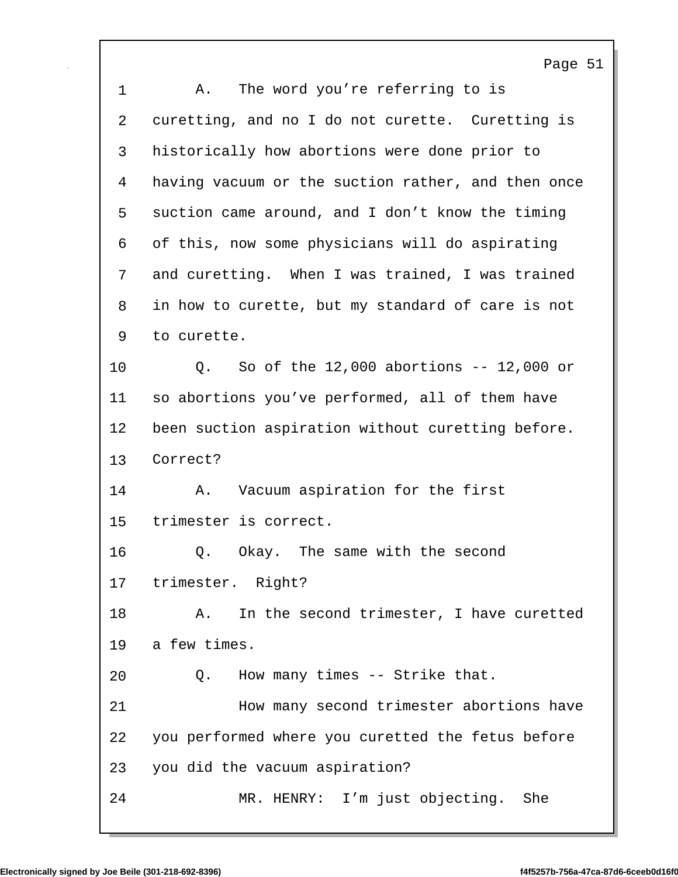A. The word you're referring to is curetting, and no I do not curette. Curetting is historically how abortions were done prior to having vacuum or the suction rather, and then once suction came around, and I don't know the timing of this, now some physicians will do aspirating and curetting. When I was trained, I was trained in how to curette, but my standard of care is not to curette.

Q. So of the 12,000 abortions -- 12,000 or so abortions you've performed, all of them have been suction aspiration without curetting before. Correct?

A. Vacuum aspiration for the first trimester is correct.

Q. Okay. The same with the second trimester. Right?

A. In the second trimester, I have curetted a few times.

Q. How many times -- Strike that.

How many second trimester abortions have you performed where you curetted the fetus before you did the vacuum aspiration?

MR. HENRY: I'm just objecting. She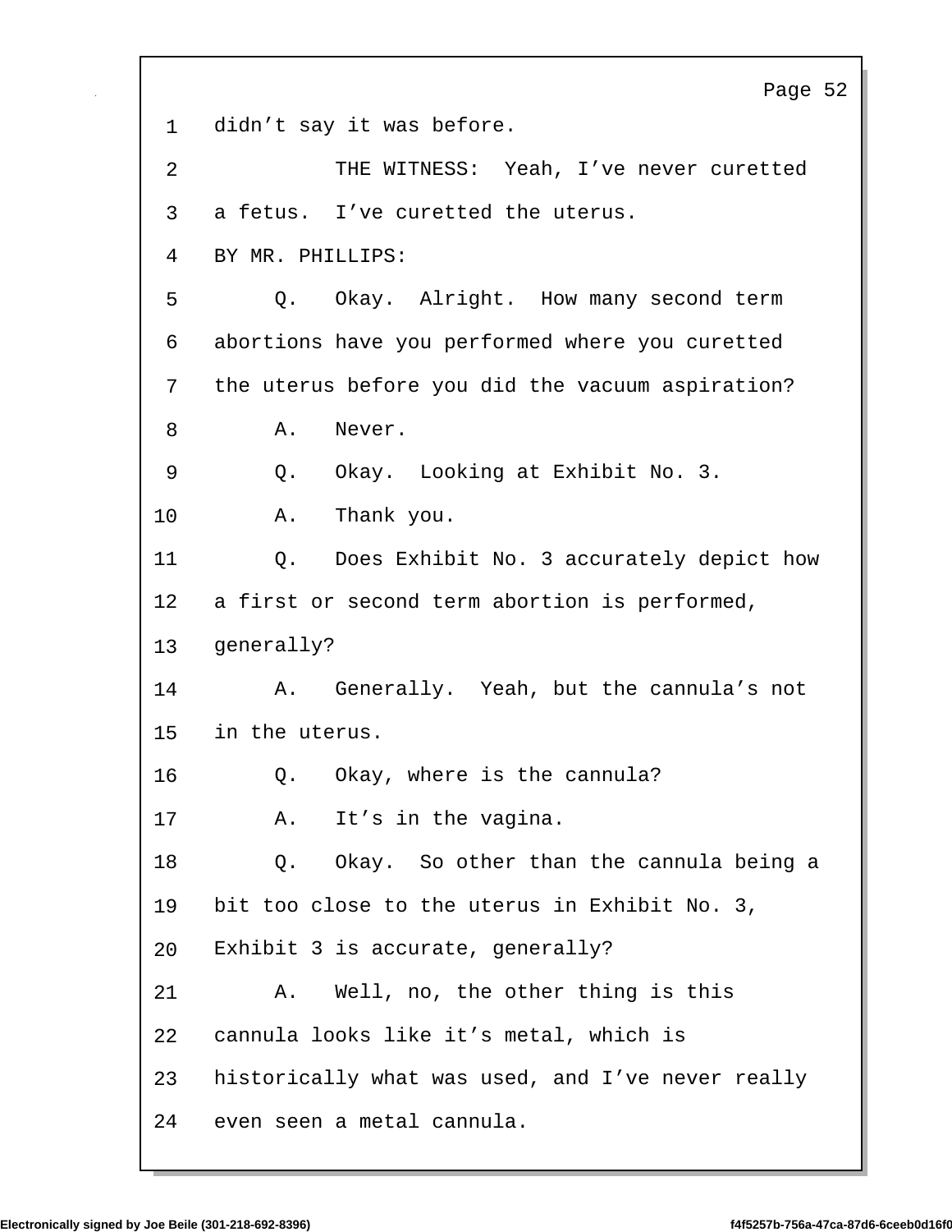1 didn't say it was before.

2 THE WITNESS: Yeah, I've never curetted

3 a fetus. I've curetted the uterus.

4 BY MR. PHILLIPS:

5 Q. Okay. Alright. How many second term

6 abortions have you performed where you curetted

7 the uterus before you did the vacuum aspiration?

8 A. Never.

9 Q. Okay. Looking at Exhibit No. 3.

10 A. Thank you.

11 Q. Does Exhibit No. 3 accurately depict how

12 a first or second term abortion is performed,

13 generally?

14 A. Generally. Yeah, but the cannula's not

15 in the uterus.

16 Q. Okay, where is the cannula?

17 A. It's in the vagina.

18 Q. Okay. So other than the cannula being a

19 bit too close to the uterus in Exhibit No. 3,

20 Exhibit 3 is accurate, generally?

21 A. Well, no, the other thing is this

22 cannula looks like it's metal, which is

23 historically what was used, and I've never really

24 even seen a metal cannula.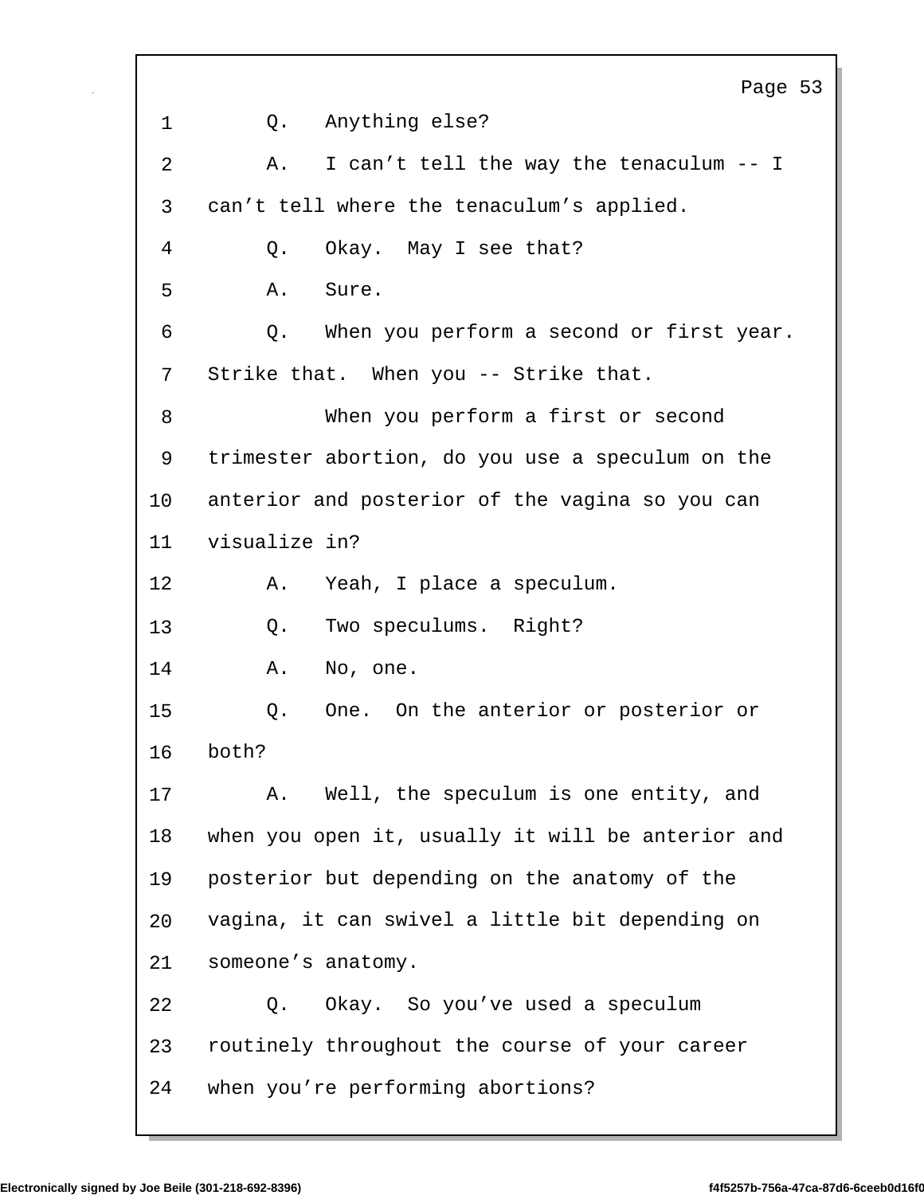1 Q. Anything else?

2 A. I can't tell the way the tenaculum -- I

3 can't tell where the tenaculum's applied.

4 Q. Okay. May I see that?

5 A. Sure.

6 Q. When you perform a second or first year.

7 Strike that. When you -- Strike that.

8 When you perform a first or second

9 trimester abortion, do you use a speculum on the

10 anterior and posterior of the vagina so you can

11 visualize in?

12 A. Yeah, I place a speculum.

13 Q. Two speculums. Right?

14 A. No, one.

15 Q. One. On the anterior or posterior or

16 both?

17 A. Well, the speculum is one entity, and

18 when you open it, usually it will be anterior and

19 posterior but depending on the anatomy of the

20 vagina, it can swivel a little bit depending on

21 someone's anatomy.

22 Q. Okay. So you've used a speculum

23 routinely throughout the course of your career

24 when you're performing abortions?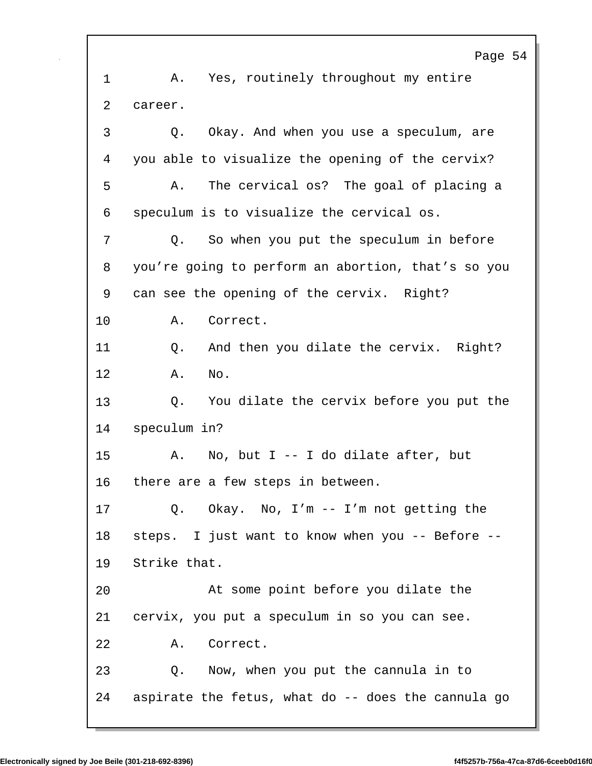1 A. Yes, routinely throughout my entire
2 career.
3 Q. Okay. And when you use a speculum, are
4 you able to visualize the opening of the cervix?
5 A. The cervical os? The goal of placing a
6 speculum is to visualize the cervical os.
7 Q. So when you put the speculum in before
8 you're going to perform an abortion, that's so you
9 can see the opening of the cervix. Right?
10 A. Correct.
11 Q. And then you dilate the cervix. Right?
12 A. No.
13 Q. You dilate the cervix before you put the
14 speculum in?
15 A. No, but I -- I do dilate after, but
16 there are a few steps in between.
17 Q. Okay. No, I'm -- I'm not getting the
18 steps. I just want to know when you -- Before --
19 Strike that.
20 At some point before you dilate the
21 cervix, you put a speculum in so you can see.
22 A. Correct.
23 Q. Now, when you put the cannula in to
24 aspirate the fetus, what do -- does the cannula go

Electronically signed by Joe Beile (301-218-692-8396) f4f5257b-756a-47ca-87d6-6ceeb0d16f0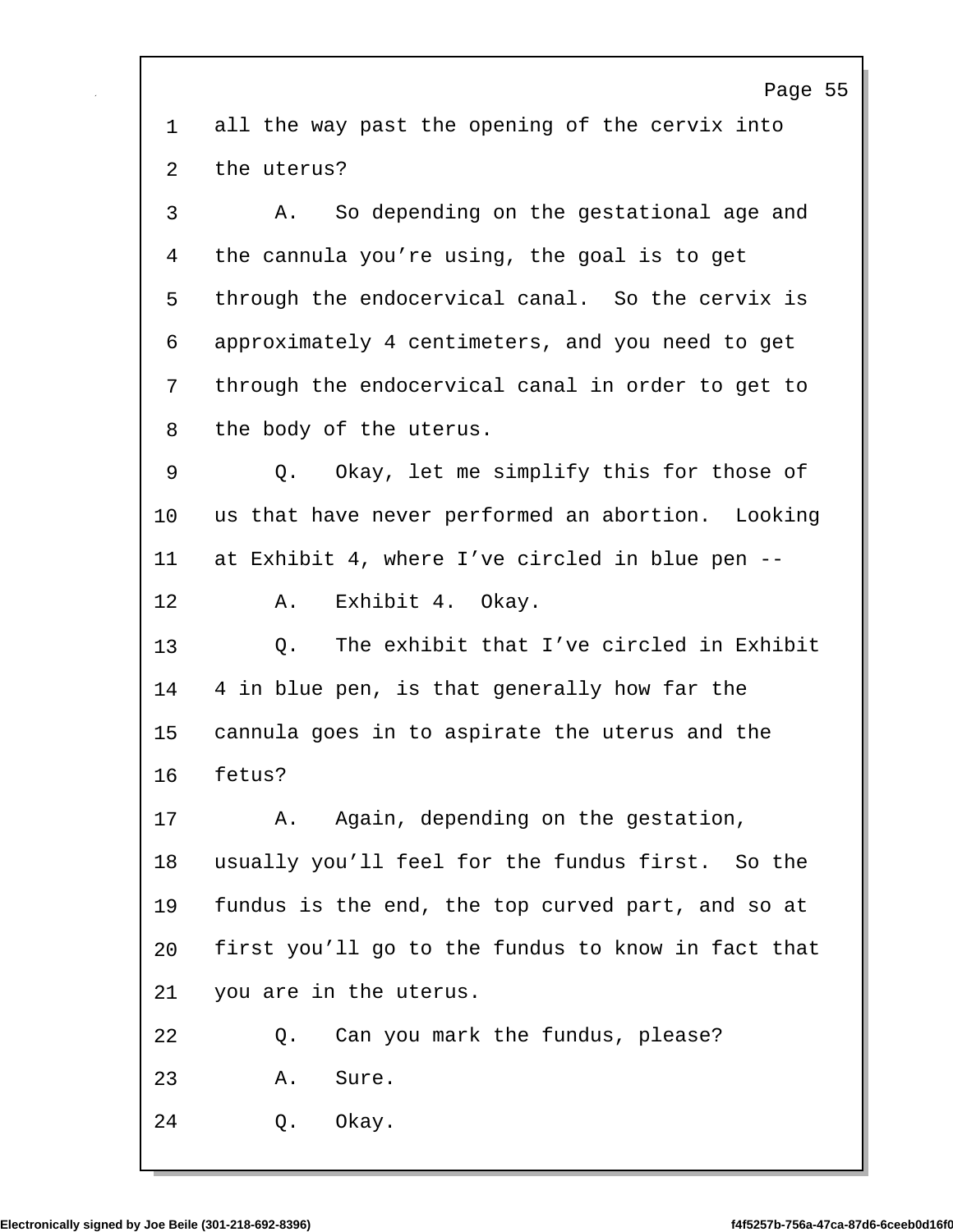1 all the way past the opening of the cervix into
2 the uterus?

3 A. So depending on the gestational age and
4 the cannula you're using, the goal is to get
5 through the endocervical canal. So the cervix is
6 approximately 4 centimeters, and you need to get
7 through the endocervical canal in order to get to
8 the body of the uterus.

9 Q. Okay, let me simplify this for those of
10 us that have never performed an abortion. Looking
11 at Exhibit 4, where I've circled in blue pen --

12 A. Exhibit 4. Okay.

13 Q. The exhibit that I've circled in Exhibit
14 4 in blue pen, is that generally how far the
15 cannula goes in to aspirate the uterus and the
16 fetus?

17 A. Again, depending on the gestation,
18 usually you'll feel for the fundus first. So the
19 fundus is the end, the top curved part, and so at
20 first you'll go to the fundus to know in fact that
21 you are in the uterus.

22 Q. Can you mark the fundus, please?

23 A. Sure.

24 Q. Okay.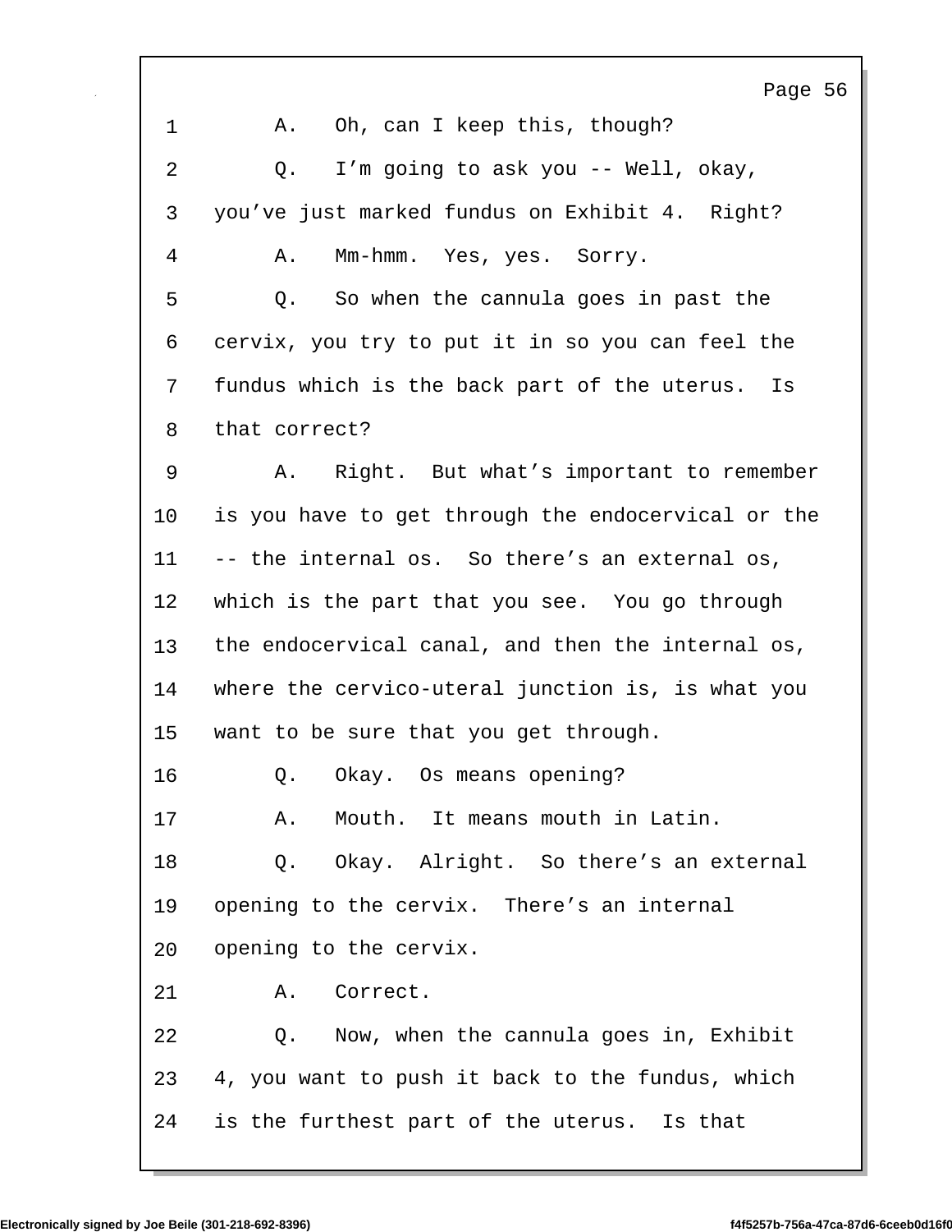1 A. Oh, can I keep this, though?

2 Q. I'm going to ask you -- Well, okay,

3 you've just marked fundus on Exhibit 4. Right?

4 A. Mm-hmm. Yes, yes. Sorry.

5 Q. So when the cannula goes in past the

6 cervix, you try to put it in so you can feel the

7 fundus which is the back part of the uterus. Is

8 that correct?

9 A. Right. But what's important to remember

10 is you have to get through the endocervical or the

11 -- the internal os. So there's an external os,

12 which is the part that you see. You go through

13 the endocervical canal, and then the internal os,

14 where the cervico-uteral junction is, is what you

15 want to be sure that you get through.

16 Q. Okay. Os means opening?

17 A. Mouth. It means mouth in Latin.

18 Q. Okay. Alright. So there's an external

19 opening to the cervix. There's an internal

20 opening to the cervix.

21 A. Correct.

22 Q. Now, when the cannula goes in, Exhibit

23 4, you want to push it back to the fundus, which

24 is the furthest part of the uterus. Is that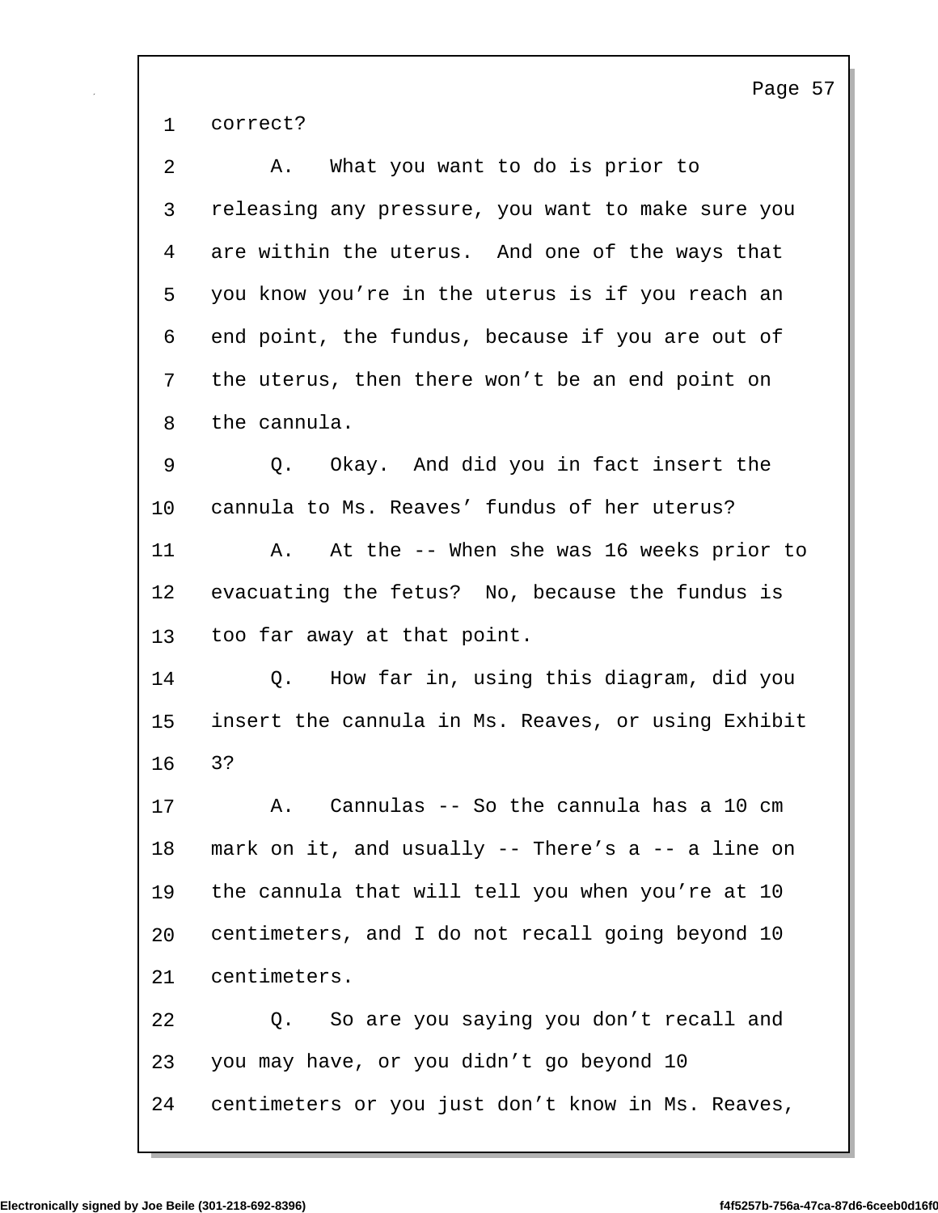1 correct?

2 A. What you want to do is prior to

3 releasing any pressure, you want to make sure you

4 are within the uterus. And one of the ways that

5 you know you're in the uterus is if you reach an

6 end point, the fundus, because if you are out of

7 the uterus, then there won't be an end point on

8 the cannula.

9 Q. Okay. And did you in fact insert the

10 cannula to Ms. Reaves' fundus of her uterus?

11 A. At the -- When she was 16 weeks prior to

12 evacuating the fetus? No, because the fundus is

13 too far away at that point.

14 Q. How far in, using this diagram, did you

15 insert the cannula in Ms. Reaves, or using Exhibit

16 3?

17 A. Cannulas -- So the cannula has a 10 cm

18 mark on it, and usually -- There's a -- a line on

19 the cannula that will tell you when you're at 10

20 centimeters, and I do not recall going beyond 10

21 centimeters.

22 Q. So are you saying you don't recall and

23 you may have, or you didn't go beyond 10

24 centimeters or you just don't know in Ms. Reaves,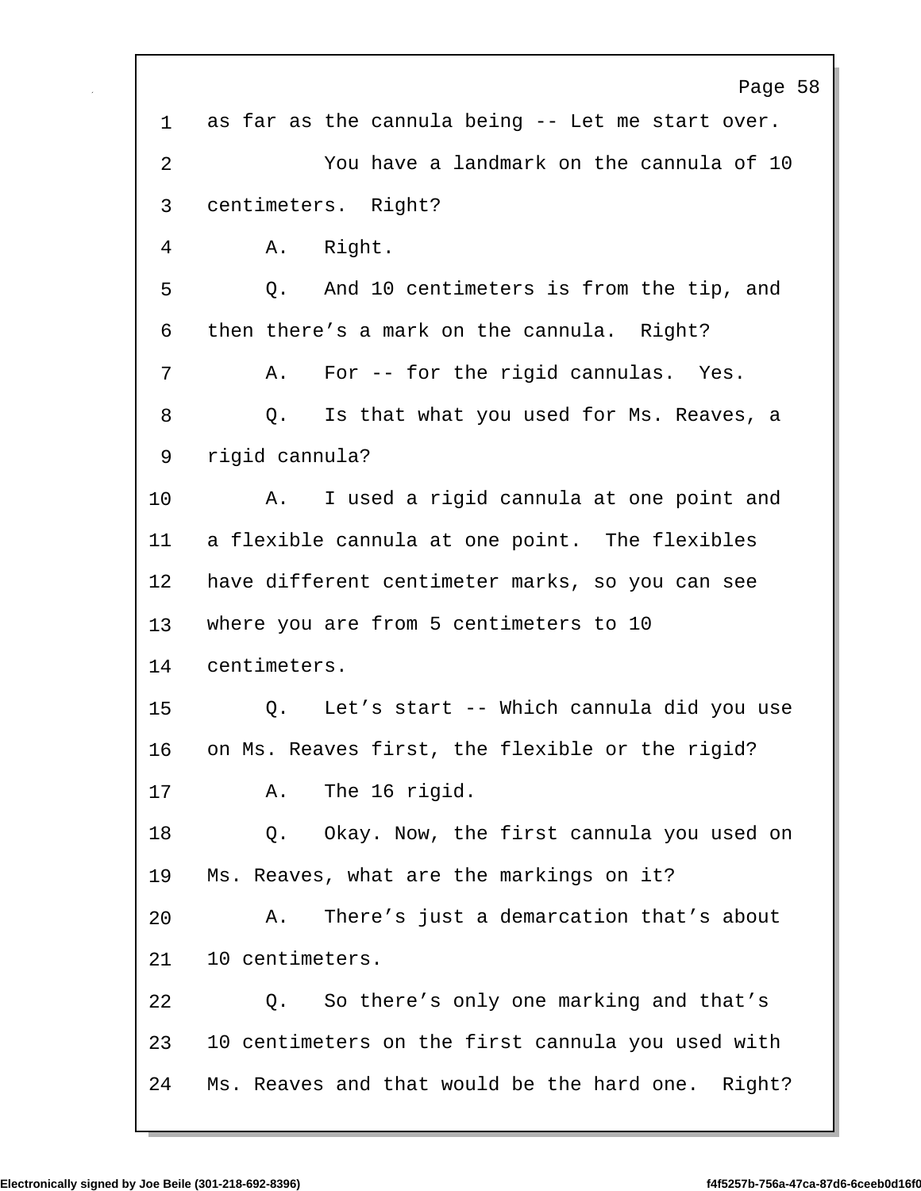1 as far as the cannula being -- Let me start over.

2 You have a landmark on the cannula of 10

3 centimeters. Right?

4 A. Right.

5 Q. And 10 centimeters is from the tip, and

6 then there's a mark on the cannula. Right?

7 A. For -- for the rigid cannulas. Yes.

8 Q. Is that what you used for Ms. Reaves, a

9 rigid cannula?

10 A. I used a rigid cannula at one point and

11 a flexible cannula at one point. The flexibles

12 have different centimeter marks, so you can see

13 where you are from 5 centimeters to 10

14 centimeters.

15 Q. Let's start -- Which cannula did you use

16 on Ms. Reaves first, the flexible or the rigid?

17 A. The 16 rigid.

18 Q. Okay. Now, the first cannula you used on

19 Ms. Reaves, what are the markings on it?

20 A. There's just a demarcation that's about

21 10 centimeters.

22 Q. So there's only one marking and that's

23 10 centimeters on the first cannula you used with

24 Ms. Reaves and that would be the hard one. Right?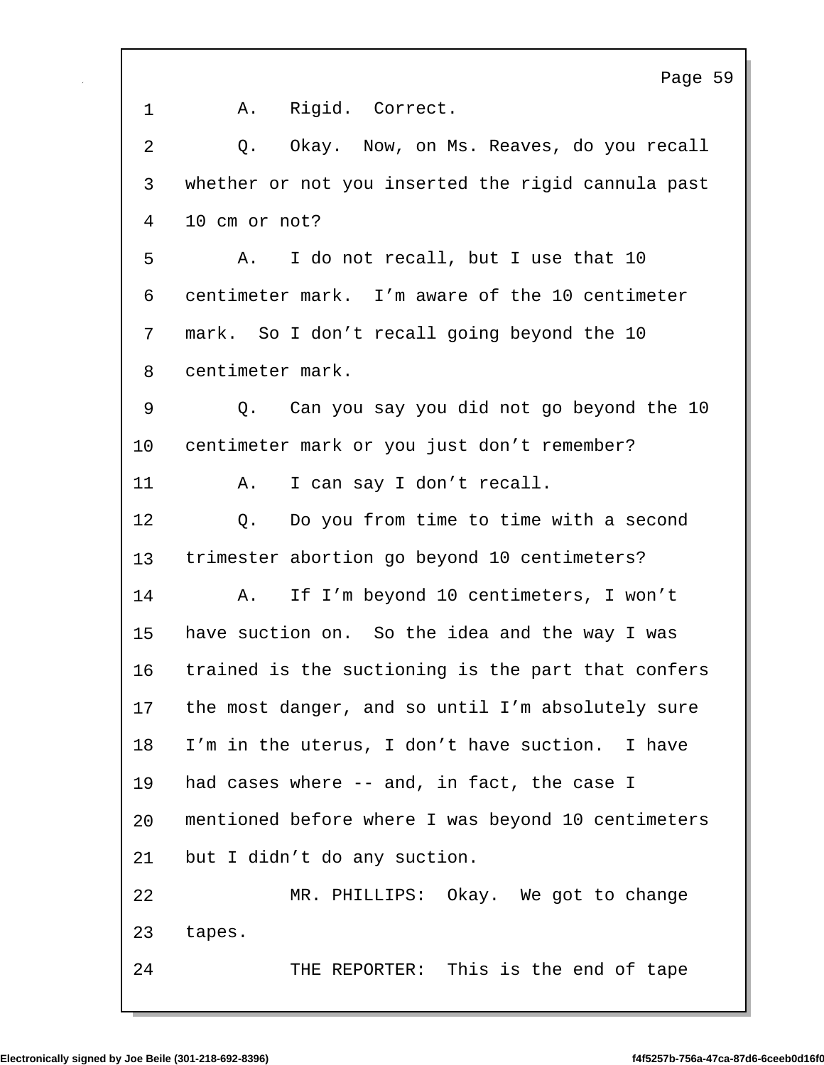A. Rigid. Correct.

Q. Okay. Now, on Ms. Reaves, do you recall whether or not you inserted the rigid cannula past 10 cm or not?

A. I do not recall, but I use that 10 centimeter mark. I'm aware of the 10 centimeter mark. So I don't recall going beyond the 10 centimeter mark.

Q. Can you say you did not go beyond the 10 centimeter mark or you just don't remember?

A. I can say I don't recall.

Q. Do you from time to time with a second trimester abortion go beyond 10 centimeters?

A. If I'm beyond 10 centimeters, I won't have suction on. So the idea and the way I was trained is the suctioning is the part that confers the most danger, and so until I'm absolutely sure I'm in the uterus, I don't have suction. I have had cases where -- and, in fact, the case I mentioned before where I was beyond 10 centimeters but I didn't do any suction.

MR. PHILLIPS: Okay. We got to change tapes.

THE REPORTER: This is the end of tape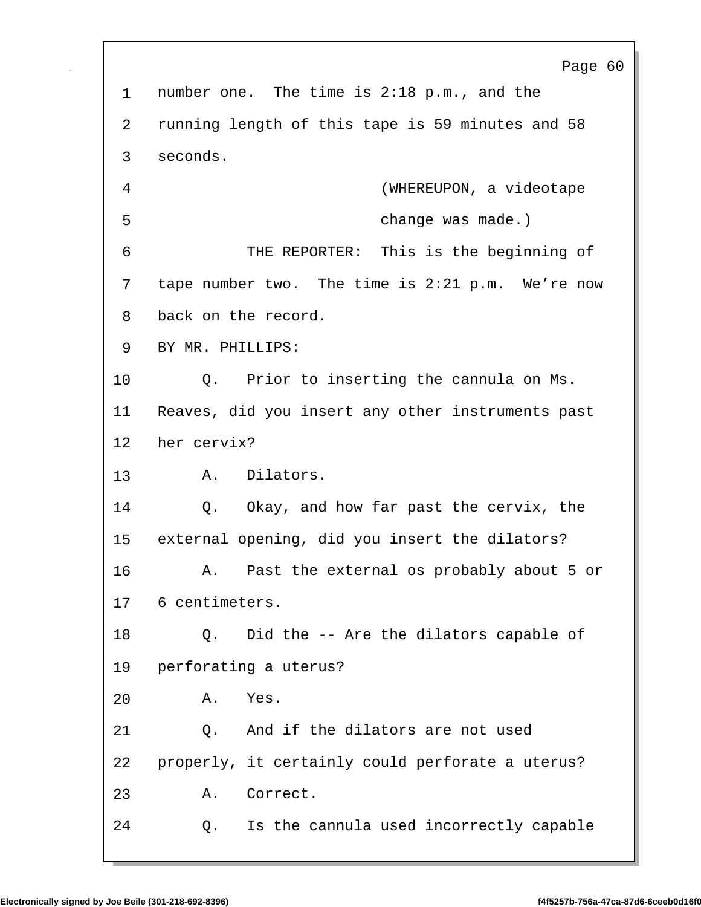1 number one. The time is 2:18 p.m., and the

2 running length of this tape is 59 minutes and 58

3 seconds.

4 (WHEREUPON, a videotape

5 change was made.)

6 THE REPORTER: This is the beginning of

7 tape number two. The time is 2:21 p.m. We're now

8 back on the record.

9 BY MR. PHILLIPS:

10 Q. Prior to inserting the cannula on Ms.

11 Reaves, did you insert any other instruments past

12 her cervix?

13 A. Dilators.

14 Q. Okay, and how far past the cervix, the

15 external opening, did you insert the dilators?

16 A. Past the external os probably about 5 or

17 6 centimeters.

18 Q. Did the -- Are the dilators capable of

19 perforating a uterus?

20 A. Yes.

21 Q. And if the dilators are not used

22 properly, it certainly could perforate a uterus?

23 A. Correct.

24 Q. Is the cannula used incorrectly capable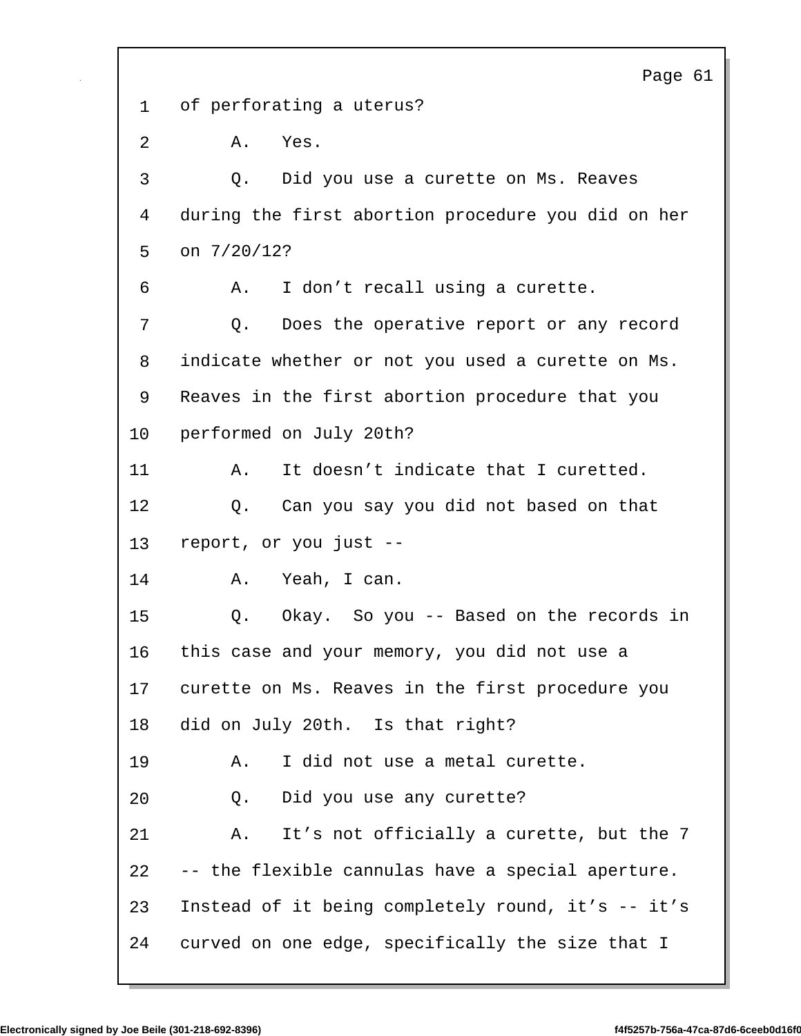1 of perforating a uterus?

2 A. Yes.

3 Q. Did you use a curette on Ms. Reaves

4 during the first abortion procedure you did on her

5 on 7/20/12?

6 A. I don't recall using a curette.

7 Q. Does the operative report or any record

8 indicate whether or not you used a curette on Ms.

9 Reaves in the first abortion procedure that you

10 performed on July 20th?

11 A. It doesn't indicate that I curetted.

12 Q. Can you say you did not based on that

13 report, or you just --

14 A. Yeah, I can.

15 Q. Okay. So you -- Based on the records in

16 this case and your memory, you did not use a

17 curette on Ms. Reaves in the first procedure you

18 did on July 20th. Is that right?

19 A. I did not use a metal curette.

20 Q. Did you use any curette?

21 A. It's not officially a curette, but the 7

22 -- the flexible cannulas have a special aperture.

23 Instead of it being completely round, it's -- it's

24 curved on one edge, specifically the size that I

Electronically signed by Joe Beile (301-218-692-8396) f4f5257b-756a-47ca-87d6-6ceeb0d16f0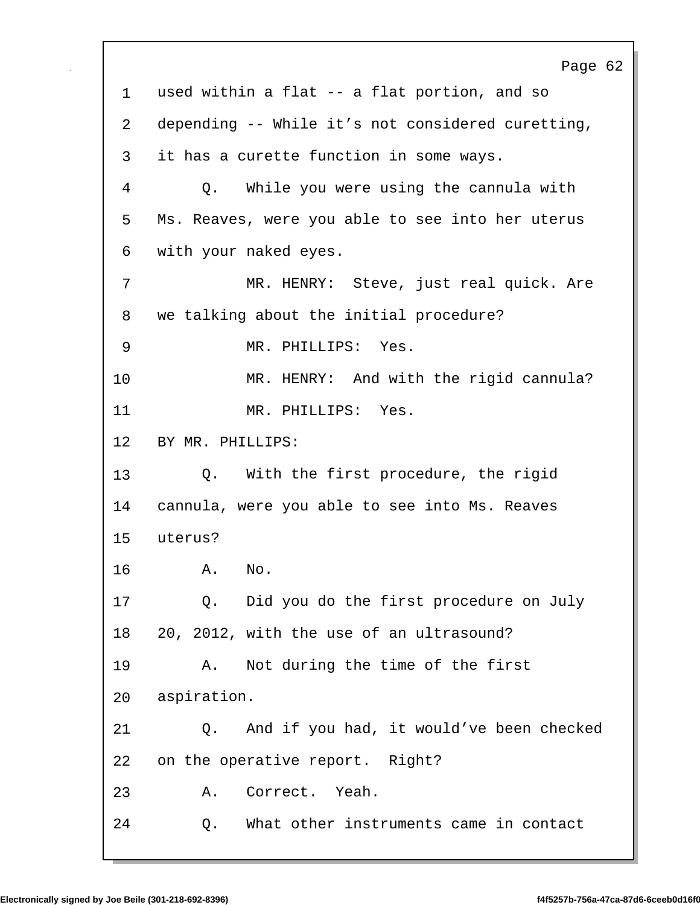1 used within a flat -- a flat portion, and so
2 depending -- While it’s not considered curetting,
3 it has a curette function in some ways.
4 Q. While you were using the cannula with
5 Ms. Reaves, were you able to see into her uterus
6 with your naked eyes.
7 MR. HENRY: Steve, just real quick. Are
8 we talking about the initial procedure?
9 MR. PHILLIPS: Yes.
10 MR. HENRY: And with the rigid cannula?
11 MR. PHILLIPS: Yes.
12 BY MR. PHILLIPS:
13 Q. With the first procedure, the rigid
14 cannula, were you able to see into Ms. Reaves
15 uterus?
16 A. No.
17 Q. Did you do the first procedure on July
18 20, 2012, with the use of an ultrasound?
19 A. Not during the time of the first
20 aspiration.
21 Q. And if you had, it would’ve been checked
22 on the operative report. Right?
23 A. Correct. Yeah.
24 Q. What other instruments came in contact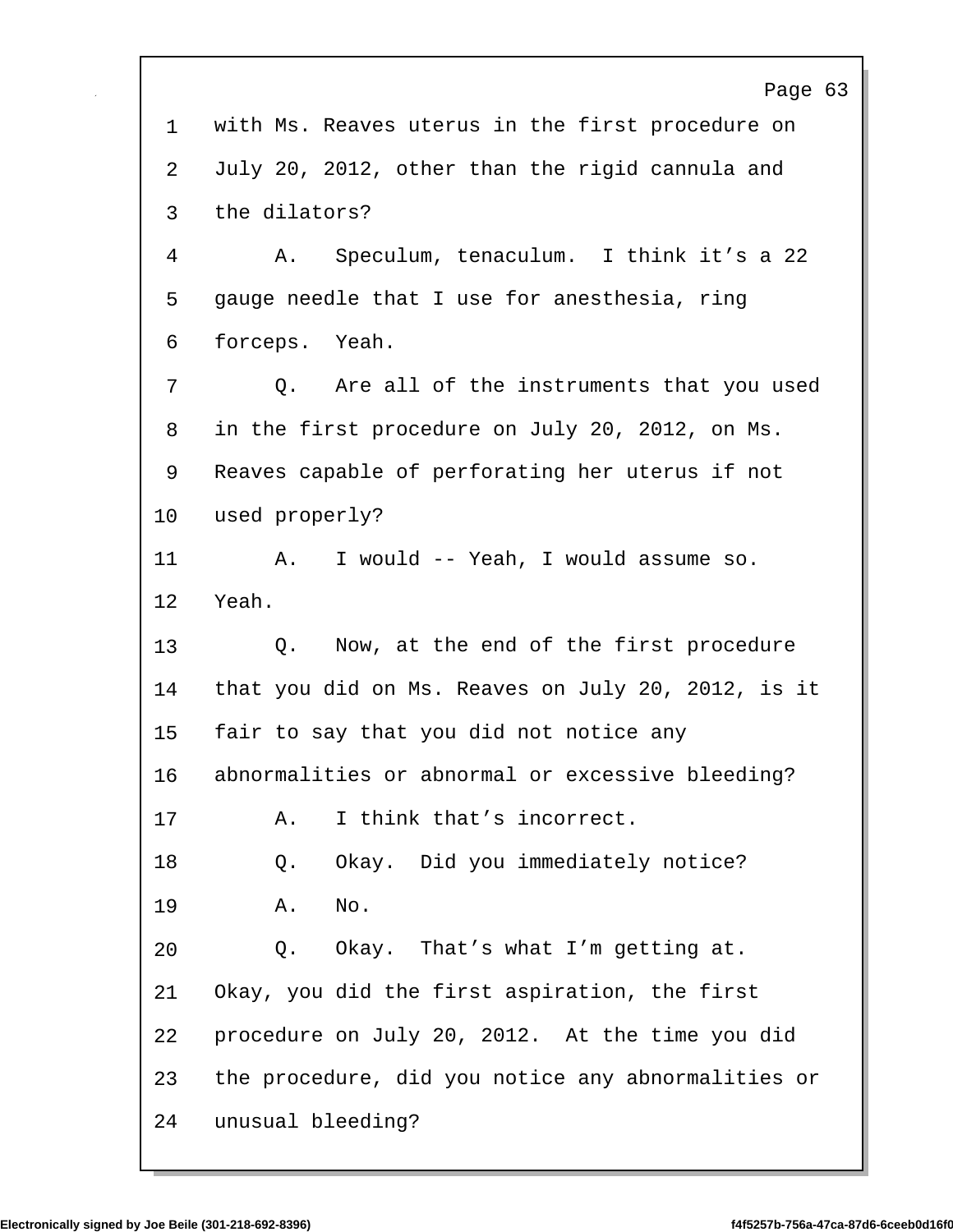with Ms. Reaves uterus in the first procedure on July 20, 2012, other than the rigid cannula and the dilators?

A. Speculum, tenaculum. I think it's a 22 gauge needle that I use for anesthesia, ring forceps. Yeah.

Q. Are all of the instruments that you used in the first procedure on July 20, 2012, on Ms. Reaves capable of perforating her uterus if not used properly?

A. I would -- Yeah, I would assume so. Yeah.

Q. Now, at the end of the first procedure that you did on Ms. Reaves on July 20, 2012, is it fair to say that you did not notice any abnormalities or abnormal or excessive bleeding?

A. I think that's incorrect.

Q. Okay. Did you immediately notice?

A. No.

Q. Okay. That's what I'm getting at. Okay, you did the first aspiration, the first procedure on July 20, 2012. At the time you did the procedure, did you notice any abnormalities or unusual bleeding?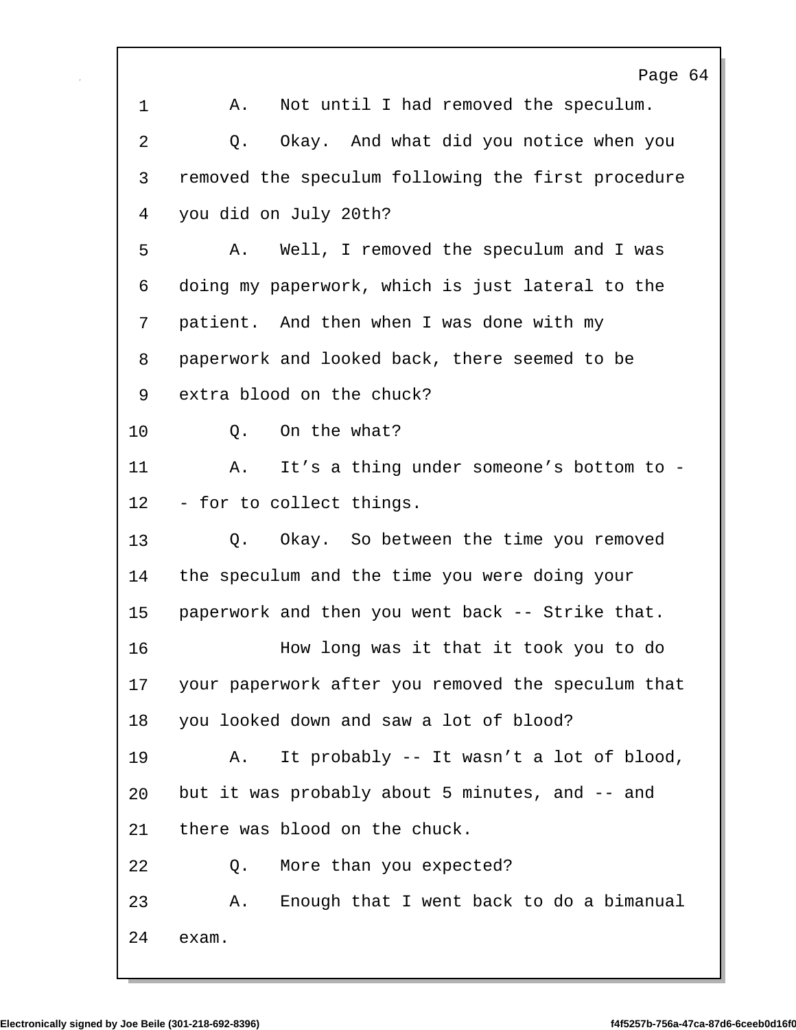1 A. Not until I had removed the speculum.

2 Q. Okay. And what did you notice when you

3 removed the speculum following the first procedure

4 you did on July 20th?

5 A. Well, I removed the speculum and I was

6 doing my paperwork, which is just lateral to the

7 patient. And then when I was done with my

8 paperwork and looked back, there seemed to be

9 extra blood on the chuck?

10 Q. On the what?

11 A. It's a thing under someone's bottom to -

12 - for to collect things.

13 Q. Okay. So between the time you removed

14 the speculum and the time you were doing your

15 paperwork and then you went back -- Strike that.

16 How long was it that it took you to do

17 your paperwork after you removed the speculum that

18 you looked down and saw a lot of blood?

19 A. It probably -- It wasn't a lot of blood,

20 but it was probably about 5 minutes, and -- and

21 there was blood on the chuck.

22 Q. More than you expected?

23 A. Enough that I went back to do a bimanual

24 exam.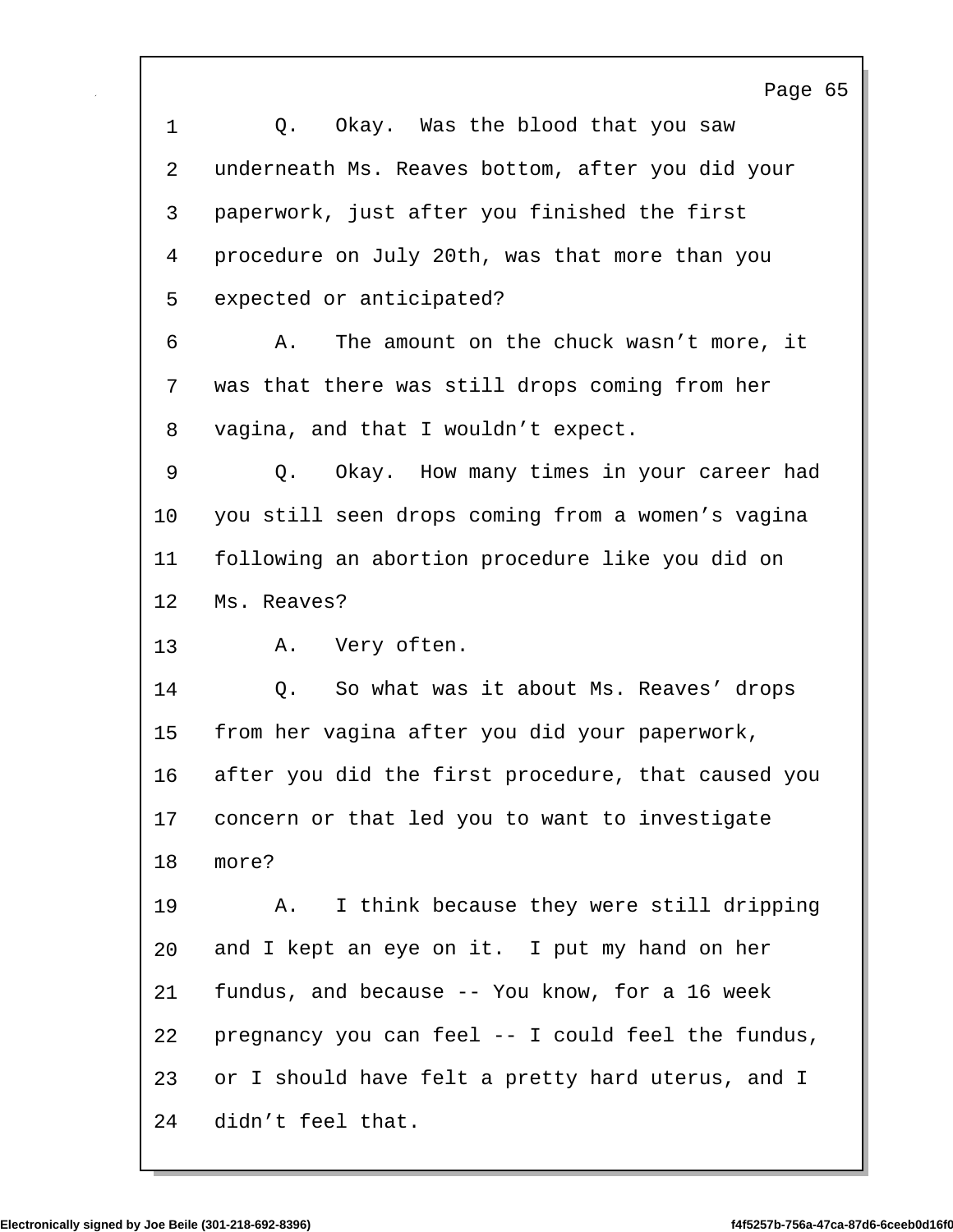Q. Okay. Was the blood that you saw underneath Ms. Reaves bottom, after you did your paperwork, just after you finished the first procedure on July 20th, was that more than you expected or anticipated?

A. The amount on the chuck wasn't more, it was that there was still drops coming from her vagina, and that I wouldn't expect.

Q. Okay. How many times in your career had you still seen drops coming from a women's vagina following an abortion procedure like you did on Ms. Reaves?

A. Very often.

Q. So what was it about Ms. Reaves' drops from her vagina after you did your paperwork, after you did the first procedure, that caused you concern or that led you to want to investigate more?

A. I think because they were still dripping and I kept an eye on it. I put my hand on her fundus, and because -- You know, for a 16 week pregnancy you can feel -- I could feel the fundus, or I should have felt a pretty hard uterus, and I didn't feel that.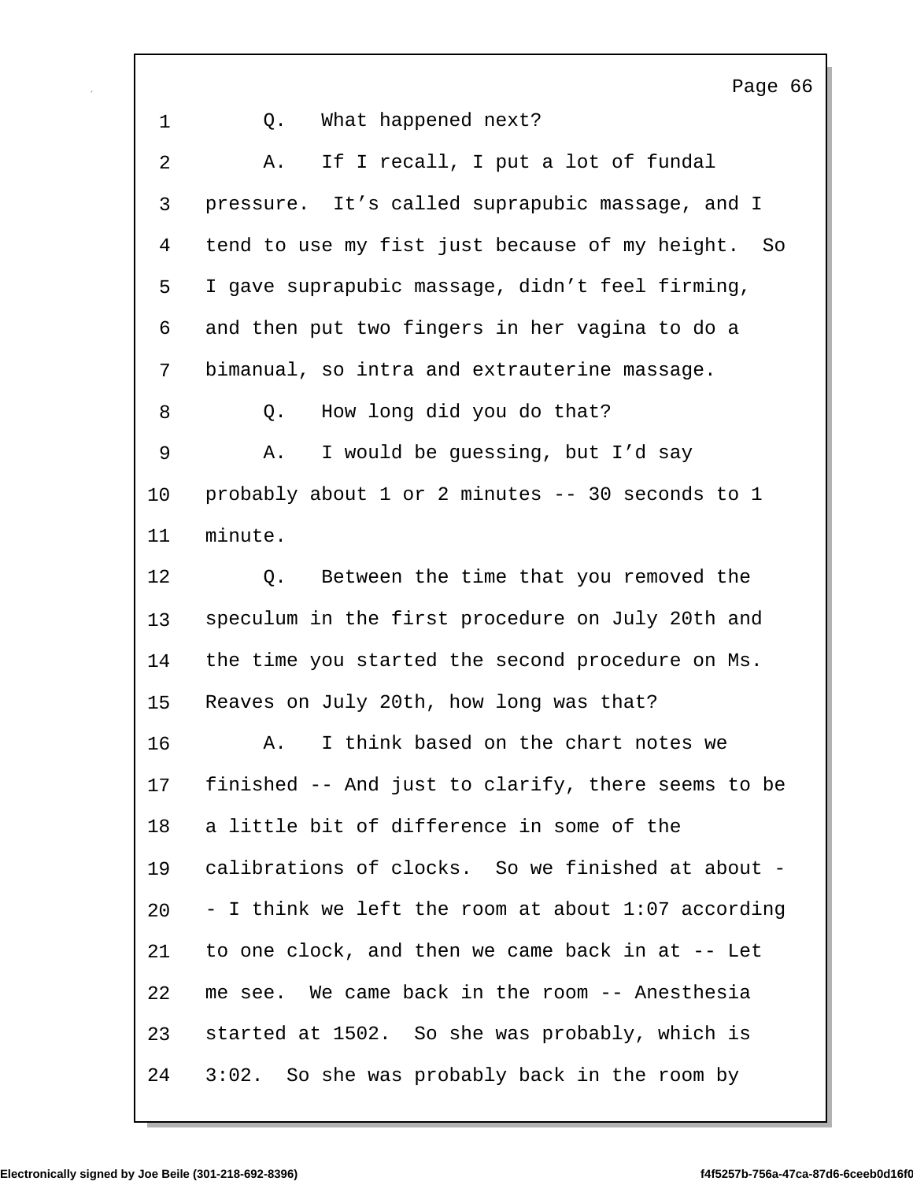Q. What happened next?

A. If I recall, I put a lot of fundal pressure. It’s called suprapubic massage, and I tend to use my fist just because of my height. So I gave suprapubic massage, didn’t feel firming, and then put two fingers in her vagina to do a bimanual, so intra and extrauterine massage.

Q. How long did you do that?

A. I would be guessing, but I’d say probably about 1 or 2 minutes -- 30 seconds to 1 minute.

Q. Between the time that you removed the speculum in the first procedure on July 20th and the time you started the second procedure on Ms. Reaves on July 20th, how long was that?

A. I think based on the chart notes we finished -- And just to clarify, there seems to be a little bit of difference in some of the calibrations of clocks. So we finished at about -- I think we left the room at about 1:07 according to one clock, and then we came back in at -- Let me see. We came back in the room -- Anesthesia started at 1502. So she was probably, which is 3:02. So she was probably back in the room by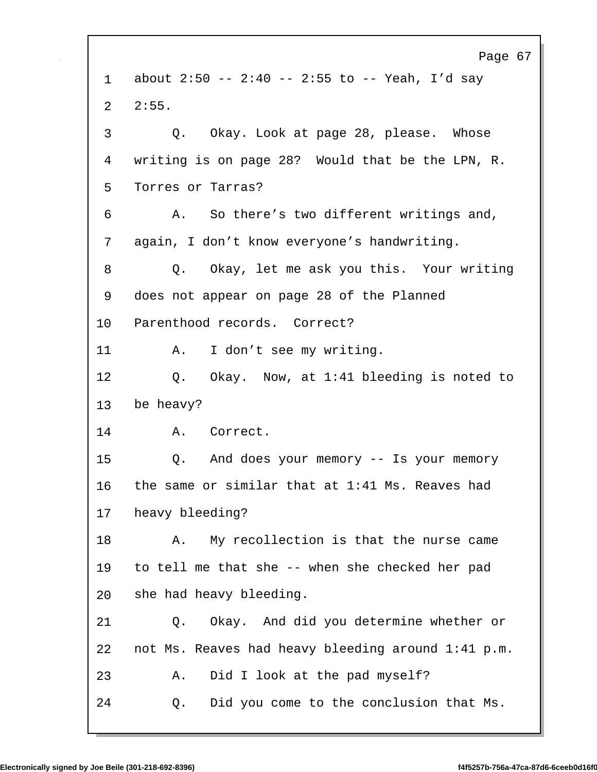1 about 2:50 -- 2:40 -- 2:55 to -- Yeah, I'd say

2 2:55.

3 Q. Okay. Look at page 28, please. Whose

4 writing is on page 28? Would that be the LPN, R.

5 Torres or Tarras?

6 A. So there's two different writings and,

7 again, I don't know everyone's handwriting.

8 Q. Okay, let me ask you this. Your writing

9 does not appear on page 28 of the Planned

10 Parenthood records. Correct?

11 A. I don't see my writing.

12 Q. Okay. Now, at 1:41 bleeding is noted to

13 be heavy?

14 A. Correct.

15 Q. And does your memory -- Is your memory

16 the same or similar that at 1:41 Ms. Reaves had

17 heavy bleeding?

18 A. My recollection is that the nurse came

19 to tell me that she -- when she checked her pad

20 she had heavy bleeding.

21 Q. Okay. And did you determine whether or

22 not Ms. Reaves had heavy bleeding around 1:41 p.m.

23 A. Did I look at the pad myself?

24 Q. Did you come to the conclusion that Ms.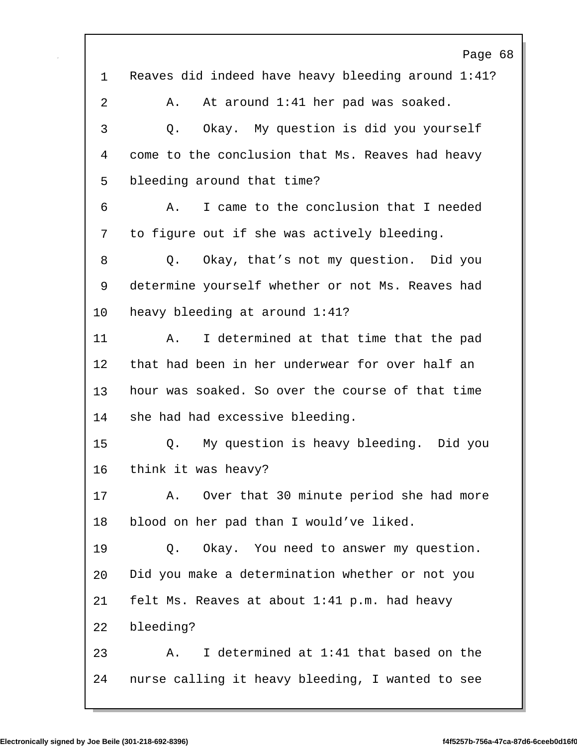1 Reaves did indeed have heavy bleeding around 1:41?

2 A. At around 1:41 her pad was soaked.

3 Q. Okay. My question is did you yourself

4 come to the conclusion that Ms. Reaves had heavy

5 bleeding around that time?

6 A. I came to the conclusion that I needed

7 to figure out if she was actively bleeding.

8 Q. Okay, that's not my question. Did you

9 determine yourself whether or not Ms. Reaves had

10 heavy bleeding at around 1:41?

11 A. I determined at that time that the pad

12 that had been in her underwear for over half an

13 hour was soaked. So over the course of that time

14 she had had excessive bleeding.

15 Q. My question is heavy bleeding. Did you

16 think it was heavy?

17 A. Over that 30 minute period she had more

18 blood on her pad than I would've liked.

19 Q. Okay. You need to answer my question.

20 Did you make a determination whether or not you

21 felt Ms. Reaves at about 1:41 p.m. had heavy

22 bleeding?

23 A. I determined at 1:41 that based on the

24 nurse calling it heavy bleeding, I wanted to see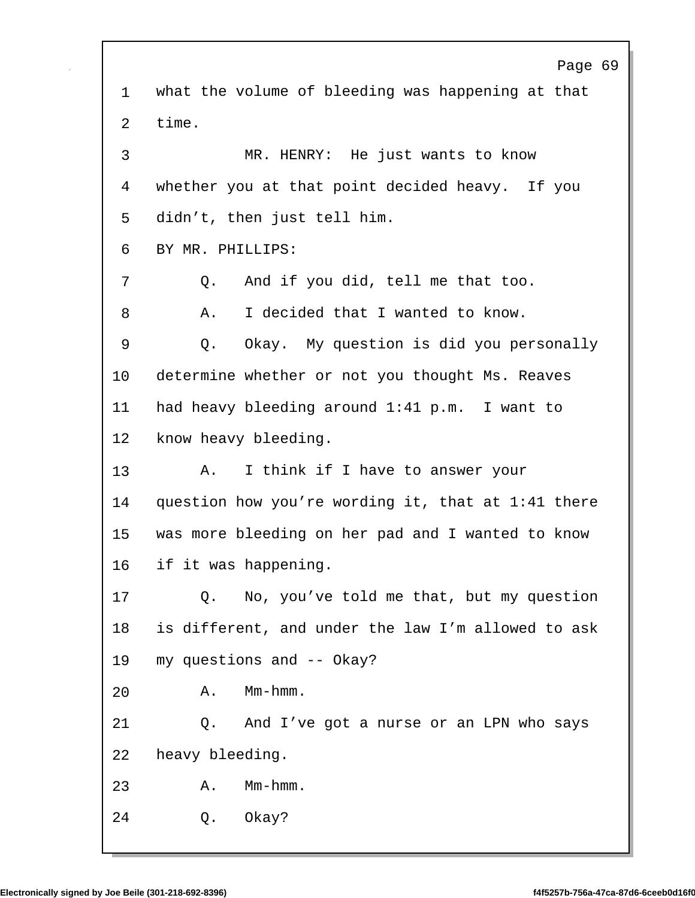1 what the volume of bleeding was happening at that
2 time.
3 MR. HENRY: He just wants to know
4 whether you at that point decided heavy. If you
5 didn't, then just tell him.
6 BY MR. PHILLIPS:
7 Q. And if you did, tell me that too.
8 A. I decided that I wanted to know.
9 Q. Okay. My question is did you personally
10 determine whether or not you thought Ms. Reaves
11 had heavy bleeding around 1:41 p.m. I want to
12 know heavy bleeding.
13 A. I think if I have to answer your
14 question how you're wording it, that at 1:41 there
15 was more bleeding on her pad and I wanted to know
16 if it was happening.
17 Q. No, you've told me that, but my question
18 is different, and under the law I'm allowed to ask
19 my questions and -- Okay?
20 A. Mm-hmm.
21 Q. And I've got a nurse or an LPN who says
22 heavy bleeding.
23 A. Mm-hmm.
24 Q. Okay?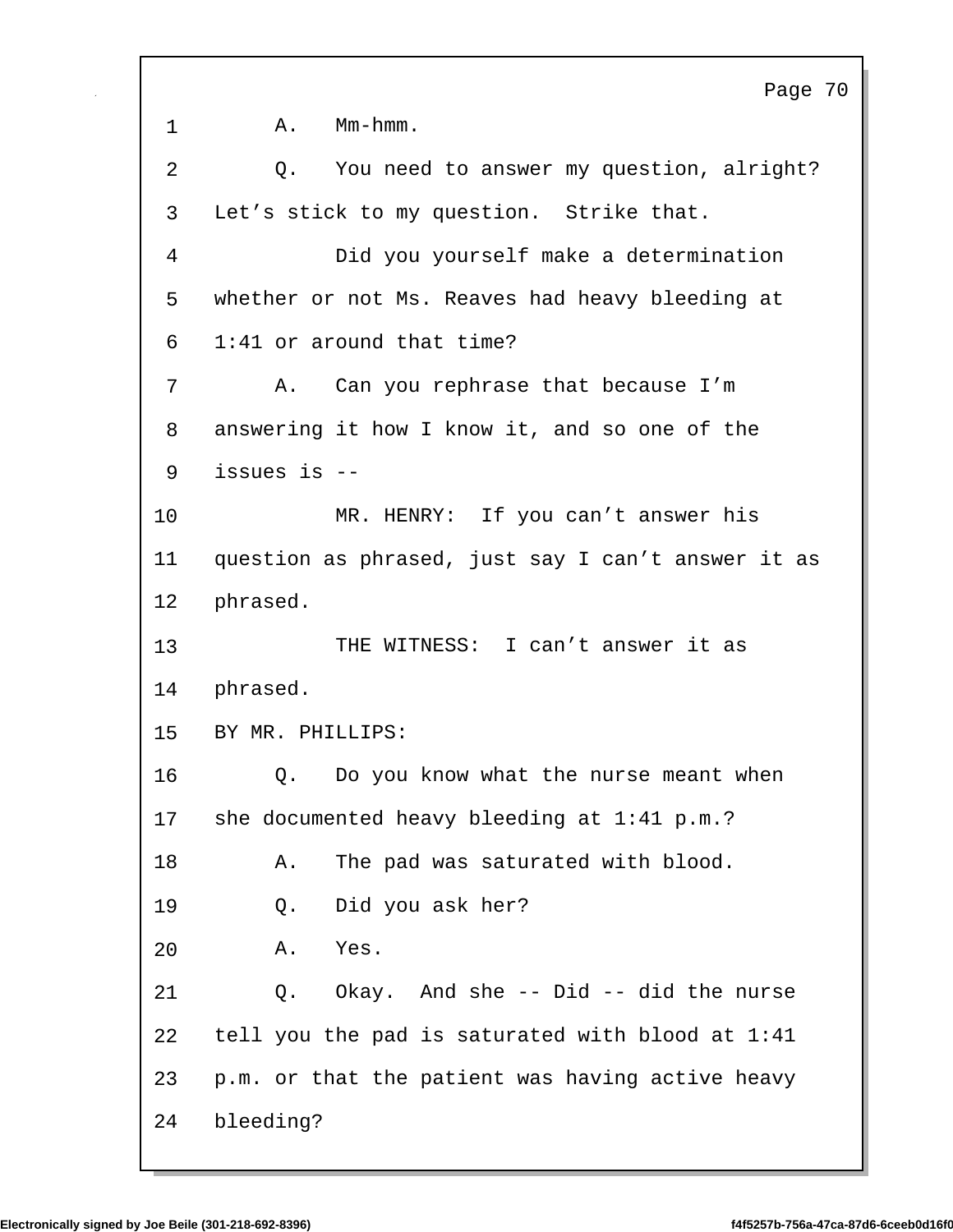1 A. Mm-hmm.

2 Q. You need to answer my question, alright?

3 Let’s stick to my question. Strike that.

4 Did you yourself make a determination

5 whether or not Ms. Reaves had heavy bleeding at

6 1:41 or around that time?

7 A. Can you rephrase that because I’m

8 answering it how I know it, and so one of the

9 issues is --

10 MR. HENRY: If you can’t answer his

11 question as phrased, just say I can’t answer it as

12 phrased.

13 THE WITNESS: I can’t answer it as

14 phrased.

15 BY MR. PHILLIPS:

16 Q. Do you know what the nurse meant when

17 she documented heavy bleeding at 1:41 p.m.?

18 A. The pad was saturated with blood.

19 Q. Did you ask her?

20 A. Yes.

21 Q. Okay. And she -- Did -- did the nurse

22 tell you the pad is saturated with blood at 1:41

23 p.m. or that the patient was having active heavy

24 bleeding?

Electronically signed by Joe Beile (301-218-692-8396) f4f5257b-756a-47ca-87d6-6ceeb0d16f0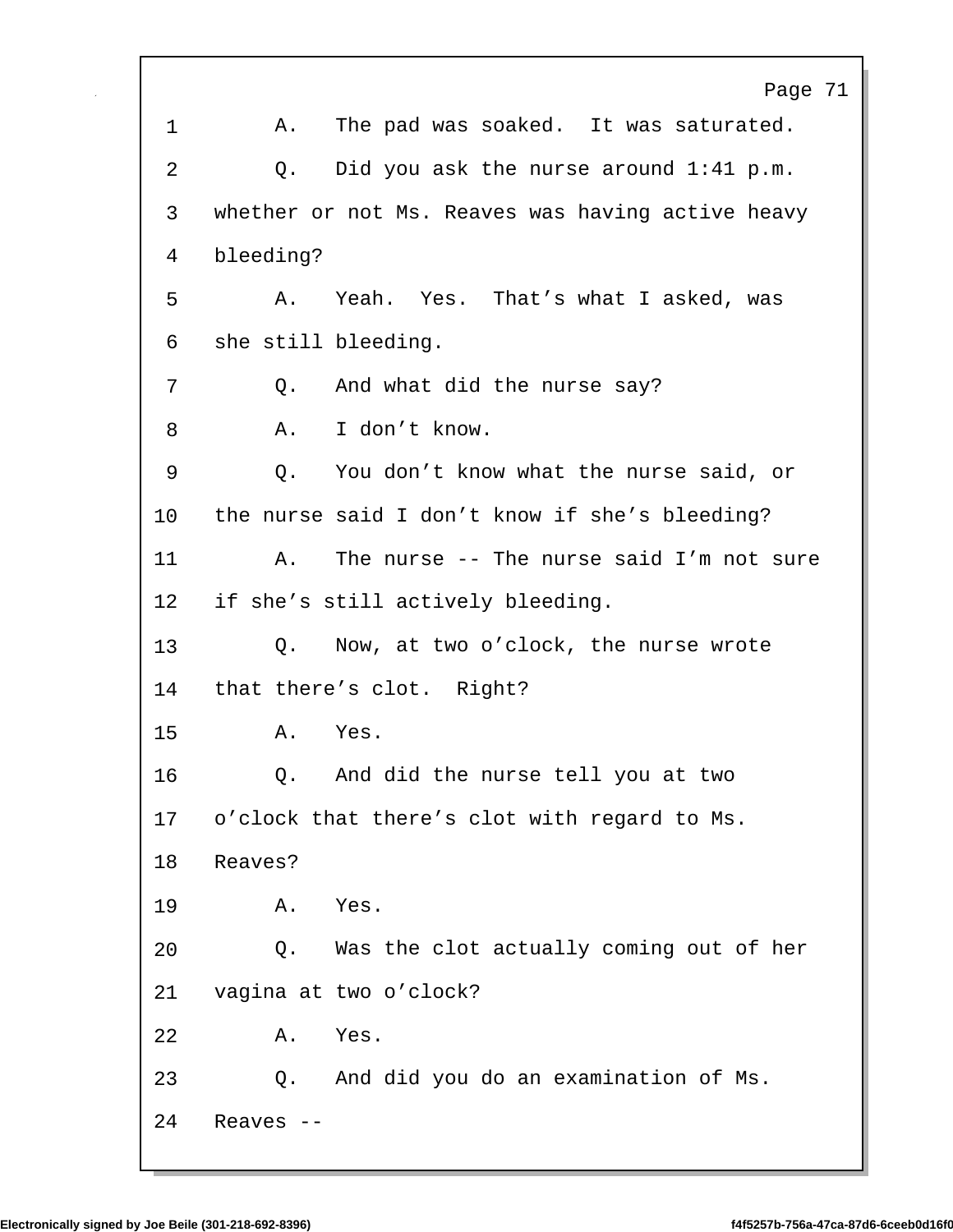A. The pad was soaked. It was saturated.

Q. Did you ask the nurse around 1:41 p.m. whether or not Ms. Reaves was having active heavy bleeding?

A. Yeah. Yes. That’s what I asked, was she still bleeding.

Q. And what did the nurse say?

A. I don’t know.

Q. You don’t know what the nurse said, or the nurse said I don’t know if she’s bleeding?

A. The nurse -- The nurse said I’m not sure if she’s still actively bleeding.

Q. Now, at two o’clock, the nurse wrote that there’s clot. Right?

A. Yes.

Q. And did the nurse tell you at two o’clock that there’s clot with regard to Ms. Reaves?

A. Yes.

Q. Was the clot actually coming out of her vagina at two o’clock?

A. Yes.

Q. And did you do an examination of Ms. Reaves --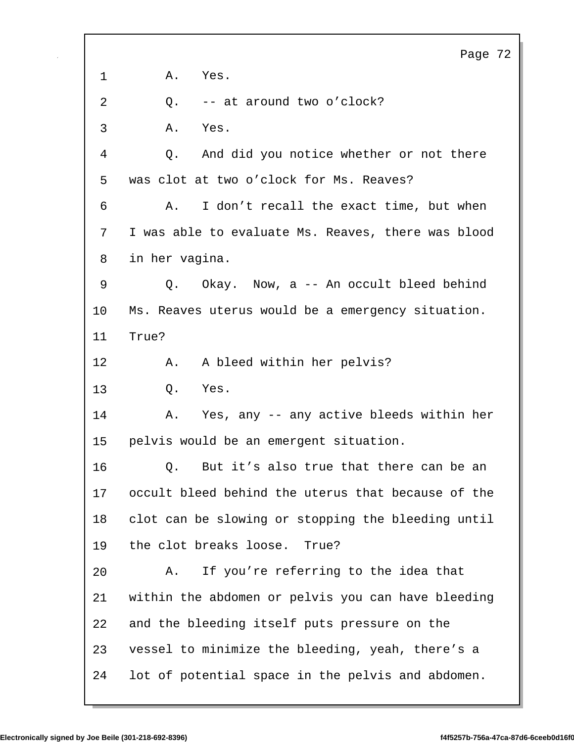1 A. Yes.

2 Q. -- at around two o’clock?

3 A. Yes.

4 Q. And did you notice whether or not there

5 was clot at two o’clock for Ms. Reaves?

6 A. I don’t recall the exact time, but when

7 I was able to evaluate Ms. Reaves, there was blood

8 in her vagina.

9 Q. Okay. Now, a -- An occult bleed behind

10 Ms. Reaves uterus would be a emergency situation.

11 True?

12 A. A bleed within her pelvis?

13 Q. Yes.

14 A. Yes, any -- any active bleeds within her

15 pelvis would be an emergent situation.

16 Q. But it’s also true that there can be an

17 occult bleed behind the uterus that because of the

18 clot can be slowing or stopping the bleeding until

19 the clot breaks loose. True?

20 A. If you’re referring to the idea that

21 within the abdomen or pelvis you can have bleeding

22 and the bleeding itself puts pressure on the

23 vessel to minimize the bleeding, yeah, there’s a

24 lot of potential space in the pelvis and abdomen.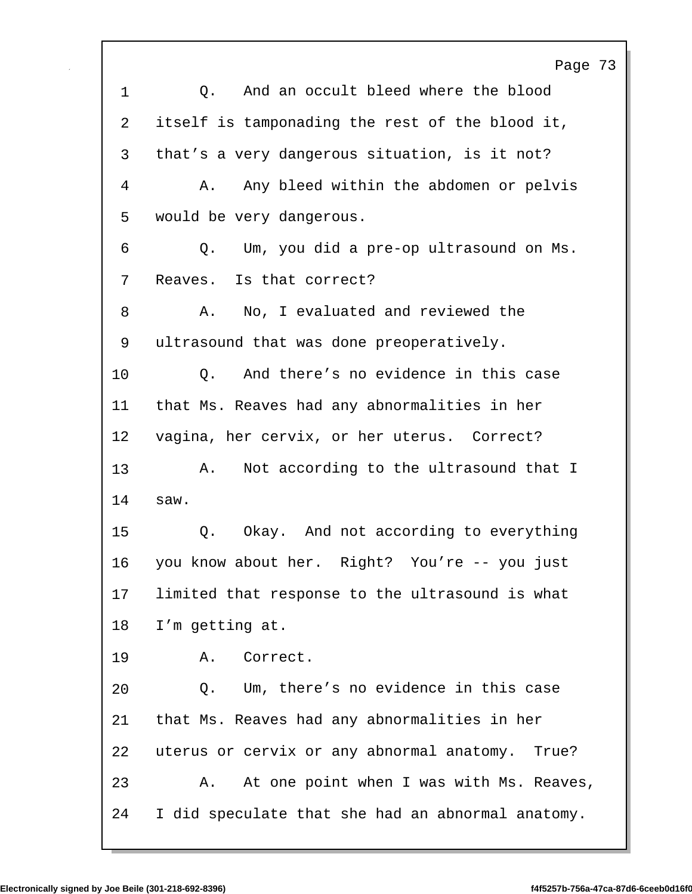1 Q. And an occult bleed where the blood
2 itself is tamponading the rest of the blood it,
3 that's a very dangerous situation, is it not?
4 A. Any bleed within the abdomen or pelvis
5 would be very dangerous.
6 Q. Um, you did a pre-op ultrasound on Ms.
7 Reaves. Is that correct?
8 A. No, I evaluated and reviewed the
9 ultrasound that was done preoperatively.
10 Q. And there's no evidence in this case
11 that Ms. Reaves had any abnormalities in her
12 vagina, her cervix, or her uterus. Correct?
13 A. Not according to the ultrasound that I
14 saw.
15 Q. Okay. And not according to everything
16 you know about her. Right? You're -- you just
17 limited that response to the ultrasound is what
18 I'm getting at.
19 A. Correct.
20 Q. Um, there's no evidence in this case
21 that Ms. Reaves had any abnormalities in her
22 uterus or cervix or any abnormal anatomy. True?
23 A. At one point when I was with Ms. Reaves,
24 I did speculate that she had an abnormal anatomy.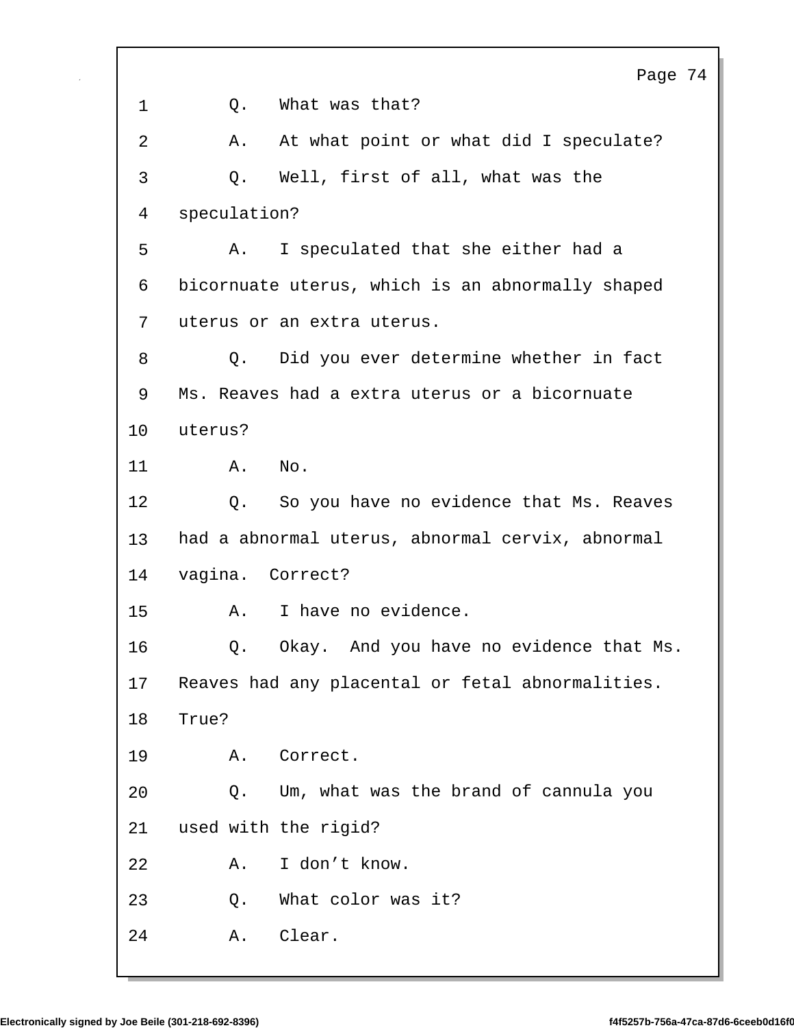1 Q. What was that?

2 A. At what point or what did I speculate?

3 Q. Well, first of all, what was the

4 speculation?

5 A. I speculated that she either had a

6 bicornuate uterus, which is an abnormally shaped

7 uterus or an extra uterus.

8 Q. Did you ever determine whether in fact

9 Ms. Reaves had a extra uterus or a bicornuate

10 uterus?

11 A. No.

12 Q. So you have no evidence that Ms. Reaves

13 had a abnormal uterus, abnormal cervix, abnormal

14 vagina. Correct?

15 A. I have no evidence.

16 Q. Okay. And you have no evidence that Ms.

17 Reaves had any placental or fetal abnormalities.

18 True?

19 A. Correct.

20 Q. Um, what was the brand of cannula you

21 used with the rigid?

22 A. I don't know.

23 Q. What color was it?

24 A. Clear.

Electronically signed by Joe Beile (301-218-692-8396) f4f5257b-756a-47ca-87d6-6ceeb0d16f0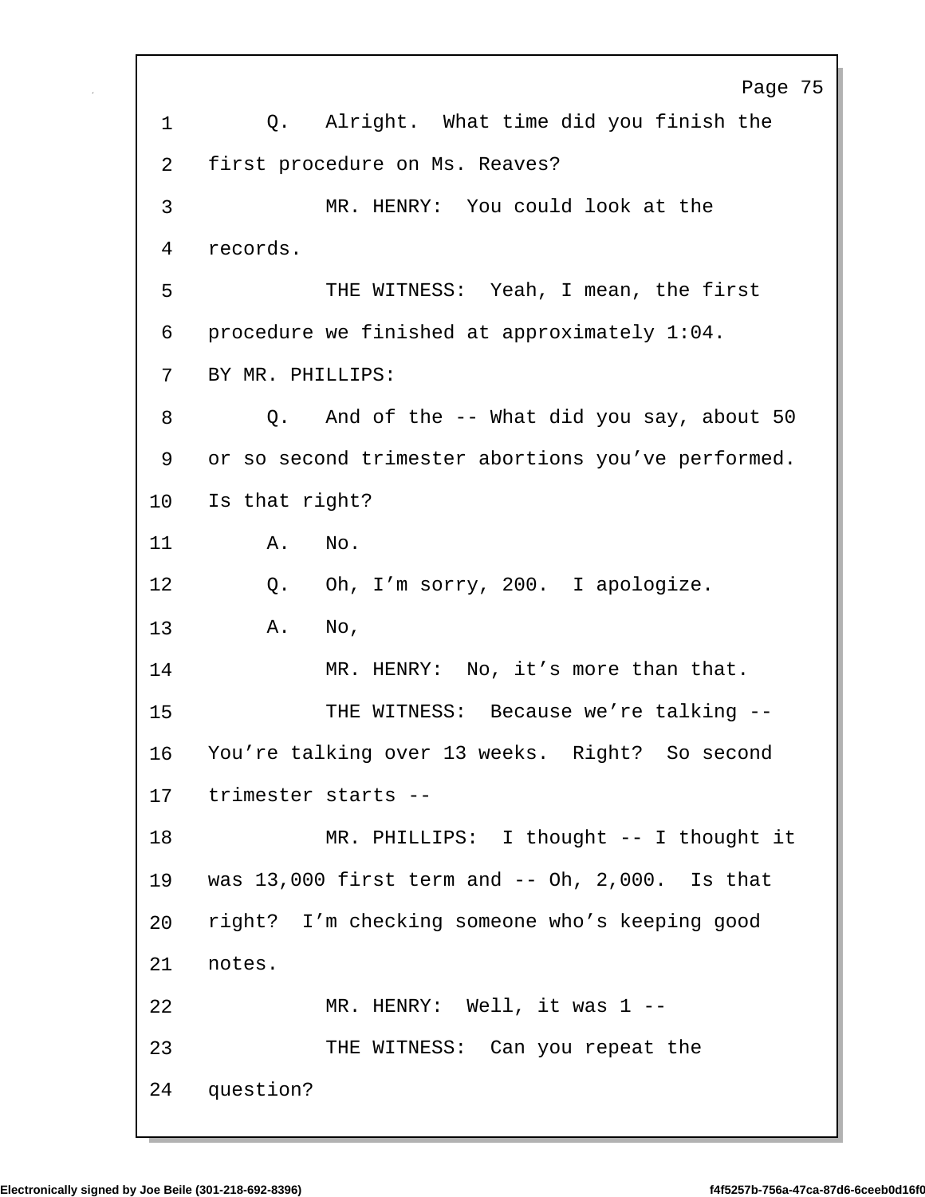1 Q. Alright. What time did you finish the
2 first procedure on Ms. Reaves?
3 MR. HENRY: You could look at the
4 records.
5 THE WITNESS: Yeah, I mean, the first
6 procedure we finished at approximately 1:04.
7 BY MR. PHILLIPS:
8 Q. And of the -- What did you say, about 50
9 or so second trimester abortions you've performed.
10 Is that right?
11 A. No.
12 Q. Oh, I'm sorry, 200. I apologize.
13 A. No,
14 MR. HENRY: No, it's more than that.
15 THE WITNESS: Because we're talking --
16 You're talking over 13 weeks. Right? So second
17 trimester starts --
18 MR. PHILLIPS: I thought -- I thought it
19 was 13,000 first term and -- Oh, 2,000. Is that
20 right? I'm checking someone who's keeping good
21 notes.
22 MR. HENRY: Well, it was 1 --
23 THE WITNESS: Can you repeat the
24 question?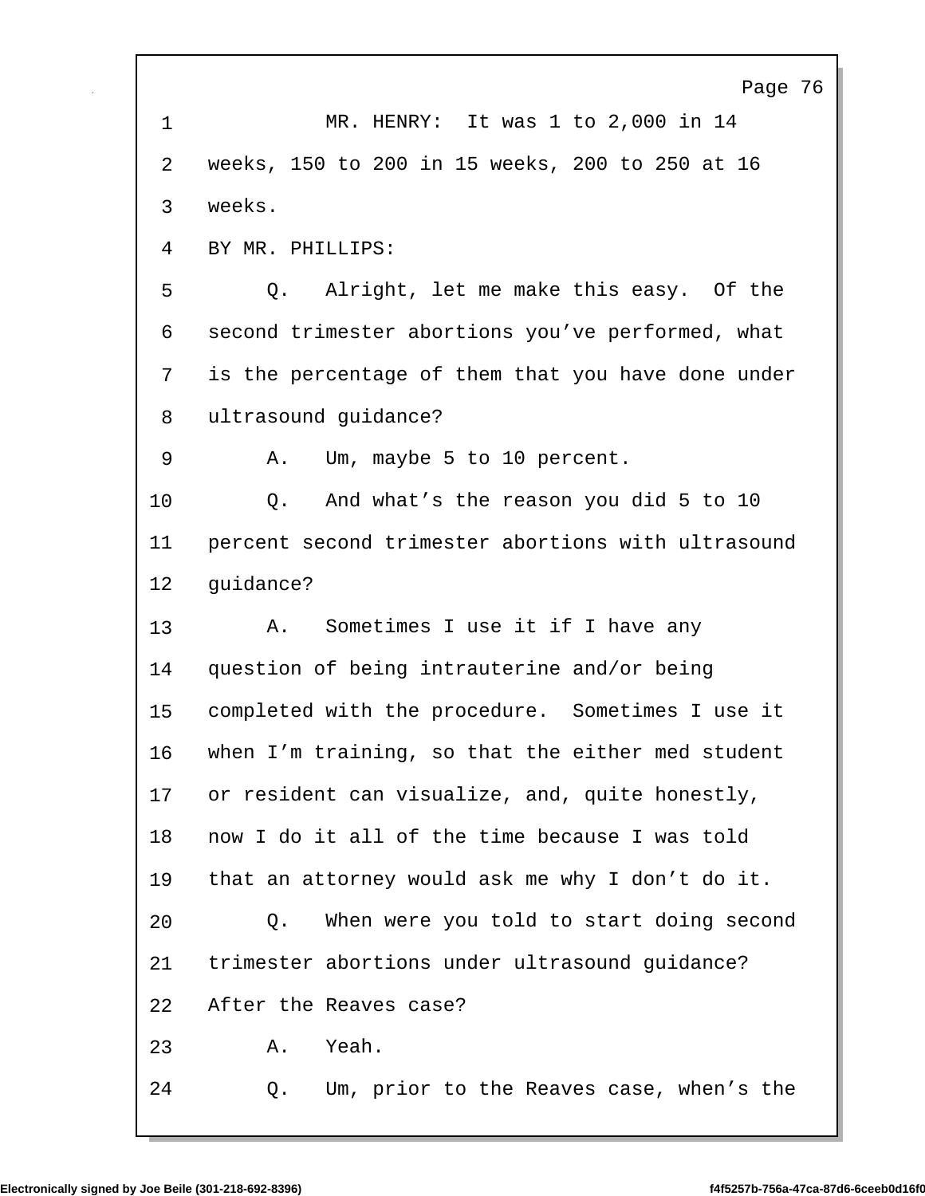MR. HENRY: It was 1 to 2,000 in 14 weeks, 150 to 200 in 15 weeks, 200 to 250 at 16 weeks.

BY MR. PHILLIPS:

Q. Alright, let me make this easy. Of the second trimester abortions you've performed, what is the percentage of them that you have done under ultrasound guidance?

A. Um, maybe 5 to 10 percent.

Q. And what's the reason you did 5 to 10 percent second trimester abortions with ultrasound guidance?

A. Sometimes I use it if I have any question of being intrauterine and/or being completed with the procedure. Sometimes I use it when I'm training, so that the either med student or resident can visualize, and, quite honestly, now I do it all of the time because I was told that an attorney would ask me why I don't do it.

Q. When were you told to start doing second trimester abortions under ultrasound guidance? After the Reaves case?

A. Yeah.

Q. Um, prior to the Reaves case, when's the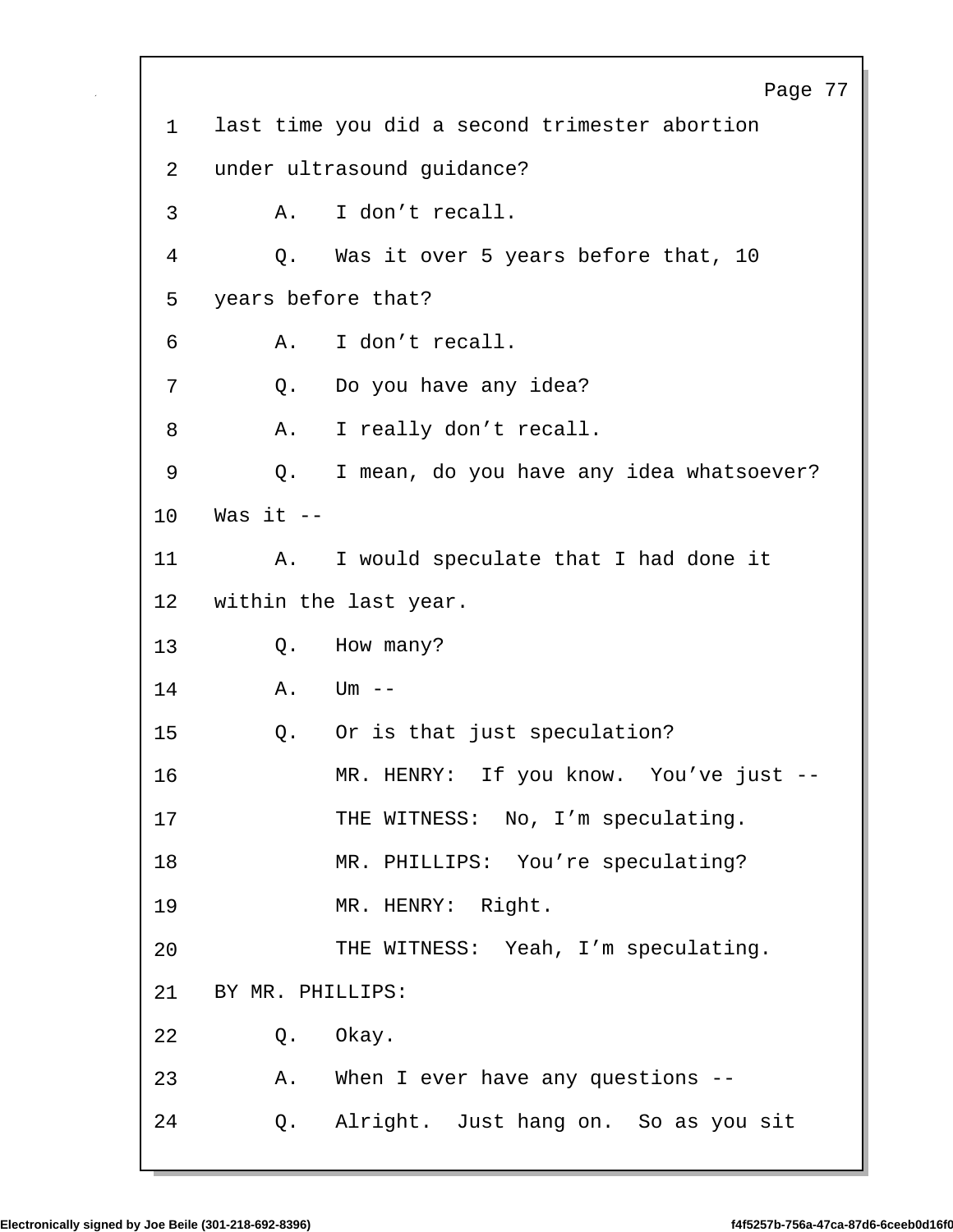1 last time you did a second trimester abortion

2 under ultrasound guidance?

3 A. I don't recall.

4 Q. Was it over 5 years before that, 10

5 years before that?

6 A. I don't recall.

7 Q. Do you have any idea?

8 A. I really don't recall.

9 Q. I mean, do you have any idea whatsoever?

10 Was it --

11 A. I would speculate that I had done it

12 within the last year.

13 Q. How many?

14 A. Um --

15 Q. Or is that just speculation?

16 MR. HENRY: If you know. You've just --

17 THE WITNESS: No, I'm speculating.

18 MR. PHILLIPS: You're speculating?

19 MR. HENRY: Right.

20 THE WITNESS: Yeah, I'm speculating.

21 BY MR. PHILLIPS:

22 Q. Okay.

23 A. When I ever have any questions --

24 Q. Alright. Just hang on. So as you sit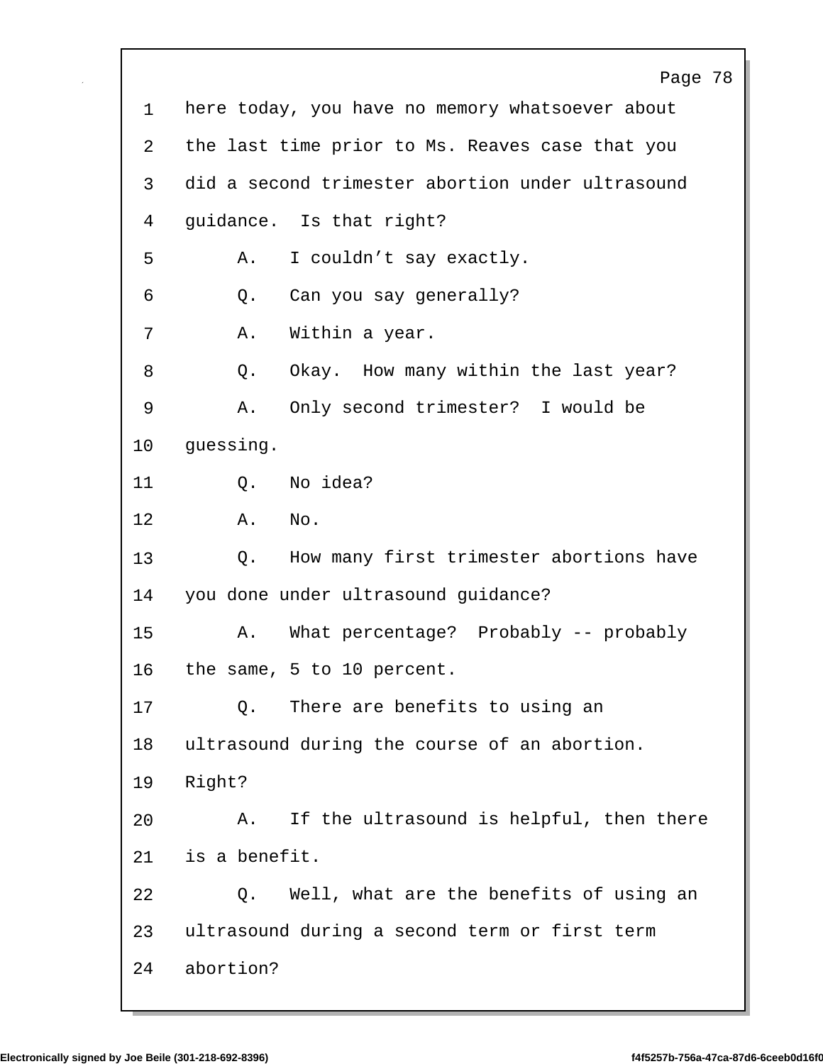1 here today, you have no memory whatsoever about
2 the last time prior to Ms. Reaves case that you
3 did a second trimester abortion under ultrasound
4 guidance. Is that right?
5 A. I couldn't say exactly.
6 Q. Can you say generally?
7 A. Within a year.
8 Q. Okay. How many within the last year?
9 A. Only second trimester? I would be
10 guessing.
11 Q. No idea?
12 A. No.
13 Q. How many first trimester abortions have
14 you done under ultrasound guidance?
15 A. What percentage? Probably -- probably
16 the same, 5 to 10 percent.
17 Q. There are benefits to using an
18 ultrasound during the course of an abortion.
19 Right?
20 A. If the ultrasound is helpful, then there
21 is a benefit.
22 Q. Well, what are the benefits of using an
23 ultrasound during a second term or first term
24 abortion?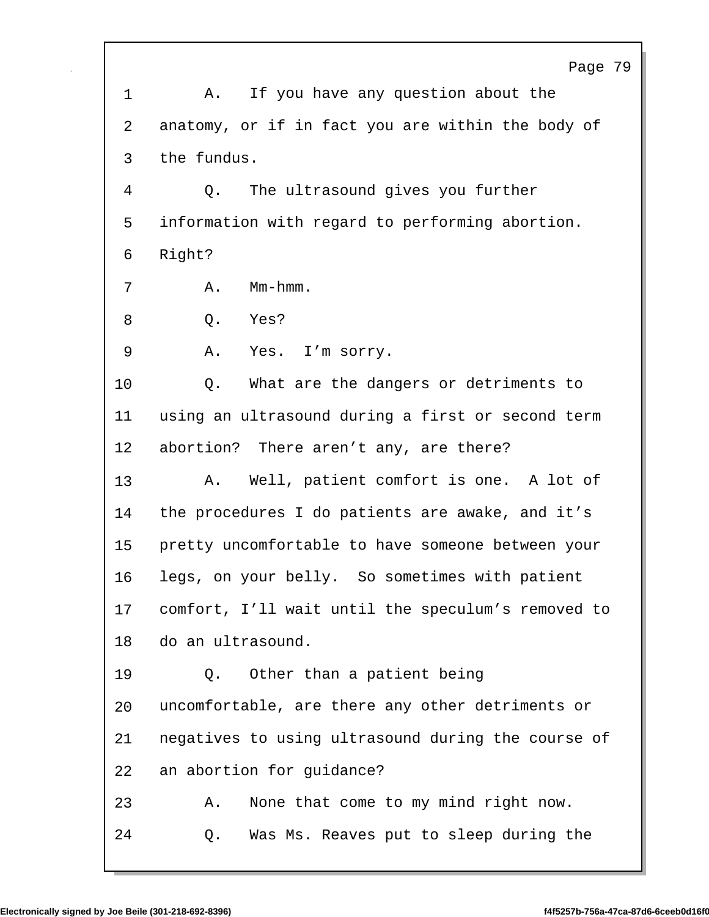A. If you have any question about the anatomy, or if in fact you are within the body of the fundus.

Q. The ultrasound gives you further information with regard to performing abortion. Right?

A. Mm-hmm.

Q. Yes?

A. Yes. I'm sorry.

Q. What are the dangers or detriments to using an ultrasound during a first or second term abortion? There aren't any, are there?

A. Well, patient comfort is one. A lot of the procedures I do patients are awake, and it's pretty uncomfortable to have someone between your legs, on your belly. So sometimes with patient comfort, I'll wait until the speculum's removed to do an ultrasound.

Q. Other than a patient being uncomfortable, are there any other detriments or negatives to using ultrasound during the course of an abortion for guidance?

A. None that come to my mind right now.

Q. Was Ms. Reaves put to sleep during the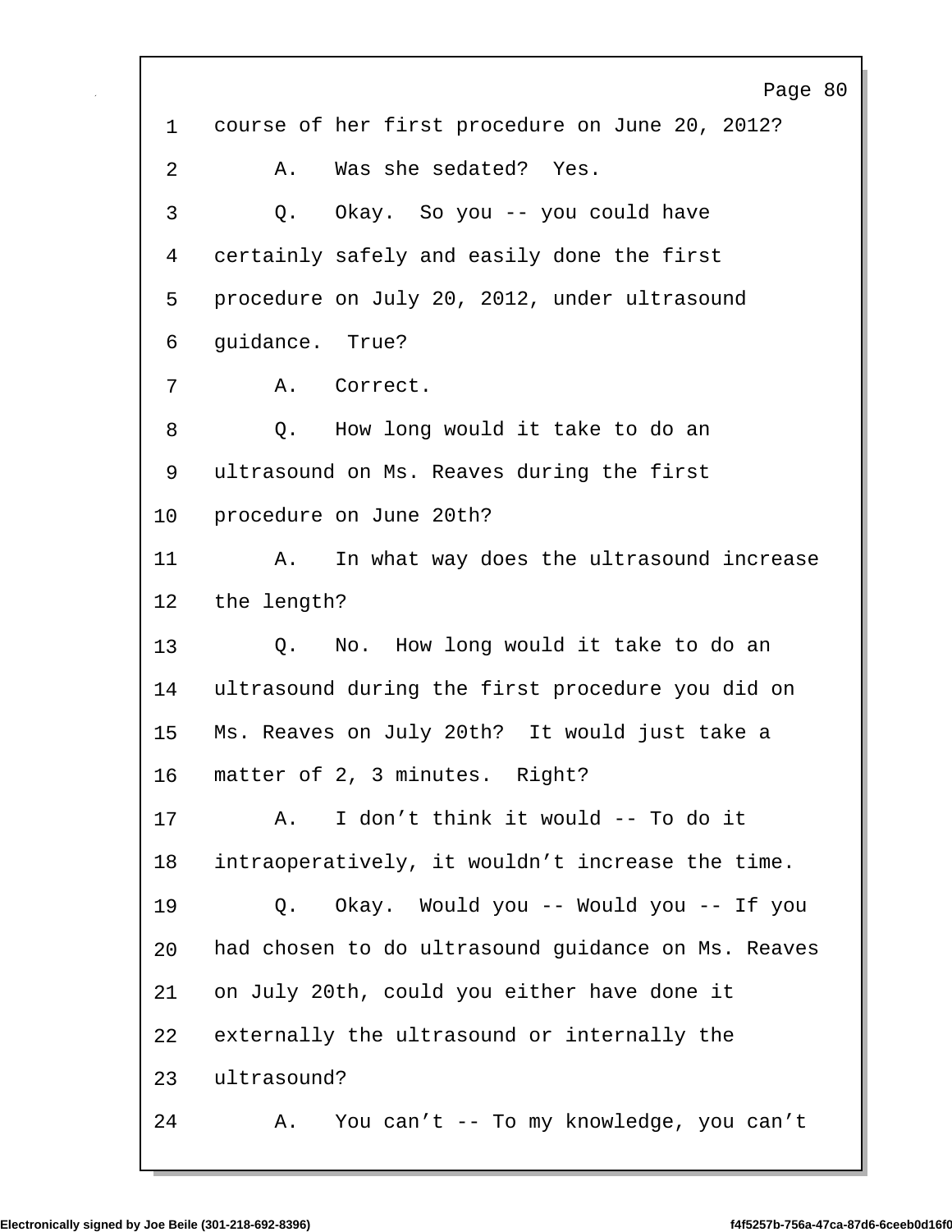1 course of her first procedure on June 20, 2012?

2 A. Was she sedated? Yes.

3 Q. Okay. So you -- you could have

4 certainly safely and easily done the first

5 procedure on July 20, 2012, under ultrasound

6 guidance. True?

7 A. Correct.

8 Q. How long would it take to do an

9 ultrasound on Ms. Reaves during the first

10 procedure on June 20th?

11 A. In what way does the ultrasound increase

12 the length?

13 Q. No. How long would it take to do an

14 ultrasound during the first procedure you did on

15 Ms. Reaves on July 20th? It would just take a

16 matter of 2, 3 minutes. Right?

17 A. I don't think it would -- To do it

18 intraoperatively, it wouldn't increase the time.

19 Q. Okay. Would you -- Would you -- If you

20 had chosen to do ultrasound guidance on Ms. Reaves

21 on July 20th, could you either have done it

22 externally the ultrasound or internally the

23 ultrasound?

24 A. You can't -- To my knowledge, you can't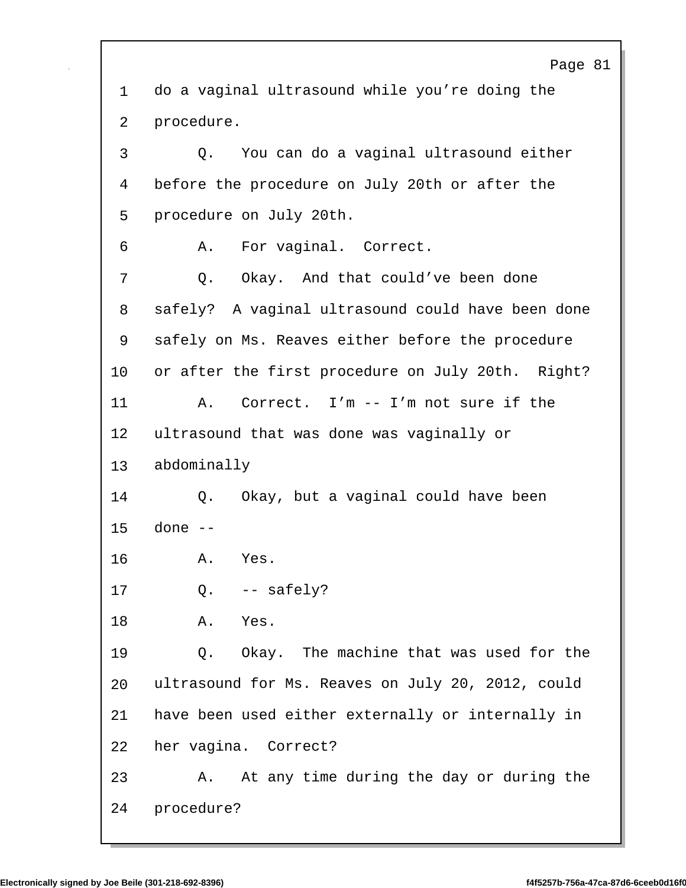1 do a vaginal ultrasound while you're doing the
2 procedure.
3 Q. You can do a vaginal ultrasound either
4 before the procedure on July 20th or after the
5 procedure on July 20th.
6 A. For vaginal. Correct.
7 Q. Okay. And that could've been done
8 safely? A vaginal ultrasound could have been done
9 safely on Ms. Reaves either before the procedure
10 or after the first procedure on July 20th. Right?
11 A. Correct. I'm -- I'm not sure if the
12 ultrasound that was done was vaginally or
13 abdominally
14 Q. Okay, but a vaginal could have been
15 done --
16 A. Yes.
17 Q. -- safely?
18 A. Yes.
19 Q. Okay. The machine that was used for the
20 ultrasound for Ms. Reaves on July 20, 2012, could
21 have been used either externally or internally in
22 her vagina. Correct?
23 A. At any time during the day or during the
24 procedure?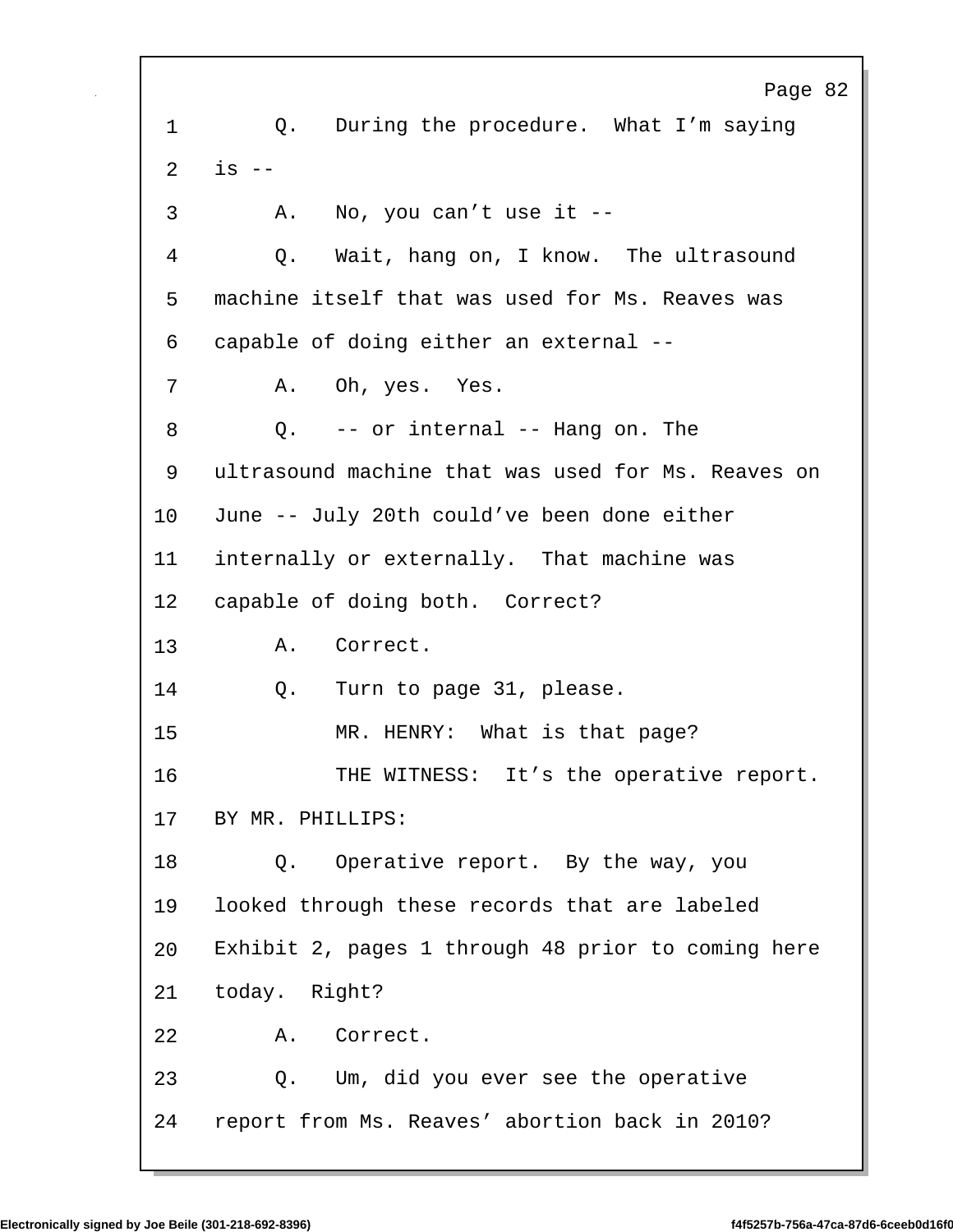Q. During the procedure. What I'm saying is --

A. No, you can't use it --

Q. Wait, hang on, I know. The ultrasound machine itself that was used for Ms. Reaves was capable of doing either an external --

A. Oh, yes. Yes.

Q. -- or internal -- Hang on. The ultrasound machine that was used for Ms. Reaves on June -- July 20th could've been done either internally or externally. That machine was capable of doing both. Correct?

A. Correct.

Q. Turn to page 31, please.

MR. HENRY: What is that page?

THE WITNESS: It's the operative report.

BY MR. PHILLIPS:

Q. Operative report. By the way, you looked through these records that are labeled Exhibit 2, pages 1 through 48 prior to coming here today. Right?

A. Correct.

Q. Um, did you ever see the operative report from Ms. Reaves' abortion back in 2010?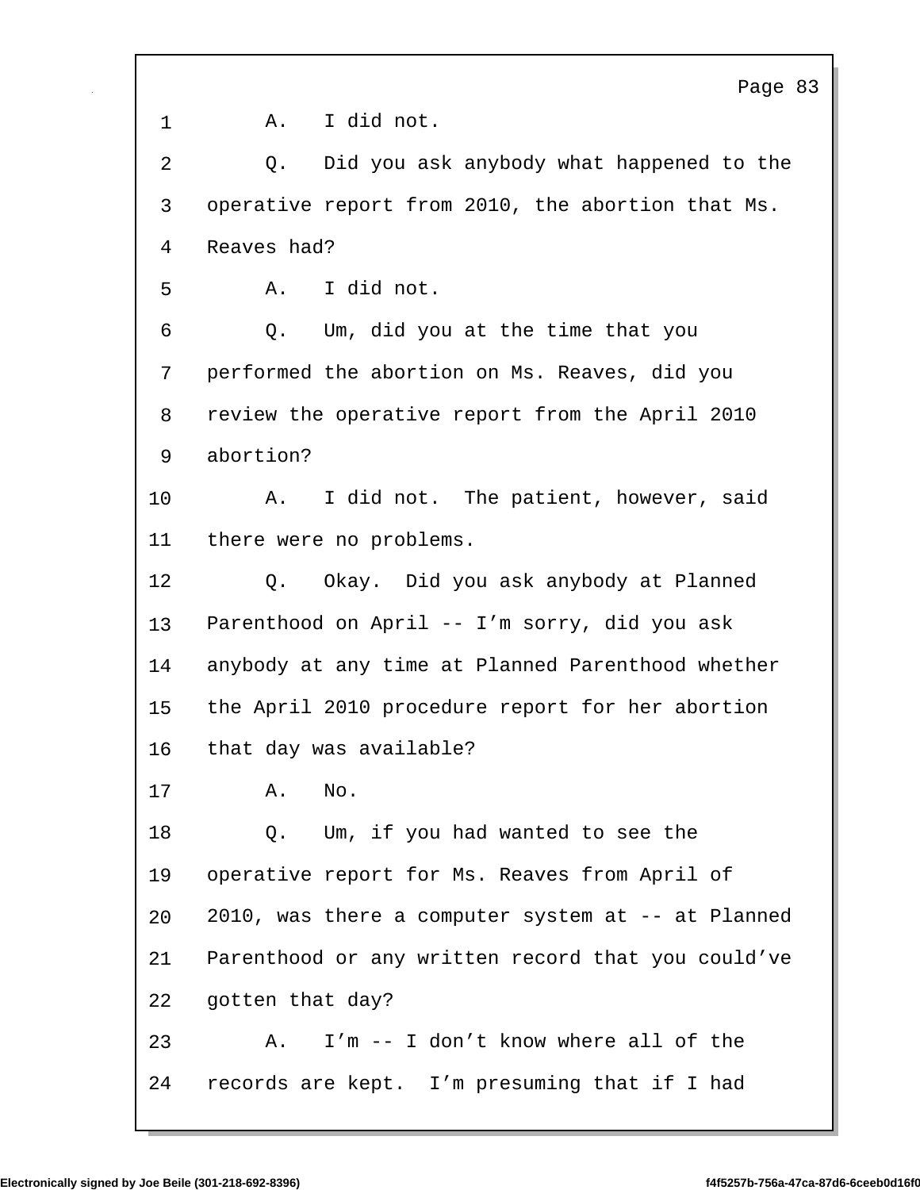1 A. I did not.

2 Q. Did you ask anybody what happened to the

3 operative report from 2010, the abortion that Ms.

4 Reaves had?

5 A. I did not.

6 Q. Um, did you at the time that you

7 performed the abortion on Ms. Reaves, did you

8 review the operative report from the April 2010

9 abortion?

10 A. I did not. The patient, however, said

11 there were no problems.

12 Q. Okay. Did you ask anybody at Planned

13 Parenthood on April -- I'm sorry, did you ask

14 anybody at any time at Planned Parenthood whether

15 the April 2010 procedure report for her abortion

16 that day was available?

17 A. No.

18 Q. Um, if you had wanted to see the

19 operative report for Ms. Reaves from April of

20 2010, was there a computer system at -- at Planned

21 Parenthood or any written record that you could've

22 gotten that day?

23 A. I'm -- I don't know where all of the

24 records are kept. I'm presuming that if I had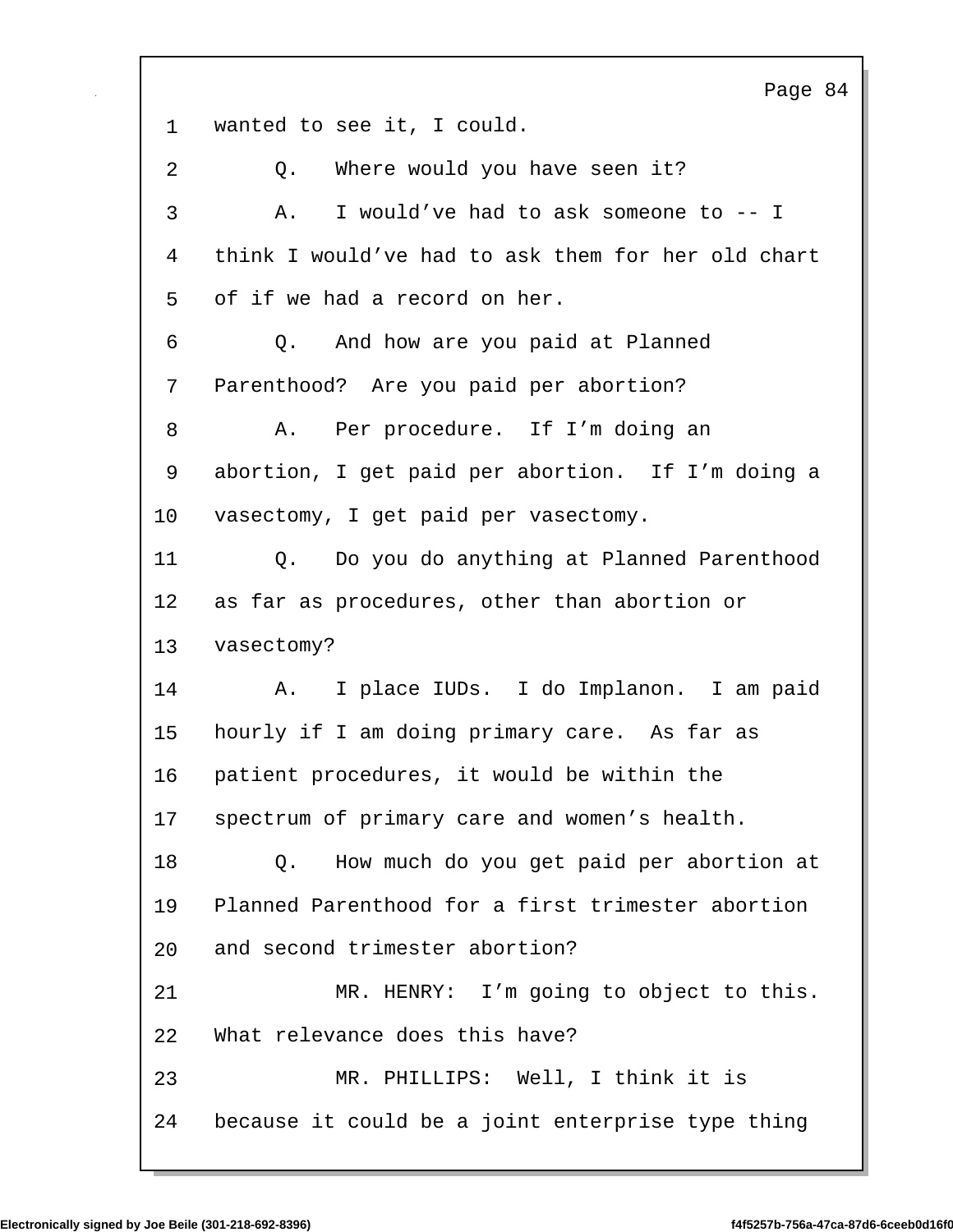1 wanted to see it, I could.

2 Q. Where would you have seen it?

3 A. I would've had to ask someone to -- I

4 think I would've had to ask them for her old chart

5 of if we had a record on her.

6 Q. And how are you paid at Planned

7 Parenthood? Are you paid per abortion?

8 A. Per procedure. If I'm doing an

9 abortion, I get paid per abortion. If I'm doing a

10 vasectomy, I get paid per vasectomy.

11 Q. Do you do anything at Planned Parenthood

12 as far as procedures, other than abortion or

13 vasectomy?

14 A. I place IUDs. I do Implanon. I am paid

15 hourly if I am doing primary care. As far as

16 patient procedures, it would be within the

17 spectrum of primary care and women's health.

18 Q. How much do you get paid per abortion at

19 Planned Parenthood for a first trimester abortion

20 and second trimester abortion?

21 MR. HENRY: I'm going to object to this.

22 What relevance does this have?

23 MR. PHILLIPS: Well, I think it is

24 because it could be a joint enterprise type thing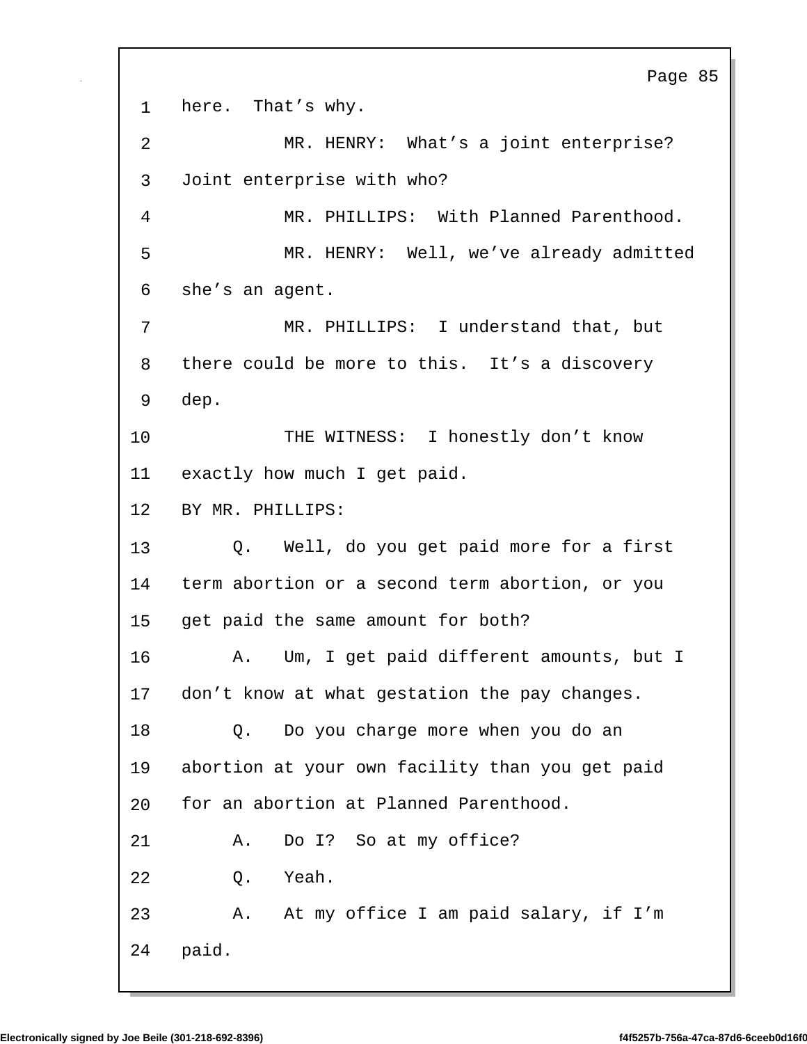1 here. That's why.

2 MR. HENRY: What's a joint enterprise?

3 Joint enterprise with who?

4 MR. PHILLIPS: With Planned Parenthood.

5 MR. HENRY: Well, we've already admitted

6 she's an agent.

7 MR. PHILLIPS: I understand that, but

8 there could be more to this. It's a discovery

9 dep.

10 THE WITNESS: I honestly don't know

11 exactly how much I get paid.

12 BY MR. PHILLIPS:

13 Q. Well, do you get paid more for a first

14 term abortion or a second term abortion, or you

15 get paid the same amount for both?

16 A. Um, I get paid different amounts, but I

17 don't know at what gestation the pay changes.

18 Q. Do you charge more when you do an

19 abortion at your own facility than you get paid

20 for an abortion at Planned Parenthood.

21 A. Do I? So at my office?

22 Q. Yeah.

23 A. At my office I am paid salary, if I'm

24 paid.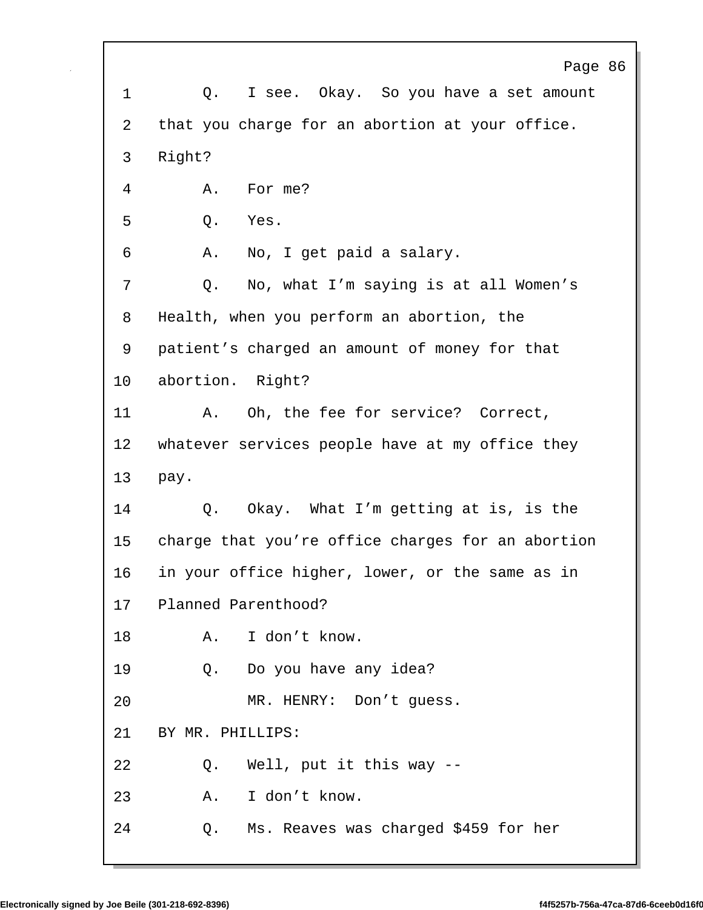1 Q. I see. Okay. So you have a set amount
2 that you charge for an abortion at your office.
3 Right?
4 A. For me?
5 Q. Yes.
6 A. No, I get paid a salary.
7 Q. No, what I'm saying is at all Women's
8 Health, when you perform an abortion, the
9 patient's charged an amount of money for that
10 abortion. Right?
11 A. Oh, the fee for service? Correct,
12 whatever services people have at my office they
13 pay.
14 Q. Okay. What I'm getting at is, is the
15 charge that you're office charges for an abortion
16 in your office higher, lower, or the same as in
17 Planned Parenthood?
18 A. I don't know.
19 Q. Do you have any idea?
20 MR. HENRY: Don't guess.
21 BY MR. PHILLIPS:
22 Q. Well, put it this way --
23 A. I don't know.
24 Q. Ms. Reaves was charged $459 for her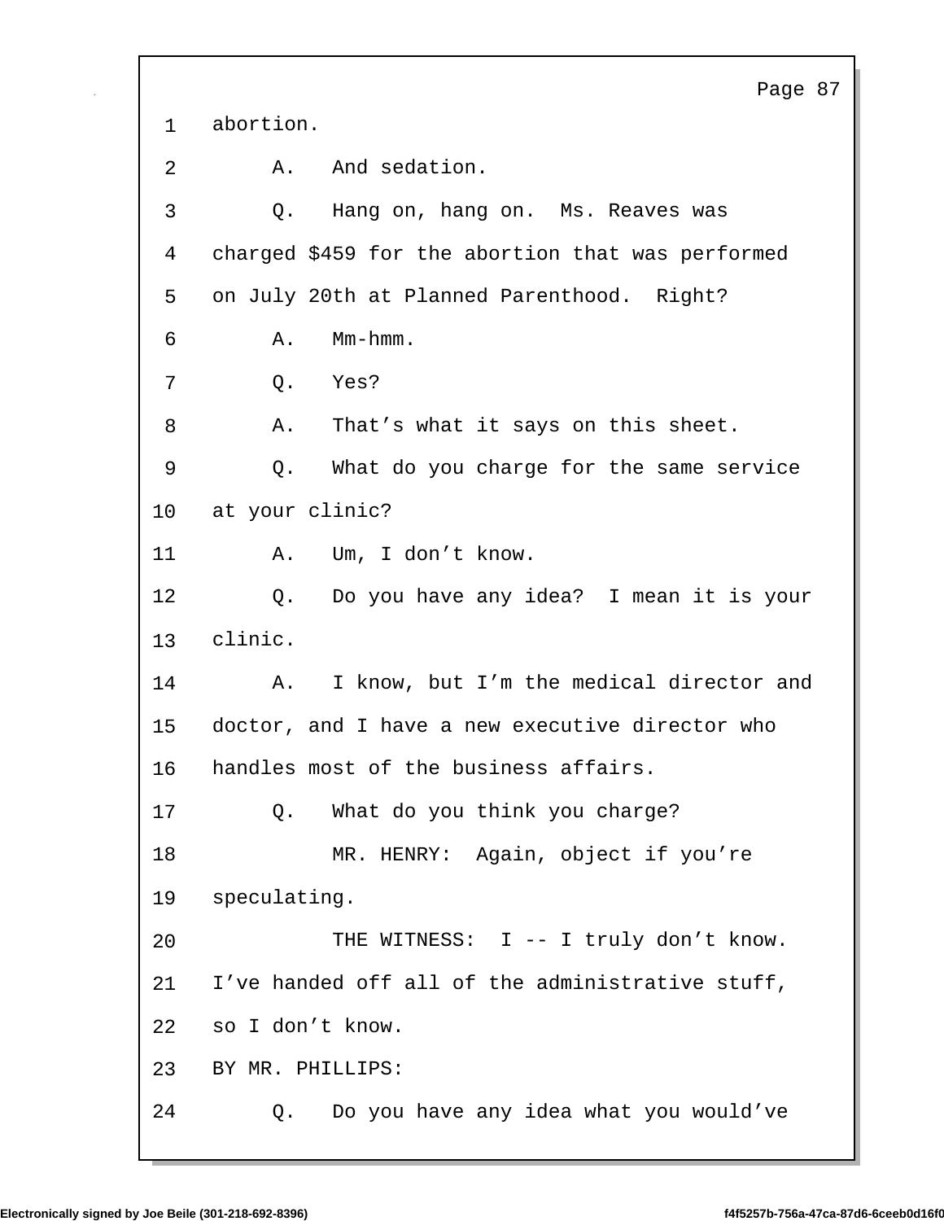1 abortion.

2 A. And sedation.

3 Q. Hang on, hang on. Ms. Reaves was

4 charged $459 for the abortion that was performed

5 on July 20th at Planned Parenthood. Right?

6 A. Mm-hmm.

7 Q. Yes?

8 A. That's what it says on this sheet.

9 Q. What do you charge for the same service

10 at your clinic?

11 A. Um, I don't know.

12 Q. Do you have any idea? I mean it is your

13 clinic.

14 A. I know, but I'm the medical director and

15 doctor, and I have a new executive director who

16 handles most of the business affairs.

17 Q. What do you think you charge?

18 MR. HENRY: Again, object if you're

19 speculating.

20 THE WITNESS: I -- I truly don't know.

21 I've handed off all of the administrative stuff,

22 so I don't know.

23 BY MR. PHILLIPS:

24 Q. Do you have any idea what you would've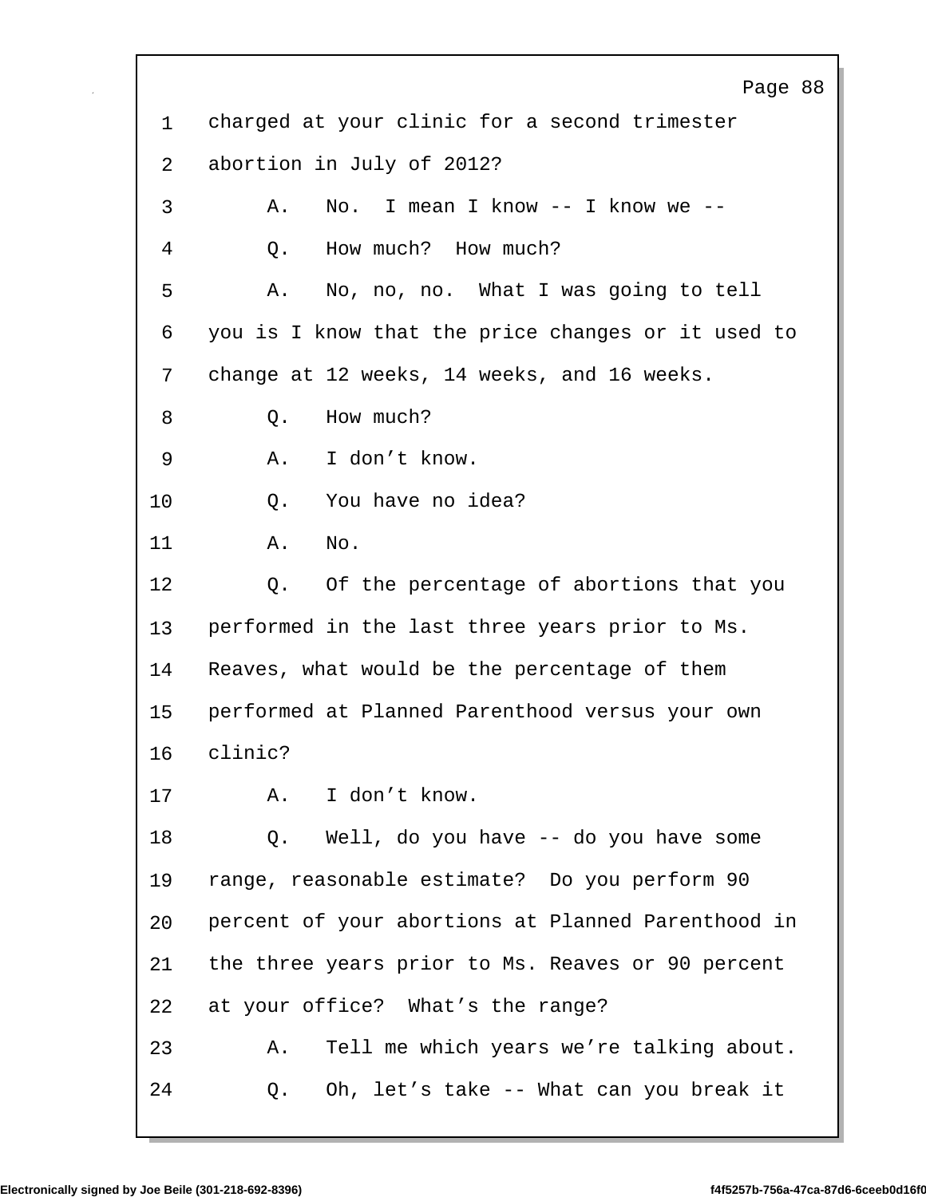1 charged at your clinic for a second trimester
2 abortion in July of 2012?
3 A. No. I mean I know -- I know we --
4 Q. How much? How much?
5 A. No, no, no. What I was going to tell
6 you is I know that the price changes or it used to
7 change at 12 weeks, 14 weeks, and 16 weeks.
8 Q. How much?
9 A. I don't know.
10 Q. You have no idea?
11 A. No.
12 Q. Of the percentage of abortions that you
13 performed in the last three years prior to Ms.
14 Reaves, what would be the percentage of them
15 performed at Planned Parenthood versus your own
16 clinic?
17 A. I don't know.
18 Q. Well, do you have -- do you have some
19 range, reasonable estimate? Do you perform 90
20 percent of your abortions at Planned Parenthood in
21 the three years prior to Ms. Reaves or 90 percent
22 at your office? What's the range?
23 A. Tell me which years we're talking about.
24 Q. Oh, let's take -- What can you break it

Electronically signed by Joe Beile (301-218-692-8396) f4f5257b-756a-47ca-87d6-6ceeb0d16f0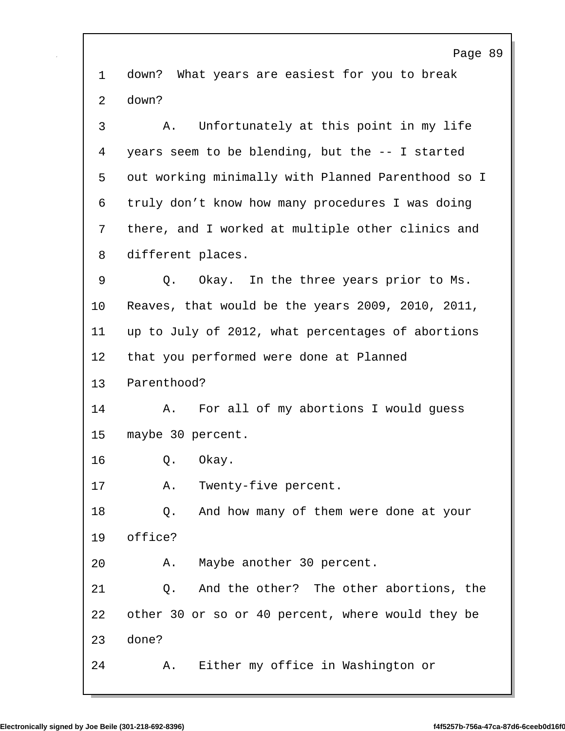1 down? What years are easiest for you to break

2 down?

3 A. Unfortunately at this point in my life

4 years seem to be blending, but the -- I started

5 out working minimally with Planned Parenthood so I

6 truly don't know how many procedures I was doing

7 there, and I worked at multiple other clinics and

8 different places.

9 Q. Okay. In the three years prior to Ms.

10 Reaves, that would be the years 2009, 2010, 2011,

11 up to July of 2012, what percentages of abortions

12 that you performed were done at Planned

13 Parenthood?

14 A. For all of my abortions I would guess

15 maybe 30 percent.

16 Q. Okay.

17 A. Twenty-five percent.

18 Q. And how many of them were done at your

19 office?

20 A. Maybe another 30 percent.

21 Q. And the other? The other abortions, the

22 other 30 or so or 40 percent, where would they be

23 done?

24 A. Either my office in Washington or

Electronically signed by Joe Beile (301-218-692-8396) f4f5257b-756a-47ca-87d6-6ceeb0d16f0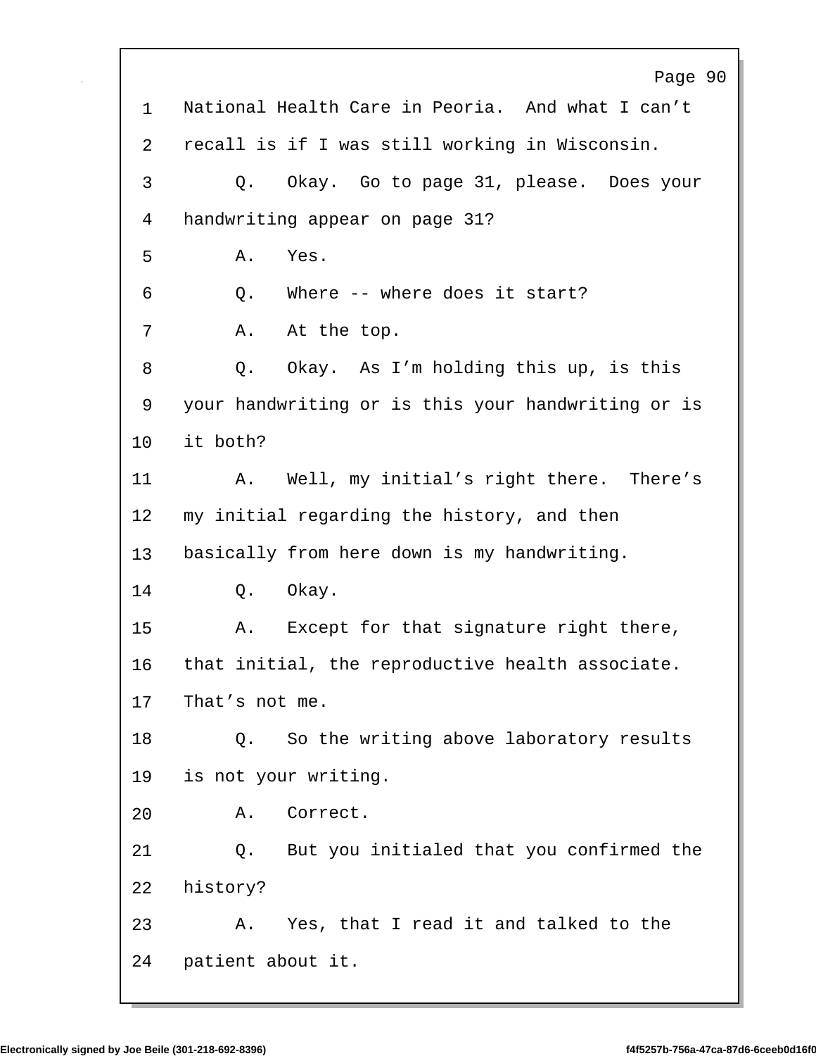National Health Care in Peoria. And what I can't recall is if I was still working in Wisconsin.

Q. Okay. Go to page 31, please. Does your handwriting appear on page 31?

A. Yes.

Q. Where -- where does it start?

A. At the top.

Q. Okay. As I'm holding this up, is this your handwriting or is this your handwriting or is it both?

A. Well, my initial's right there. There's my initial regarding the history, and then basically from here down is my handwriting.

Q. Okay.

A. Except for that signature right there, that initial, the reproductive health associate. That's not me.

Q. So the writing above laboratory results is not your writing.

A. Correct.

Q. But you initialed that you confirmed the history?

A. Yes, that I read it and talked to the patient about it.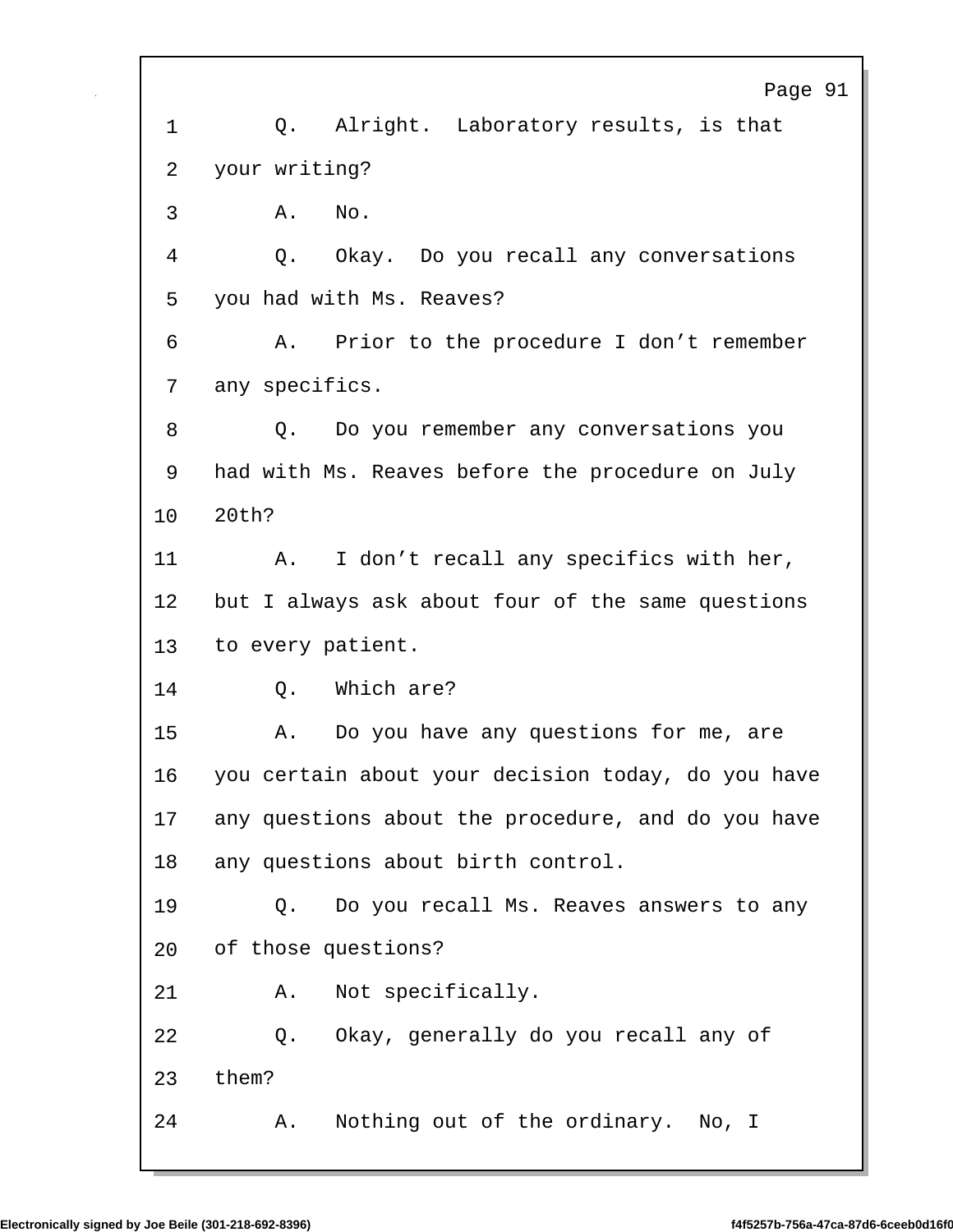Q. Alright. Laboratory results, is that your writing?

A. No.

Q. Okay. Do you recall any conversations you had with Ms. Reaves?

A. Prior to the procedure I don't remember any specifics.

Q. Do you remember any conversations you had with Ms. Reaves before the procedure on July 20th?

A. I don't recall any specifics with her, but I always ask about four of the same questions to every patient.

Q. Which are?

A. Do you have any questions for me, are you certain about your decision today, do you have any questions about the procedure, and do you have any questions about birth control.

Q. Do you recall Ms. Reaves answers to any of those questions?

A. Not specifically.

Q. Okay, generally do you recall any of them?

A. Nothing out of the ordinary. No, I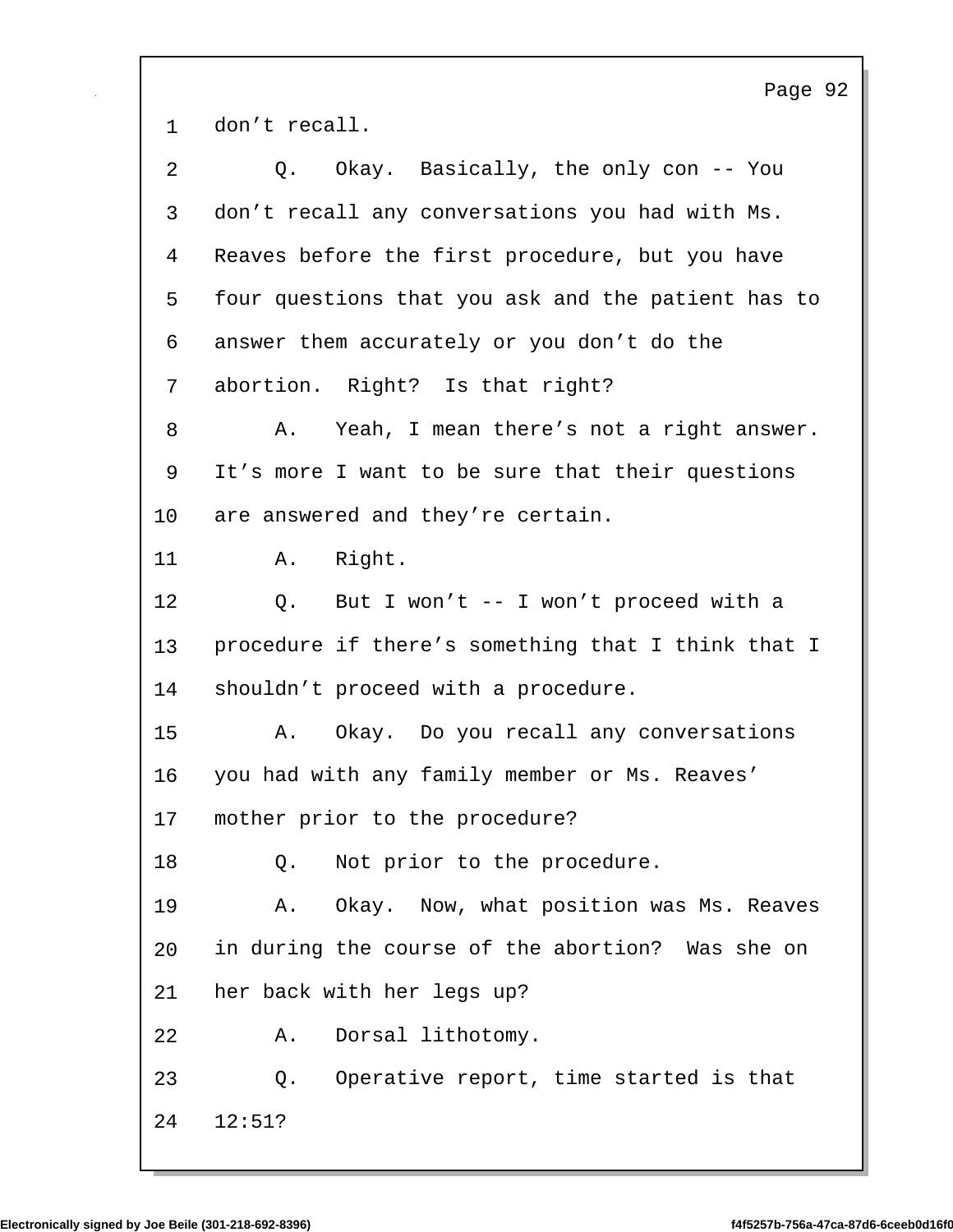1 don't recall.

2 Q. Okay. Basically, the only con -- You

3 don't recall any conversations you had with Ms.

4 Reaves before the first procedure, but you have

5 four questions that you ask and the patient has to

6 answer them accurately or you don't do the

7 abortion. Right? Is that right?

8 A. Yeah, I mean there's not a right answer.

9 It's more I want to be sure that their questions

10 are answered and they're certain.

11 A. Right.

12 Q. But I won't -- I won't proceed with a

13 procedure if there's something that I think that I

14 shouldn't proceed with a procedure.

15 A. Okay. Do you recall any conversations

16 you had with any family member or Ms. Reaves'

17 mother prior to the procedure?

18 Q. Not prior to the procedure.

19 A. Okay. Now, what position was Ms. Reaves

20 in during the course of the abortion? Was she on

21 her back with her legs up?

22 A. Dorsal lithotomy.

23 Q. Operative report, time started is that

24 12:51?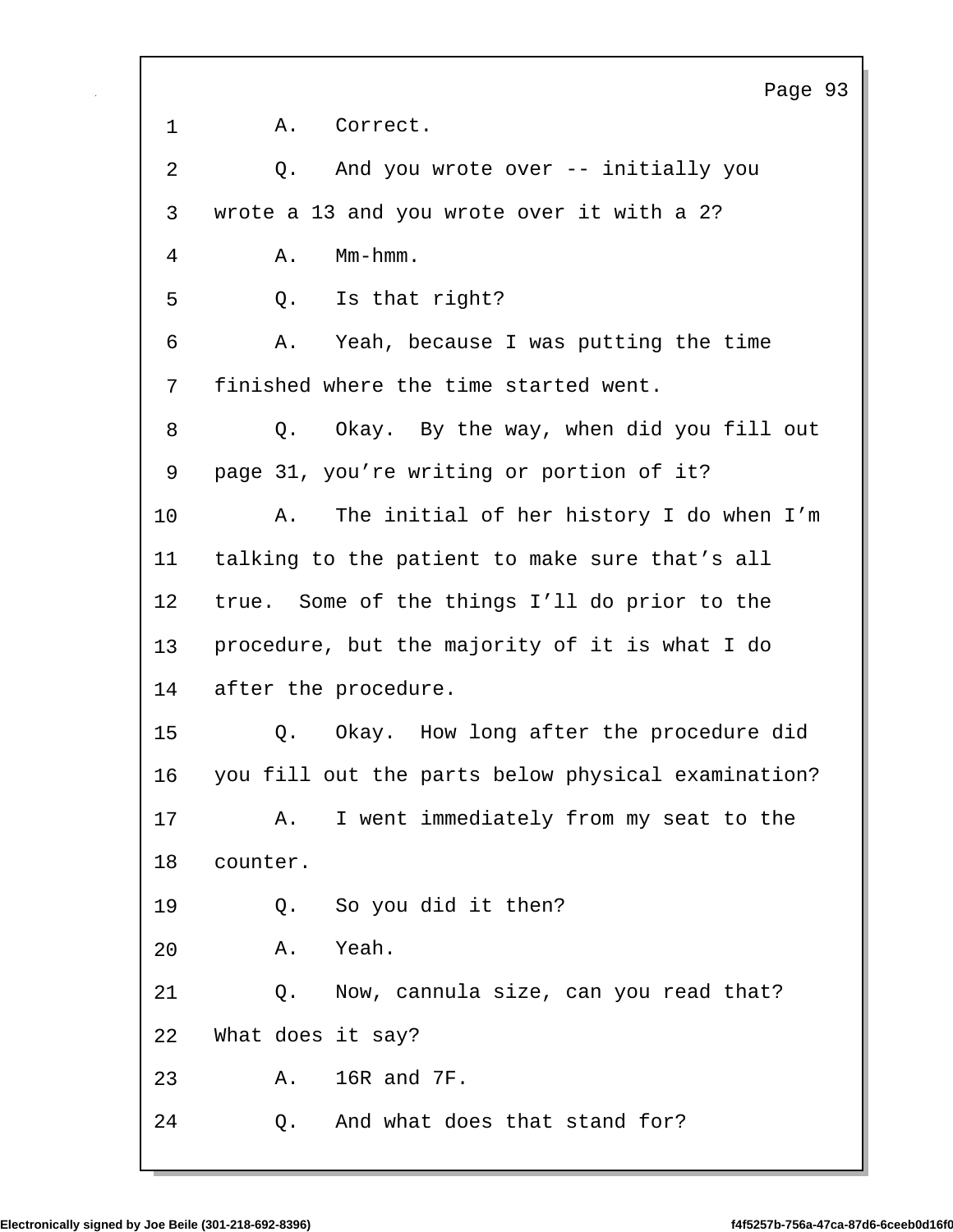1 A. Correct.

2 Q. And you wrote over -- initially you

3 wrote a 13 and you wrote over it with a 2?

4 A. Mm-hmm.

5 Q. Is that right?

6 A. Yeah, because I was putting the time

7 finished where the time started went.

8 Q. Okay. By the way, when did you fill out

9 page 31, you're writing or portion of it?

10 A. The initial of her history I do when I'm

11 talking to the patient to make sure that's all

12 true. Some of the things I'll do prior to the

13 procedure, but the majority of it is what I do

14 after the procedure.

15 Q. Okay. How long after the procedure did

16 you fill out the parts below physical examination?

17 A. I went immediately from my seat to the

18 counter.

19 Q. So you did it then?

20 A. Yeah.

21 Q. Now, cannula size, can you read that?

22 What does it say?

23 A. 16R and 7F.

24 Q. And what does that stand for?

Electronically signed by Joe Beile (301-218-692-8396) f4f5257b-756a-47ca-87d6-6ceeb0d16f0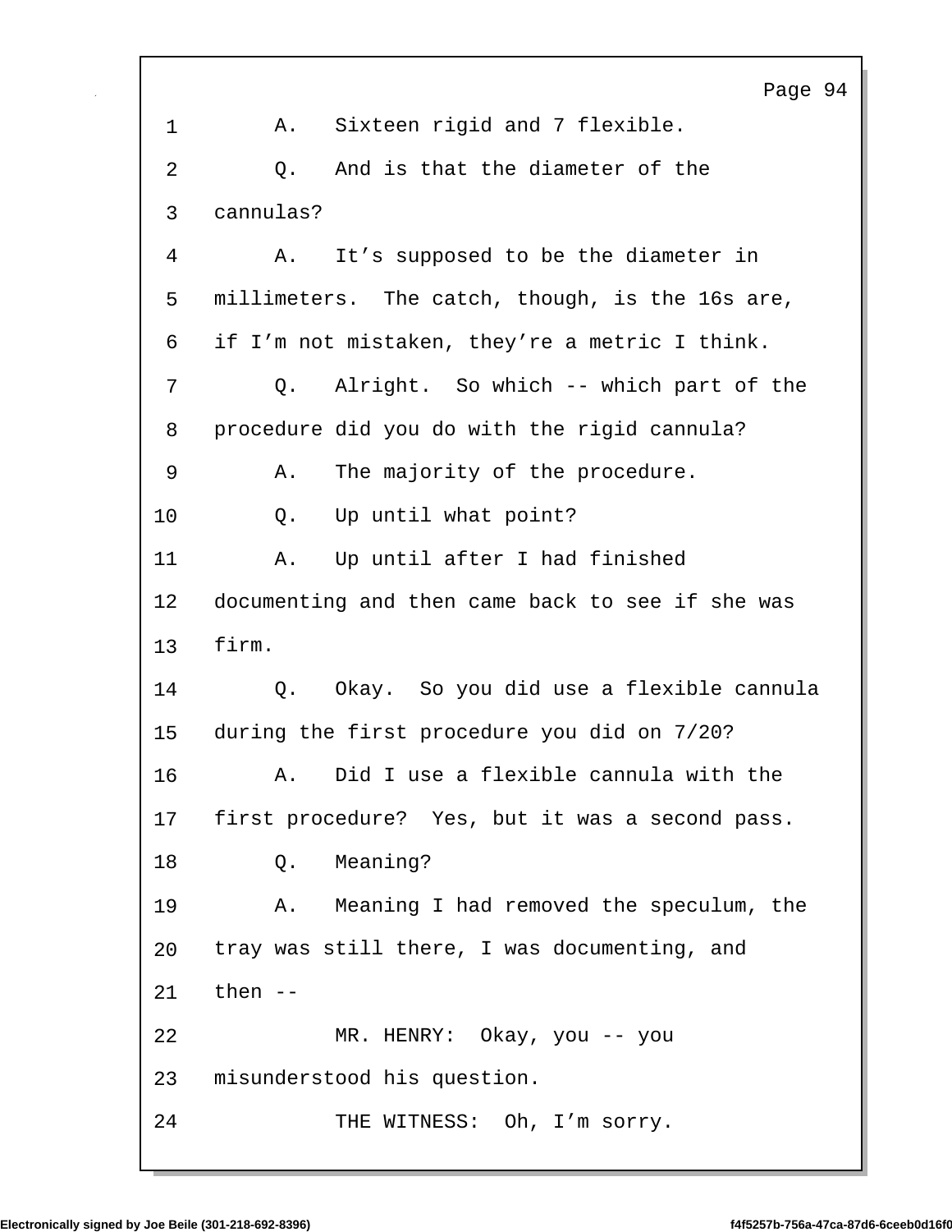1 A. Sixteen rigid and 7 flexible.

2 Q. And is that the diameter of the

3 cannulas?

4 A. It's supposed to be the diameter in

5 millimeters. The catch, though, is the 16s are,

6 if I'm not mistaken, they're a metric I think.

7 Q. Alright. So which -- which part of the

8 procedure did you do with the rigid cannula?

9 A. The majority of the procedure.

10 Q. Up until what point?

11 A. Up until after I had finished

12 documenting and then came back to see if she was

13 firm.

14 Q. Okay. So you did use a flexible cannula

15 during the first procedure you did on 7/20?

16 A. Did I use a flexible cannula with the

17 first procedure? Yes, but it was a second pass.

18 Q. Meaning?

19 A. Meaning I had removed the speculum, the

20 tray was still there, I was documenting, and

21 then --

22 MR. HENRY: Okay, you -- you

23 misunderstood his question.

24 THE WITNESS: Oh, I'm sorry.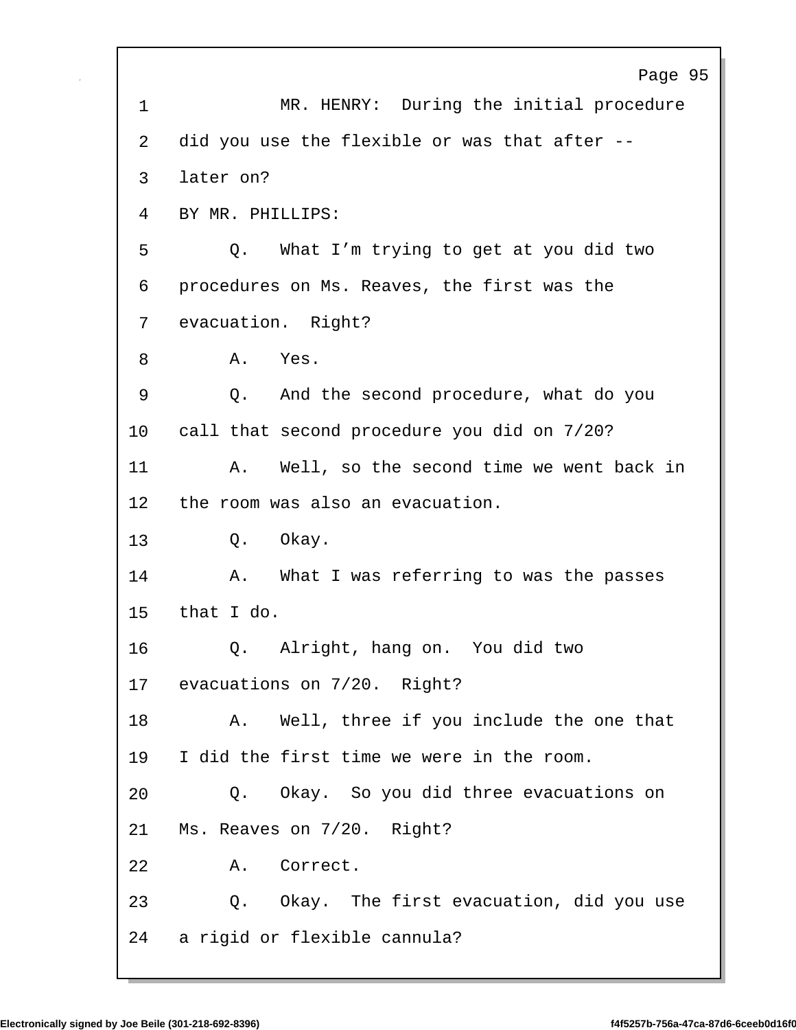1 MR. HENRY: During the initial procedure
2 did you use the flexible or was that after --
3 later on?
4 BY MR. PHILLIPS:
5 Q. What I'm trying to get at you did two
6 procedures on Ms. Reaves, the first was the
7 evacuation. Right?
8 A. Yes.
9 Q. And the second procedure, what do you
10 call that second procedure you did on 7/20?
11 A. Well, so the second time we went back in
12 the room was also an evacuation.
13 Q. Okay.
14 A. What I was referring to was the passes
15 that I do.
16 Q. Alright, hang on. You did two
17 evacuations on 7/20. Right?
18 A. Well, three if you include the one that
19 I did the first time we were in the room.
20 Q. Okay. So you did three evacuations on
21 Ms. Reaves on 7/20. Right?
22 A. Correct.
23 Q. Okay. The first evacuation, did you use
24 a rigid or flexible cannula?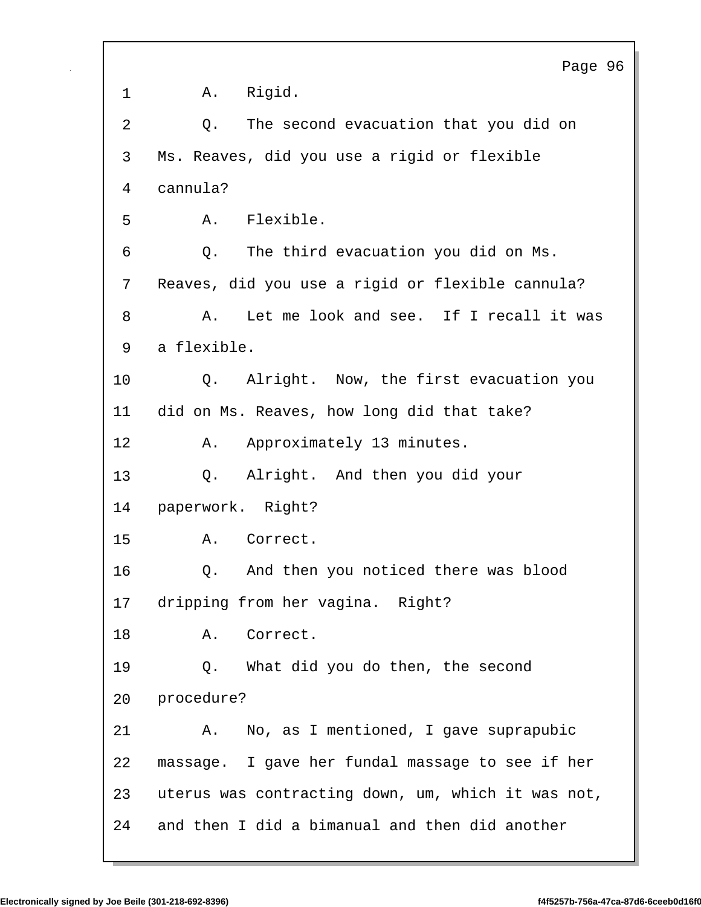1 A. Rigid.

2 Q. The second evacuation that you did on

3 Ms. Reaves, did you use a rigid or flexible

4 cannula?

5 A. Flexible.

6 Q. The third evacuation you did on Ms.

7 Reaves, did you use a rigid or flexible cannula?

8 A. Let me look and see. If I recall it was

9 a flexible.

10 Q. Alright. Now, the first evacuation you

11 did on Ms. Reaves, how long did that take?

12 A. Approximately 13 minutes.

13 Q. Alright. And then you did your

14 paperwork. Right?

15 A. Correct.

16 Q. And then you noticed there was blood

17 dripping from her vagina. Right?

18 A. Correct.

19 Q. What did you do then, the second

20 procedure?

21 A. No, as I mentioned, I gave suprapubic

22 massage. I gave her fundal massage to see if her

23 uterus was contracting down, um, which it was not,

24 and then I did a bimanual and then did another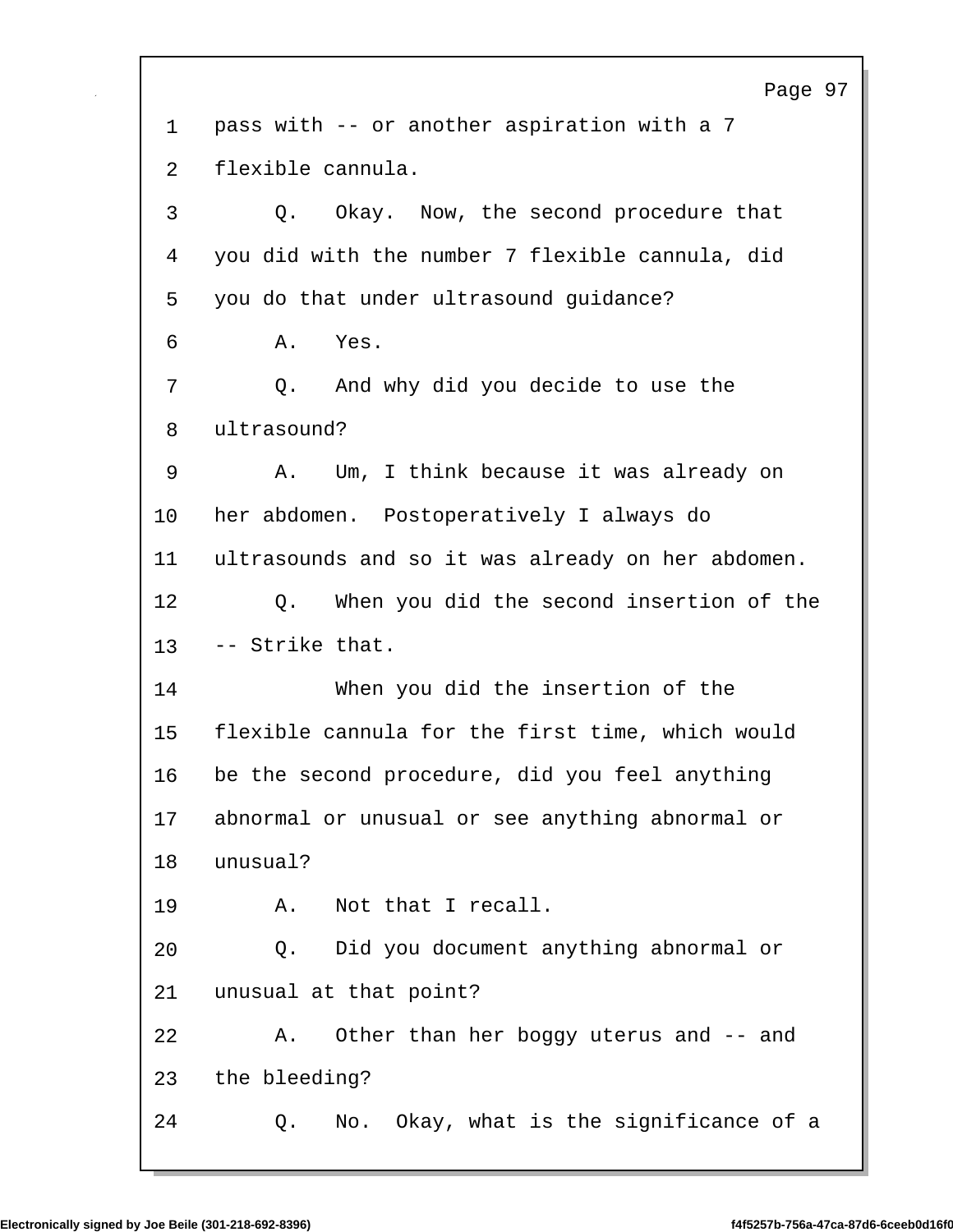1 pass with -- or another aspiration with a 7
2 flexible cannula.
3 Q. Okay. Now, the second procedure that
4 you did with the number 7 flexible cannula, did
5 you do that under ultrasound guidance?
6 A. Yes.
7 Q. And why did you decide to use the
8 ultrasound?
9 A. Um, I think because it was already on
10 her abdomen. Postoperatively I always do
11 ultrasounds and so it was already on her abdomen.
12 Q. When you did the second insertion of the
13 -- Strike that.
14 When you did the insertion of the
15 flexible cannula for the first time, which would
16 be the second procedure, did you feel anything
17 abnormal or unusual or see anything abnormal or
18 unusual?
19 A. Not that I recall.
20 Q. Did you document anything abnormal or
21 unusual at that point?
22 A. Other than her boggy uterus and -- and
23 the bleeding?
24 Q. No. Okay, what is the significance of a

Electronically signed by Joe Beile (301-218-692-8396) f4f5257b-756a-47ca-87d6-6ceeb0d16f0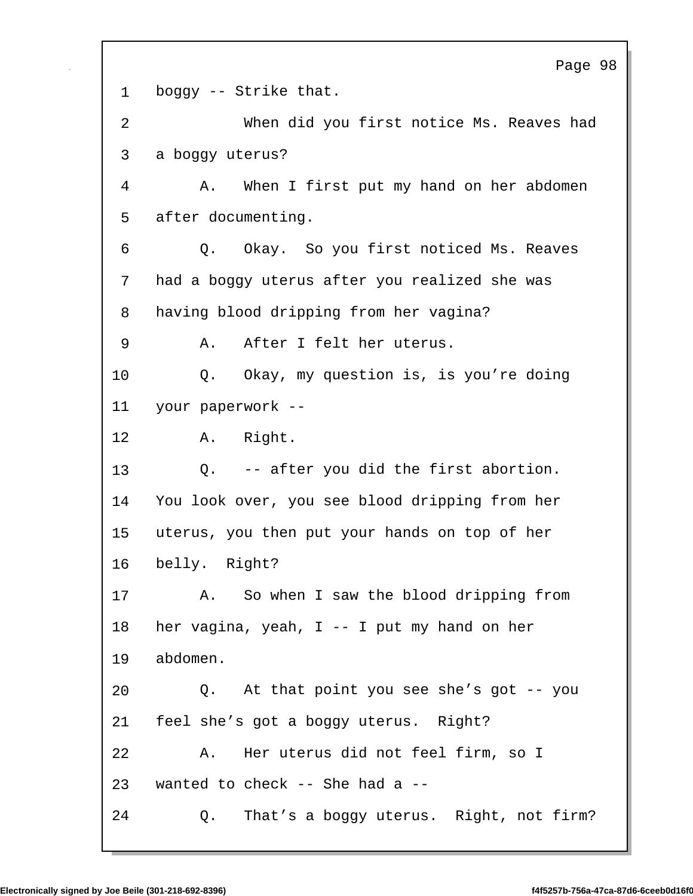1 boggy -- Strike that.

2 When did you first notice Ms. Reaves had

3 a boggy uterus?

4 A. When I first put my hand on her abdomen

5 after documenting.

6 Q. Okay. So you first noticed Ms. Reaves

7 had a boggy uterus after you realized she was

8 having blood dripping from her vagina?

9 A. After I felt her uterus.

10 Q. Okay, my question is, is you're doing

11 your paperwork --

12 A. Right.

13 Q. -- after you did the first abortion.

14 You look over, you see blood dripping from her

15 uterus, you then put your hands on top of her

16 belly. Right?

17 A. So when I saw the blood dripping from

18 her vagina, yeah, I -- I put my hand on her

19 abdomen.

20 Q. At that point you see she's got -- you

21 feel she's got a boggy uterus. Right?

22 A. Her uterus did not feel firm, so I

23 wanted to check -- She had a --

24 Q. That's a boggy uterus. Right, not firm?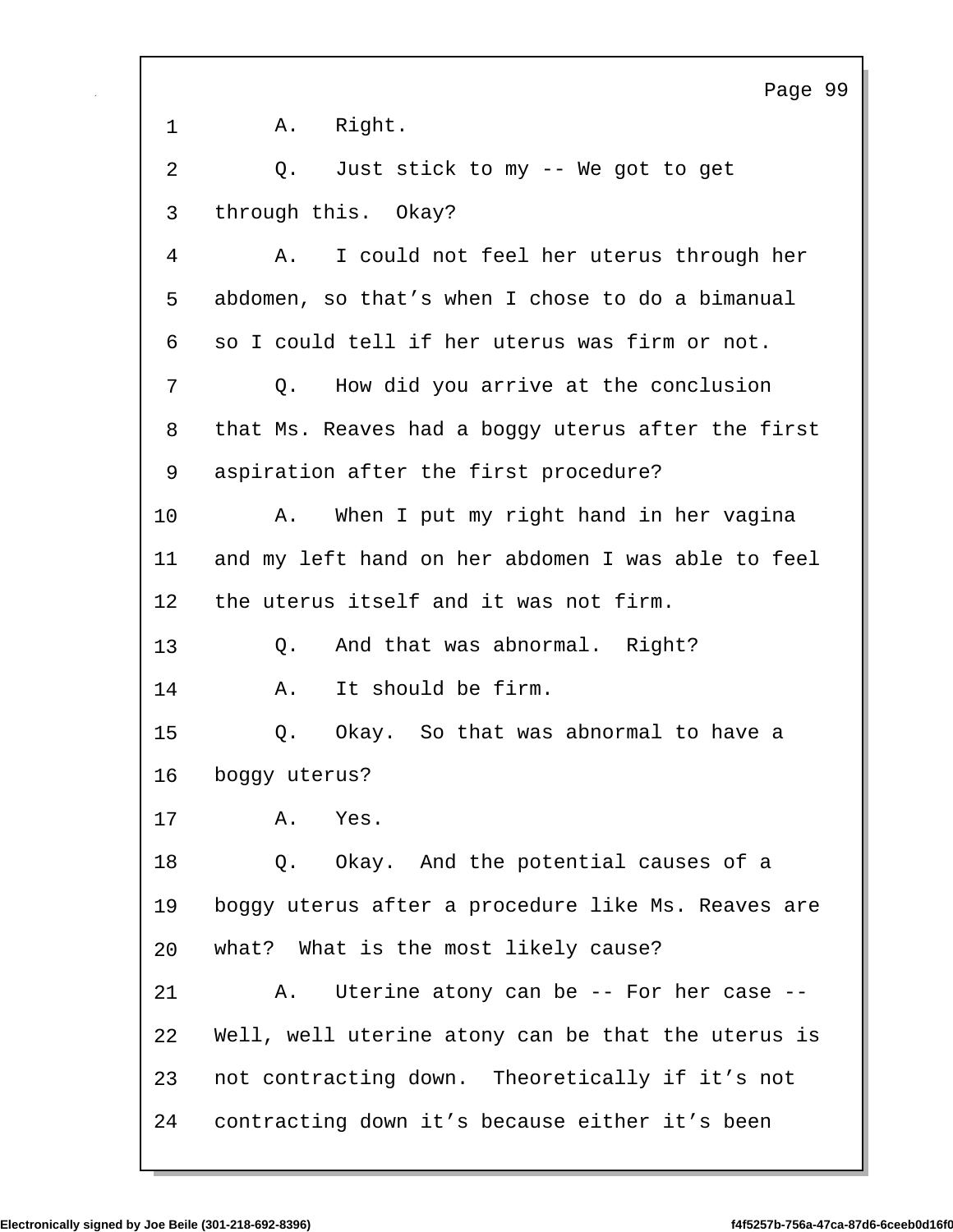1 A. Right.

2 Q. Just stick to my -- We got to get

3 through this. Okay?

4 A. I could not feel her uterus through her

5 abdomen, so that's when I chose to do a bimanual

6 so I could tell if her uterus was firm or not.

7 Q. How did you arrive at the conclusion

8 that Ms. Reaves had a boggy uterus after the first

9 aspiration after the first procedure?

10 A. When I put my right hand in her vagina

11 and my left hand on her abdomen I was able to feel

12 the uterus itself and it was not firm.

13 Q. And that was abnormal. Right?

14 A. It should be firm.

15 Q. Okay. So that was abnormal to have a

16 boggy uterus?

17 A. Yes.

18 Q. Okay. And the potential causes of a

19 boggy uterus after a procedure like Ms. Reaves are

20 what? What is the most likely cause?

21 A. Uterine atony can be -- For her case --

22 Well, well uterine atony can be that the uterus is

23 not contracting down. Theoretically if it's not

24 contracting down it's because either it's been

Electronically signed by Joe Beile (301-218-692-8396) f4f5257b-756a-47ca-87d6-6ceeb0d16f0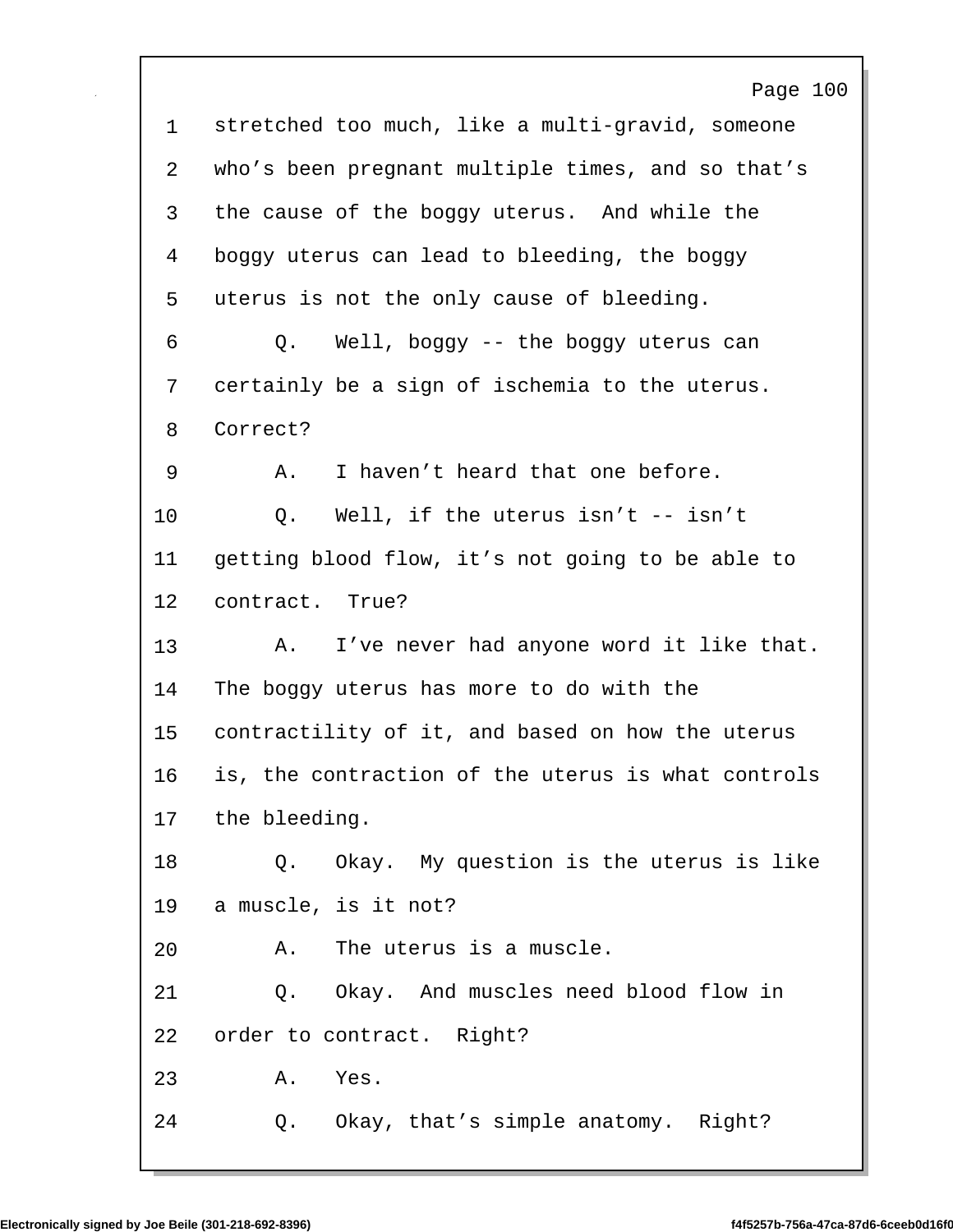1 stretched too much, like a multi-gravid, someone
2 who’s been pregnant multiple times, and so that’s
3 the cause of the boggy uterus. And while the
4 boggy uterus can lead to bleeding, the boggy
5 uterus is not the only cause of bleeding.
6 Q. Well, boggy -- the boggy uterus can
7 certainly be a sign of ischemia to the uterus.
8 Correct?
9 A. I haven’t heard that one before.
10 Q. Well, if the uterus isn’t -- isn’t
11 getting blood flow, it’s not going to be able to
12 contract. True?
13 A. I’ve never had anyone word it like that.
14 The boggy uterus has more to do with the
15 contractility of it, and based on how the uterus
16 is, the contraction of the uterus is what controls
17 the bleeding.
18 Q. Okay. My question is the uterus is like
19 a muscle, is it not?
20 A. The uterus is a muscle.
21 Q. Okay. And muscles need blood flow in
22 order to contract. Right?
23 A. Yes.
24 Q. Okay, that’s simple anatomy. Right?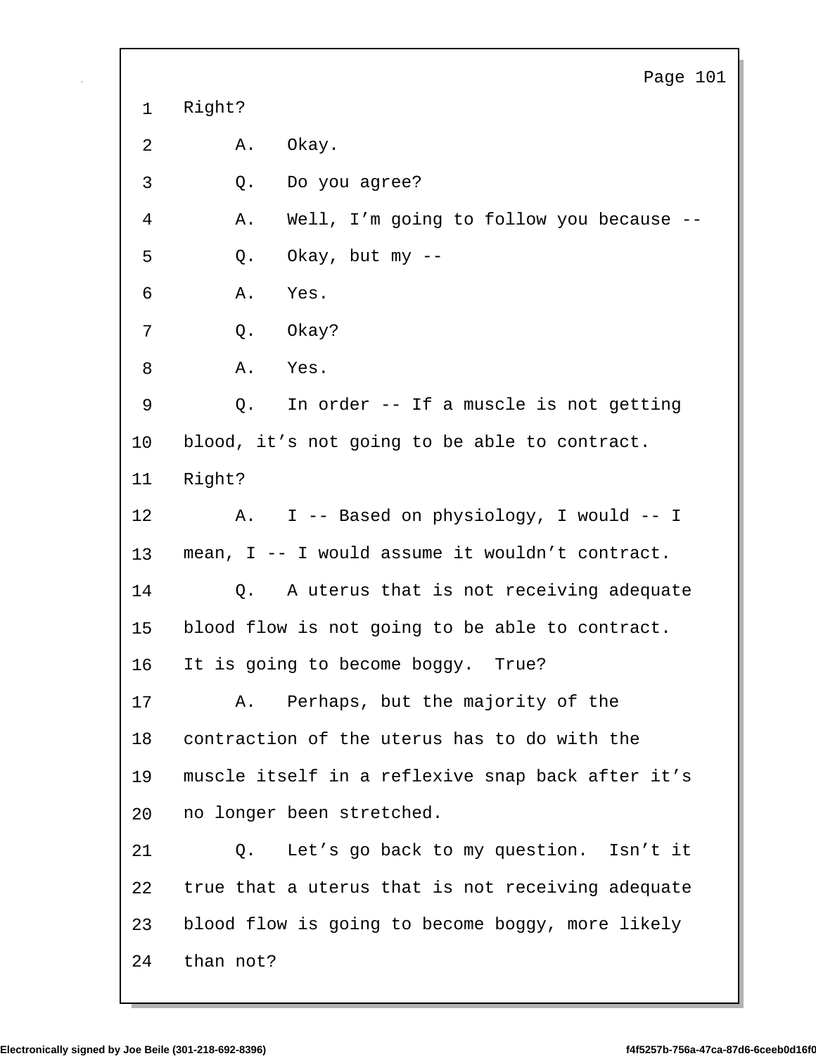1 Right?

2 A. Okay.

3 Q. Do you agree?

4 A. Well, I'm going to follow you because --

5 Q. Okay, but my --

6 A. Yes.

7 Q. Okay?

8 A. Yes.

9 Q. In order -- If a muscle is not getting

10 blood, it's not going to be able to contract.

11 Right?

12 A. I -- Based on physiology, I would -- I

13 mean, I -- I would assume it wouldn't contract.

14 Q. A uterus that is not receiving adequate

15 blood flow is not going to be able to contract.

16 It is going to become boggy. True?

17 A. Perhaps, but the majority of the

18 contraction of the uterus has to do with the

19 muscle itself in a reflexive snap back after it's

20 no longer been stretched.

21 Q. Let's go back to my question. Isn't it

22 true that a uterus that is not receiving adequate

23 blood flow is going to become boggy, more likely

24 than not?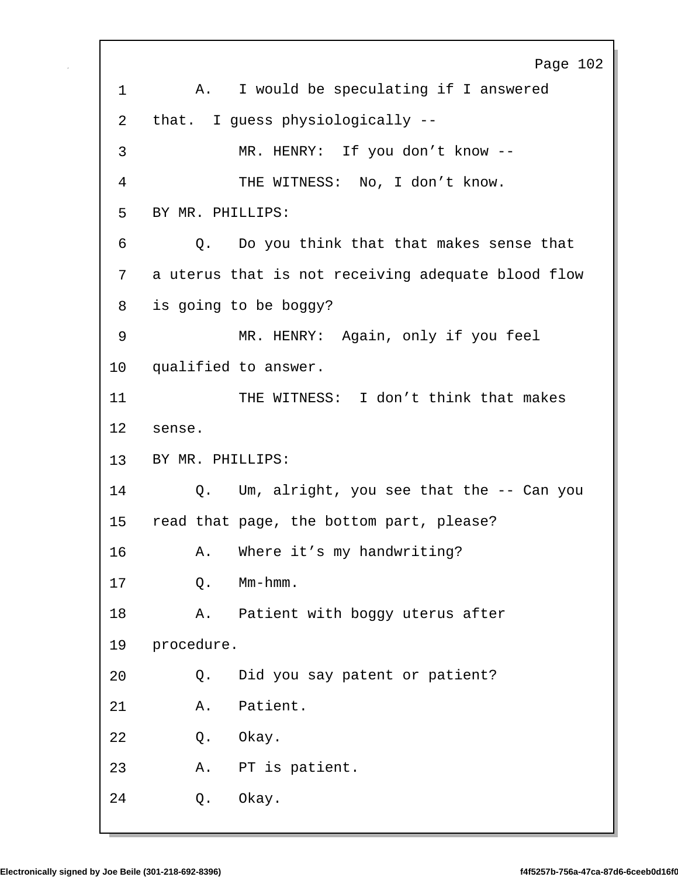A. I would be speculating if I answered that. I guess physiologically --

MR. HENRY: If you don't know --

THE WITNESS: No, I don't know.

BY MR. PHILLIPS:

Q. Do you think that that makes sense that a uterus that is not receiving adequate blood flow is going to be boggy?

MR. HENRY: Again, only if you feel qualified to answer.

THE WITNESS: I don't think that makes sense.

BY MR. PHILLIPS:

Q. Um, alright, you see that the -- Can you read that page, the bottom part, please?

A. Where it's my handwriting?

Q. Mm-hmm.

A. Patient with boggy uterus after procedure.

Q. Did you say patent or patient?

A. Patient.

Q. Okay.

A. PT is patient.

Q. Okay.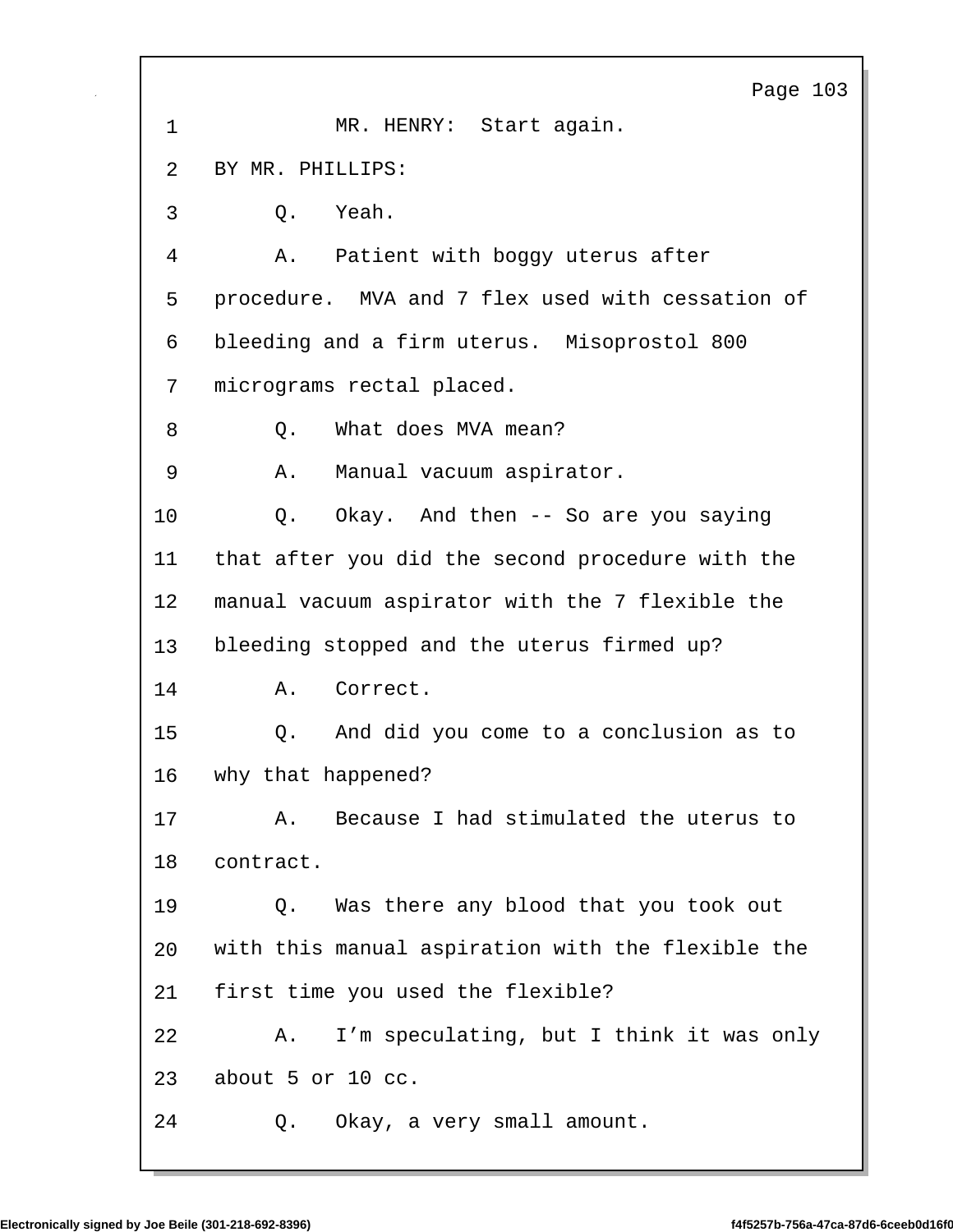MR. HENRY: Start again.

BY MR. PHILLIPS:

Q. Yeah.

A. Patient with boggy uterus after procedure. MVA and 7 flex used with cessation of bleeding and a firm uterus. Misoprostol 800 micrograms rectal placed.

Q. What does MVA mean?

A. Manual vacuum aspirator.

Q. Okay. And then -- So are you saying that after you did the second procedure with the manual vacuum aspirator with the 7 flexible the bleeding stopped and the uterus firmed up?

A. Correct.

Q. And did you come to a conclusion as to why that happened?

A. Because I had stimulated the uterus to contract.

Q. Was there any blood that you took out with this manual aspiration with the flexible the first time you used the flexible?

A. I'm speculating, but I think it was only about 5 or 10 cc.

Q. Okay, a very small amount.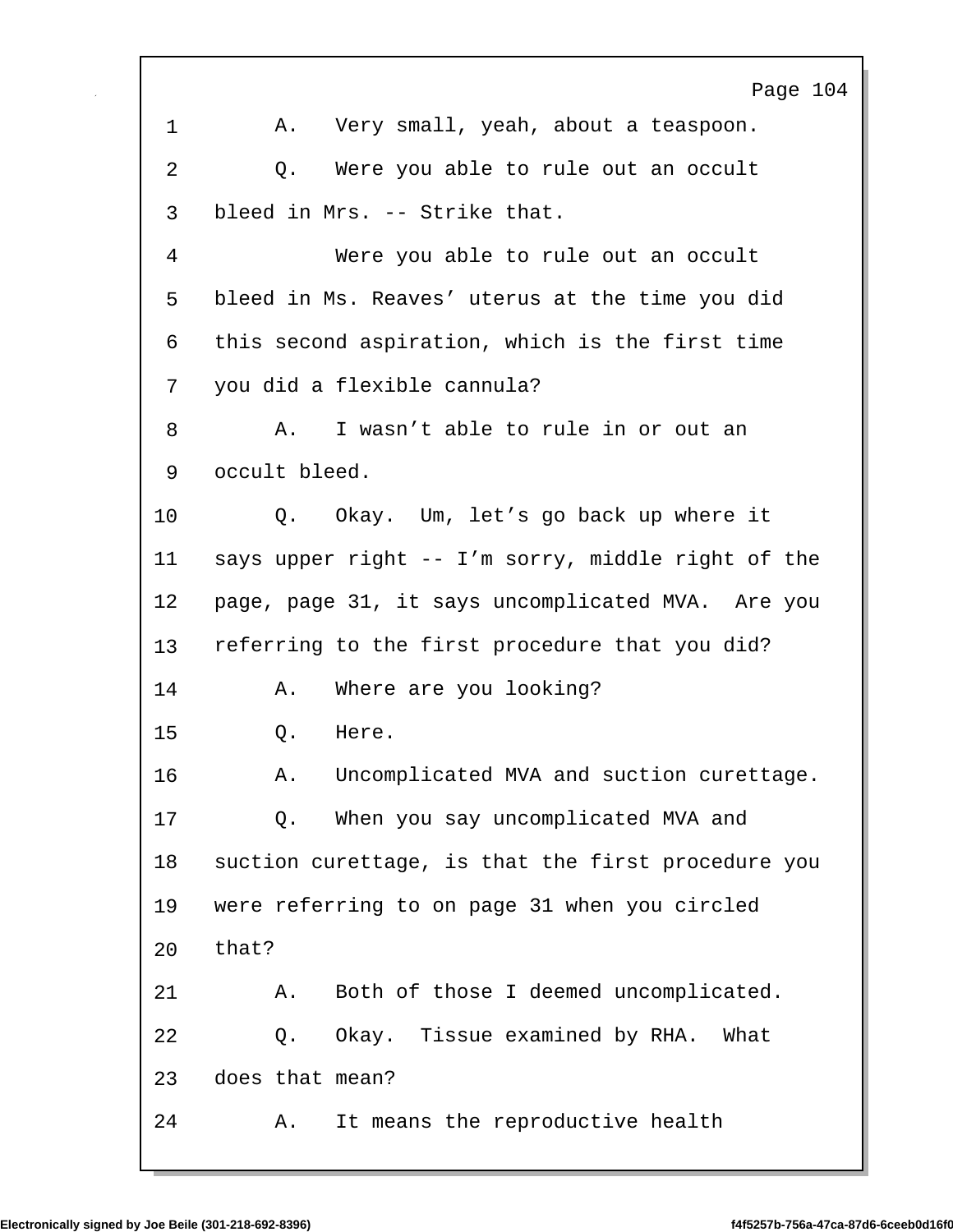1 A. Very small, yeah, about a teaspoon.

2 Q. Were you able to rule out an occult

3 bleed in Mrs. -- Strike that.

4 Were you able to rule out an occult

5 bleed in Ms. Reaves' uterus at the time you did

6 this second aspiration, which is the first time

7 you did a flexible cannula?

8 A. I wasn't able to rule in or out an

9 occult bleed.

10 Q. Okay. Um, let's go back up where it

11 says upper right -- I'm sorry, middle right of the

12 page, page 31, it says uncomplicated MVA. Are you

13 referring to the first procedure that you did?

14 A. Where are you looking?

15 Q. Here.

16 A. Uncomplicated MVA and suction curettage.

17 Q. When you say uncomplicated MVA and

18 suction curettage, is that the first procedure you

19 were referring to on page 31 when you circled

20 that?

21 A. Both of those I deemed uncomplicated.

22 Q. Okay. Tissue examined by RHA. What

23 does that mean?

24 A. It means the reproductive health

Electronically signed by Joe Beile (301-218-692-8396) f4f5257b-756a-47ca-87d6-6ceeb0d16f0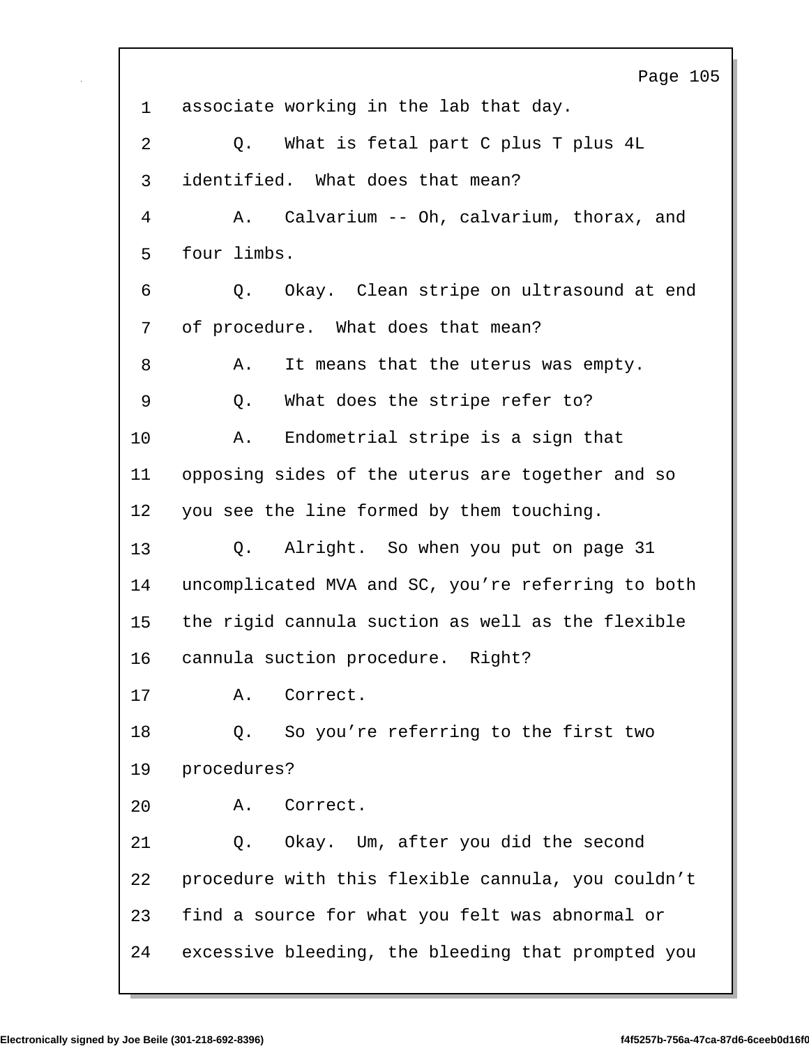1 associate working in the lab that day.

2 Q. What is fetal part C plus T plus 4L

3 identified. What does that mean?

4 A. Calvarium -- Oh, calvarium, thorax, and

5 four limbs.

6 Q. Okay. Clean stripe on ultrasound at end

7 of procedure. What does that mean?

8 A. It means that the uterus was empty.

9 Q. What does the stripe refer to?

10 A. Endometrial stripe is a sign that

11 opposing sides of the uterus are together and so

12 you see the line formed by them touching.

13 Q. Alright. So when you put on page 31

14 uncomplicated MVA and SC, you’re referring to both

15 the rigid cannula suction as well as the flexible

16 cannula suction procedure. Right?

17 A. Correct.

18 Q. So you’re referring to the first two

19 procedures?

20 A. Correct.

21 Q. Okay. Um, after you did the second

22 procedure with this flexible cannula, you couldn’t

23 find a source for what you felt was abnormal or

24 excessive bleeding, the bleeding that prompted you

Electronically signed by Joe Beile (301-218-692-8396) f4f5257b-756a-47ca-87d6-6ceeb0d16f0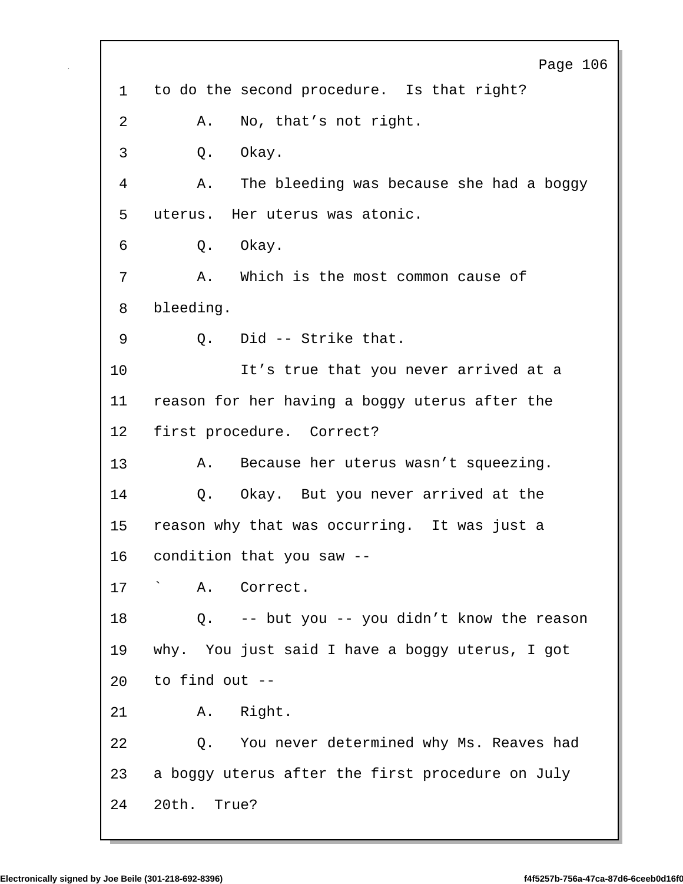1 to do the second procedure. Is that right?

2 A. No, that's not right.

3 Q. Okay.

4 A. The bleeding was because she had a boggy

5 uterus. Her uterus was atonic.

6 Q. Okay.

7 A. Which is the most common cause of

8 bleeding.

9 Q. Did -- Strike that.

10 It's true that you never arrived at a

11 reason for her having a boggy uterus after the

12 first procedure. Correct?

13 A. Because her uterus wasn't squeezing.

14 Q. Okay. But you never arrived at the

15 reason why that was occurring. It was just a

16 condition that you saw --

17 ` A. Correct.

18 Q. -- but you -- you didn't know the reason

19 why. You just said I have a boggy uterus, I got

20 to find out --

21 A. Right.

22 Q. You never determined why Ms. Reaves had

23 a boggy uterus after the first procedure on July

24 20th. True?

Electronically signed by Joe Beile (301-218-692-8396) f4f5257b-756a-47ca-87d6-6ceeb0d16f0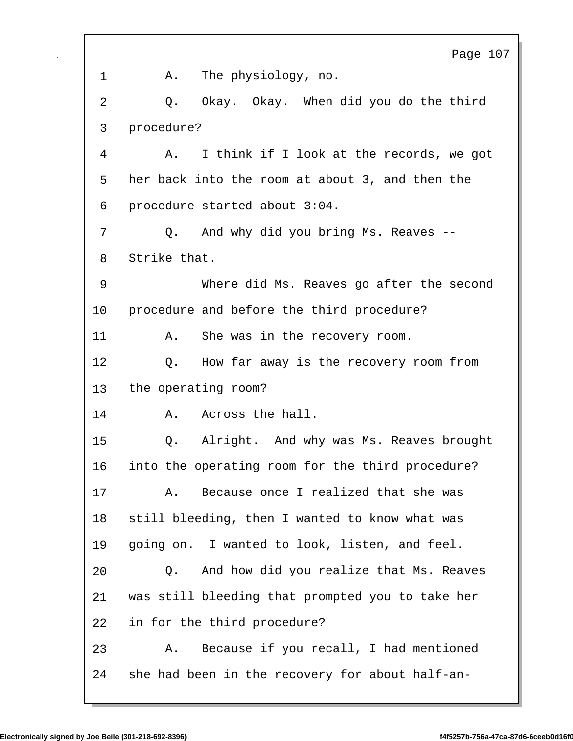1 A. The physiology, no.

2 Q. Okay. Okay. When did you do the third

3 procedure?

4 A. I think if I look at the records, we got

5 her back into the room at about 3, and then the

6 procedure started about 3:04.

7 Q. And why did you bring Ms. Reaves --

8 Strike that.

9 Where did Ms. Reaves go after the second

10 procedure and before the third procedure?

11 A. She was in the recovery room.

12 Q. How far away is the recovery room from

13 the operating room?

14 A. Across the hall.

15 Q. Alright. And why was Ms. Reaves brought

16 into the operating room for the third procedure?

17 A. Because once I realized that she was

18 still bleeding, then I wanted to know what was

19 going on. I wanted to look, listen, and feel.

20 Q. And how did you realize that Ms. Reaves

21 was still bleeding that prompted you to take her

22 in for the third procedure?

23 A. Because if you recall, I had mentioned

24 she had been in the recovery for about half-an-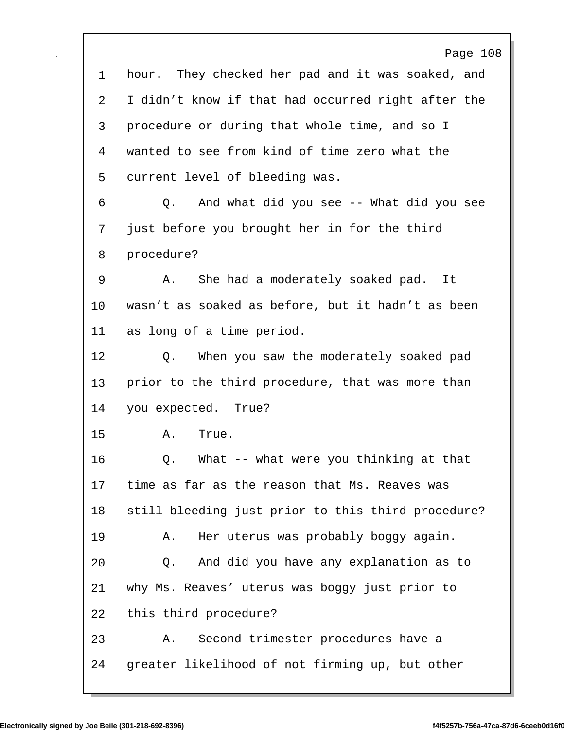1 hour. They checked her pad and it was soaked, and
2 I didn't know if that had occurred right after the
3 procedure or during that whole time, and so I
4 wanted to see from kind of time zero what the
5 current level of bleeding was.
6 Q. And what did you see -- What did you see
7 just before you brought her in for the third
8 procedure?
9 A. She had a moderately soaked pad. It
10 wasn't as soaked as before, but it hadn't as been
11 as long of a time period.
12 Q. When you saw the moderately soaked pad
13 prior to the third procedure, that was more than
14 you expected. True?
15 A. True.
16 Q. What -- what were you thinking at that
17 time as far as the reason that Ms. Reaves was
18 still bleeding just prior to this third procedure?
19 A. Her uterus was probably boggy again.
20 Q. And did you have any explanation as to
21 why Ms. Reaves' uterus was boggy just prior to
22 this third procedure?
23 A. Second trimester procedures have a
24 greater likelihood of not firming up, but other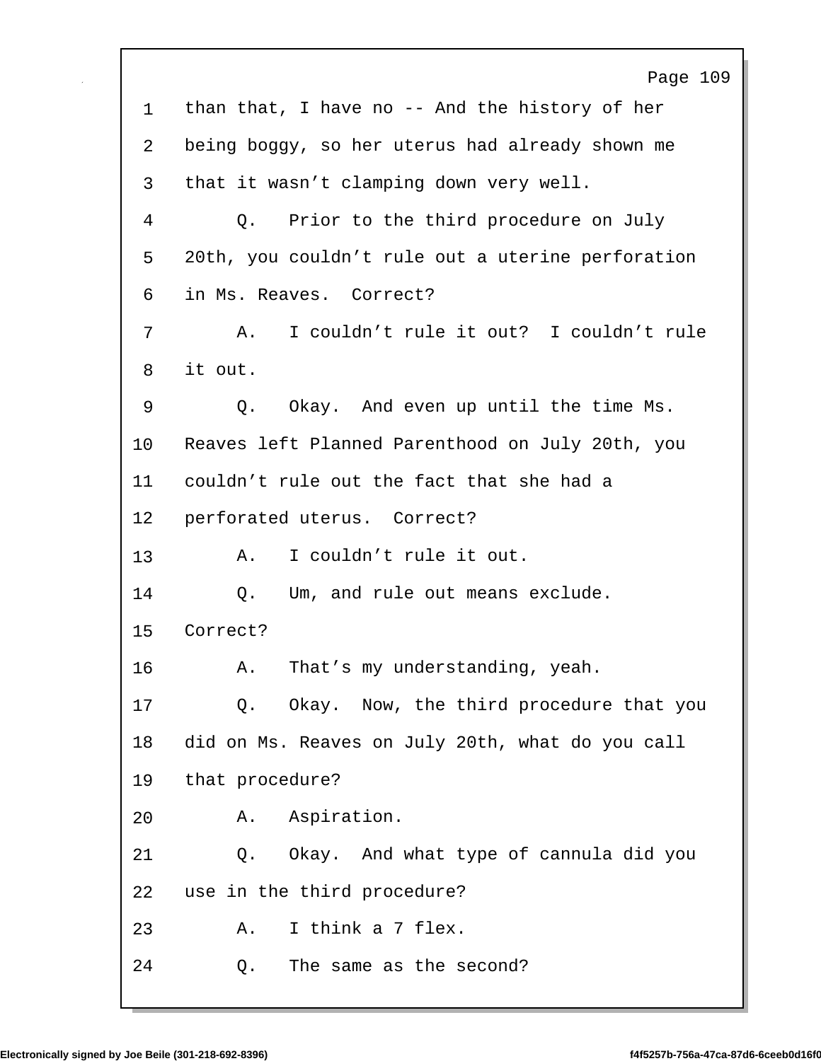1 than that, I have no -- And the history of her
2 being boggy, so her uterus had already shown me
3 that it wasn't clamping down very well.
4 Q. Prior to the third procedure on July
5 20th, you couldn't rule out a uterine perforation
6 in Ms. Reaves. Correct?
7 A. I couldn't rule it out? I couldn't rule
8 it out.
9 Q. Okay. And even up until the time Ms.
10 Reaves left Planned Parenthood on July 20th, you
11 couldn't rule out the fact that she had a
12 perforated uterus. Correct?
13 A. I couldn't rule it out.
14 Q. Um, and rule out means exclude.
15 Correct?
16 A. That's my understanding, yeah.
17 Q. Okay. Now, the third procedure that you
18 did on Ms. Reaves on July 20th, what do you call
19 that procedure?
20 A. Aspiration.
21 Q. Okay. And what type of cannula did you
22 use in the third procedure?
23 A. I think a 7 flex.
24 Q. The same as the second?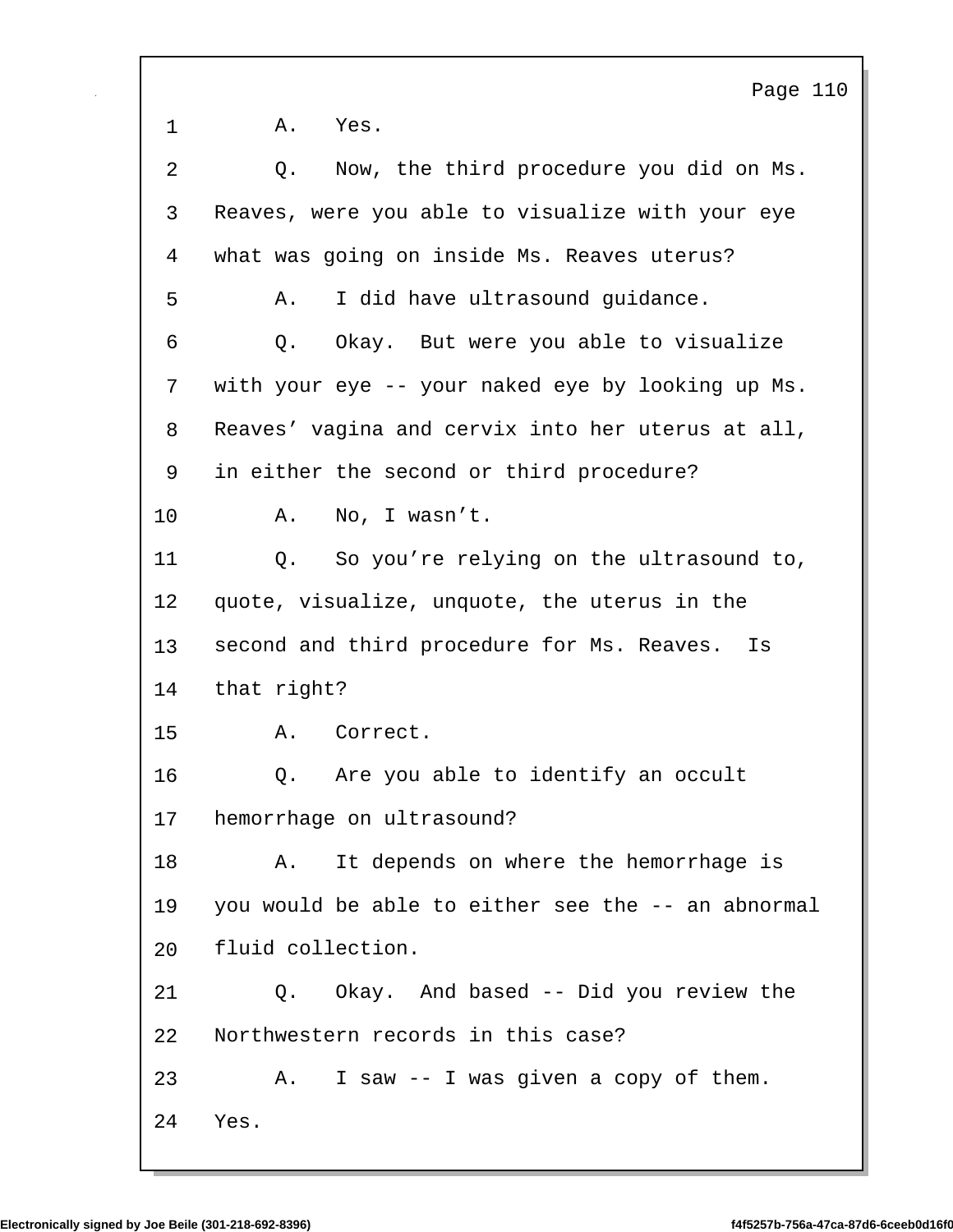1 A. Yes.

2 Q. Now, the third procedure you did on Ms.

3 Reaves, were you able to visualize with your eye

4 what was going on inside Ms. Reaves uterus?

5 A. I did have ultrasound guidance.

6 Q. Okay. But were you able to visualize

7 with your eye -- your naked eye by looking up Ms.

8 Reaves' vagina and cervix into her uterus at all,

9 in either the second or third procedure?

10 A. No, I wasn't.

11 Q. So you're relying on the ultrasound to,

12 quote, visualize, unquote, the uterus in the

13 second and third procedure for Ms. Reaves. Is

14 that right?

15 A. Correct.

16 Q. Are you able to identify an occult

17 hemorrhage on ultrasound?

18 A. It depends on where the hemorrhage is

19 you would be able to either see the -- an abnormal

20 fluid collection.

21 Q. Okay. And based -- Did you review the

22 Northwestern records in this case?

23 A. I saw -- I was given a copy of them.

24 Yes.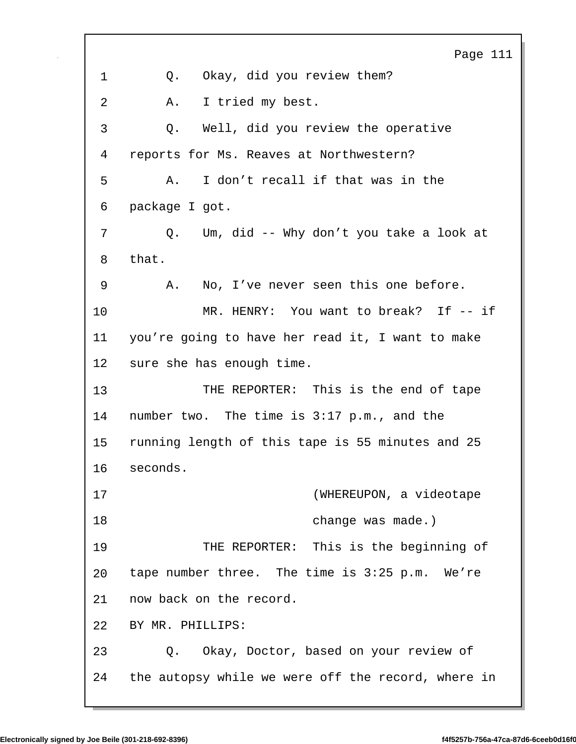Q. Okay, did you review them?

A. I tried my best.

Q. Well, did you review the operative reports for Ms. Reaves at Northwestern?

A. I don't recall if that was in the package I got.

Q. Um, did -- Why don't you take a look at that.

A. No, I've never seen this one before.

MR. HENRY: You want to break? If -- if you're going to have her read it, I want to make sure she has enough time.

THE REPORTER: This is the end of tape number two. The time is 3:17 p.m., and the running length of this tape is 55 minutes and 25 seconds.

(WHEREUPON, a videotape change was made.)

THE REPORTER: This is the beginning of tape number three. The time is 3:25 p.m. We're now back on the record.

BY MR. PHILLIPS:

Q. Okay, Doctor, based on your review of the autopsy while we were off the record, where in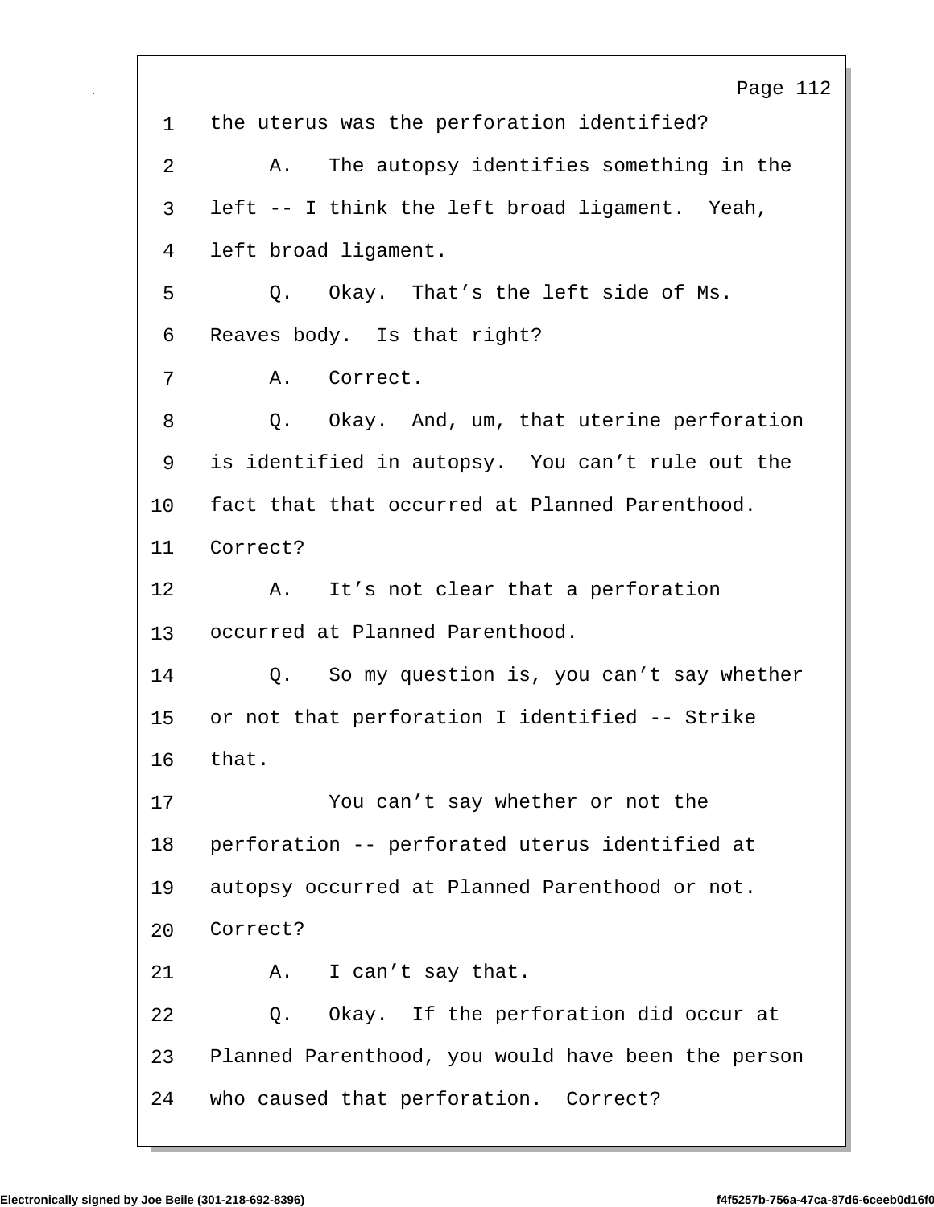1 the uterus was the perforation identified?

2 A. The autopsy identifies something in the

3 left -- I think the left broad ligament. Yeah,

4 left broad ligament.

5 Q. Okay. That's the left side of Ms.

6 Reaves body. Is that right?

7 A. Correct.

8 Q. Okay. And, um, that uterine perforation

9 is identified in autopsy. You can't rule out the

10 fact that that occurred at Planned Parenthood.

11 Correct?

12 A. It's not clear that a perforation

13 occurred at Planned Parenthood.

14 Q. So my question is, you can't say whether

15 or not that perforation I identified -- Strike

16 that.

17 You can't say whether or not the

18 perforation -- perforated uterus identified at

19 autopsy occurred at Planned Parenthood or not.

20 Correct?

21 A. I can't say that.

22 Q. Okay. If the perforation did occur at

23 Planned Parenthood, you would have been the person

24 who caused that perforation. Correct?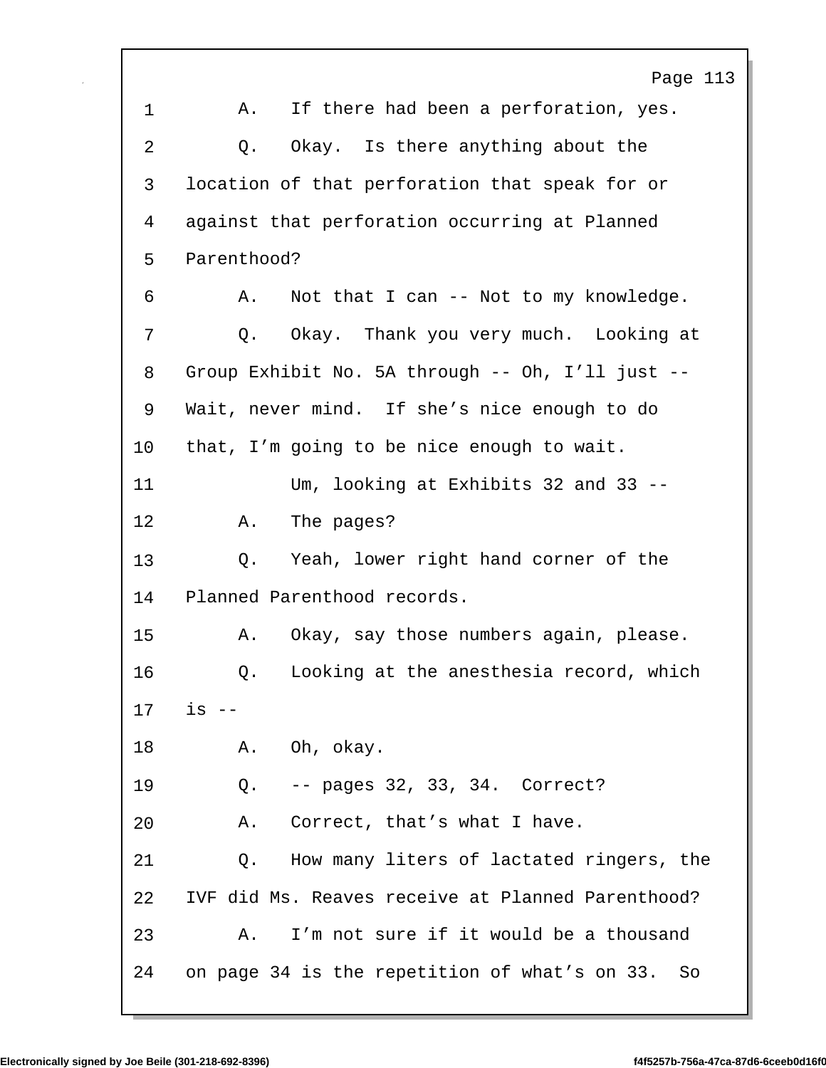1 A. If there had been a perforation, yes.

2 Q. Okay. Is there anything about the

3 location of that perforation that speak for or

4 against that perforation occurring at Planned

5 Parenthood?

6 A. Not that I can -- Not to my knowledge.

7 Q. Okay. Thank you very much. Looking at

8 Group Exhibit No. 5A through -- Oh, I'll just --

9 Wait, never mind. If she's nice enough to do

10 that, I'm going to be nice enough to wait.

11 Um, looking at Exhibits 32 and 33 --

12 A. The pages?

13 Q. Yeah, lower right hand corner of the

14 Planned Parenthood records.

15 A. Okay, say those numbers again, please.

16 Q. Looking at the anesthesia record, which

17 is --

18 A. Oh, okay.

19 Q. -- pages 32, 33, 34. Correct?

20 A. Correct, that's what I have.

21 Q. How many liters of lactated ringers, the

22 IVF did Ms. Reaves receive at Planned Parenthood?

23 A. I'm not sure if it would be a thousand

24 on page 34 is the repetition of what's on 33. So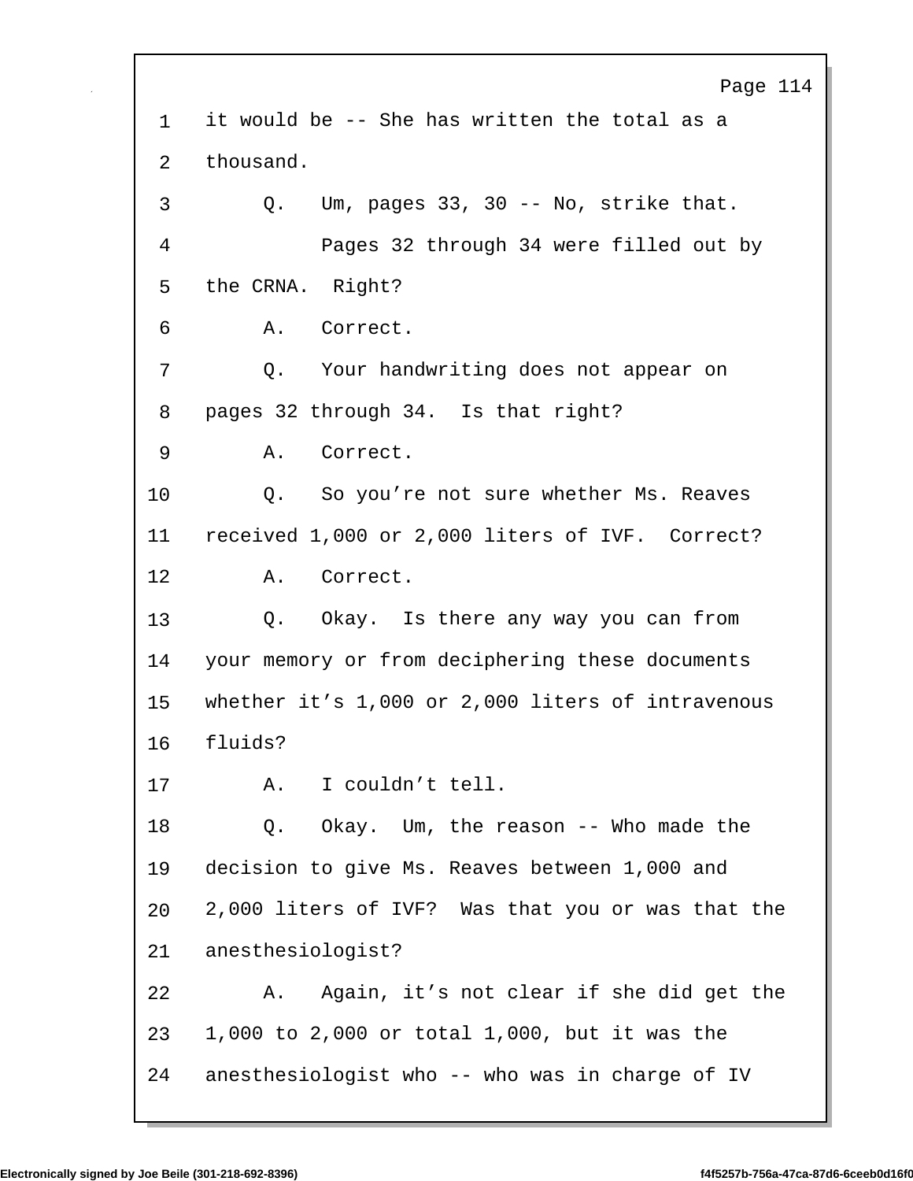1 it would be -- She has written the total as a

2 thousand.

3 Q. Um, pages 33, 30 -- No, strike that.

4 Pages 32 through 34 were filled out by

5 the CRNA. Right?

6 A. Correct.

7 Q. Your handwriting does not appear on

8 pages 32 through 34. Is that right?

9 A. Correct.

10 Q. So you're not sure whether Ms. Reaves

11 received 1,000 or 2,000 liters of IVF. Correct?

12 A. Correct.

13 Q. Okay. Is there any way you can from

14 your memory or from deciphering these documents

15 whether it's 1,000 or 2,000 liters of intravenous

16 fluids?

17 A. I couldn't tell.

18 Q. Okay. Um, the reason -- Who made the

19 decision to give Ms. Reaves between 1,000 and

20 2,000 liters of IVF? Was that you or was that the

21 anesthesiologist?

22 A. Again, it's not clear if she did get the

23 1,000 to 2,000 or total 1,000, but it was the

24 anesthesiologist who -- who was in charge of IV

Electronically signed by Joe Beile (301-218-692-8396) f4f5257b-756a-47ca-87d6-6ceeb0d16f0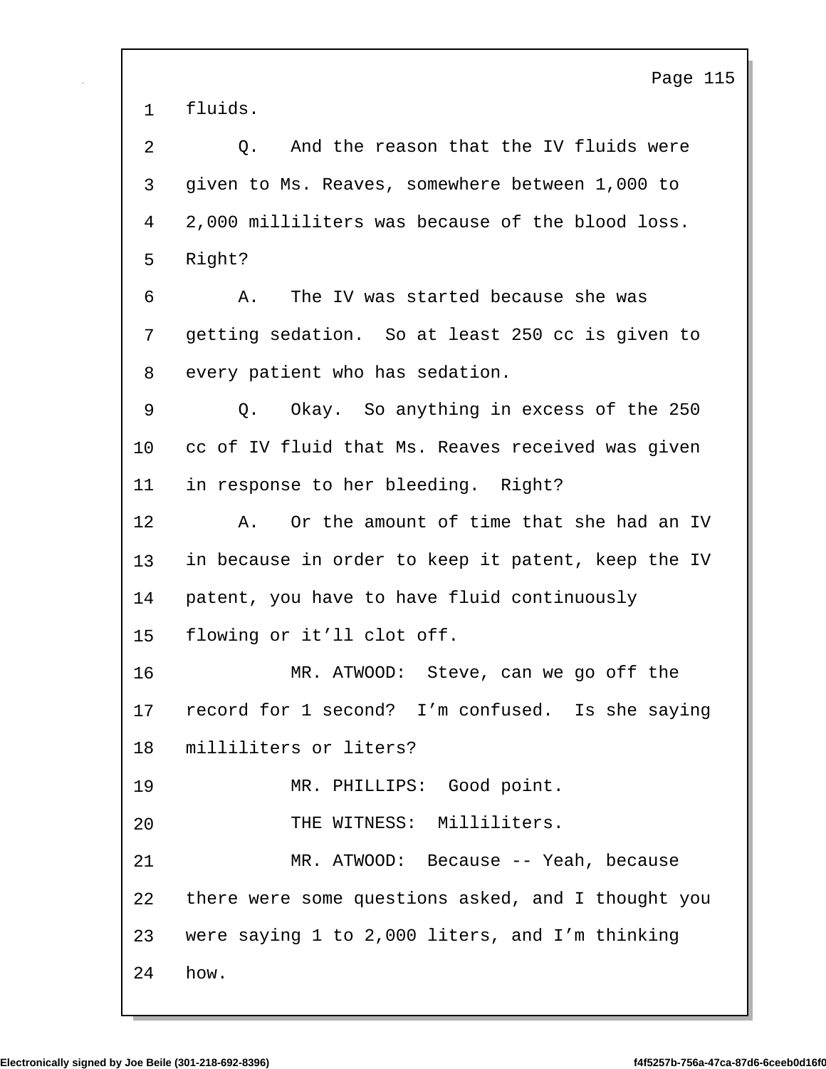1 fluids.

2 Q. And the reason that the IV fluids were

3 given to Ms. Reaves, somewhere between 1,000 to

4 2,000 milliliters was because of the blood loss.

5 Right?

6 A. The IV was started because she was

7 getting sedation. So at least 250 cc is given to

8 every patient who has sedation.

9 Q. Okay. So anything in excess of the 250

10 cc of IV fluid that Ms. Reaves received was given

11 in response to her bleeding. Right?

12 A. Or the amount of time that she had an IV

13 in because in order to keep it patent, keep the IV

14 patent, you have to have fluid continuously

15 flowing or it'll clot off.

16 MR. ATWOOD: Steve, can we go off the

17 record for 1 second? I'm confused. Is she saying

18 milliliters or liters?

19 MR. PHILLIPS: Good point.

20 THE WITNESS: Milliliters.

21 MR. ATWOOD: Because -- Yeah, because

22 there were some questions asked, and I thought you

23 were saying 1 to 2,000 liters, and I'm thinking

24 how.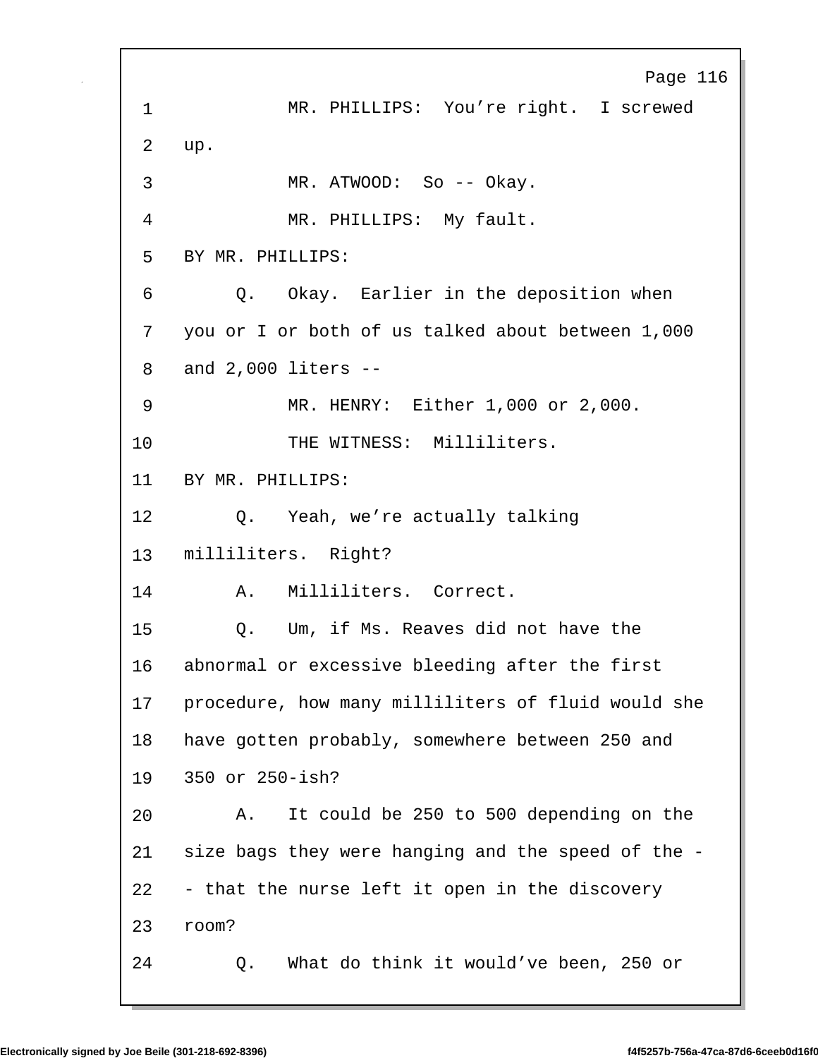1 MR. PHILLIPS: You're right. I screwed
2 up.
3 MR. ATWOOD: So -- Okay.
4 MR. PHILLIPS: My fault.
5 BY MR. PHILLIPS:
6 Q. Okay. Earlier in the deposition when
7 you or I or both of us talked about between 1,000
8 and 2,000 liters --
9 MR. HENRY: Either 1,000 or 2,000.
10 THE WITNESS: Milliliters.
11 BY MR. PHILLIPS:
12 Q. Yeah, we're actually talking
13 milliliters. Right?
14 A. Milliliters. Correct.
15 Q. Um, if Ms. Reaves did not have the
16 abnormal or excessive bleeding after the first
17 procedure, how many milliliters of fluid would she
18 have gotten probably, somewhere between 250 and
19 350 or 250-ish?
20 A. It could be 250 to 500 depending on the
21 size bags they were hanging and the speed of the -
22 - that the nurse left it open in the discovery
23 room?
24 Q. What do think it would've been, 250 or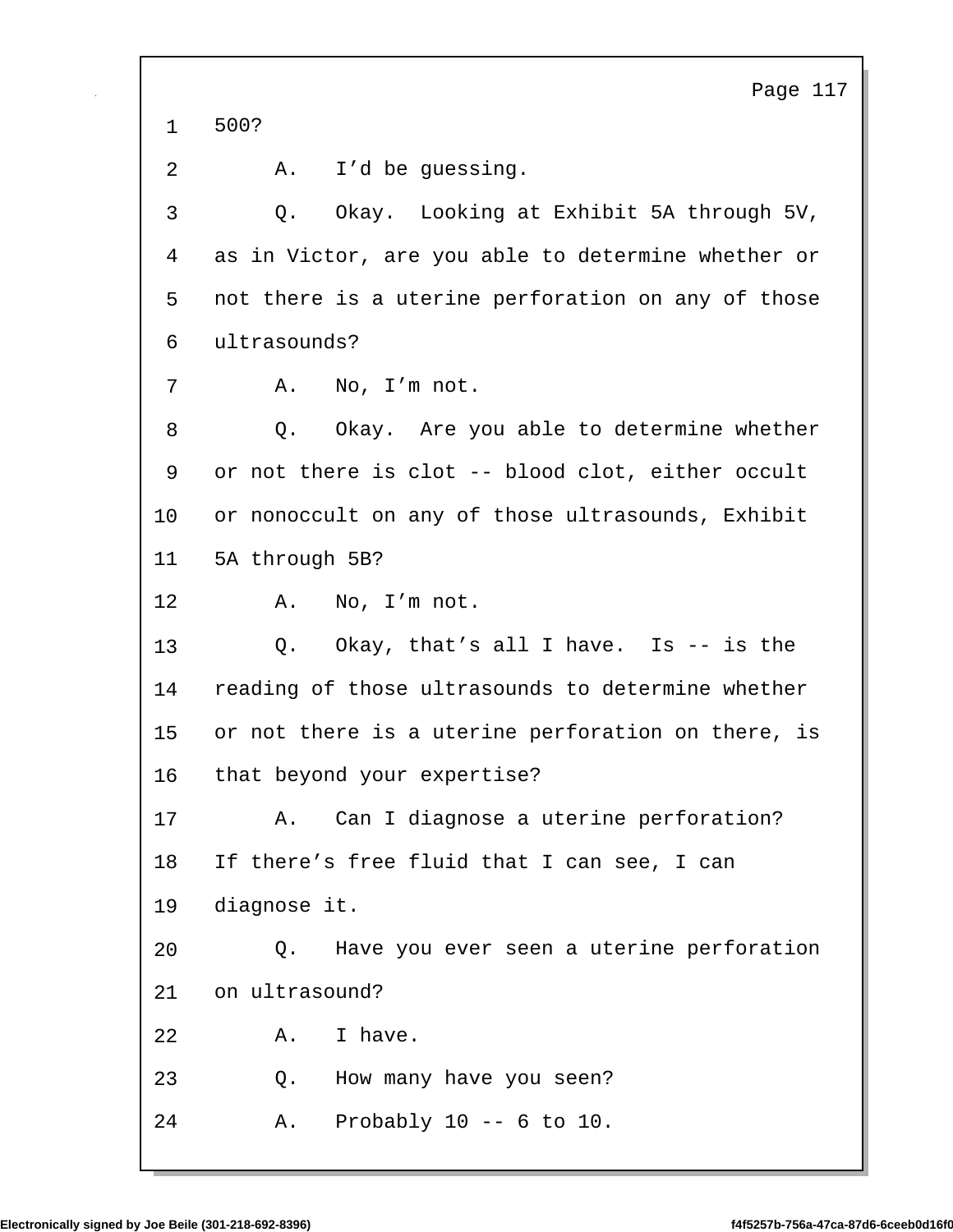1 500?

2 A. I'd be guessing.

3 Q. Okay. Looking at Exhibit 5A through 5V,

4 as in Victor, are you able to determine whether or

5 not there is a uterine perforation on any of those

6 ultrasounds?

7 A. No, I'm not.

8 Q. Okay. Are you able to determine whether

9 or not there is clot -- blood clot, either occult

10 or nonoccult on any of those ultrasounds, Exhibit

11 5A through 5B?

12 A. No, I'm not.

13 Q. Okay, that's all I have. Is -- is the

14 reading of those ultrasounds to determine whether

15 or not there is a uterine perforation on there, is

16 that beyond your expertise?

17 A. Can I diagnose a uterine perforation?

18 If there's free fluid that I can see, I can

19 diagnose it.

20 Q. Have you ever seen a uterine perforation

21 on ultrasound?

22 A. I have.

23 Q. How many have you seen?

24 A. Probably 10 -- 6 to 10.

Electronically signed by Joe Beile (301-218-692-8396) f4f5257b-756a-47ca-87d6-6ceeb0d16f0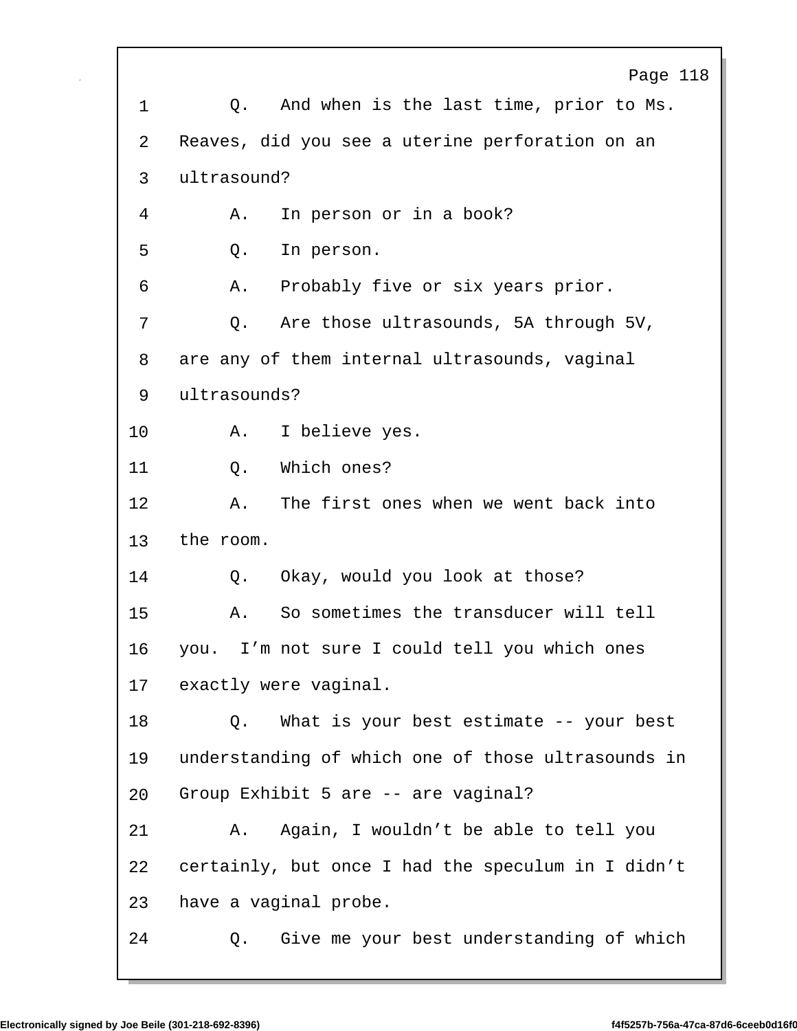1 Q. And when is the last time, prior to Ms.

2 Reaves, did you see a uterine perforation on an

3 ultrasound?

4 A. In person or in a book?

5 Q. In person.

6 A. Probably five or six years prior.

7 Q. Are those ultrasounds, 5A through 5V,

8 are any of them internal ultrasounds, vaginal

9 ultrasounds?

10 A. I believe yes.

11 Q. Which ones?

12 A. The first ones when we went back into

13 the room.

14 Q. Okay, would you look at those?

15 A. So sometimes the transducer will tell

16 you. I'm not sure I could tell you which ones

17 exactly were vaginal.

18 Q. What is your best estimate -- your best

19 understanding of which one of those ultrasounds in

20 Group Exhibit 5 are -- are vaginal?

21 A. Again, I wouldn't be able to tell you

22 certainly, but once I had the speculum in I didn't

23 have a vaginal probe.

24 Q. Give me your best understanding of which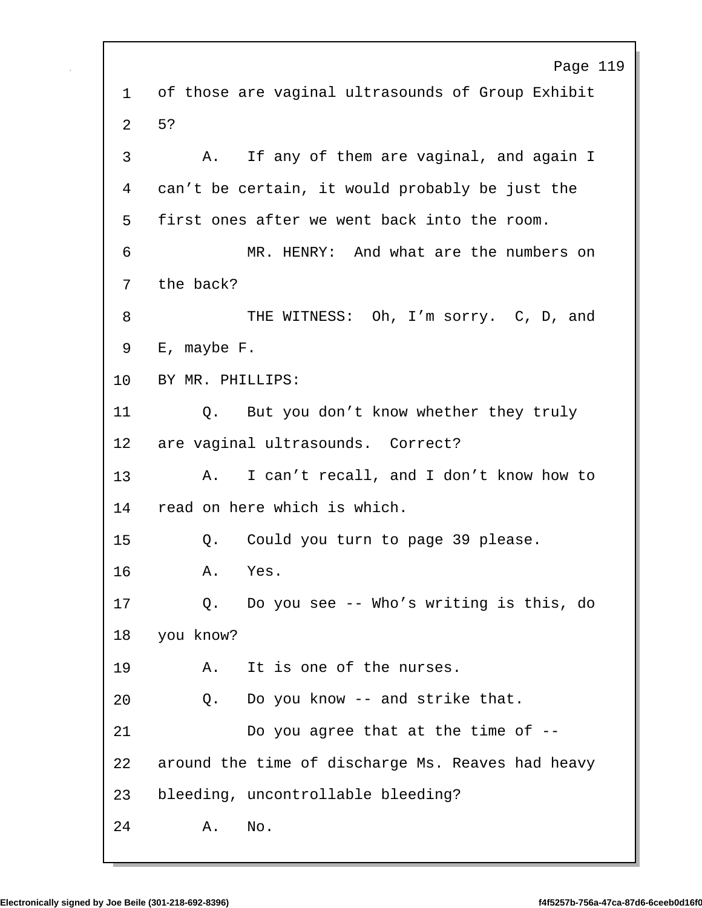1 of those are vaginal ultrasounds of Group Exhibit

2 5?

3 A. If any of them are vaginal, and again I

4 can't be certain, it would probably be just the

5 first ones after we went back into the room.

6 MR. HENRY: And what are the numbers on

7 the back?

8 THE WITNESS: Oh, I'm sorry. C, D, and

9 E, maybe F.

10 BY MR. PHILLIPS:

11 Q. But you don't know whether they truly

12 are vaginal ultrasounds. Correct?

13 A. I can't recall, and I don't know how to

14 read on here which is which.

15 Q. Could you turn to page 39 please.

16 A. Yes.

17 Q. Do you see -- Who's writing is this, do

18 you know?

19 A. It is one of the nurses.

20 Q. Do you know -- and strike that.

21 Do you agree that at the time of --

22 around the time of discharge Ms. Reaves had heavy

23 bleeding, uncontrollable bleeding?

24 A. No.

Electronically signed by Joe Beile (301-218-692-8396) f4f5257b-756a-47ca-87d6-6ceeb0d16f0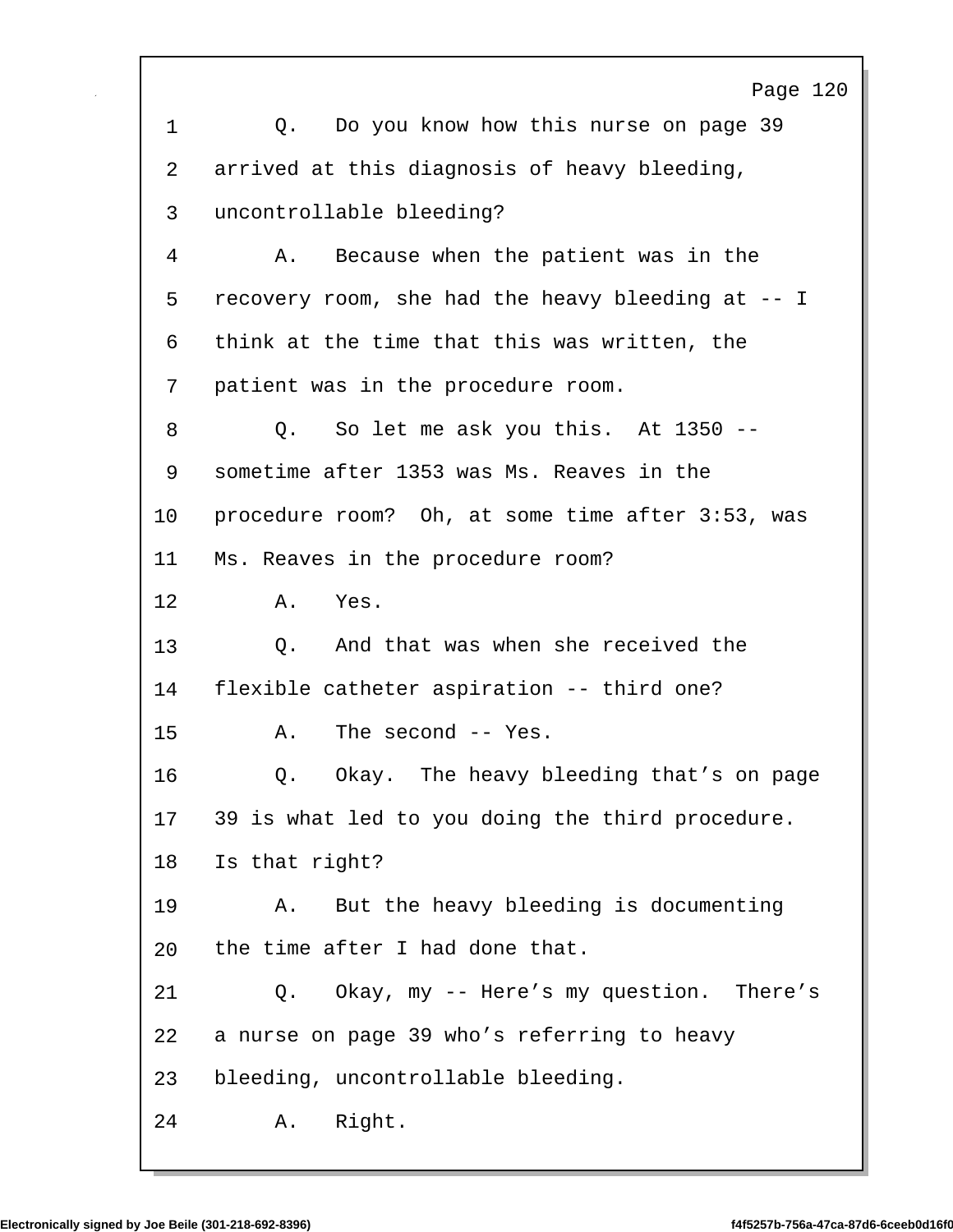1 Q. Do you know how this nurse on page 39
2 arrived at this diagnosis of heavy bleeding,
3 uncontrollable bleeding?
4 A. Because when the patient was in the
5 recovery room, she had the heavy bleeding at -- I
6 think at the time that this was written, the
7 patient was in the procedure room.
8 Q. So let me ask you this. At 1350 --
9 sometime after 1353 was Ms. Reaves in the
10 procedure room? Oh, at some time after 3:53, was
11 Ms. Reaves in the procedure room?
12 A. Yes.
13 Q. And that was when she received the
14 flexible catheter aspiration -- third one?
15 A. The second -- Yes.
16 Q. Okay. The heavy bleeding that's on page
17 39 is what led to you doing the third procedure.
18 Is that right?
19 A. But the heavy bleeding is documenting
20 the time after I had done that.
21 Q. Okay, my -- Here's my question. There's
22 a nurse on page 39 who's referring to heavy
23 bleeding, uncontrollable bleeding.
24 A. Right.

Electronically signed by Joe Beile (301-218-692-8396) f4f5257b-756a-47ca-87d6-6ceeb0d16f0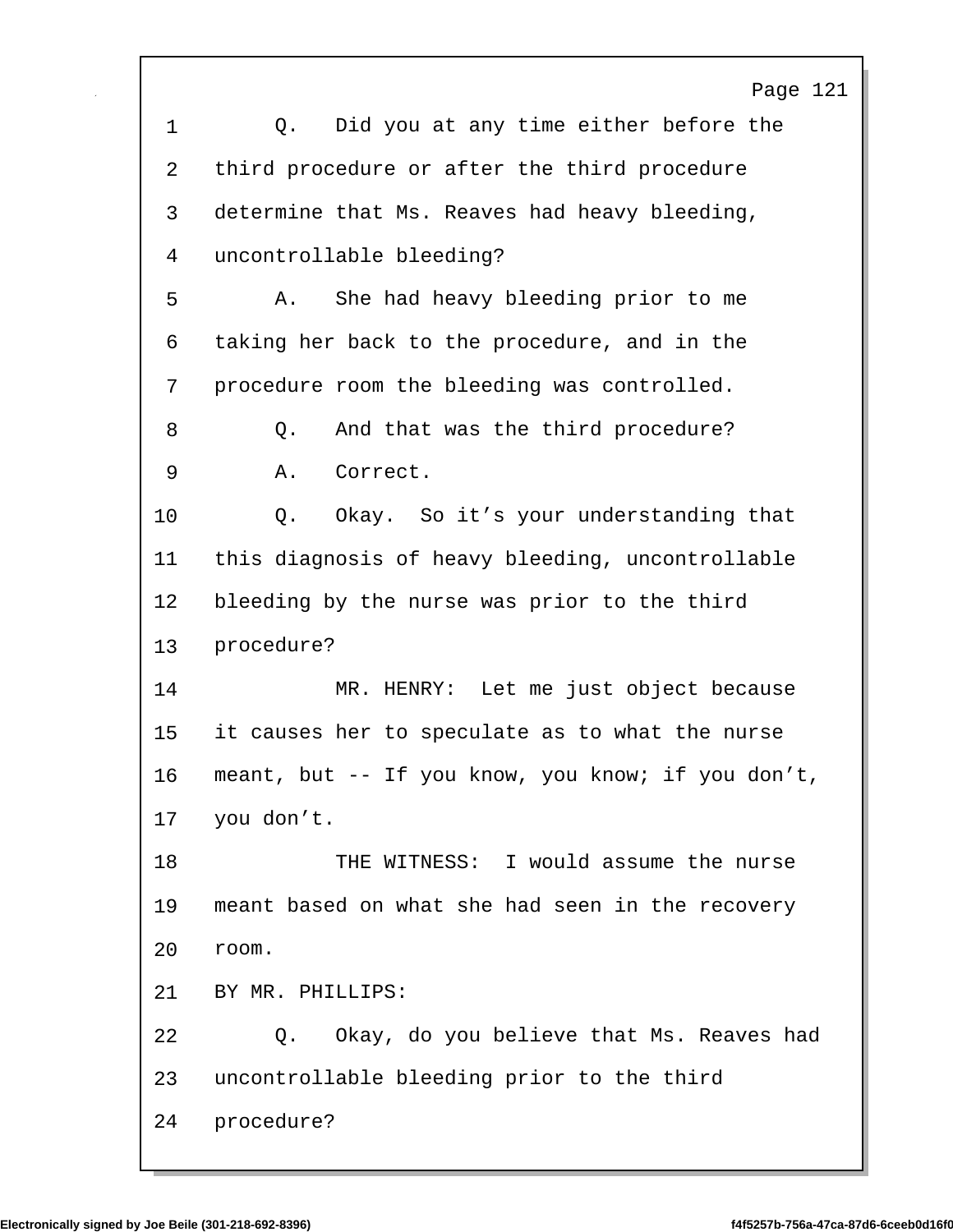Q. Did you at any time either before the third procedure or after the third procedure determine that Ms. Reaves had heavy bleeding, uncontrollable bleeding?

A. She had heavy bleeding prior to me taking her back to the procedure, and in the procedure room the bleeding was controlled.

Q. And that was the third procedure?

A. Correct.

Q. Okay. So it’s your understanding that this diagnosis of heavy bleeding, uncontrollable bleeding by the nurse was prior to the third procedure?

MR. HENRY: Let me just object because it causes her to speculate as to what the nurse meant, but -- If you know, you know; if you don’t, you don’t.

THE WITNESS: I would assume the nurse meant based on what she had seen in the recovery room.

BY MR. PHILLIPS:

Q. Okay, do you believe that Ms. Reaves had uncontrollable bleeding prior to the third procedure?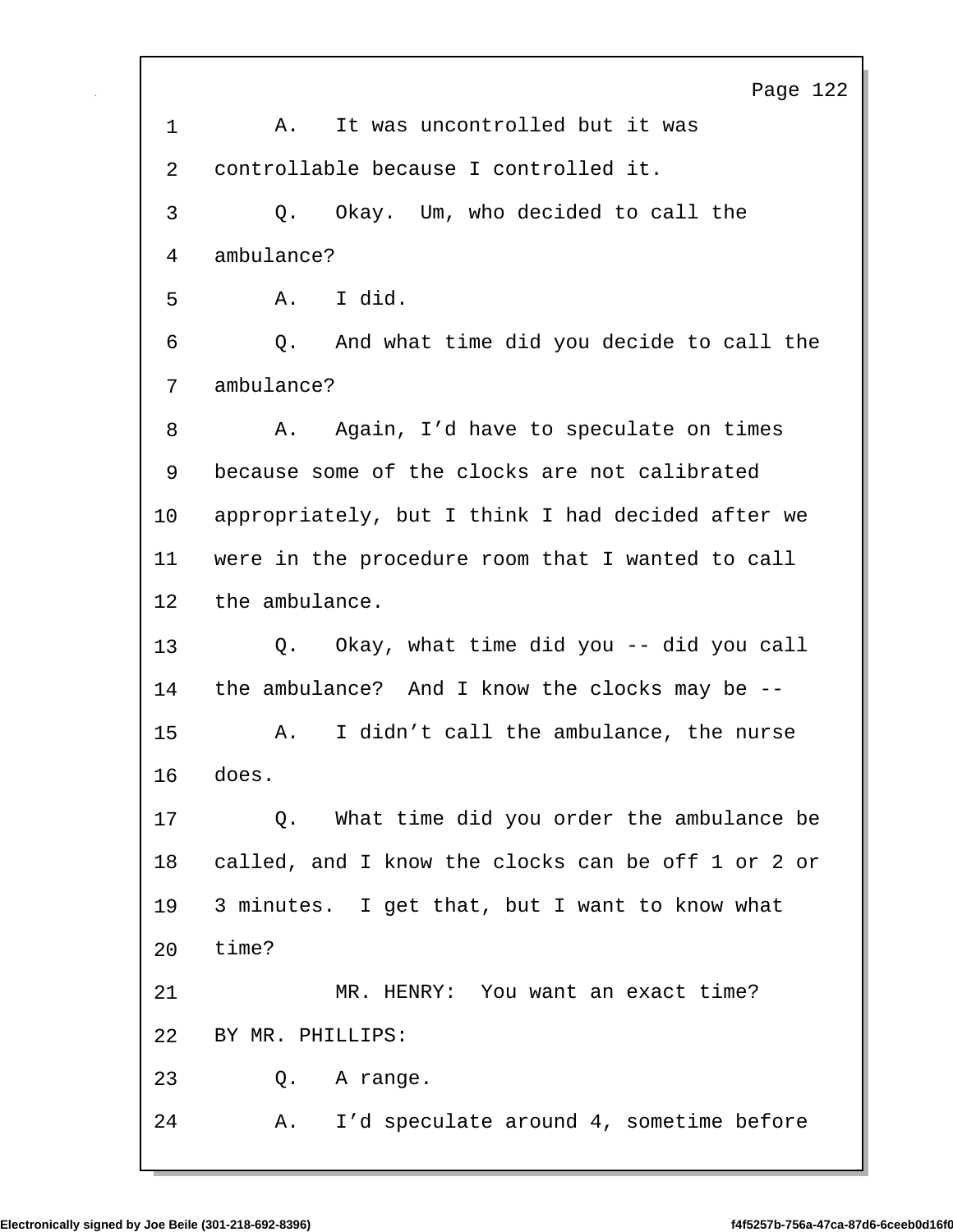1 A. It was uncontrolled but it was
2 controllable because I controlled it.
3 Q. Okay. Um, who decided to call the
4 ambulance?
5 A. I did.
6 Q. And what time did you decide to call the
7 ambulance?
8 A. Again, I'd have to speculate on times
9 because some of the clocks are not calibrated
10 appropriately, but I think I had decided after we
11 were in the procedure room that I wanted to call
12 the ambulance.
13 Q. Okay, what time did you -- did you call
14 the ambulance? And I know the clocks may be --
15 A. I didn't call the ambulance, the nurse
16 does.
17 Q. What time did you order the ambulance be
18 called, and I know the clocks can be off 1 or 2 or
19 3 minutes. I get that, but I want to know what
20 time?
21 MR. HENRY: You want an exact time?
22 BY MR. PHILLIPS:
23 Q. A range.
24 A. I'd speculate around 4, sometime before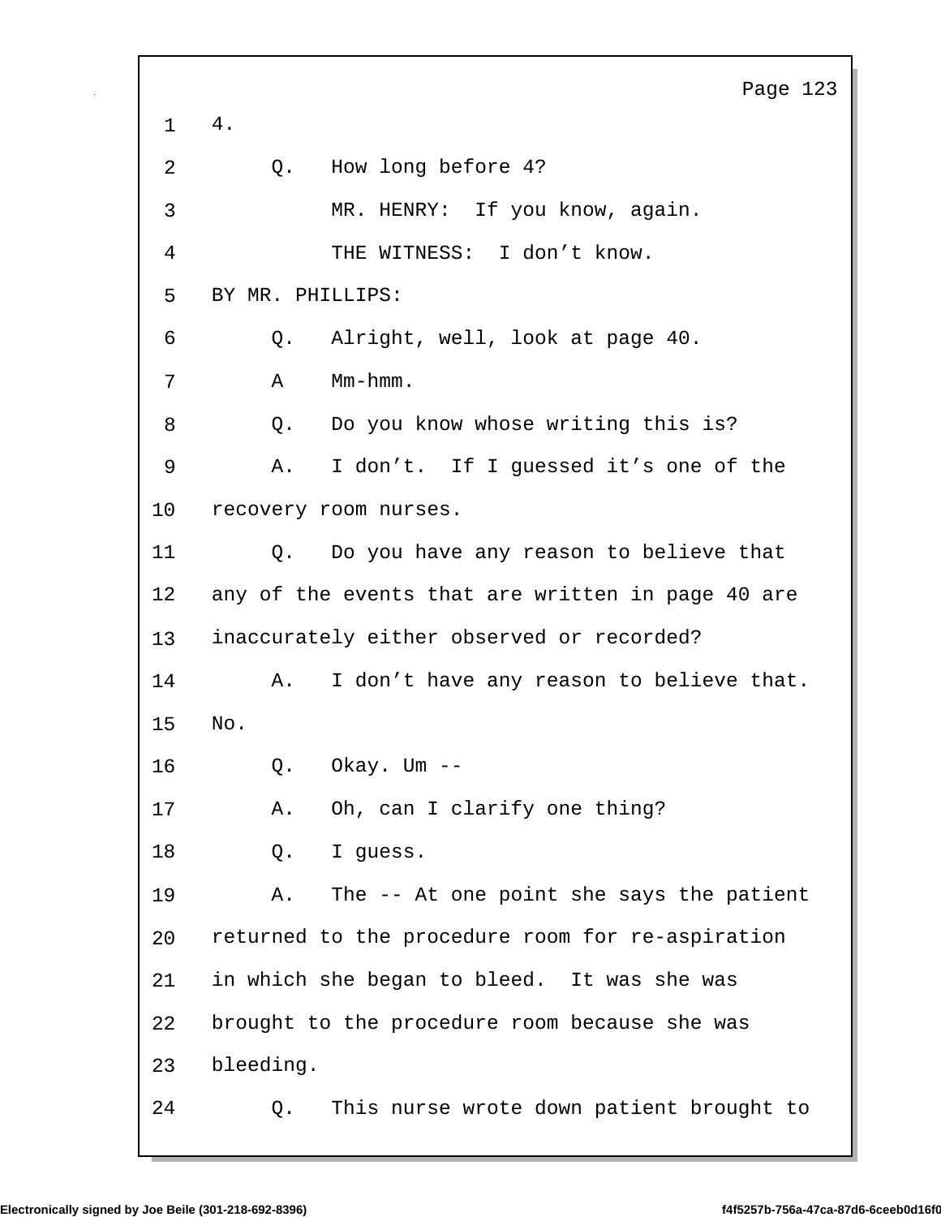1 4.

2 Q. How long before 4?

3 MR. HENRY: If you know, again.

4 THE WITNESS: I don't know.

5 BY MR. PHILLIPS:

6 Q. Alright, well, look at page 40.

7 A Mm-hmm.

8 Q. Do you know whose writing this is?

9 A. I don't. If I guessed it's one of the

10 recovery room nurses.

11 Q. Do you have any reason to believe that

12 any of the events that are written in page 40 are

13 inaccurately either observed or recorded?

14 A. I don't have any reason to believe that.

15 No.

16 Q. Okay. Um --

17 A. Oh, can I clarify one thing?

18 Q. I guess.

19 A. The -- At one point she says the patient

20 returned to the procedure room for re-aspiration

21 in which she began to bleed. It was she was

22 brought to the procedure room because she was

23 bleeding.

24 Q. This nurse wrote down patient brought to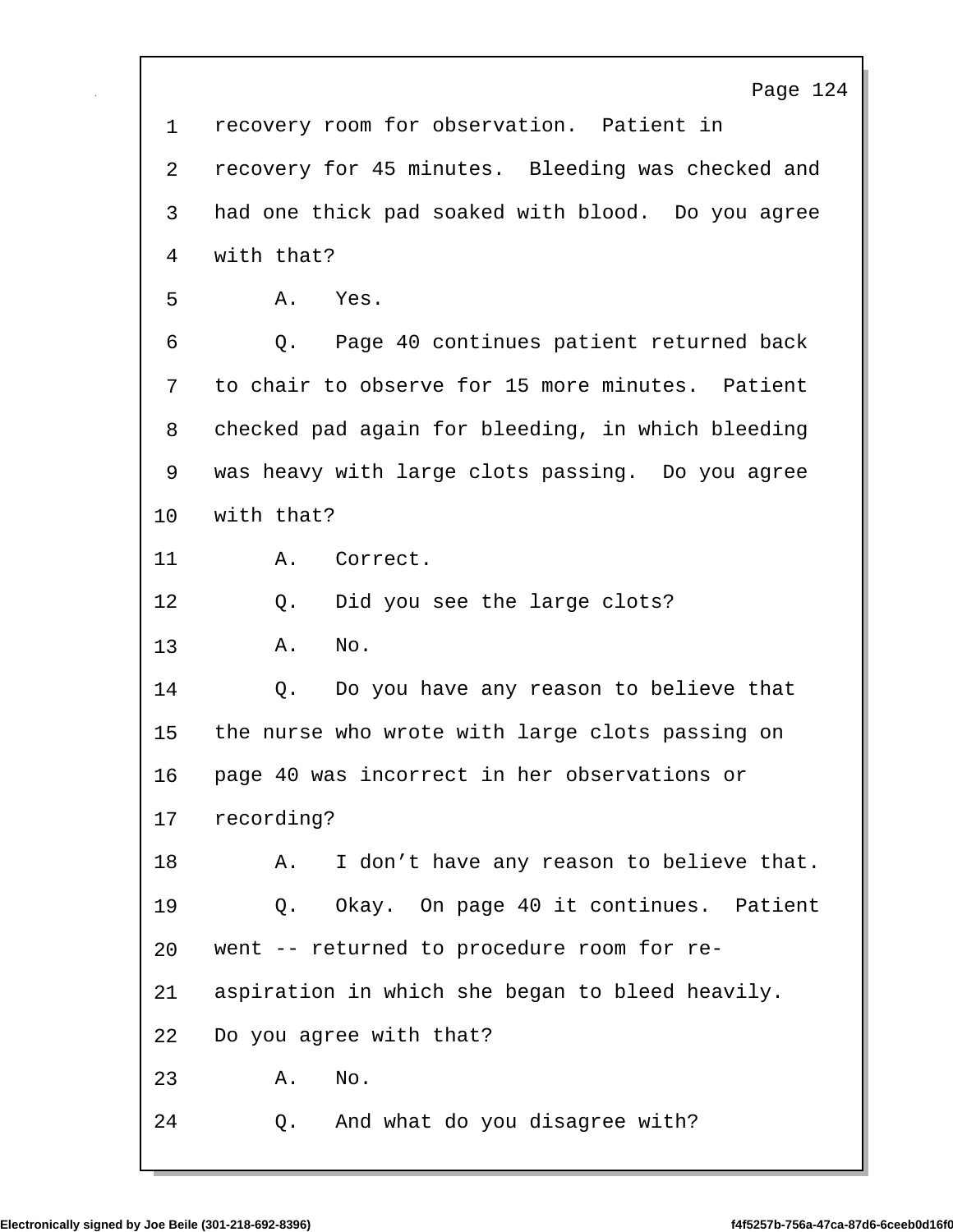1 recovery room for observation. Patient in
2 recovery for 45 minutes. Bleeding was checked and
3 had one thick pad soaked with blood. Do you agree
4 with that?
5 A. Yes.
6 Q. Page 40 continues patient returned back
7 to chair to observe for 15 more minutes. Patient
8 checked pad again for bleeding, in which bleeding
9 was heavy with large clots passing. Do you agree
10 with that?
11 A. Correct.
12 Q. Did you see the large clots?
13 A. No.
14 Q. Do you have any reason to believe that
15 the nurse who wrote with large clots passing on
16 page 40 was incorrect in her observations or
17 recording?
18 A. I don't have any reason to believe that.
19 Q. Okay. On page 40 it continues. Patient
20 went -- returned to procedure room for re-
21 aspiration in which she began to bleed heavily.
22 Do you agree with that?
23 A. No.
24 Q. And what do you disagree with?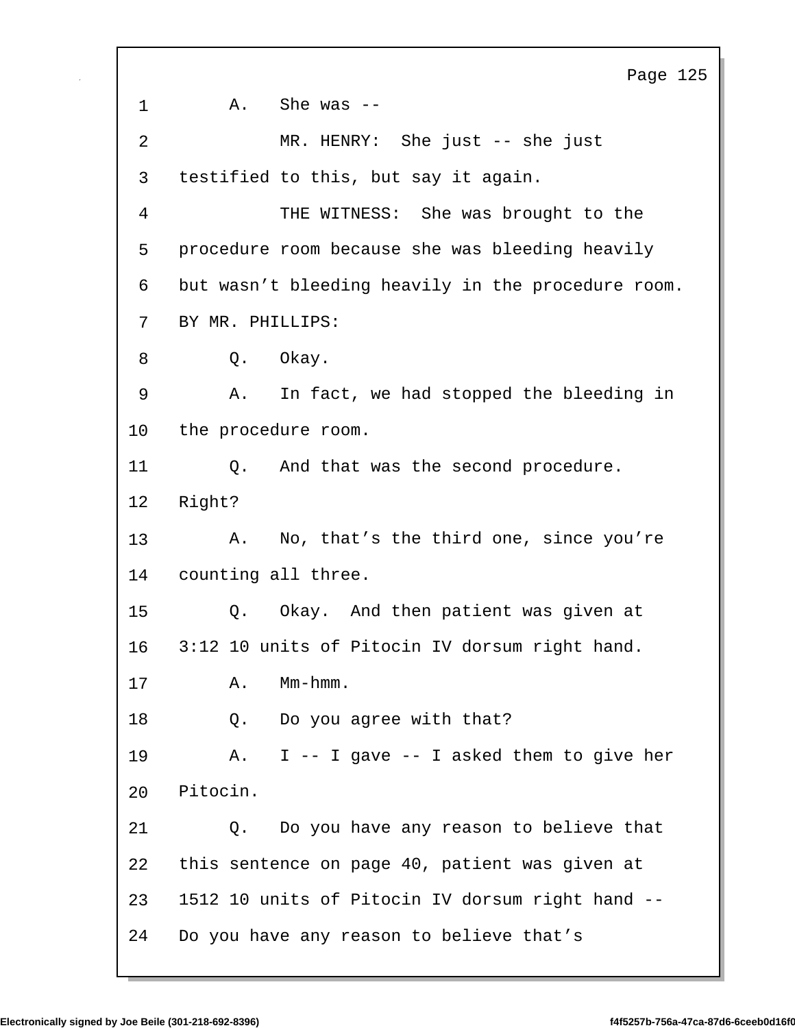1 A. She was --

2 MR. HENRY: She just -- she just

3 testified to this, but say it again.

4 THE WITNESS: She was brought to the

5 procedure room because she was bleeding heavily

6 but wasn’t bleeding heavily in the procedure room.

7 BY MR. PHILLIPS:

8 Q. Okay.

9 A. In fact, we had stopped the bleeding in

10 the procedure room.

11 Q. And that was the second procedure.

12 Right?

13 A. No, that’s the third one, since you’re

14 counting all three.

15 Q. Okay. And then patient was given at

16 3:12 10 units of Pitocin IV dorsum right hand.

17 A. Mm-hmm.

18 Q. Do you agree with that?

19 A. I -- I gave -- I asked them to give her

20 Pitocin.

21 Q. Do you have any reason to believe that

22 this sentence on page 40, patient was given at

23 1512 10 units of Pitocin IV dorsum right hand --

24 Do you have any reason to believe that’s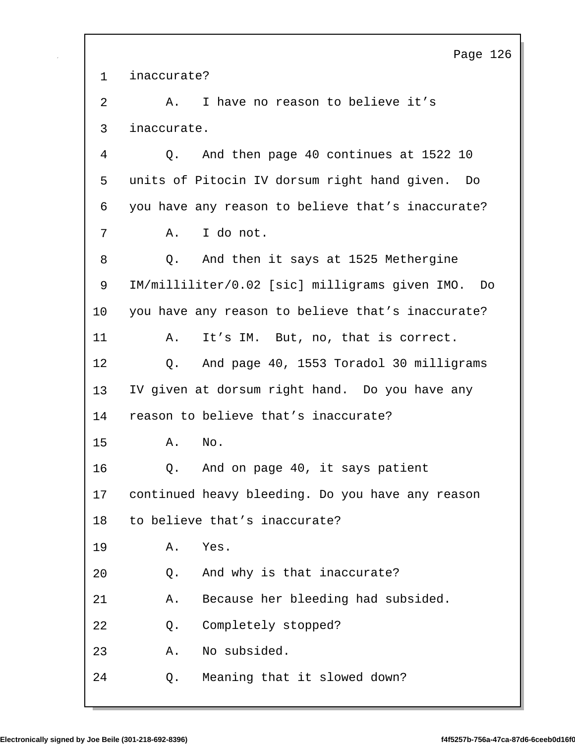1 inaccurate?

2 A. I have no reason to believe it's

3 inaccurate.

4 Q. And then page 40 continues at 1522 10

5 units of Pitocin IV dorsum right hand given. Do

6 you have any reason to believe that's inaccurate?

7 A. I do not.

8 Q. And then it says at 1525 Methergine

9 IM/milliliter/0.02 [sic] milligrams given IMO. Do

10 you have any reason to believe that's inaccurate?

11 A. It's IM. But, no, that is correct.

12 Q. And page 40, 1553 Toradol 30 milligrams

13 IV given at dorsum right hand. Do you have any

14 reason to believe that's inaccurate?

15 A. No.

16 Q. And on page 40, it says patient

17 continued heavy bleeding. Do you have any reason

18 to believe that's inaccurate?

19 A. Yes.

20 Q. And why is that inaccurate?

21 A. Because her bleeding had subsided.

22 Q. Completely stopped?

23 A. No subsided.

24 Q. Meaning that it slowed down?

Electronically signed by Joe Beile (301-218-692-8396) f4f5257b-756a-47ca-87d6-6ceeb0d16f0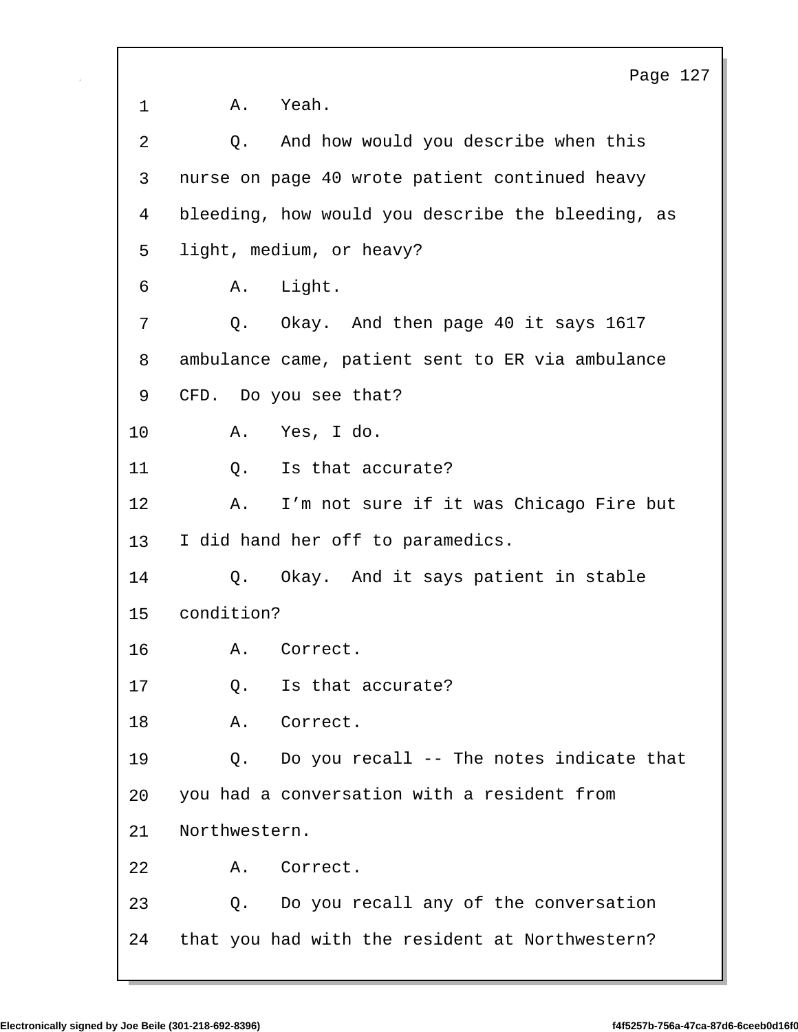1 A. Yeah.

2 Q. And how would you describe when this

3 nurse on page 40 wrote patient continued heavy

4 bleeding, how would you describe the bleeding, as

5 light, medium, or heavy?

6 A. Light.

7 Q. Okay. And then page 40 it says 1617

8 ambulance came, patient sent to ER via ambulance

9 CFD. Do you see that?

10 A. Yes, I do.

11 Q. Is that accurate?

12 A. I'm not sure if it was Chicago Fire but

13 I did hand her off to paramedics.

14 Q. Okay. And it says patient in stable

15 condition?

16 A. Correct.

17 Q. Is that accurate?

18 A. Correct.

19 Q. Do you recall -- The notes indicate that

20 you had a conversation with a resident from

21 Northwestern.

22 A. Correct.

23 Q. Do you recall any of the conversation

24 that you had with the resident at Northwestern?

Electronically signed by Joe Beile (301-218-692-8396) f4f5257b-756a-47ca-87d6-6ceeb0d16f0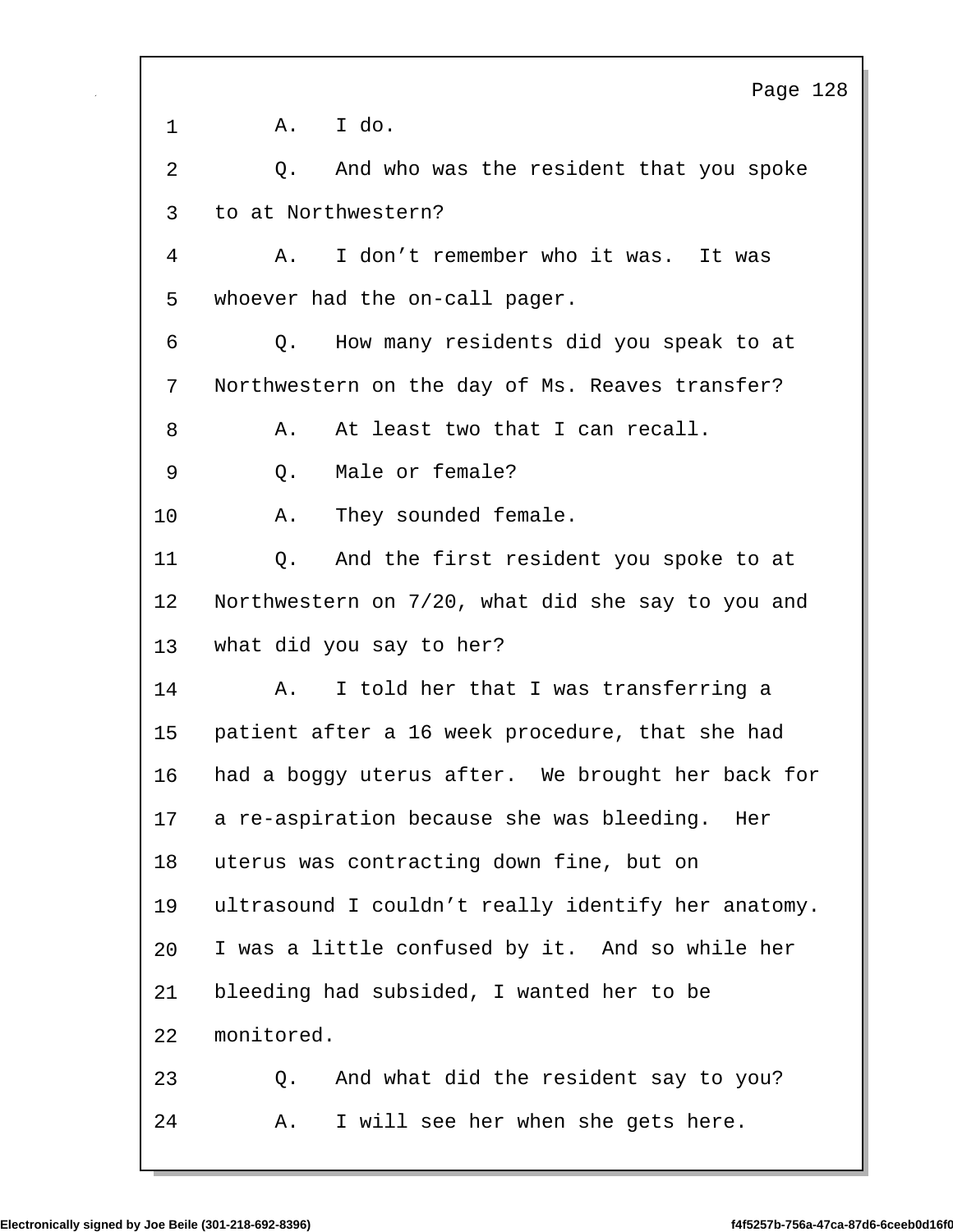1 A. I do.

2 Q. And who was the resident that you spoke

3 to at Northwestern?

4 A. I don’t remember who it was. It was

5 whoever had the on-call pager.

6 Q. How many residents did you speak to at

7 Northwestern on the day of Ms. Reaves transfer?

8 A. At least two that I can recall.

9 Q. Male or female?

10 A. They sounded female.

11 Q. And the first resident you spoke to at

12 Northwestern on 7/20, what did she say to you and

13 what did you say to her?

14 A. I told her that I was transferring a

15 patient after a 16 week procedure, that she had

16 had a boggy uterus after. We brought her back for

17 a re-aspiration because she was bleeding. Her

18 uterus was contracting down fine, but on

19 ultrasound I couldn’t really identify her anatomy.

20 I was a little confused by it. And so while her

21 bleeding had subsided, I wanted her to be

22 monitored.

23 Q. And what did the resident say to you?

24 A. I will see her when she gets here.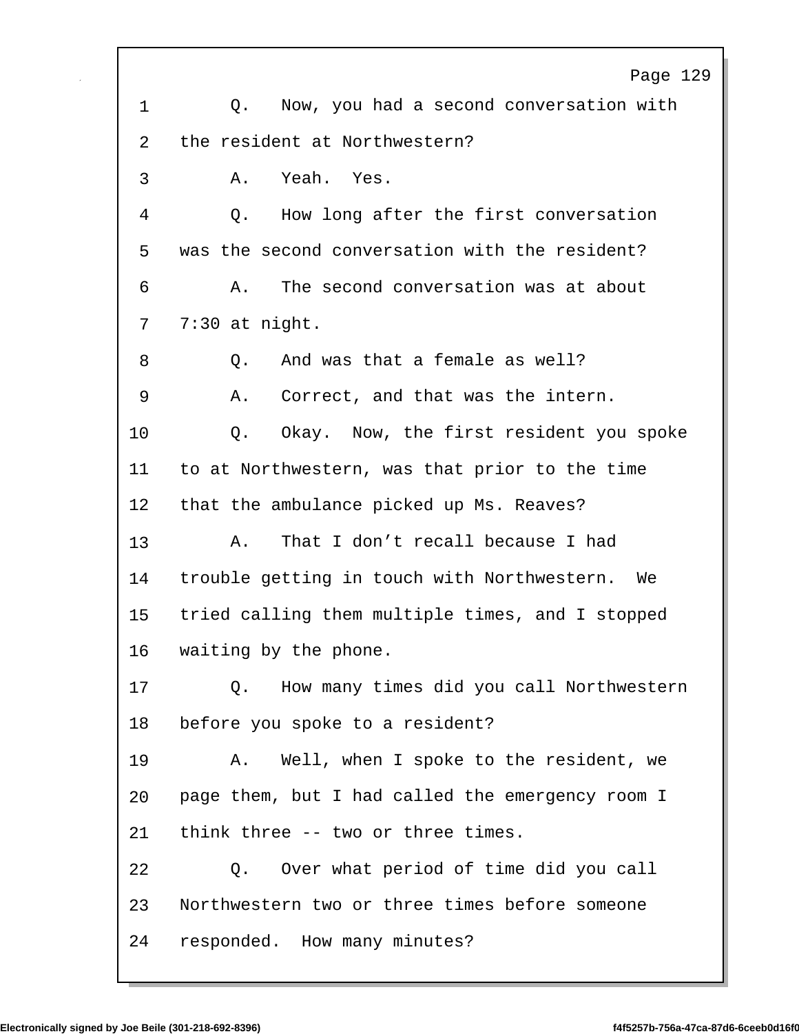1 Q. Now, you had a second conversation with
2 the resident at Northwestern?
3 A. Yeah. Yes.
4 Q. How long after the first conversation
5 was the second conversation with the resident?
6 A. The second conversation was at about
7 7:30 at night.
8 Q. And was that a female as well?
9 A. Correct, and that was the intern.
10 Q. Okay. Now, the first resident you spoke
11 to at Northwestern, was that prior to the time
12 that the ambulance picked up Ms. Reaves?
13 A. That I don’t recall because I had
14 trouble getting in touch with Northwestern. We
15 tried calling them multiple times, and I stopped
16 waiting by the phone.
17 Q. How many times did you call Northwestern
18 before you spoke to a resident?
19 A. Well, when I spoke to the resident, we
20 page them, but I had called the emergency room I
21 think three -- two or three times.
22 Q. Over what period of time did you call
23 Northwestern two or three times before someone
24 responded. How many minutes?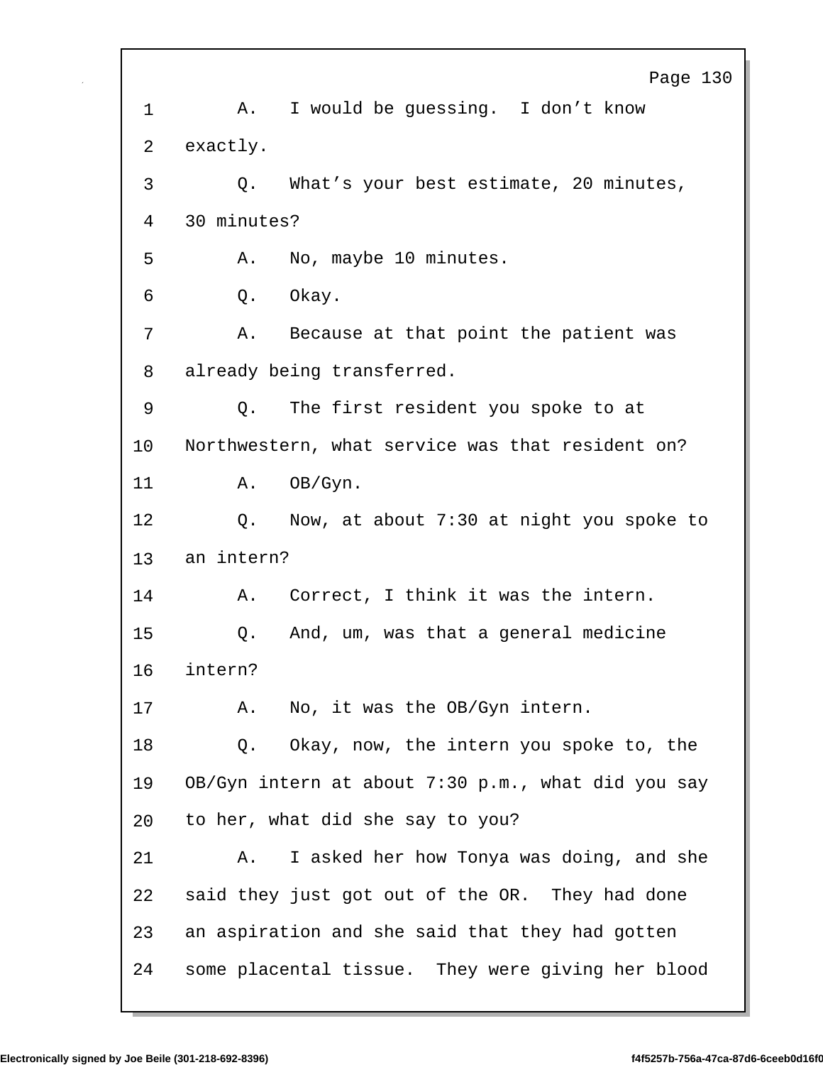A. I would be guessing. I don't know exactly.

Q. What's your best estimate, 20 minutes, 30 minutes?

A. No, maybe 10 minutes.

Q. Okay.

A. Because at that point the patient was already being transferred.

Q. The first resident you spoke to at Northwestern, what service was that resident on?

A. OB/Gyn.

Q. Now, at about 7:30 at night you spoke to an intern?

A. Correct, I think it was the intern.

Q. And, um, was that a general medicine intern?

A. No, it was the OB/Gyn intern.

Q. Okay, now, the intern you spoke to, the OB/Gyn intern at about 7:30 p.m., what did you say to her, what did she say to you?

A. I asked her how Tonya was doing, and she said they just got out of the OR. They had done an aspiration and she said that they had gotten some placental tissue. They were giving her blood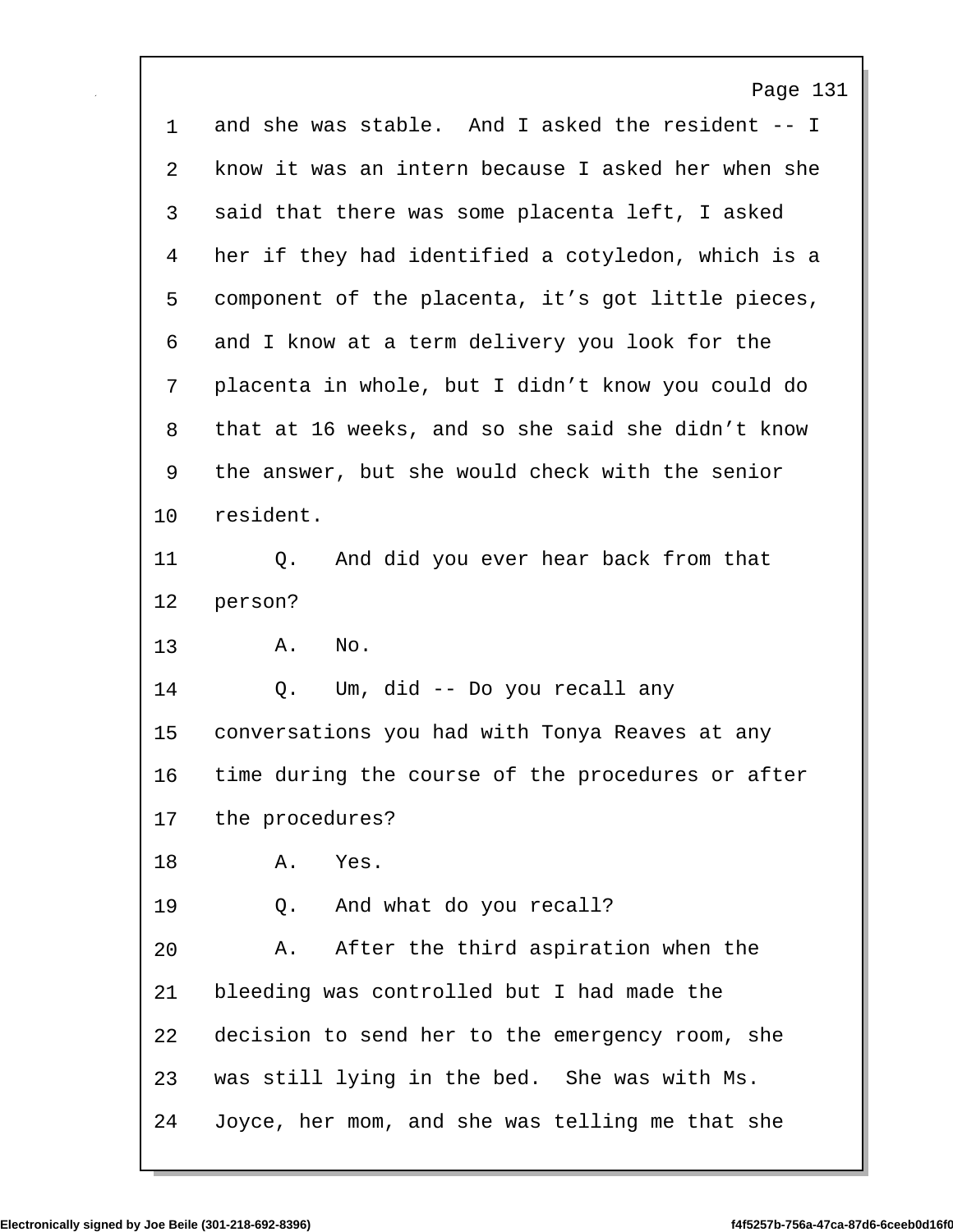1 and she was stable. And I asked the resident -- I
2 know it was an intern because I asked her when she
3 said that there was some placenta left, I asked
4 her if they had identified a cotyledon, which is a
5 component of the placenta, it's got little pieces,
6 and I know at a term delivery you look for the
7 placenta in whole, but I didn't know you could do
8 that at 16 weeks, and so she said she didn't know
9 the answer, but she would check with the senior
10 resident.

11 Q. And did you ever hear back from that
12 person?

13 A. No.

14 Q. Um, did -- Do you recall any
15 conversations you had with Tonya Reaves at any
16 time during the course of the procedures or after
17 the procedures?

18 A. Yes.

19 Q. And what do you recall?

20 A. After the third aspiration when the
21 bleeding was controlled but I had made the
22 decision to send her to the emergency room, she
23 was still lying in the bed. She was with Ms.
24 Joyce, her mom, and she was telling me that she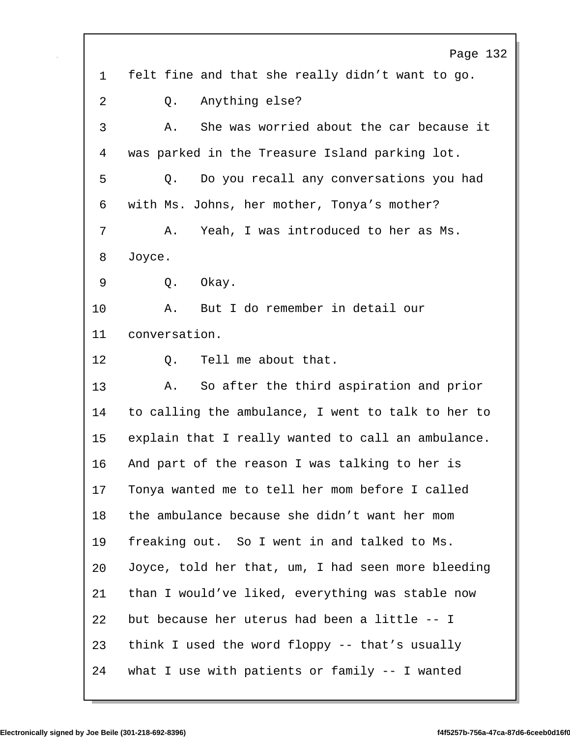1 felt fine and that she really didn’t want to go.

2 Q. Anything else?

3 A. She was worried about the car because it

4 was parked in the Treasure Island parking lot.

5 Q. Do you recall any conversations you had

6 with Ms. Johns, her mother, Tonya’s mother?

7 A. Yeah, I was introduced to her as Ms.

8 Joyce.

9 Q. Okay.

10 A. But I do remember in detail our

11 conversation.

12 Q. Tell me about that.

13 A. So after the third aspiration and prior

14 to calling the ambulance, I went to talk to her to

15 explain that I really wanted to call an ambulance.

16 And part of the reason I was talking to her is

17 Tonya wanted me to tell her mom before I called

18 the ambulance because she didn’t want her mom

19 freaking out. So I went in and talked to Ms.

20 Joyce, told her that, um, I had seen more bleeding

21 than I would’ve liked, everything was stable now

22 but because her uterus had been a little -- I

23 think I used the word floppy -- that’s usually

24 what I use with patients or family -- I wanted

Electronically signed by Joe Beile (301-218-692-8396) f4f5257b-756a-47ca-87d6-6ceeb0d16f0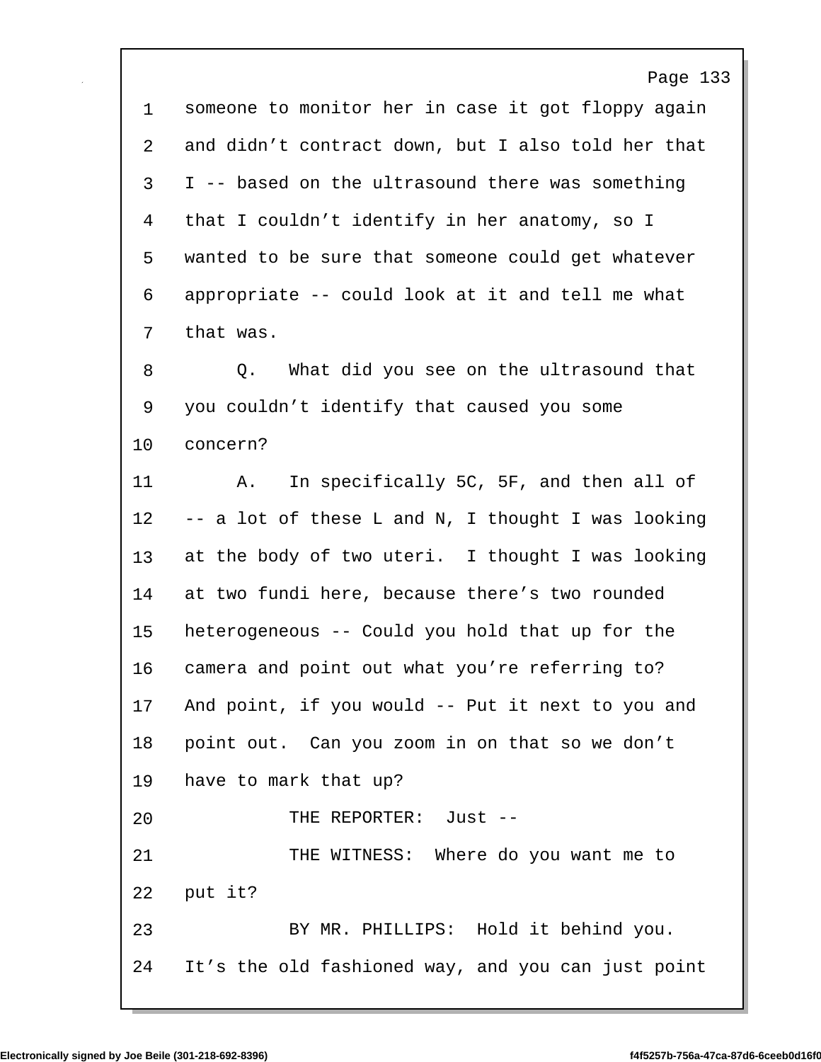1 someone to monitor her in case it got floppy again
2 and didn't contract down, but I also told her that
3 I -- based on the ultrasound there was something
4 that I couldn't identify in her anatomy, so I
5 wanted to be sure that someone could get whatever
6 appropriate -- could look at it and tell me what
7 that was.
8 Q. What did you see on the ultrasound that
9 you couldn't identify that caused you some
10 concern?
11 A. In specifically 5C, 5F, and then all of
12 -- a lot of these L and N, I thought I was looking
13 at the body of two uteri. I thought I was looking
14 at two fundi here, because there's two rounded
15 heterogeneous -- Could you hold that up for the
16 camera and point out what you're referring to?
17 And point, if you would -- Put it next to you and
18 point out. Can you zoom in on that so we don't
19 have to mark that up?
20 THE REPORTER: Just --
21 THE WITNESS: Where do you want me to
22 put it?
23 BY MR. PHILLIPS: Hold it behind you.
24 It's the old fashioned way, and you can just point

Electronically signed by Joe Beile (301-218-692-8396)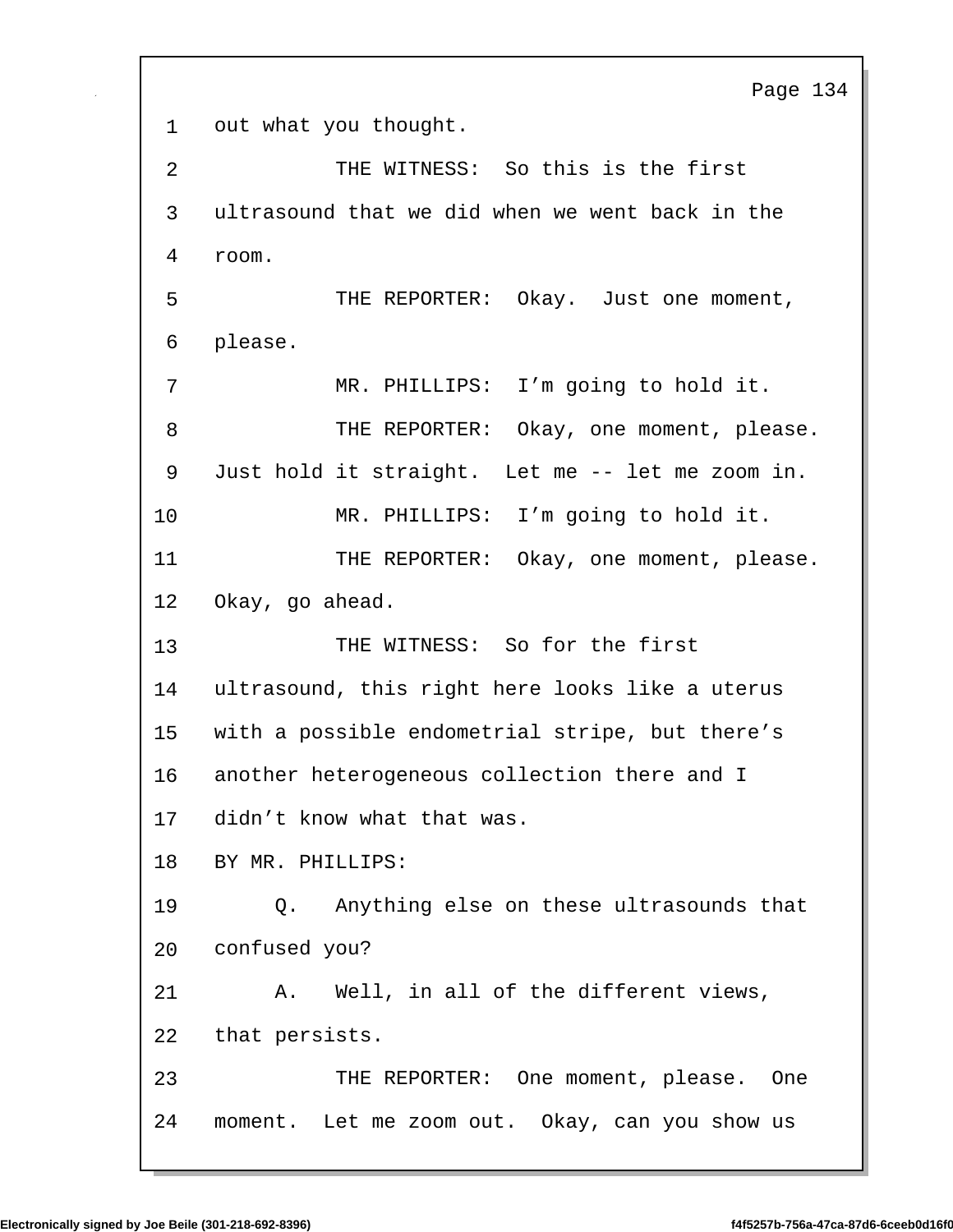1 out what you thought.

2 THE WITNESS: So this is the first

3 ultrasound that we did when we went back in the

4 room.

5 THE REPORTER: Okay. Just one moment,

6 please.

7 MR. PHILLIPS: I'm going to hold it.

8 THE REPORTER: Okay, one moment, please.

9 Just hold it straight. Let me -- let me zoom in.

10 MR. PHILLIPS: I'm going to hold it.

11 THE REPORTER: Okay, one moment, please.

12 Okay, go ahead.

13 THE WITNESS: So for the first

14 ultrasound, this right here looks like a uterus

15 with a possible endometrial stripe, but there's

16 another heterogeneous collection there and I

17 didn't know what that was.

18 BY MR. PHILLIPS:

19 Q. Anything else on these ultrasounds that

20 confused you?

21 A. Well, in all of the different views,

22 that persists.

23 THE REPORTER: One moment, please. One

24 moment. Let me zoom out. Okay, can you show us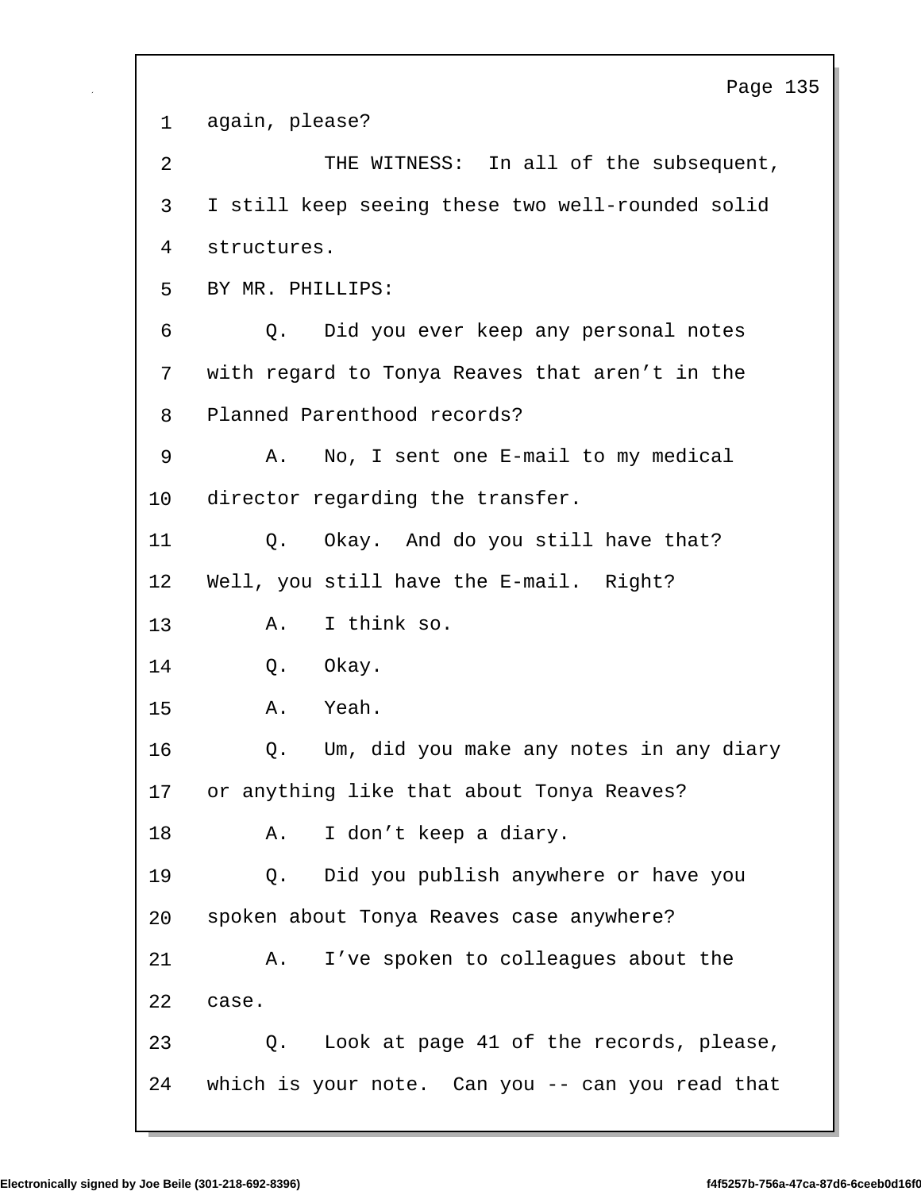1 again, please?

2 THE WITNESS: In all of the subsequent,

3 I still keep seeing these two well-rounded solid

4 structures.

5 BY MR. PHILLIPS:

6 Q. Did you ever keep any personal notes

7 with regard to Tonya Reaves that aren’t in the

8 Planned Parenthood records?

9 A. No, I sent one E-mail to my medical

10 director regarding the transfer.

11 Q. Okay. And do you still have that?

12 Well, you still have the E-mail. Right?

13 A. I think so.

14 Q. Okay.

15 A. Yeah.

16 Q. Um, did you make any notes in any diary

17 or anything like that about Tonya Reaves?

18 A. I don’t keep a diary.

19 Q. Did you publish anywhere or have you

20 spoken about Tonya Reaves case anywhere?

21 A. I’ve spoken to colleagues about the

22 case.

23 Q. Look at page 41 of the records, please,

24 which is your note. Can you -- can you read that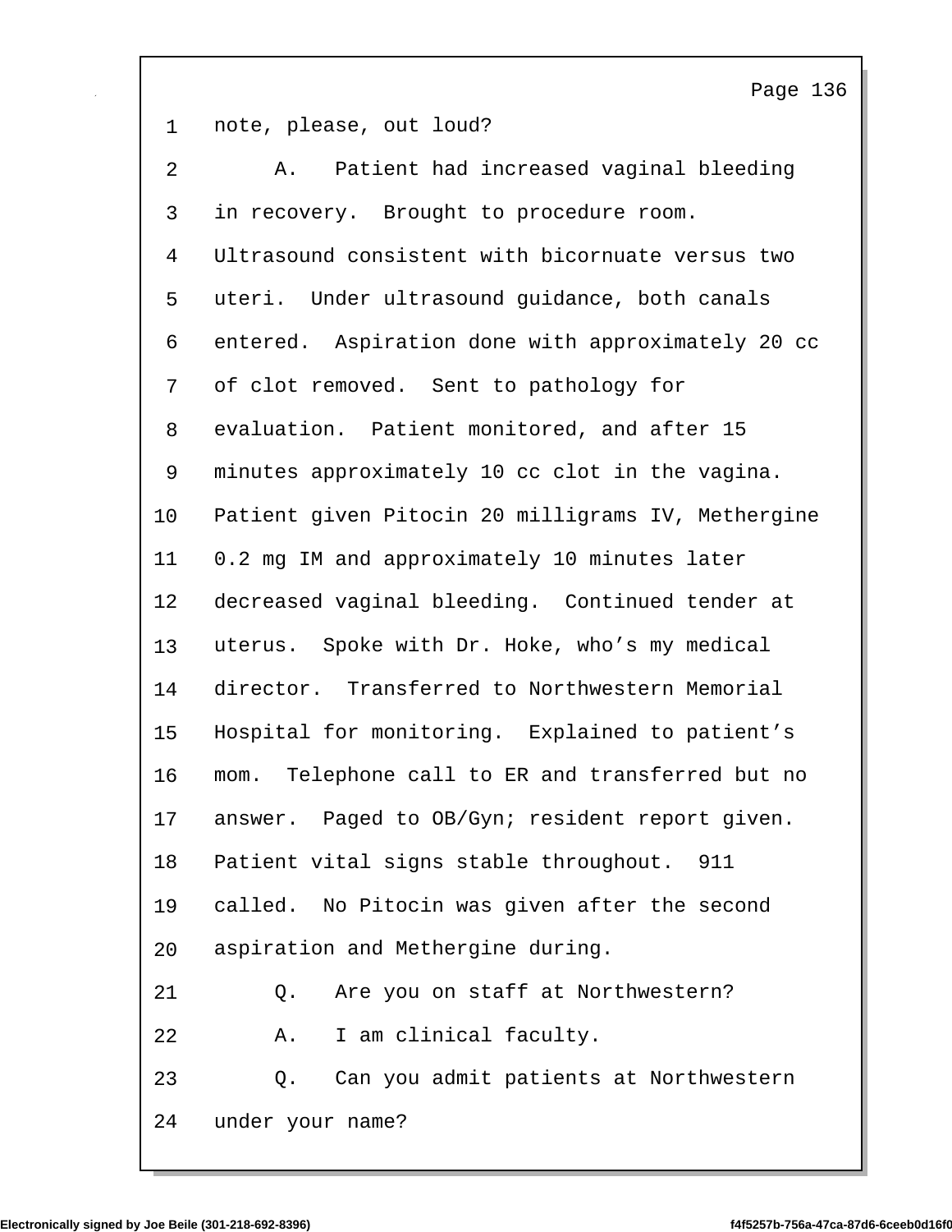1 note, please, out loud?

2 A. Patient had increased vaginal bleeding

3 in recovery. Brought to procedure room.

4 Ultrasound consistent with bicornuate versus two

5 uteri. Under ultrasound guidance, both canals

6 entered. Aspiration done with approximately 20 cc

7 of clot removed. Sent to pathology for

8 evaluation. Patient monitored, and after 15

9 minutes approximately 10 cc clot in the vagina.

10 Patient given Pitocin 20 milligrams IV, Methergine

11 0.2 mg IM and approximately 10 minutes later

12 decreased vaginal bleeding. Continued tender at

13 uterus. Spoke with Dr. Hoke, who’s my medical

14 director. Transferred to Northwestern Memorial

15 Hospital for monitoring. Explained to patient’s

16 mom. Telephone call to ER and transferred but no

17 answer. Paged to OB/Gyn; resident report given.

18 Patient vital signs stable throughout. 911

19 called. No Pitocin was given after the second

20 aspiration and Methergine during.

21 Q. Are you on staff at Northwestern?

22 A. I am clinical faculty.

23 Q. Can you admit patients at Northwestern

24 under your name?

Electronically signed by Joe Beile (301-218-692-8396) f4f5257b-756a-47ca-87d6-6ceeb0d16f0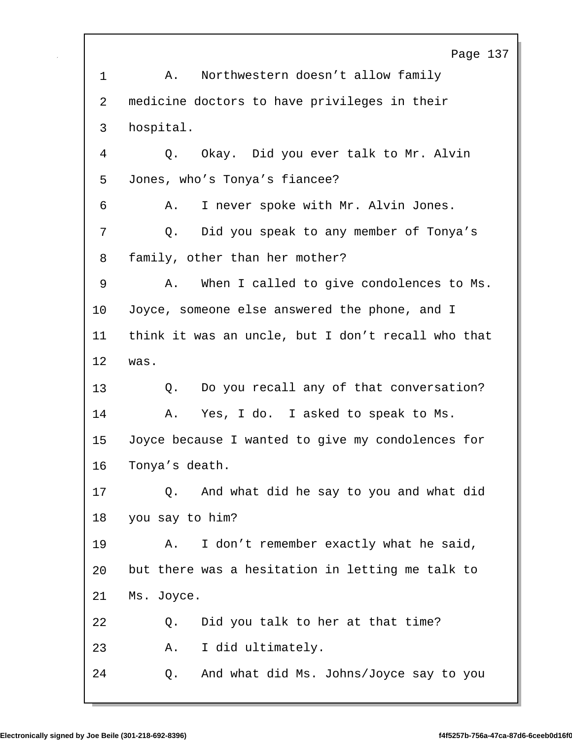1 A. Northwestern doesn't allow family
2 medicine doctors to have privileges in their
3 hospital.
4 Q. Okay. Did you ever talk to Mr. Alvin
5 Jones, who's Tonya's fiancee?
6 A. I never spoke with Mr. Alvin Jones.
7 Q. Did you speak to any member of Tonya's
8 family, other than her mother?
9 A. When I called to give condolences to Ms.
10 Joyce, someone else answered the phone, and I
11 think it was an uncle, but I don't recall who that
12 was.
13 Q. Do you recall any of that conversation?
14 A. Yes, I do. I asked to speak to Ms.
15 Joyce because I wanted to give my condolences for
16 Tonya's death.
17 Q. And what did he say to you and what did
18 you say to him?
19 A. I don't remember exactly what he said,
20 but there was a hesitation in letting me talk to
21 Ms. Joyce.
22 Q. Did you talk to her at that time?
23 A. I did ultimately.
24 Q. And what did Ms. Johns/Joyce say to you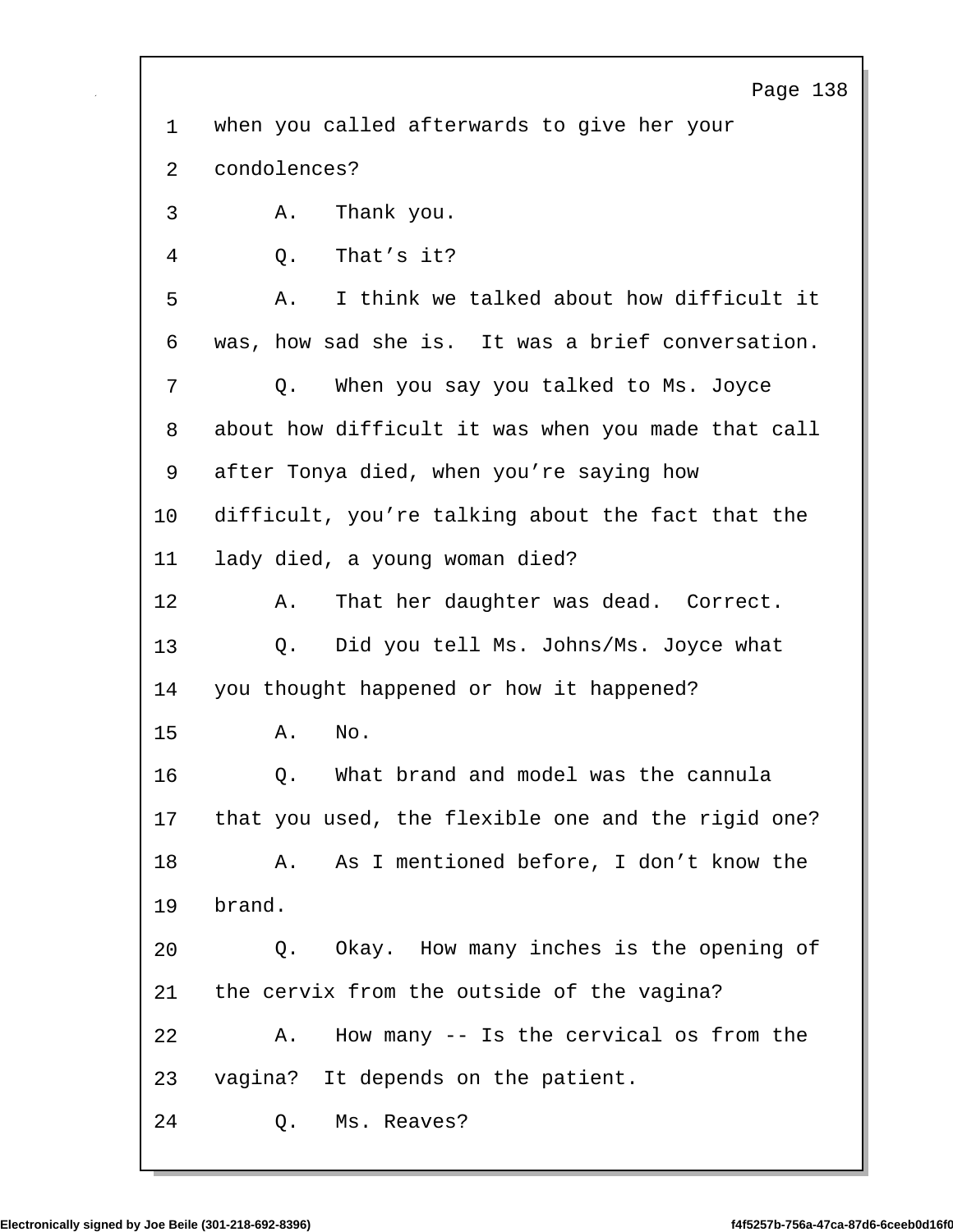1 when you called afterwards to give her your
2 condolences?
3 A. Thank you.
4 Q. That’s it?
5 A. I think we talked about how difficult it
6 was, how sad she is. It was a brief conversation.
7 Q. When you say you talked to Ms. Joyce
8 about how difficult it was when you made that call
9 after Tonya died, when you’re saying how
10 difficult, you’re talking about the fact that the
11 lady died, a young woman died?
12 A. That her daughter was dead. Correct.
13 Q. Did you tell Ms. Johns/Ms. Joyce what
14 you thought happened or how it happened?
15 A. No.
16 Q. What brand and model was the cannula
17 that you used, the flexible one and the rigid one?
18 A. As I mentioned before, I don’t know the
19 brand.
20 Q. Okay. How many inches is the opening of
21 the cervix from the outside of the vagina?
22 A. How many -- Is the cervical os from the
23 vagina? It depends on the patient.
24 Q. Ms. Reaves?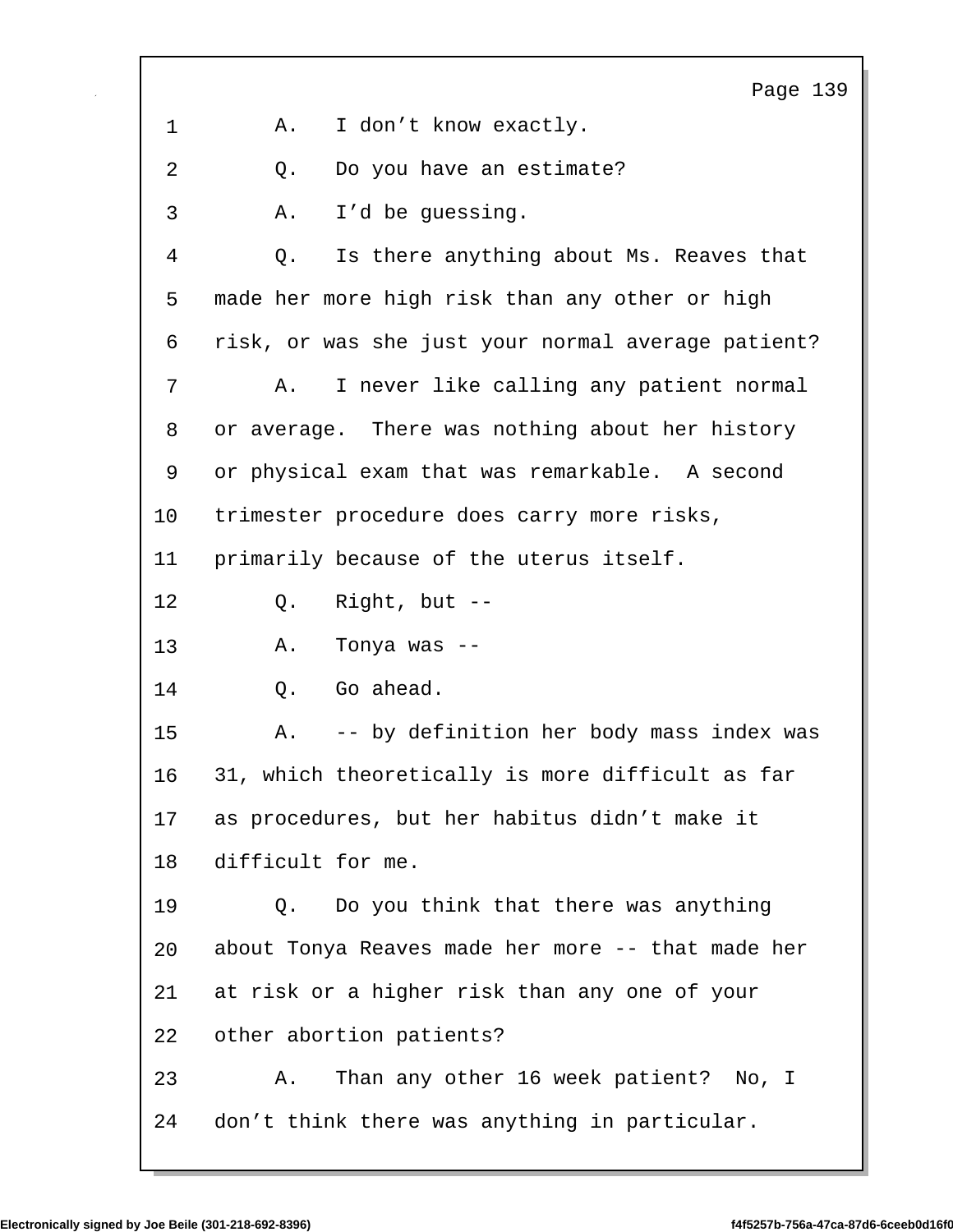1 A. I don't know exactly.

2 Q. Do you have an estimate?

3 A. I'd be guessing.

4 Q. Is there anything about Ms. Reaves that

5 made her more high risk than any other or high

6 risk, or was she just your normal average patient?

7 A. I never like calling any patient normal

8 or average. There was nothing about her history

9 or physical exam that was remarkable. A second

10 trimester procedure does carry more risks,

11 primarily because of the uterus itself.

12 Q. Right, but --

13 A. Tonya was --

14 Q. Go ahead.

15 A. -- by definition her body mass index was

16 31, which theoretically is more difficult as far

17 as procedures, but her habitus didn't make it

18 difficult for me.

19 Q. Do you think that there was anything

20 about Tonya Reaves made her more -- that made her

21 at risk or a higher risk than any one of your

22 other abortion patients?

23 A. Than any other 16 week patient? No, I

24 don't think there was anything in particular.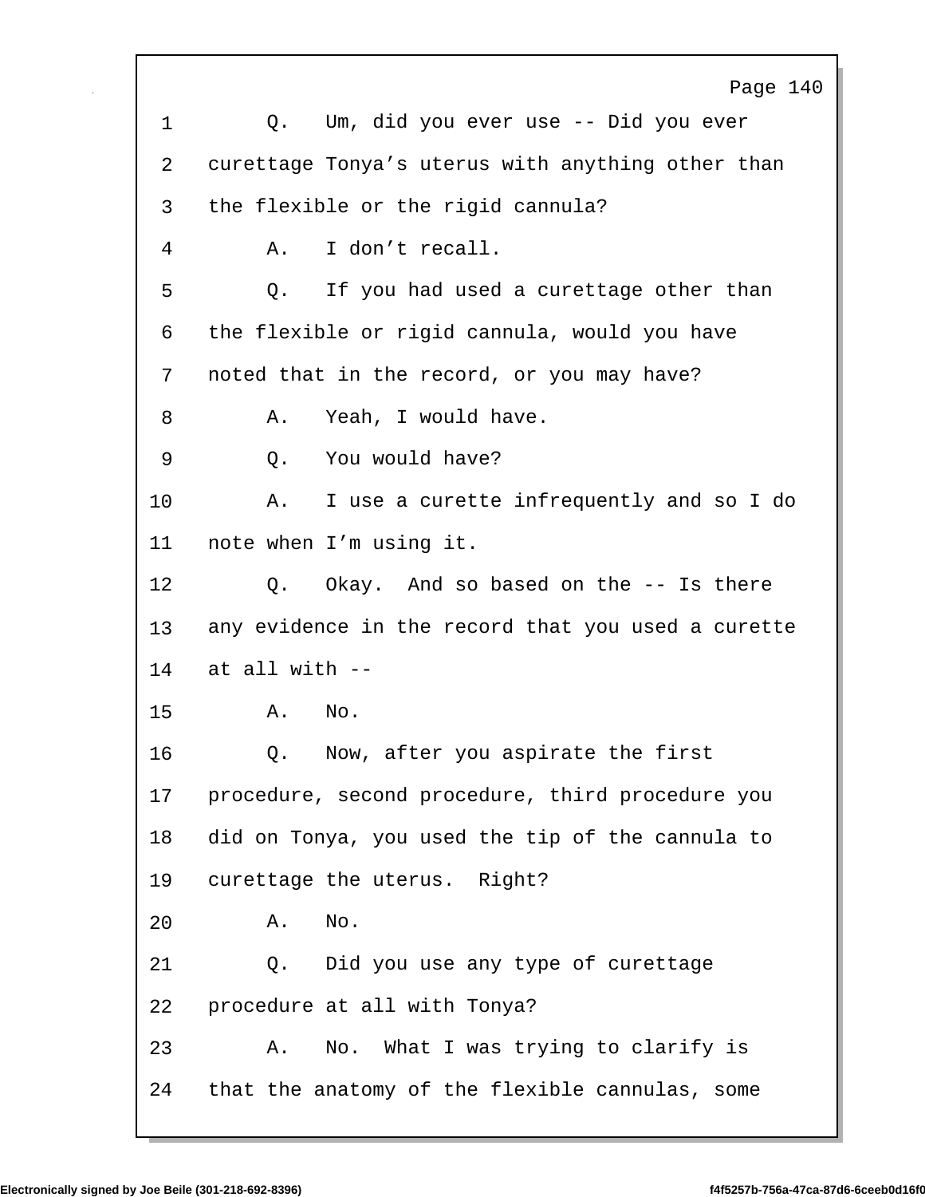Q. Um, did you ever use -- Did you ever curettage Tonya's uterus with anything other than the flexible or the rigid cannula?

A. I don't recall.

Q. If you had used a curettage other than the flexible or rigid cannula, would you have noted that in the record, or you may have?

A. Yeah, I would have.

Q. You would have?

A. I use a curette infrequently and so I do note when I'm using it.

Q. Okay. And so based on the -- Is there any evidence in the record that you used a curette at all with --

A. No.

Q. Now, after you aspirate the first procedure, second procedure, third procedure you did on Tonya, you used the tip of the cannula to curettage the uterus. Right?

A. No.

Q. Did you use any type of curettage procedure at all with Tonya?

A. No. What I was trying to clarify is that the anatomy of the flexible cannulas, some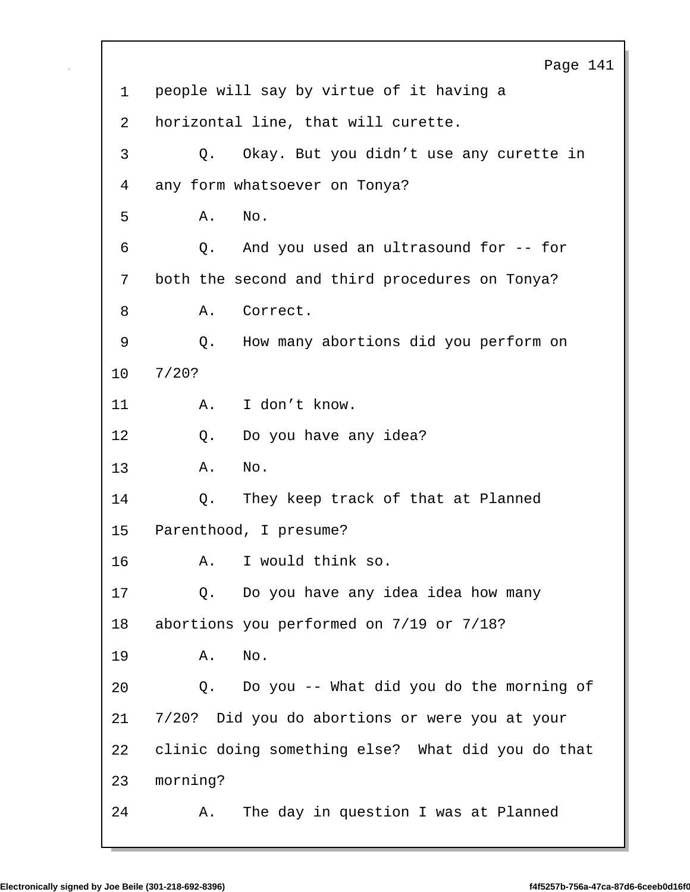1 people will say by virtue of it having a
2 horizontal line, that will curette.
3 Q. Okay. But you didn't use any curette in
4 any form whatsoever on Tonya?
5 A. No.
6 Q. And you used an ultrasound for -- for
7 both the second and third procedures on Tonya?
8 A. Correct.
9 Q. How many abortions did you perform on
10 7/20?
11 A. I don't know.
12 Q. Do you have any idea?
13 A. No.
14 Q. They keep track of that at Planned
15 Parenthood, I presume?
16 A. I would think so.
17 Q. Do you have any idea idea how many
18 abortions you performed on 7/19 or 7/18?
19 A. No.
20 Q. Do you -- What did you do the morning of
21 7/20? Did you do abortions or were you at your
22 clinic doing something else? What did you do that
23 morning?
24 A. The day in question I was at Planned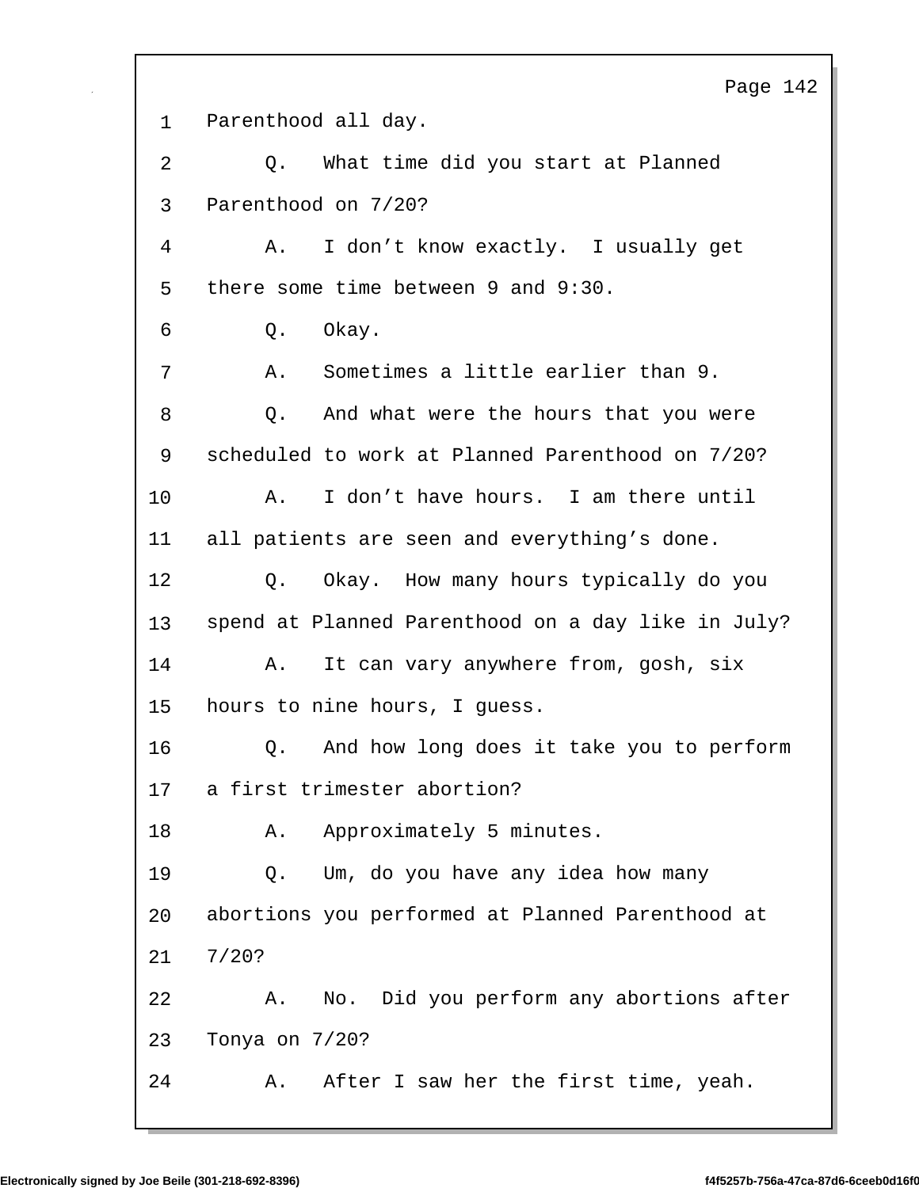1 Parenthood all day.

2 Q. What time did you start at Planned

3 Parenthood on 7/20?

4 A. I don't know exactly. I usually get

5 there some time between 9 and 9:30.

6 Q. Okay.

7 A. Sometimes a little earlier than 9.

8 Q. And what were the hours that you were

9 scheduled to work at Planned Parenthood on 7/20?

10 A. I don't have hours. I am there until

11 all patients are seen and everything's done.

12 Q. Okay. How many hours typically do you

13 spend at Planned Parenthood on a day like in July?

14 A. It can vary anywhere from, gosh, six

15 hours to nine hours, I guess.

16 Q. And how long does it take you to perform

17 a first trimester abortion?

18 A. Approximately 5 minutes.

19 Q. Um, do you have any idea how many

20 abortions you performed at Planned Parenthood at

21 7/20?

22 A. No. Did you perform any abortions after

23 Tonya on 7/20?

24 A. After I saw her the first time, yeah.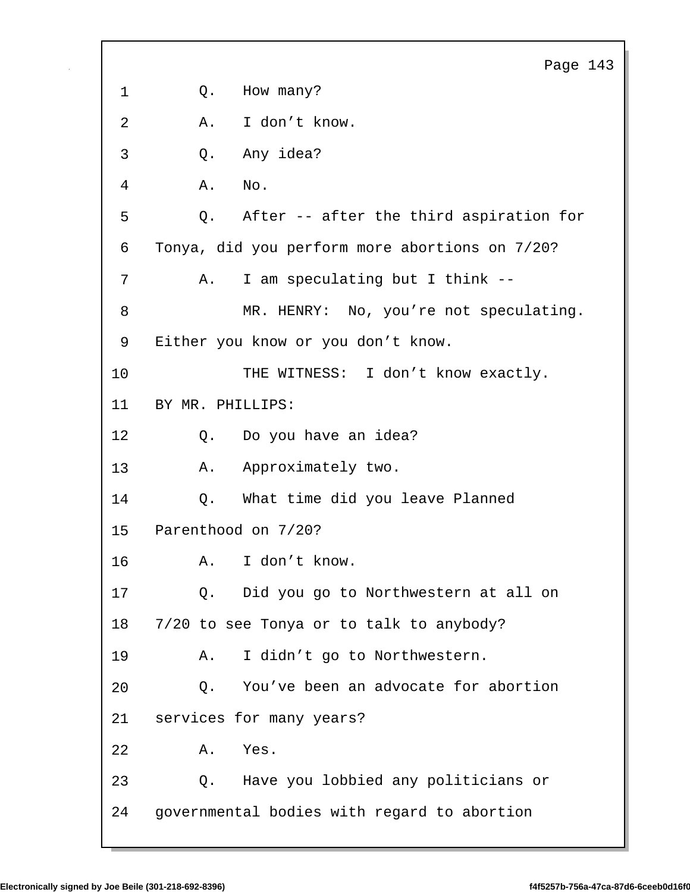1 Q. How many?

2 A. I don’t know.

3 Q. Any idea?

4 A. No.

5 Q. After -- after the third aspiration for

6 Tonya, did you perform more abortions on 7/20?

7 A. I am speculating but I think --

8 MR. HENRY: No, you’re not speculating.

9 Either you know or you don’t know.

10 THE WITNESS: I don’t know exactly.

11 BY MR. PHILLIPS:

12 Q. Do you have an idea?

13 A. Approximately two.

14 Q. What time did you leave Planned

15 Parenthood on 7/20?

16 A. I don’t know.

17 Q. Did you go to Northwestern at all on

18 7/20 to see Tonya or to talk to anybody?

19 A. I didn’t go to Northwestern.

20 Q. You’ve been an advocate for abortion

21 services for many years?

22 A. Yes.

23 Q. Have you lobbied any politicians or

24 governmental bodies with regard to abortion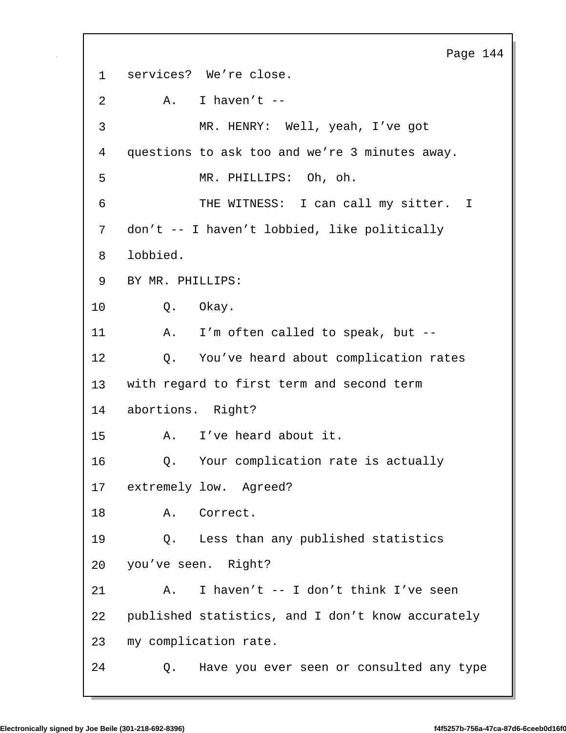1 services? We're close.

2 A. I haven't --

3 MR. HENRY: Well, yeah, I've got

4 questions to ask too and we're 3 minutes away.

5 MR. PHILLIPS: Oh, oh.

6 THE WITNESS: I can call my sitter. I

7 don't -- I haven't lobbied, like politically

8 lobbied.

9 BY MR. PHILLIPS:

10 Q. Okay.

11 A. I'm often called to speak, but --

12 Q. You've heard about complication rates

13 with regard to first term and second term

14 abortions. Right?

15 A. I've heard about it.

16 Q. Your complication rate is actually

17 extremely low. Agreed?

18 A. Correct.

19 Q. Less than any published statistics

20 you've seen. Right?

21 A. I haven't -- I don't think I've seen

22 published statistics, and I don't know accurately

23 my complication rate.

24 Q. Have you ever seen or consulted any type

Electronically signed by Joe Beile (301-218-692-8396) f4f5257b-756a-47ca-87d6-6ceeb0d16f0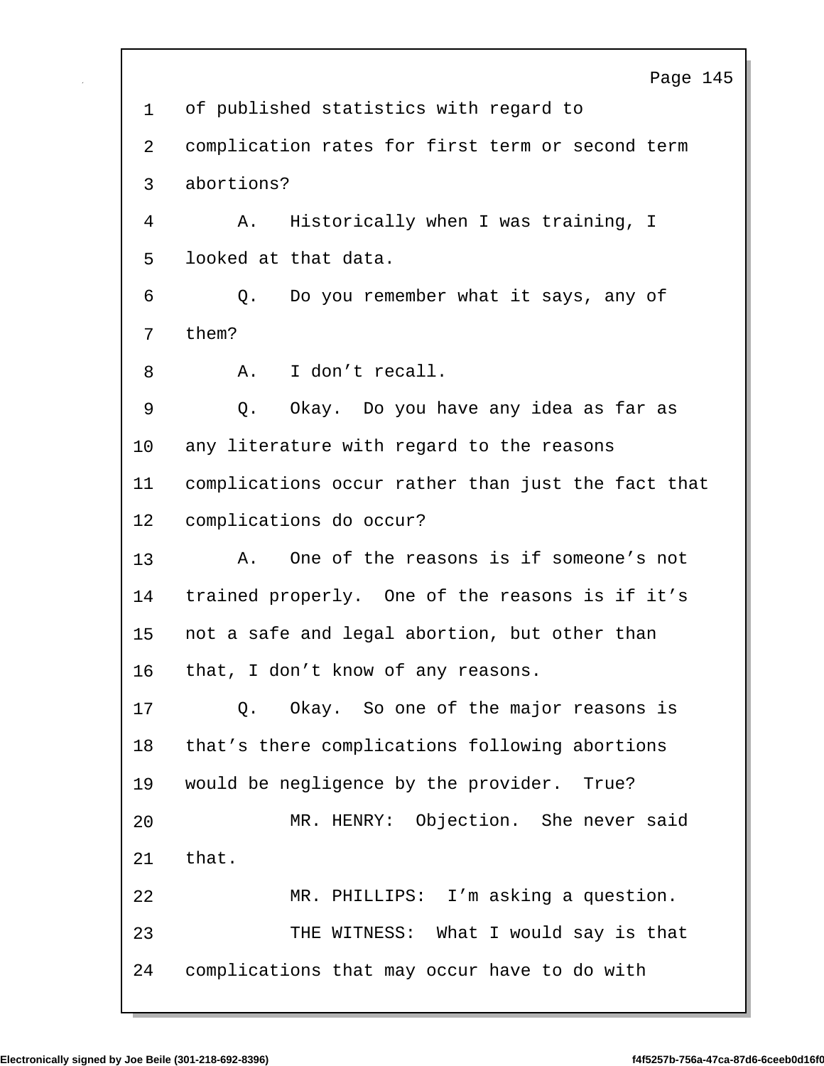1 of published statistics with regard to
2 complication rates for first term or second term
3 abortions?
4 A. Historically when I was training, I
5 looked at that data.
6 Q. Do you remember what it says, any of
7 them?
8 A. I don’t recall.
9 Q. Okay. Do you have any idea as far as
10 any literature with regard to the reasons
11 complications occur rather than just the fact that
12 complications do occur?
13 A. One of the reasons is if someone’s not
14 trained properly. One of the reasons is if it’s
15 not a safe and legal abortion, but other than
16 that, I don’t know of any reasons.
17 Q. Okay. So one of the major reasons is
18 that’s there complications following abortions
19 would be negligence by the provider. True?
20 MR. HENRY: Objection. She never said
21 that.
22 MR. PHILLIPS: I’m asking a question.
23 THE WITNESS: What I would say is that
24 complications that may occur have to do with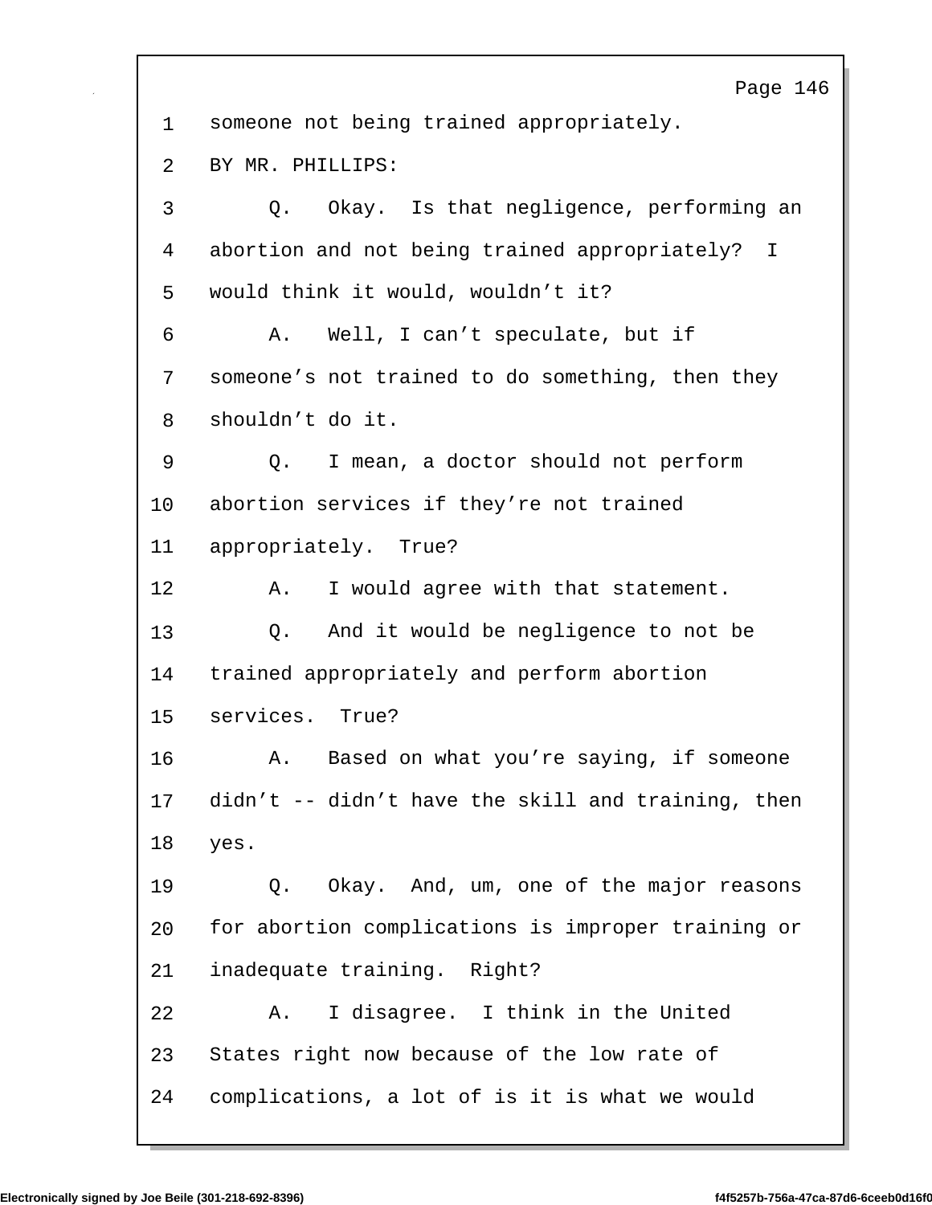1 someone not being trained appropriately.

2 BY MR. PHILLIPS:

3 Q. Okay. Is that negligence, performing an

4 abortion and not being trained appropriately? I

5 would think it would, wouldn't it?

6 A. Well, I can't speculate, but if

7 someone's not trained to do something, then they

8 shouldn't do it.

9 Q. I mean, a doctor should not perform

10 abortion services if they're not trained

11 appropriately. True?

12 A. I would agree with that statement.

13 Q. And it would be negligence to not be

14 trained appropriately and perform abortion

15 services. True?

16 A. Based on what you're saying, if someone

17 didn't -- didn't have the skill and training, then

18 yes.

19 Q. Okay. And, um, one of the major reasons

20 for abortion complications is improper training or

21 inadequate training. Right?

22 A. I disagree. I think in the United

23 States right now because of the low rate of

24 complications, a lot of is it is what we would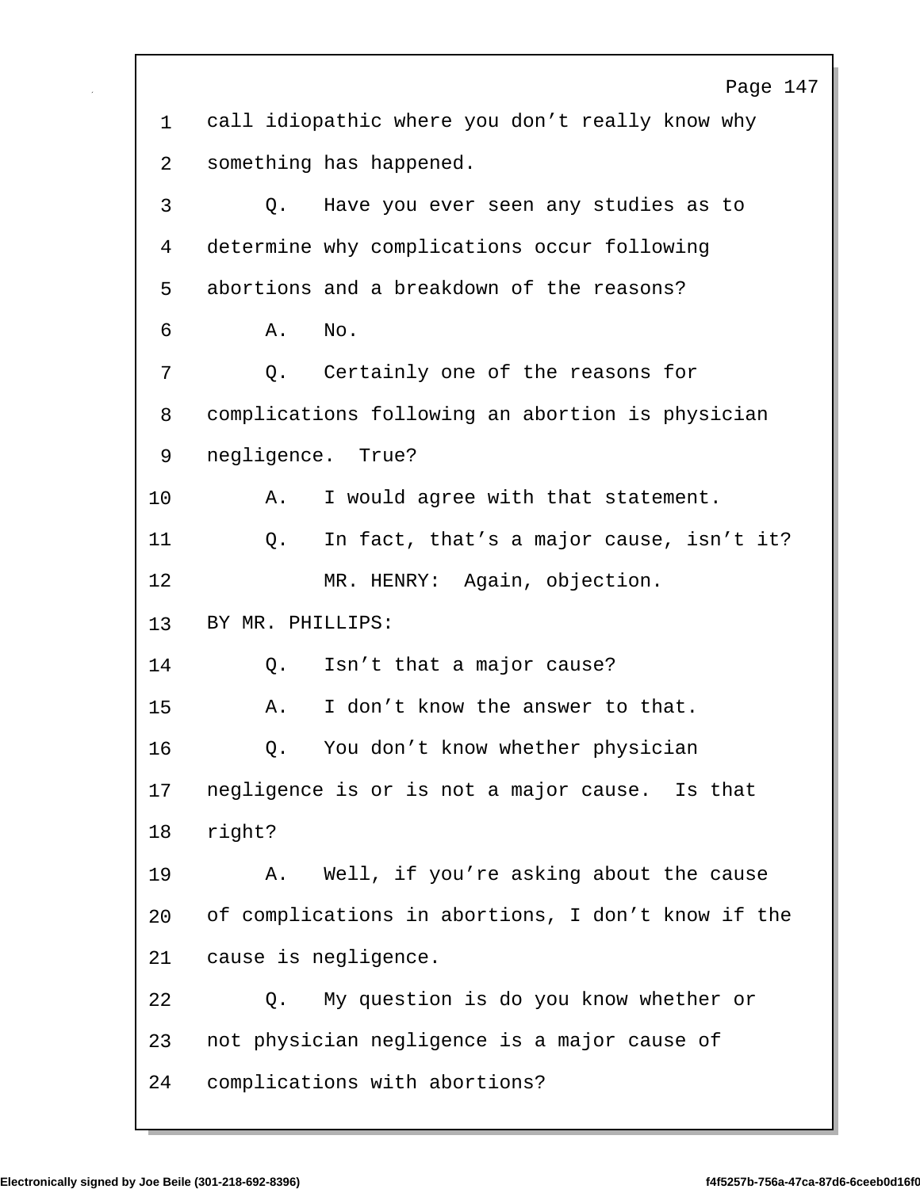1 call idiopathic where you don't really know why
2 something has happened.
3 Q. Have you ever seen any studies as to
4 determine why complications occur following
5 abortions and a breakdown of the reasons?
6 A. No.
7 Q. Certainly one of the reasons for
8 complications following an abortion is physician
9 negligence. True?
10 A. I would agree with that statement.
11 Q. In fact, that's a major cause, isn't it?
12 MR. HENRY: Again, objection.
13 BY MR. PHILLIPS:
14 Q. Isn't that a major cause?
15 A. I don't know the answer to that.
16 Q. You don't know whether physician
17 negligence is or is not a major cause. Is that
18 right?
19 A. Well, if you're asking about the cause
20 of complications in abortions, I don't know if the
21 cause is negligence.
22 Q. My question is do you know whether or
23 not physician negligence is a major cause of
24 complications with abortions?

Electronically signed by Joe Beile (301-218-692-8396) f4f5257b-756a-47ca-87d6-6ceeb0d16f0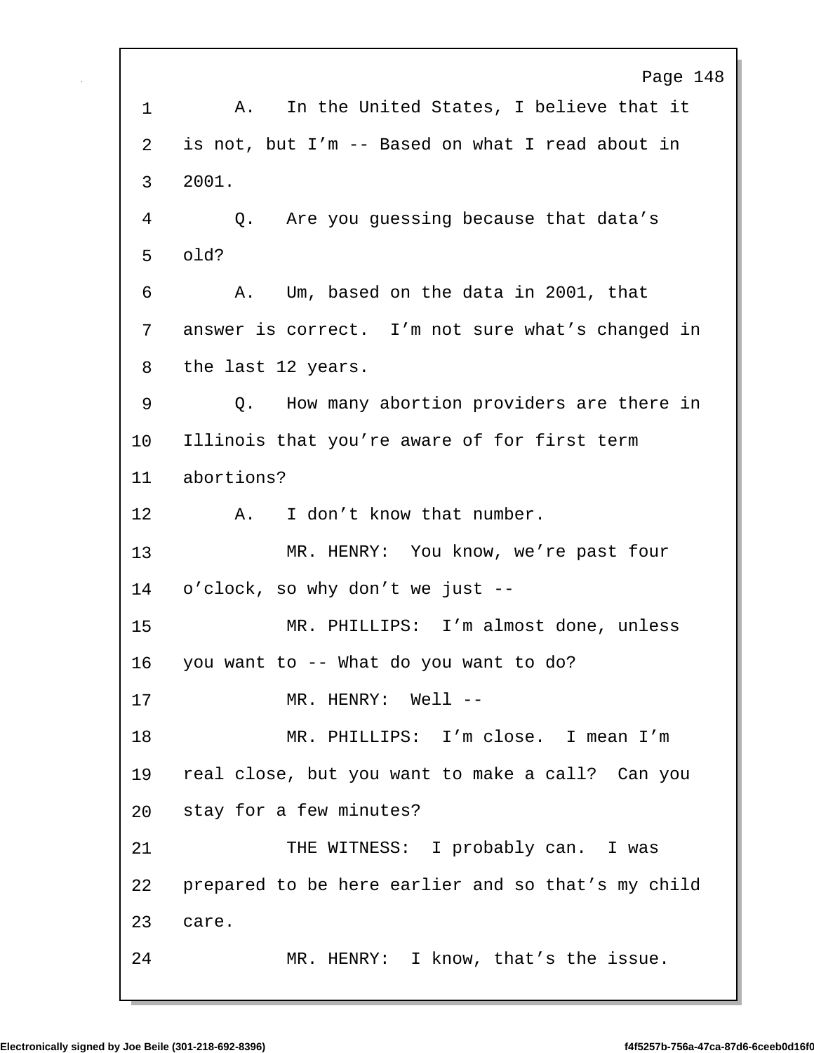1 A. In the United States, I believe that it
2 is not, but I'm -- Based on what I read about in
3 2001.
4 Q. Are you guessing because that data's
5 old?
6 A. Um, based on the data in 2001, that
7 answer is correct. I'm not sure what's changed in
8 the last 12 years.
9 Q. How many abortion providers are there in
10 Illinois that you're aware of for first term
11 abortions?
12 A. I don't know that number.
13 MR. HENRY: You know, we're past four
14 o'clock, so why don't we just --
15 MR. PHILLIPS: I'm almost done, unless
16 you want to -- What do you want to do?
17 MR. HENRY: Well --
18 MR. PHILLIPS: I'm close. I mean I'm
19 real close, but you want to make a call? Can you
20 stay for a few minutes?
21 THE WITNESS: I probably can. I was
22 prepared to be here earlier and so that's my child
23 care.
24 MR. HENRY: I know, that's the issue.

Electronically signed by Joe Beile (301-218-692-8396) f4f5257b-756a-47ca-87d6-6ceeb0d16f0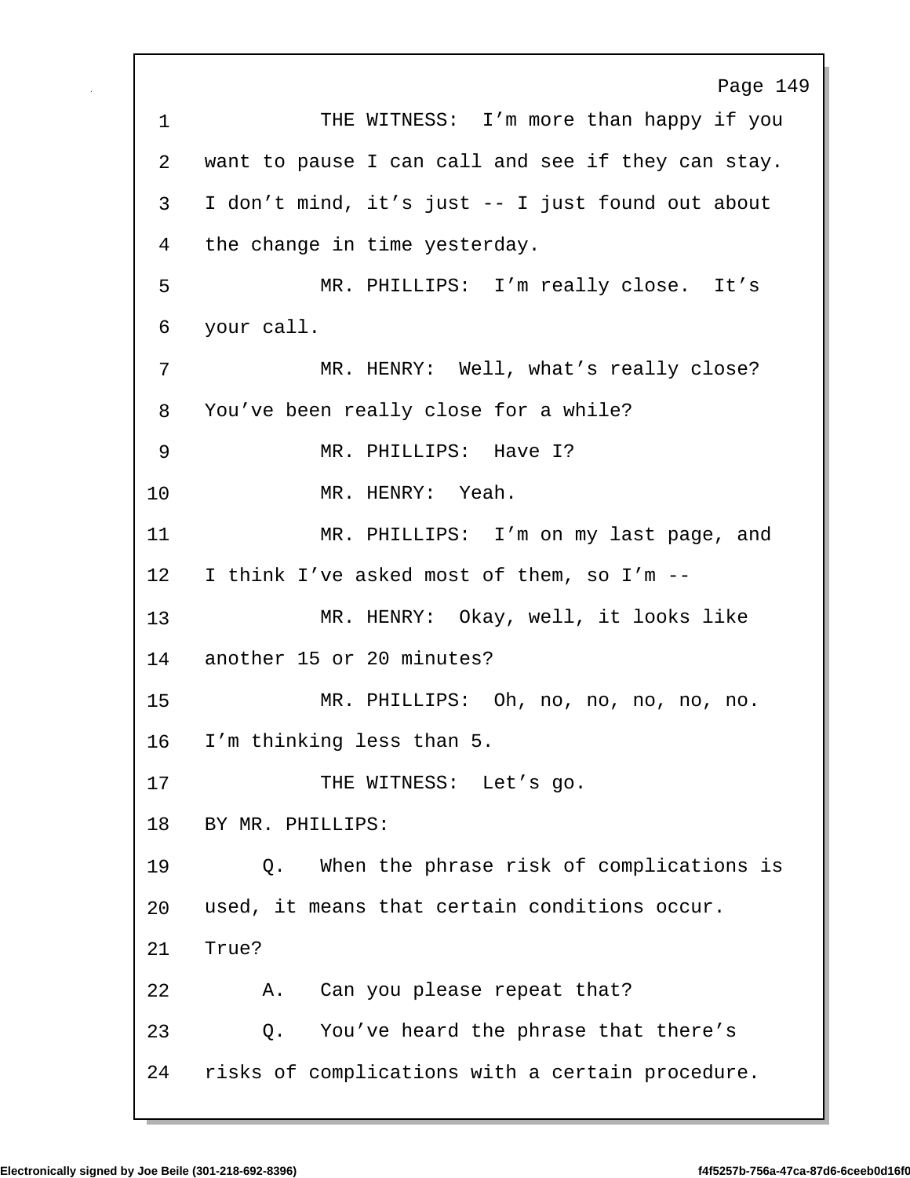1 THE WITNESS: I'm more than happy if you
2 want to pause I can call and see if they can stay.
3 I don't mind, it's just -- I just found out about
4 the change in time yesterday.
5 MR. PHILLIPS: I'm really close. It's
6 your call.
7 MR. HENRY: Well, what's really close?
8 You've been really close for a while?
9 MR. PHILLIPS: Have I?
10 MR. HENRY: Yeah.
11 MR. PHILLIPS: I'm on my last page, and
12 I think I've asked most of them, so I'm --
13 MR. HENRY: Okay, well, it looks like
14 another 15 or 20 minutes?
15 MR. PHILLIPS: Oh, no, no, no, no, no.
16 I'm thinking less than 5.
17 THE WITNESS: Let's go.
18 BY MR. PHILLIPS:
19 Q. When the phrase risk of complications is
20 used, it means that certain conditions occur.
21 True?
22 A. Can you please repeat that?
23 Q. You've heard the phrase that there's
24 risks of complications with a certain procedure.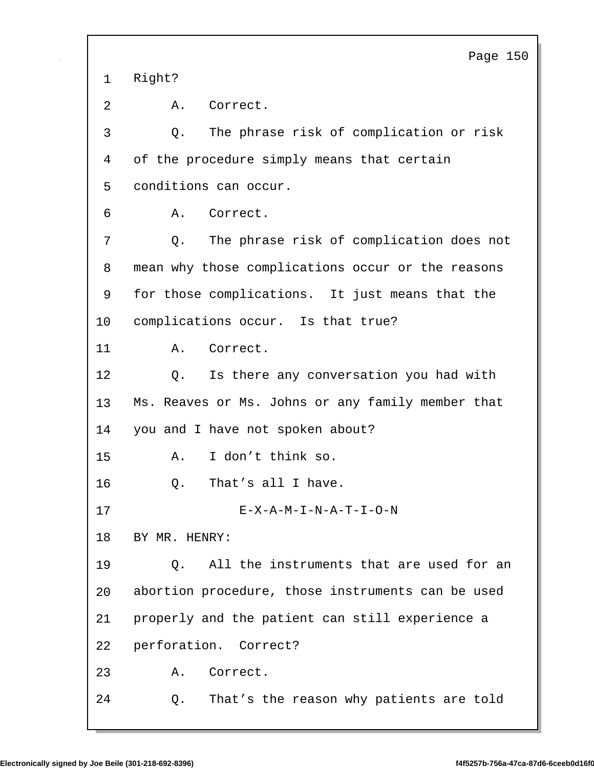1 Right?

2 A. Correct.

3 Q. The phrase risk of complication or risk

4 of the procedure simply means that certain

5 conditions can occur.

6 A. Correct.

7 Q. The phrase risk of complication does not

8 mean why those complications occur or the reasons

9 for those complications. It just means that the

10 complications occur. Is that true?

11 A. Correct.

12 Q. Is there any conversation you had with

13 Ms. Reaves or Ms. Johns or any family member that

14 you and I have not spoken about?

15 A. I don't think so.

16 Q. That's all I have.

17 E-X-A-M-I-N-A-T-I-O-N

18 BY MR. HENRY:

19 Q. All the instruments that are used for an

20 abortion procedure, those instruments can be used

21 properly and the patient can still experience a

22 perforation. Correct?

23 A. Correct.

24 Q. That's the reason why patients are told

Electronically signed by Joe Beile (301-218-692-8396) f4f5257b-756a-47ca-87d6-6ceeb0d16f0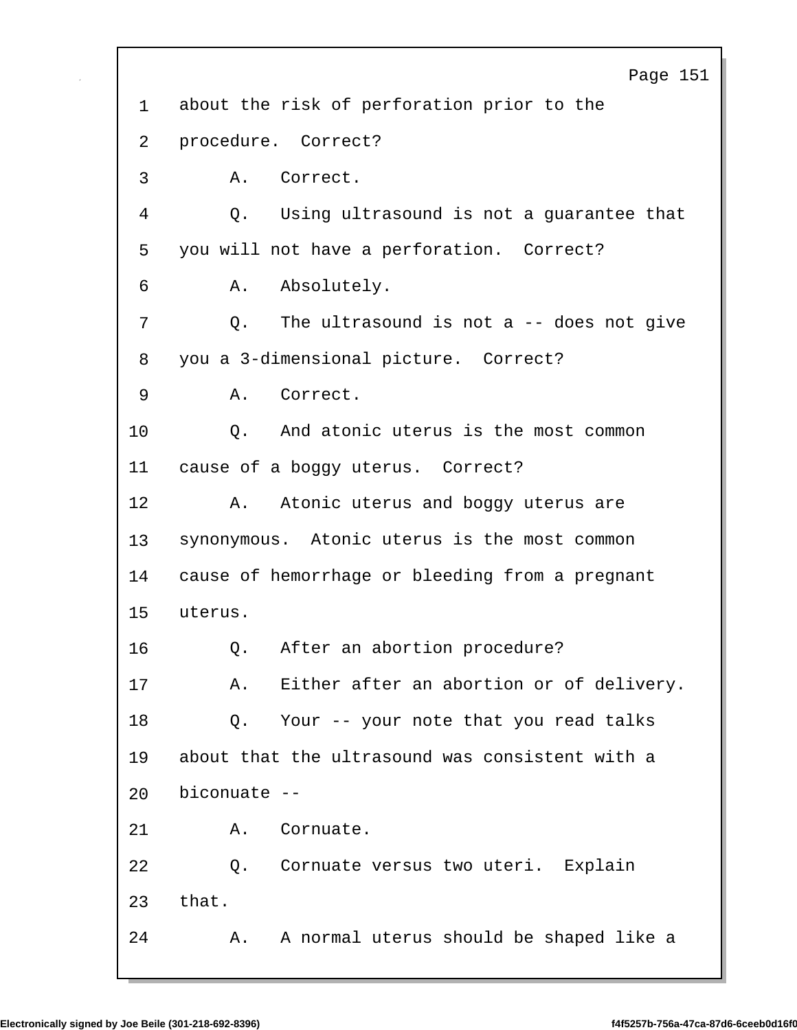1 about the risk of perforation prior to the

2 procedure. Correct?

3 A. Correct.

4 Q. Using ultrasound is not a guarantee that

5 you will not have a perforation. Correct?

6 A. Absolutely.

7 Q. The ultrasound is not a -- does not give

8 you a 3-dimensional picture. Correct?

9 A. Correct.

10 Q. And atonic uterus is the most common

11 cause of a boggy uterus. Correct?

12 A. Atonic uterus and boggy uterus are

13 synonymous. Atonic uterus is the most common

14 cause of hemorrhage or bleeding from a pregnant

15 uterus.

16 Q. After an abortion procedure?

17 A. Either after an abortion or of delivery.

18 Q. Your -- your note that you read talks

19 about that the ultrasound was consistent with a

20 biconuate --

21 A. Cornuate.

22 Q. Cornuate versus two uteri. Explain

23 that.

24 A. A normal uterus should be shaped like a

Electronically signed by Joe Beile (301-218-692-8396) f4f5257b-756a-47ca-87d6-6ceeb0d16f0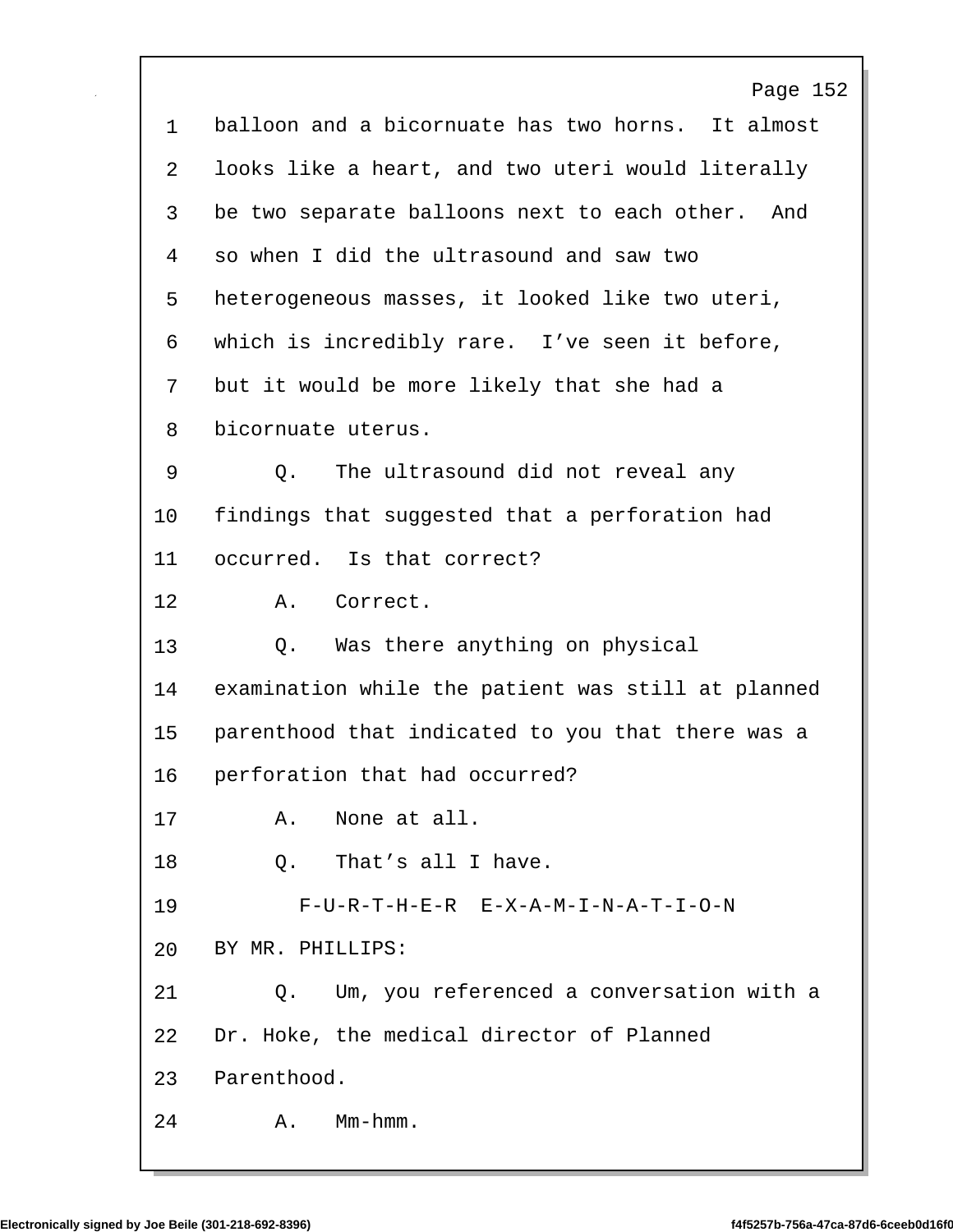balloon and a bicornuate has two horns. It almost looks like a heart, and two uteri would literally be two separate balloons next to each other. And so when I did the ultrasound and saw two heterogeneous masses, it looked like two uteri, which is incredibly rare. I've seen it before, but it would be more likely that she had a bicornuate uterus.

Q. The ultrasound did not reveal any findings that suggested that a perforation had occurred. Is that correct?

A. Correct.

Q. Was there anything on physical examination while the patient was still at planned parenthood that indicated to you that there was a perforation that had occurred?

A. None at all.

Q. That's all I have.

F-U-R-T-H-E-R E-X-A-M-I-N-A-T-I-O-N

BY MR. PHILLIPS:

Q. Um, you referenced a conversation with a Dr. Hoke, the medical director of Planned Parenthood.

A. Mm-hmm.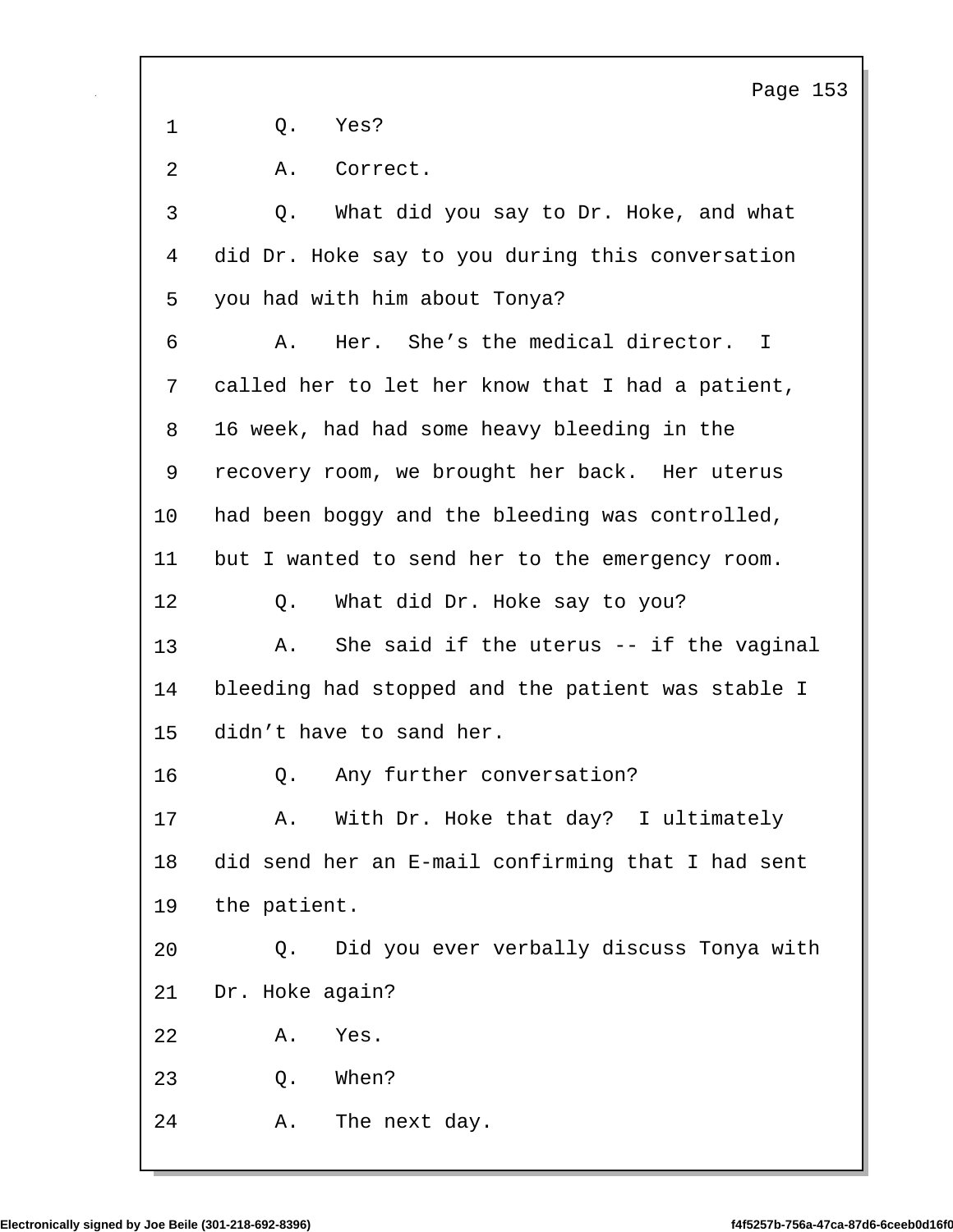1 Q. Yes?

2 A. Correct.

3 Q. What did you say to Dr. Hoke, and what
4 did Dr. Hoke say to you during this conversation
5 you had with him about Tonya?

6 A. Her. She's the medical director. I
7 called her to let her know that I had a patient,
8 16 week, had had some heavy bleeding in the
9 recovery room, we brought her back. Her uterus
10 had been boggy and the bleeding was controlled,
11 but I wanted to send her to the emergency room.

12 Q. What did Dr. Hoke say to you?

13 A. She said if the uterus -- if the vaginal
14 bleeding had stopped and the patient was stable I
15 didn't have to sand her.

16 Q. Any further conversation?

17 A. With Dr. Hoke that day? I ultimately
18 did send her an E-mail confirming that I had sent
19 the patient.

20 Q. Did you ever verbally discuss Tonya with
21 Dr. Hoke again?

22 A. Yes.

23 Q. When?

24 A. The next day.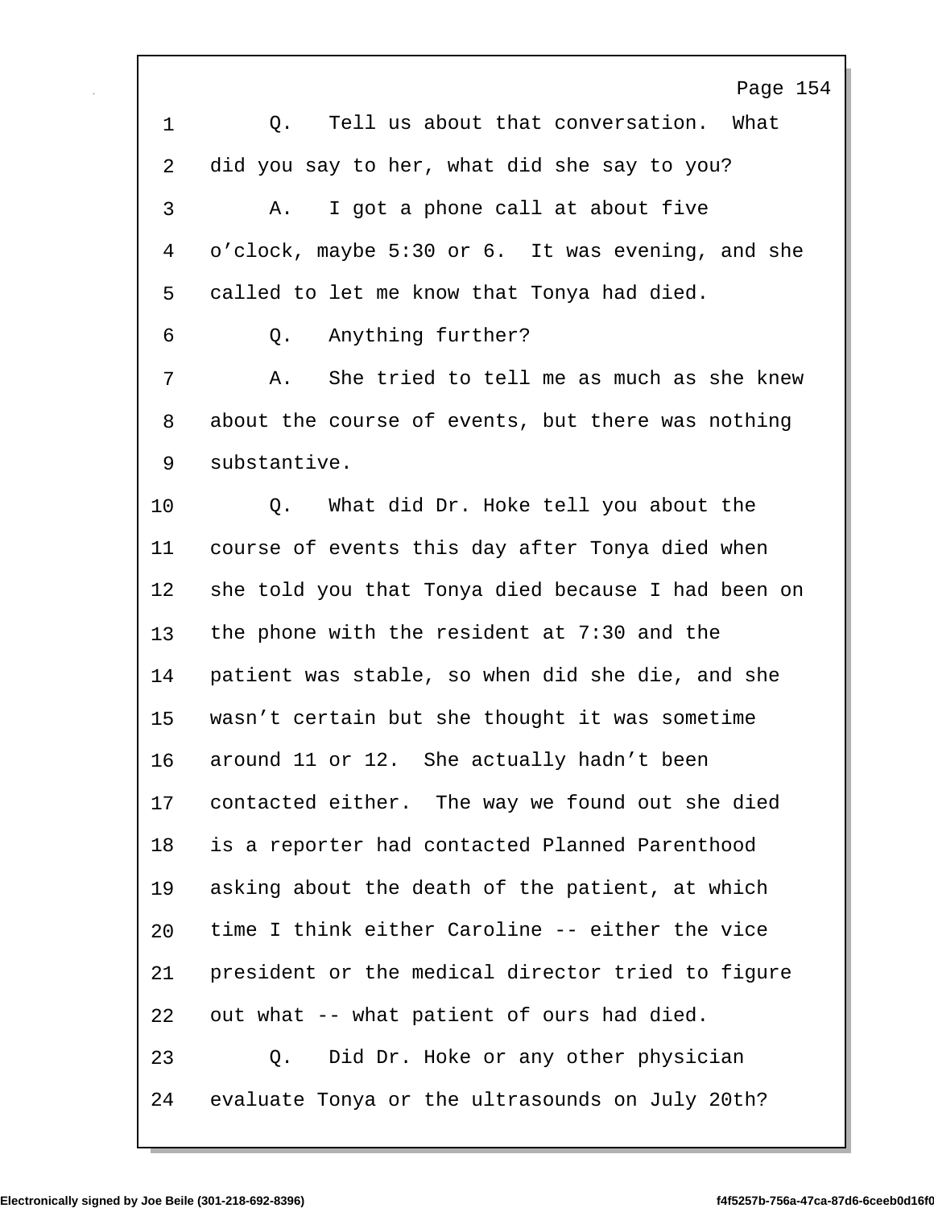1 Q. Tell us about that conversation. What
2 did you say to her, what did she say to you?
3 A. I got a phone call at about five
4 o’clock, maybe 5:30 or 6. It was evening, and she
5 called to let me know that Tonya had died.
6 Q. Anything further?
7 A. She tried to tell me as much as she knew
8 about the course of events, but there was nothing
9 substantive.
10 Q. What did Dr. Hoke tell you about the
11 course of events this day after Tonya died when
12 she told you that Tonya died because I had been on
13 the phone with the resident at 7:30 and the
14 patient was stable, so when did she die, and she
15 wasn’t certain but she thought it was sometime
16 around 11 or 12. She actually hadn’t been
17 contacted either. The way we found out she died
18 is a reporter had contacted Planned Parenthood
19 asking about the death of the patient, at which
20 time I think either Caroline -- either the vice
21 president or the medical director tried to figure
22 out what -- what patient of ours had died.
23 Q. Did Dr. Hoke or any other physician
24 evaluate Tonya or the ultrasounds on July 20th?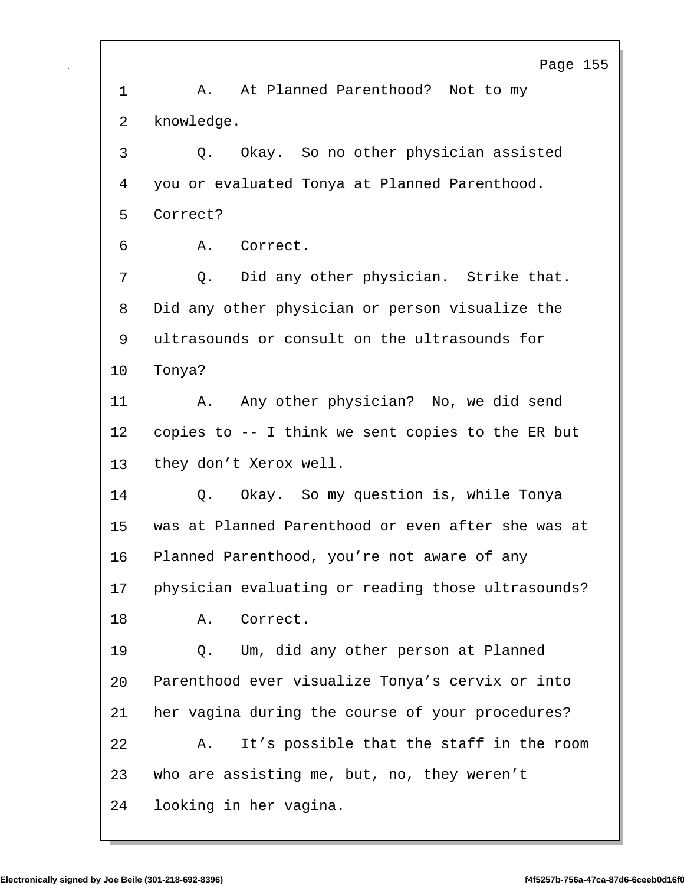1 A. At Planned Parenthood? Not to my
2 knowledge.
3 Q. Okay. So no other physician assisted
4 you or evaluated Tonya at Planned Parenthood.
5 Correct?
6 A. Correct.
7 Q. Did any other physician. Strike that.
8 Did any other physician or person visualize the
9 ultrasounds or consult on the ultrasounds for
10 Tonya?
11 A. Any other physician? No, we did send
12 copies to -- I think we sent copies to the ER but
13 they don’t Xerox well.
14 Q. Okay. So my question is, while Tonya
15 was at Planned Parenthood or even after she was at
16 Planned Parenthood, you’re not aware of any
17 physician evaluating or reading those ultrasounds?
18 A. Correct.
19 Q. Um, did any other person at Planned
20 Parenthood ever visualize Tonya’s cervix or into
21 her vagina during the course of your procedures?
22 A. It’s possible that the staff in the room
23 who are assisting me, but, no, they weren’t
24 looking in her vagina.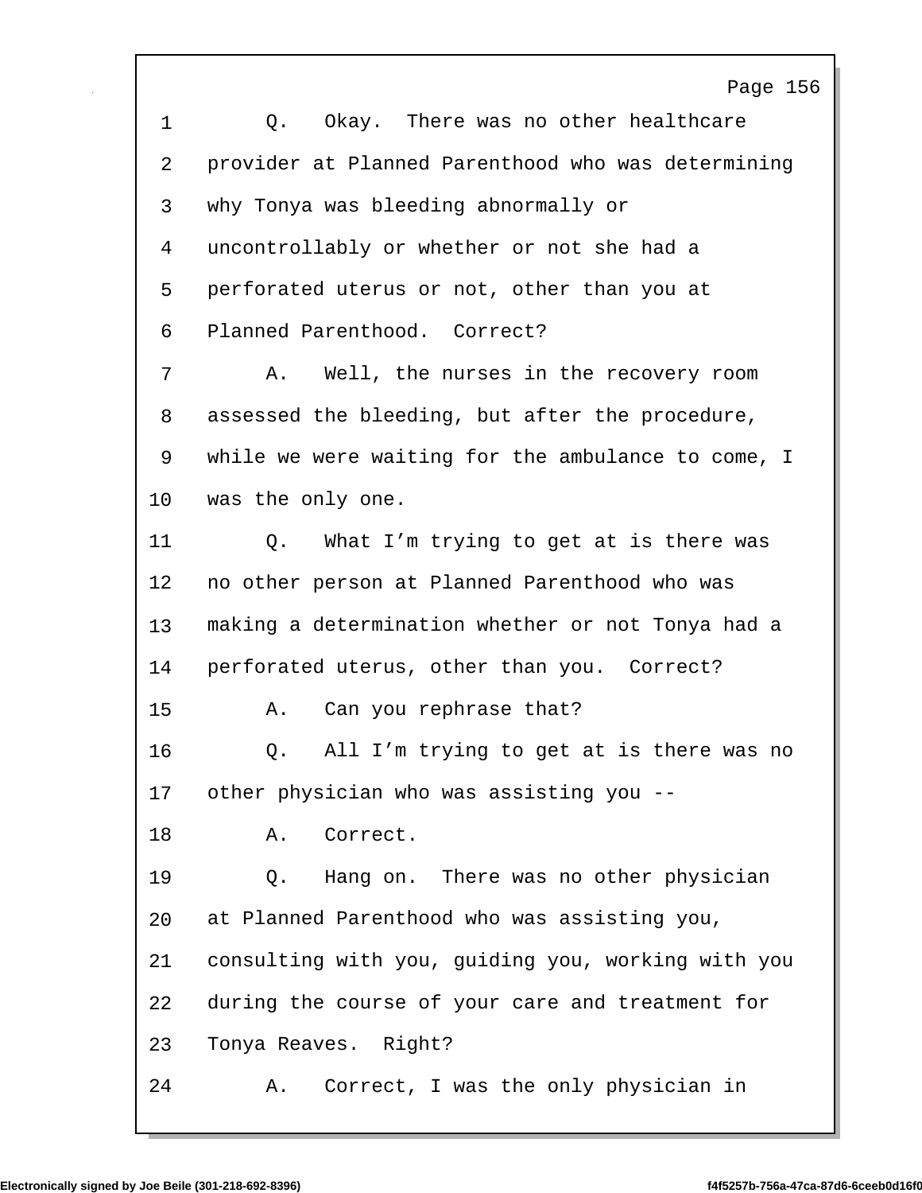1 Q. Okay. There was no other healthcare
2 provider at Planned Parenthood who was determining
3 why Tonya was bleeding abnormally or
4 uncontrollably or whether or not she had a
5 perforated uterus or not, other than you at
6 Planned Parenthood. Correct?
7 A. Well, the nurses in the recovery room
8 assessed the bleeding, but after the procedure,
9 while we were waiting for the ambulance to come, I
10 was the only one.
11 Q. What I'm trying to get at is there was
12 no other person at Planned Parenthood who was
13 making a determination whether or not Tonya had a
14 perforated uterus, other than you. Correct?
15 A. Can you rephrase that?
16 Q. All I'm trying to get at is there was no
17 other physician who was assisting you --
18 A. Correct.
19 Q. Hang on. There was no other physician
20 at Planned Parenthood who was assisting you,
21 consulting with you, guiding you, working with you
22 during the course of your care and treatment for
23 Tonya Reaves. Right?
24 A. Correct, I was the only physician in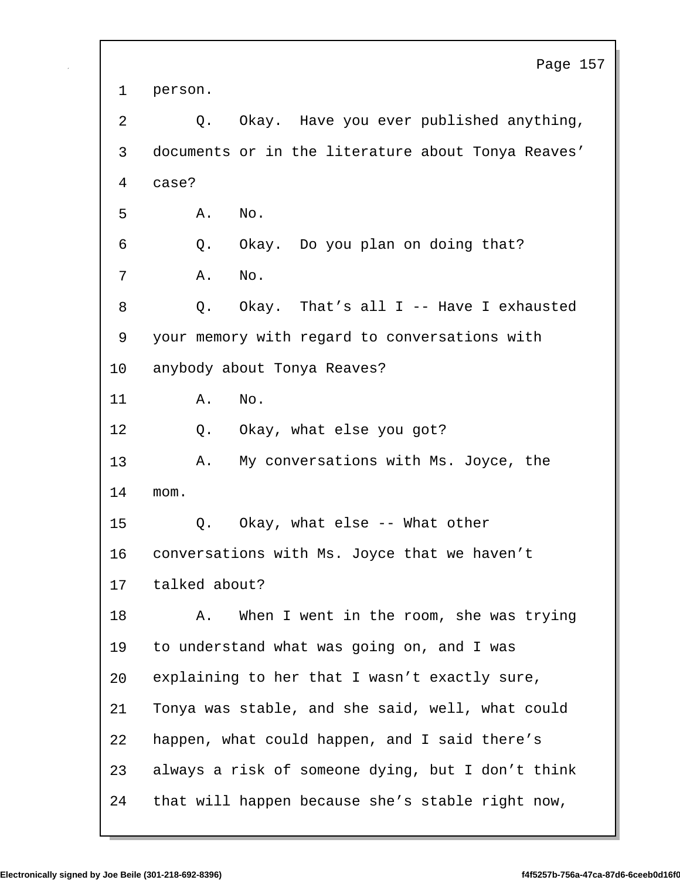1 person.

2 Q. Okay. Have you ever published anything,

3 documents or in the literature about Tonya Reaves'

4 case?

5 A. No.

6 Q. Okay. Do you plan on doing that?

7 A. No.

8 Q. Okay. That's all I -- Have I exhausted

9 your memory with regard to conversations with

10 anybody about Tonya Reaves?

11 A. No.

12 Q. Okay, what else you got?

13 A. My conversations with Ms. Joyce, the

14 mom.

15 Q. Okay, what else -- What other

16 conversations with Ms. Joyce that we haven't

17 talked about?

18 A. When I went in the room, she was trying

19 to understand what was going on, and I was

20 explaining to her that I wasn't exactly sure,

21 Tonya was stable, and she said, well, what could

22 happen, what could happen, and I said there's

23 always a risk of someone dying, but I don't think

24 that will happen because she's stable right now,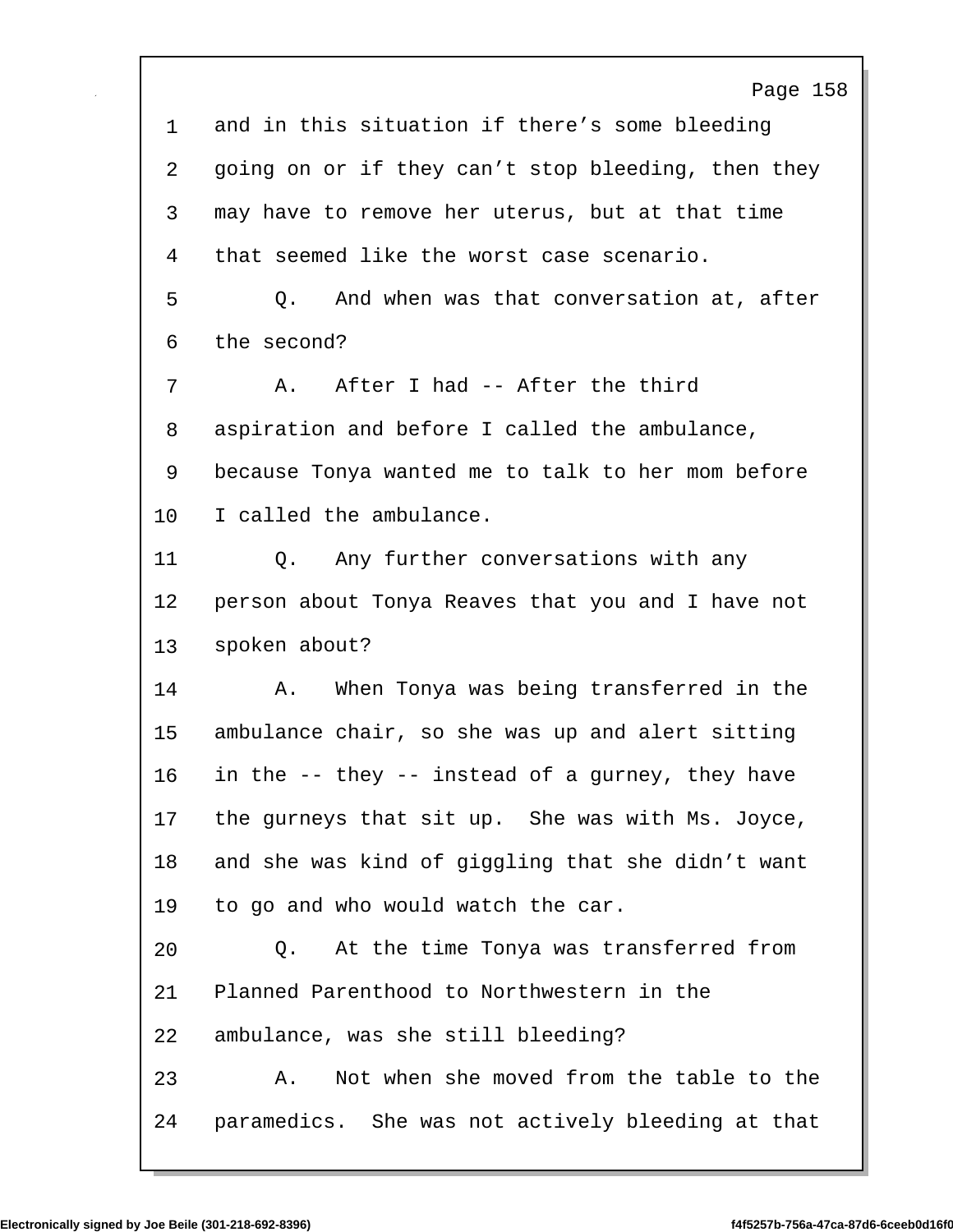1 and in this situation if there's some bleeding
2 going on or if they can't stop bleeding, then they
3 may have to remove her uterus, but at that time
4 that seemed like the worst case scenario.
5 Q. And when was that conversation at, after
6 the second?
7 A. After I had -- After the third
8 aspiration and before I called the ambulance,
9 because Tonya wanted me to talk to her mom before
10 I called the ambulance.
11 Q. Any further conversations with any
12 person about Tonya Reaves that you and I have not
13 spoken about?
14 A. When Tonya was being transferred in the
15 ambulance chair, so she was up and alert sitting
16 in the -- they -- instead of a gurney, they have
17 the gurneys that sit up. She was with Ms. Joyce,
18 and she was kind of giggling that she didn't want
19 to go and who would watch the car.
20 Q. At the time Tonya was transferred from
21 Planned Parenthood to Northwestern in the
22 ambulance, was she still bleeding?
23 A. Not when she moved from the table to the
24 paramedics. She was not actively bleeding at that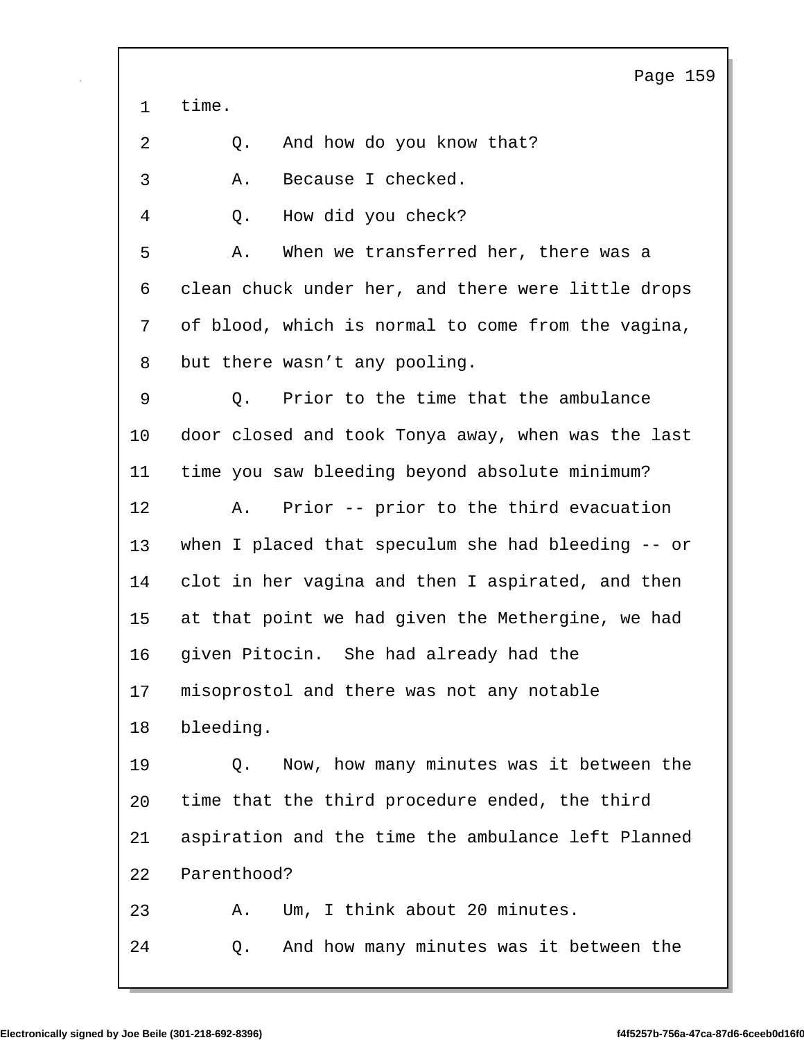1 time.

2 Q. And how do you know that?

3 A. Because I checked.

4 Q. How did you check?

5 A. When we transferred her, there was a

6 clean chuck under her, and there were little drops

7 of blood, which is normal to come from the vagina,

8 but there wasn't any pooling.

9 Q. Prior to the time that the ambulance

10 door closed and took Tonya away, when was the last

11 time you saw bleeding beyond absolute minimum?

12 A. Prior -- prior to the third evacuation

13 when I placed that speculum she had bleeding -- or

14 clot in her vagina and then I aspirated, and then

15 at that point we had given the Methergine, we had

16 given Pitocin. She had already had the

17 misoprostol and there was not any notable

18 bleeding.

19 Q. Now, how many minutes was it between the

20 time that the third procedure ended, the third

21 aspiration and the time the ambulance left Planned

22 Parenthood?

23 A. Um, I think about 20 minutes.

24 Q. And how many minutes was it between the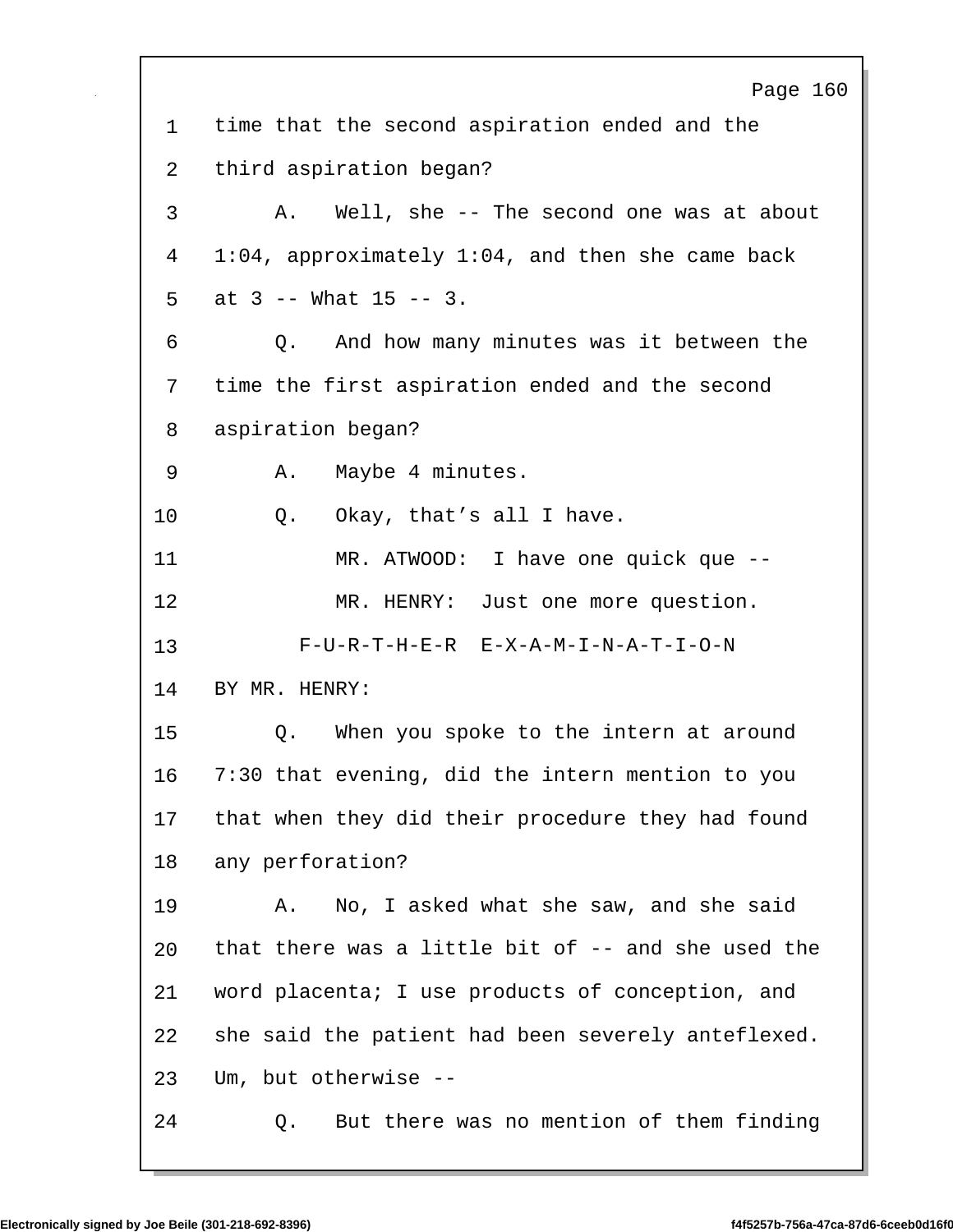1 time that the second aspiration ended and the

2 third aspiration began?

3 A. Well, she -- The second one was at about

4 1:04, approximately 1:04, and then she came back

5 at 3 -- What 15 -- 3.

6 Q. And how many minutes was it between the

7 time the first aspiration ended and the second

8 aspiration began?

9 A. Maybe 4 minutes.

10 Q. Okay, that's all I have.

11 MR. ATWOOD: I have one quick que --

12 MR. HENRY: Just one more question.

13 F-U-R-T-H-E-R E-X-A-M-I-N-A-T-I-O-N

14 BY MR. HENRY:

15 Q. When you spoke to the intern at around

16 7:30 that evening, did the intern mention to you

17 that when they did their procedure they had found

18 any perforation?

19 A. No, I asked what she saw, and she said

20 that there was a little bit of -- and she used the

21 word placenta; I use products of conception, and

22 she said the patient had been severely anteflexed.

23 Um, but otherwise --

24 Q. But there was no mention of them finding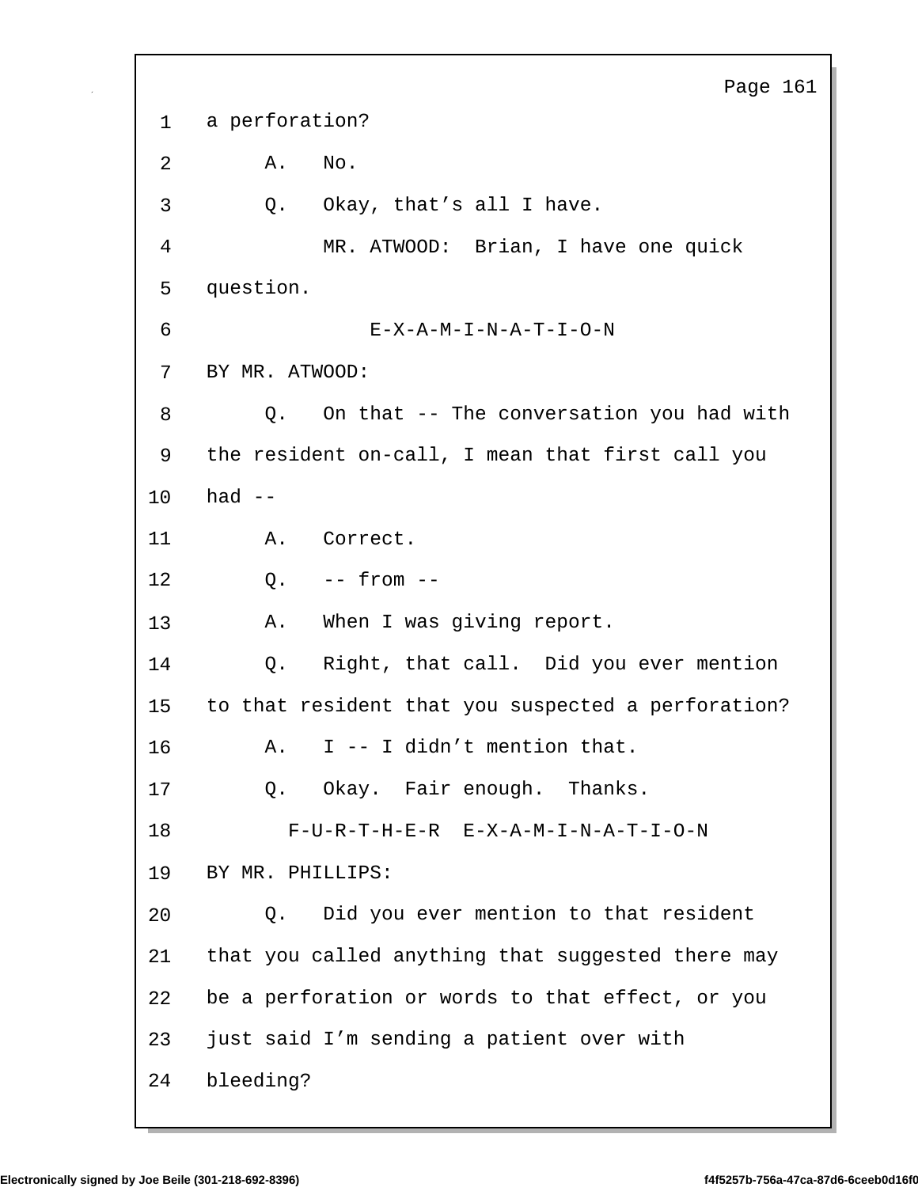1 a perforation?

2 A. No.

3 Q. Okay, that's all I have.

4 MR. ATWOOD: Brian, I have one quick

5 question.

6 E-X-A-M-I-N-A-T-I-O-N

7 BY MR. ATWOOD:

8 Q. On that -- The conversation you had with

9 the resident on-call, I mean that first call you

10 had --

11 A. Correct.

12 Q. -- from --

13 A. When I was giving report.

14 Q. Right, that call. Did you ever mention

15 to that resident that you suspected a perforation?

16 A. I -- I didn't mention that.

17 Q. Okay. Fair enough. Thanks.

18 F-U-R-T-H-E-R E-X-A-M-I-N-A-T-I-O-N

19 BY MR. PHILLIPS:

20 Q. Did you ever mention to that resident

21 that you called anything that suggested there may

22 be a perforation or words to that effect, or you

23 just said I'm sending a patient over with

24 bleeding?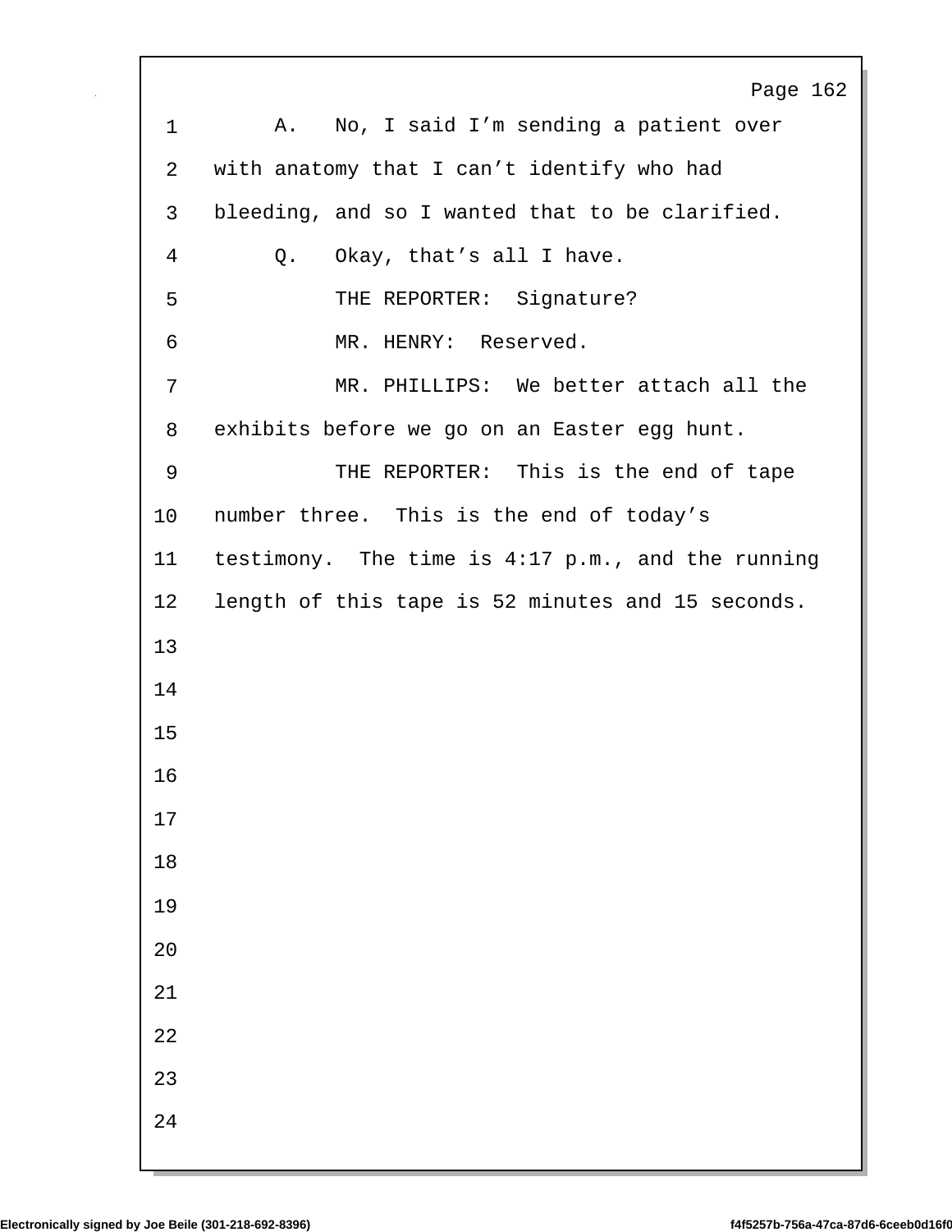A. No, I said I'm sending a patient over with anatomy that I can't identify who had bleeding, and so I wanted that to be clarified.

Q. Okay, that's all I have.

THE REPORTER: Signature?

MR. HENRY: Reserved.

MR. PHILLIPS: We better attach all the exhibits before we go on an Easter egg hunt.

THE REPORTER: This is the end of tape number three. This is the end of today's testimony. The time is 4:17 p.m., and the running length of this tape is 52 minutes and 15 seconds.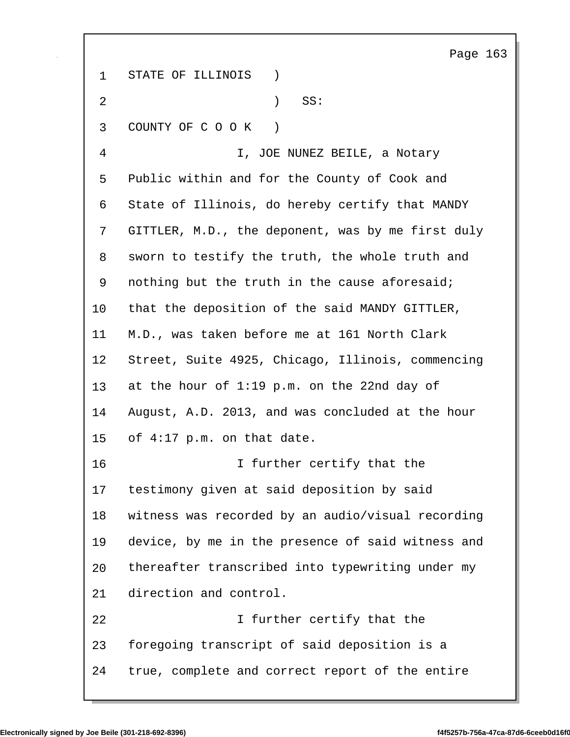STATE OF ILLINOIS )
                  ) SS:
COUNTY OF C O O K )

I, JOE NUNEZ BEILE, a Notary Public within and for the County of Cook and State of Illinois, do hereby certify that MANDY GITTLER, M.D., the deponent, was by me first duly sworn to testify the truth, the whole truth and nothing but the truth in the cause aforesaid; that the deposition of the said MANDY GITTLER, M.D., was taken before me at 161 North Clark Street, Suite 4925, Chicago, Illinois, commencing at the hour of 1:19 p.m. on the 22nd day of August, A.D. 2013, and was concluded at the hour of 4:17 p.m. on that date.

I further certify that the testimony given at said deposition by said witness was recorded by an audio/visual recording device, by me in the presence of said witness and thereafter transcribed into typewriting under my direction and control.

I further certify that the foregoing transcript of said deposition is a true, complete and correct report of the entire

Electronically signed by Joe Beile (301-218-692-8396) f4f5257b-756a-47ca-87d6-6ceeb0d16f0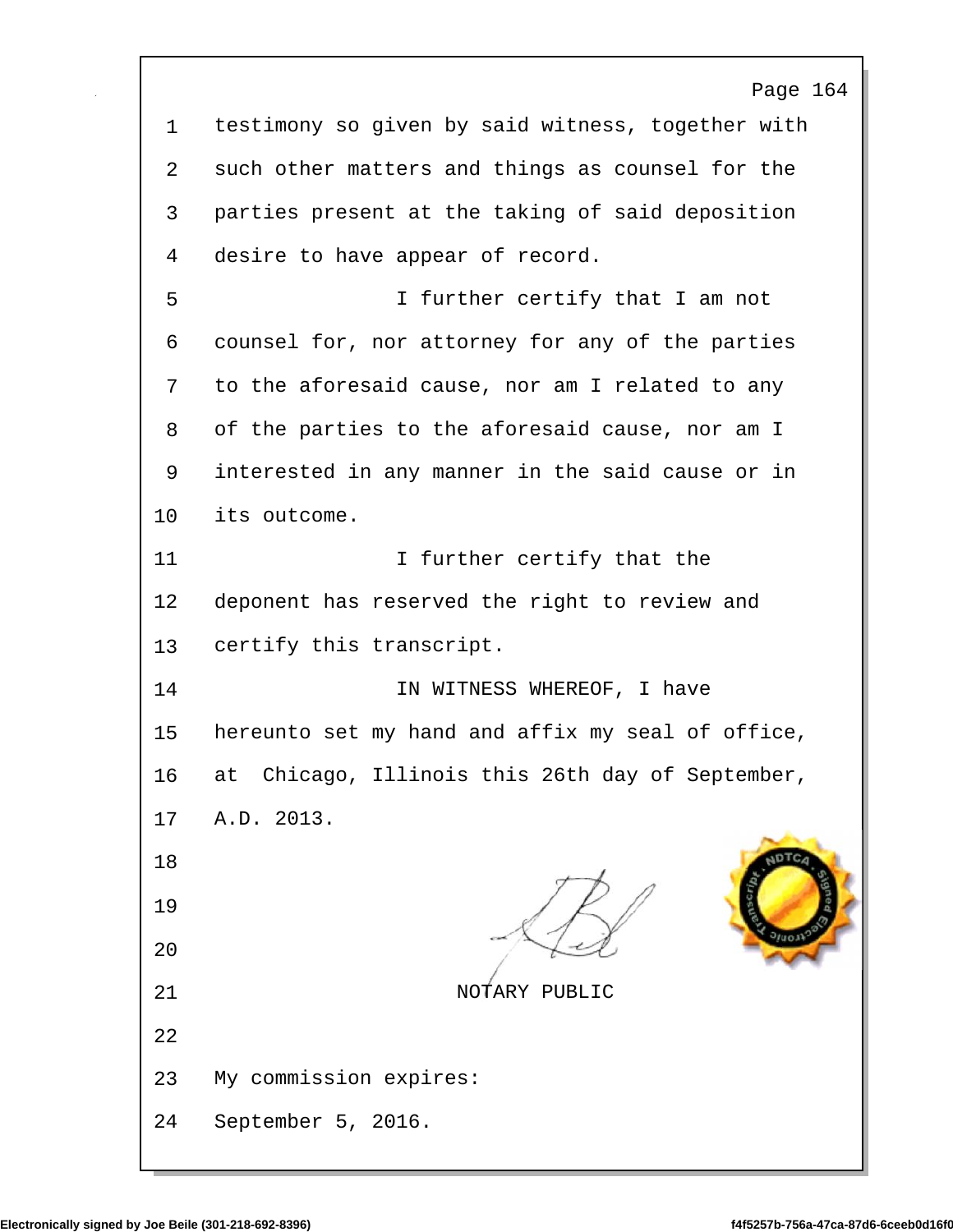testimony so given by said witness, together with such other matters and things as counsel for the parties present at the taking of said deposition desire to have appear of record.

I further certify that I am not counsel for, nor attorney for any of the parties to the aforesaid cause, nor am I related to any of the parties to the aforesaid cause, nor am I interested in any manner in the said cause or in its outcome.

I further certify that the deponent has reserved the right to review and certify this transcript.

IN WITNESS WHEREOF, I have hereunto set my hand and affix my seal of office, at Chicago, Illinois this 26th day of September, A.D. 2013.

NOTARY PUBLIC

My commission expires:
September 5, 2016.

Electronically signed by Joe Beile (301-218-692-8396)

f4f5257b-756a-47ca-87d6-6ceeb0d16f0